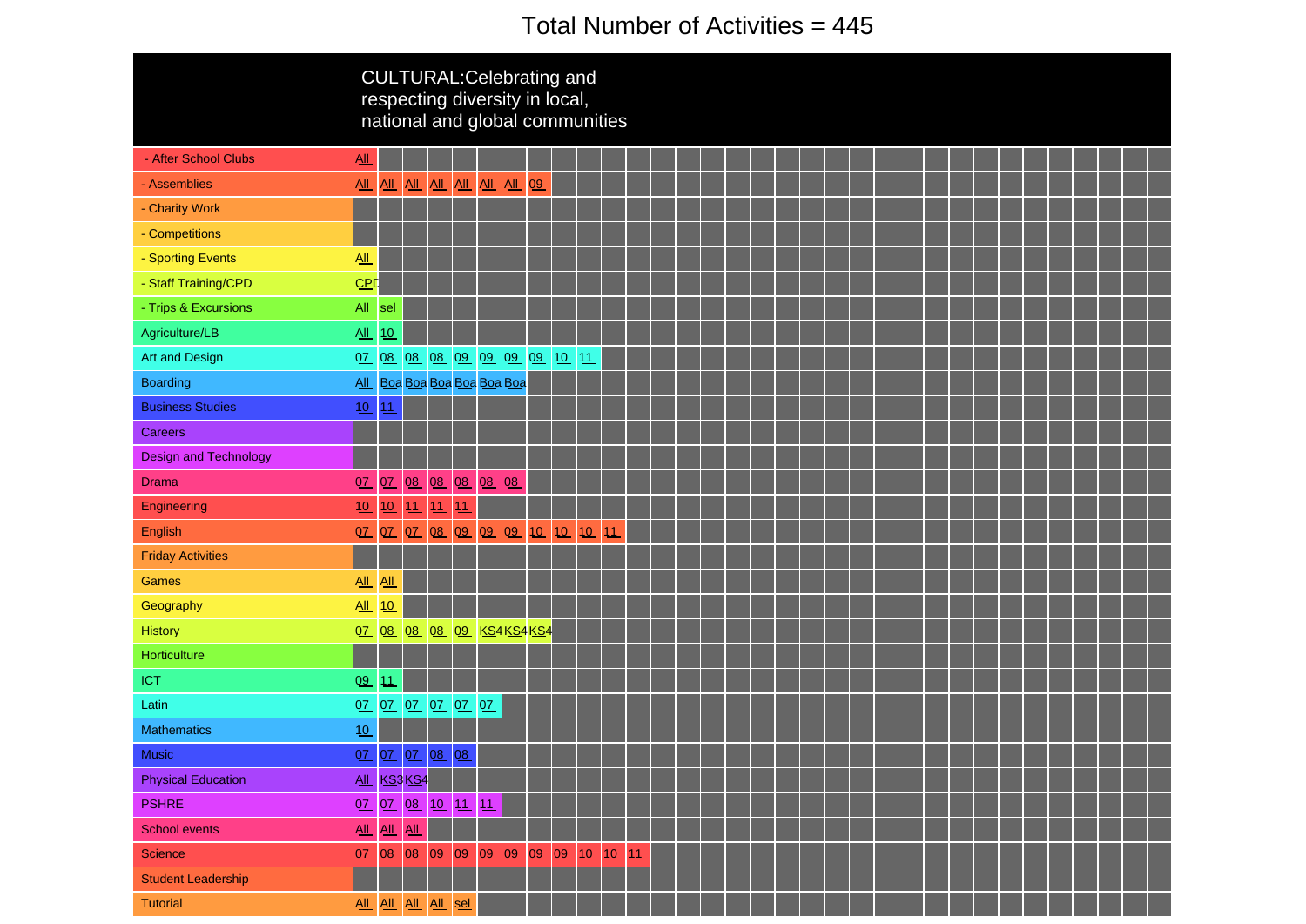# Total Number of Activities = 445

| | CULTURAL:Celebrating and respecting diversity in local, national and global communities | | | | | | | | | | | |
|---|---|---|---|---|---|---|---|---|---|---|---|---|
| - After School Clubs | All | | | | | | | | | | | |
| - Assemblies | All | All | All | All | All | All | All | 09 | | | | |
| - Charity Work | | | | | | | | | | | | |
| - Competitions | | | | | | | | | | | | |
| - Sporting Events | All | | | | | | | | | | | |
| - Staff Training/CPD | CPD | | | | | | | | | | | |
| - Trips & Excursions | All | sel | | | | | | | | | | |
| Agriculture/LB | All | 10 | | | | | | | | | | |
| Art and Design | 07 | 08 | 08 | 08 | 09 | 09 | 09 | 09 | 10 | 11 | | |
| Boarding | All | Boa | Boa | Boa | Boa | Boa | Boa | | | | | |
| Business Studies | 10 | 11 | | | | | | | | | | |
| Careers | | | | | | | | | | | | |
| Design and Technology | | | | | | | | | | | | |
| Drama | 07 | 07 | 08 | 08 | 08 | 08 | 08 | | | | | |
| Engineering | 10 | 10 | 11 | 11 | 11 | | | | | | | |
| English | 07 | 07 | 07 | 08 | 09 | 09 | 09 | 10 | 10 | 10 | 11 | |
| Friday Activities | | | | | | | | | | | | |
| Games | All | All | | | | | | | | | | |
| Geography | All | 10 | | | | | | | | | | |
| History | 07 | 08 | 08 | 08 | 09 | KS4 | KS4 | KS4 | | | | |
| Horticulture | | | | | | | | | | | | |
| ICT | 09 | 11 | | | | | | | | | | |
| Latin | 07 | 07 | 07 | 07 | 07 | 07 | | | | | | |
| Mathematics | 10 | | | | | | | | | | | |
| Music | 07 | 07 | 07 | 08 | 08 | | | | | | | |
| Physical Education | All | KS3 | KS4 | | | | | | | | | |
| PSHRE | 07 | 07 | 08 | 10 | 11 | 11 | | | | | | |
| School events | All | All | All | | | | | | | | | |
| Science | 07 | 08 | 08 | 09 | 09 | 09 | 09 | 09 | 09 | 10 | 10 | 11 |
| Student Leadership | | | | | | | | | | | | |
| Tutorial | All | All | All | All | sel | | | | | | | |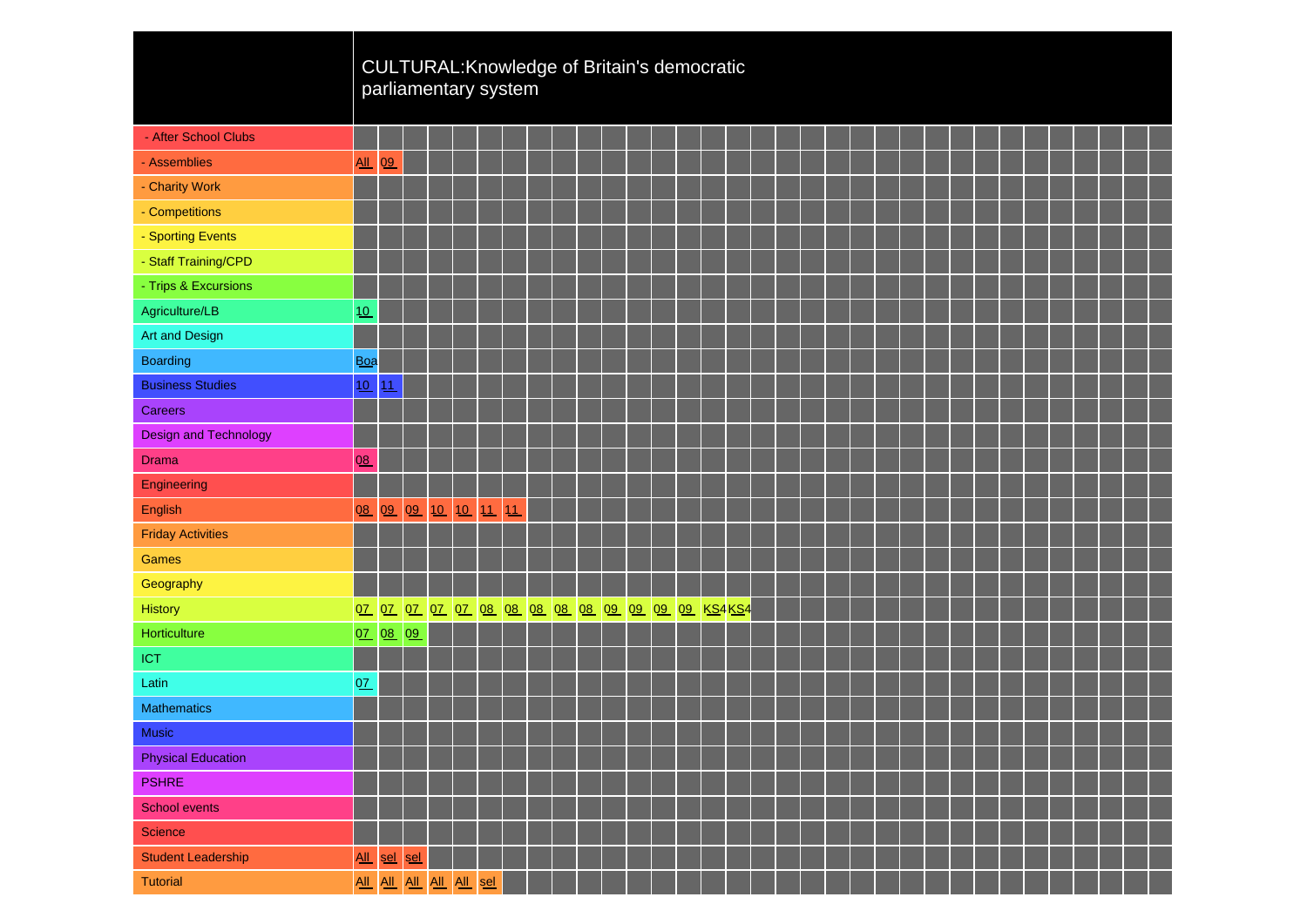| | CULTURAL:Knowledge of Britain's democratic parliamentary system | | | | | | | | | | | | | | | |
|---|---|---|---|---|---|---|---|---|---|---|---|---|---|---|---|---|
| - After School Clubs | | | | | | | | | | | | | | | | |
| - Assemblies | All | 09 | | | | | | | | | | | | | | |
| - Charity Work | | | | | | | | | | | | | | | | |
| - Competitions | | | | | | | | | | | | | | | | |
| - Sporting Events | | | | | | | | | | | | | | | | |
| - Staff Training/CPD | | | | | | | | | | | | | | | | |
| - Trips & Excursions | | | | | | | | | | | | | | | | |
| Agriculture/LB | 10 | | | | | | | | | | | | | | | |
| Art and Design | | | | | | | | | | | | | | | | |
| Boarding | Boa | | | | | | | | | | | | | | | |
| Business Studies | 10 | 11 | | | | | | | | | | | | | | |
| Careers | | | | | | | | | | | | | | | | |
| Design and Technology | | | | | | | | | | | | | | | | |
| Drama | 08 | | | | | | | | | | | | | | | |
| Engineering | | | | | | | | | | | | | | | | |
| English | 08 | 09 | 09 | 10 | 10 | 11 | 11 | | | | | | | | | |
| Friday Activities | | | | | | | | | | | | | | | | |
| Games | | | | | | | | | | | | | | | | |
| Geography | | | | | | | | | | | | | | | | |
| History | 07 | 07 | 07 | 07 | 07 | 08 | 08 | 08 | 08 | 08 | 09 | 09 | 09 | 09 | KS4 | KS4 |
| Horticulture | 07 | 08 | 09 | | | | | | | | | | | | | |
| ICT | | | | | | | | | | | | | | | | |
| Latin | 07 | | | | | | | | | | | | | | | |
| Mathematics | | | | | | | | | | | | | | | | |
| Music | | | | | | | | | | | | | | | | |
| Physical Education | | | | | | | | | | | | | | | | |
| PSHRE | | | | | | | | | | | | | | | | |
| School events | | | | | | | | | | | | | | | | |
| Science | | | | | | | | | | | | | | | | |
| Student Leadership | All | sel | sel | | | | | | | | | | | | | |
| Tutorial | All | All | All | All | All | sel | | | | | | | | | | |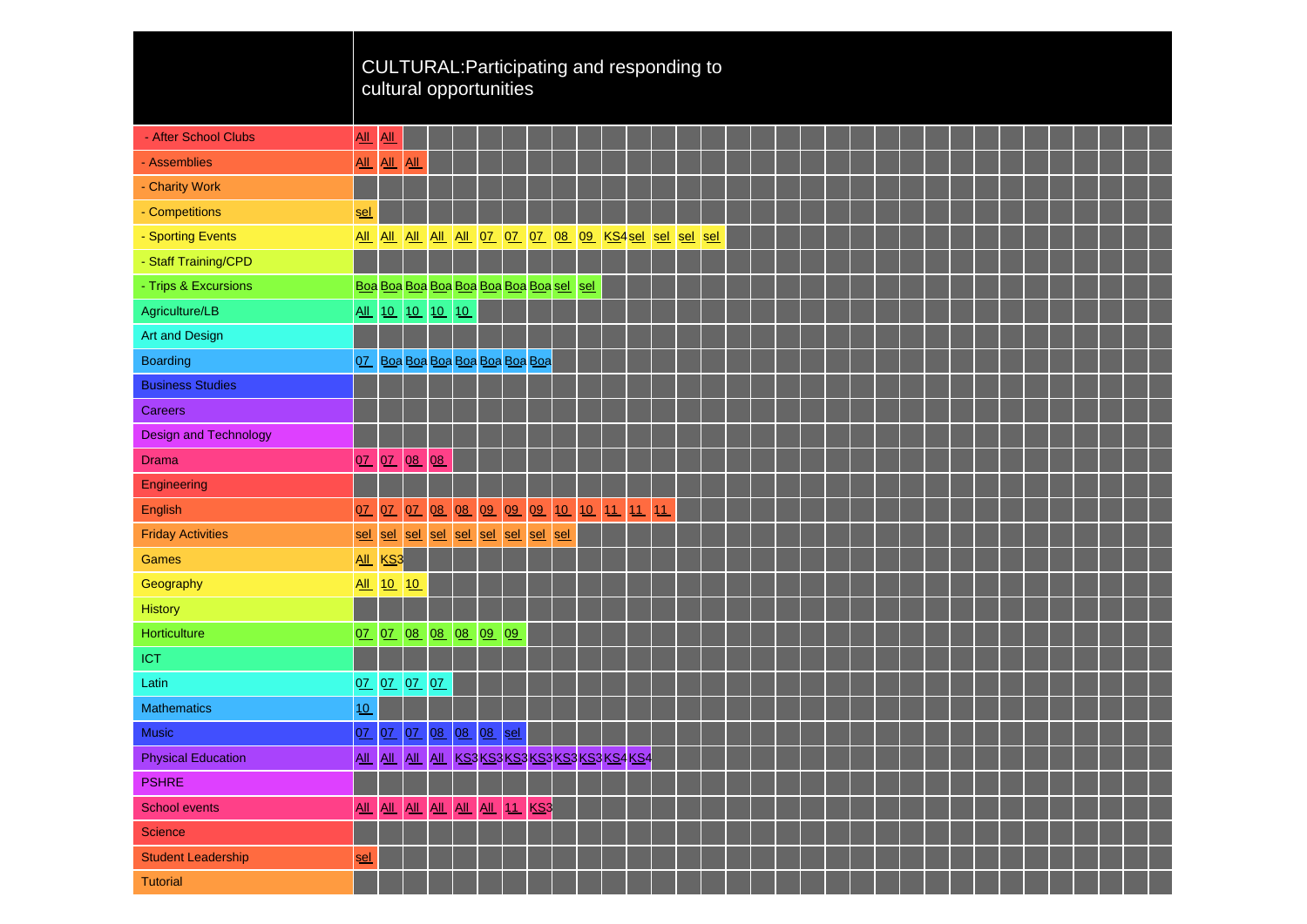| | CULTURAL:Participating and responding to cultural opportunities | | | | | | | | | | | | | | |
|---|---|---|---|---|---|---|---|---|---|---|---|---|---|---|---|
| - After School Clubs | All | All | | | | | | | | | | | | | |
| - Assemblies | All | All | All | | | | | | | | | | | | |
| - Charity Work | | | | | | | | | | | | | | | |
| - Competitions | sel | | | | | | | | | | | | | | |
| - Sporting Events | All | All | All | All | All | 07 | 07 | 07 | 08 | 09 | KS4 | sel | sel | sel | sel |
| - Staff Training/CPD | | | | | | | | | | | | | | | |
| - Trips & Excursions | Boa | Boa | Boa | Boa | Boa | Boa | Boa | Boa | sel | sel | | | | | |
| Agriculture/LB | All | 10 | 10 | 10 | 10 | | | | | | | | | | |
| Art and Design | | | | | | | | | | | | | | | |
| Boarding | 07 | Boa | Boa | Boa | Boa | Boa | Boa | Boa | | | | | | | |
| Business Studies | | | | | | | | | | | | | | | |
| Careers | | | | | | | | | | | | | | | |
| Design and Technology | | | | | | | | | | | | | | | |
| Drama | 07 | 07 | 08 | 08 | | | | | | | | | | | |
| Engineering | | | | | | | | | | | | | | | |
| English | 07 | 07 | 07 | 08 | 08 | 09 | 09 | 09 | 10 | 10 | 11 | 11 | 11 | | |
| Friday Activities | sel | sel | sel | sel | sel | sel | sel | sel | sel | | | | | | |
| Games | All | KS3 | | | | | | | | | | | | | |
| Geography | All | 10 | 10 | | | | | | | | | | | | |
| History | | | | | | | | | | | | | | | |
| Horticulture | 07 | 07 | 08 | 08 | 08 | 09 | 09 | | | | | | | | |
| ICT | | | | | | | | | | | | | | | |
| Latin | 07 | 07 | 07 | 07 | | | | | | | | | | | |
| Mathematics | 10 | | | | | | | | | | | | | | |
| Music | 07 | 07 | 07 | 08 | 08 | 08 | sel | | | | | | | | |
| Physical Education | All | All | All | All | KS3 | KS3 | KS3 | KS3 | KS3 | KS3 | KS4 | KS4 | | | |
| PSHRE | | | | | | | | | | | | | | | |
| School events | All | All | All | All | All | All | 11 | KS3 | | | | | | | |
| Science | | | | | | | | | | | | | | | |
| Student Leadership | sel | | | | | | | | | | | | | | |
| Tutorial | | | | | | | | | | | | | | | |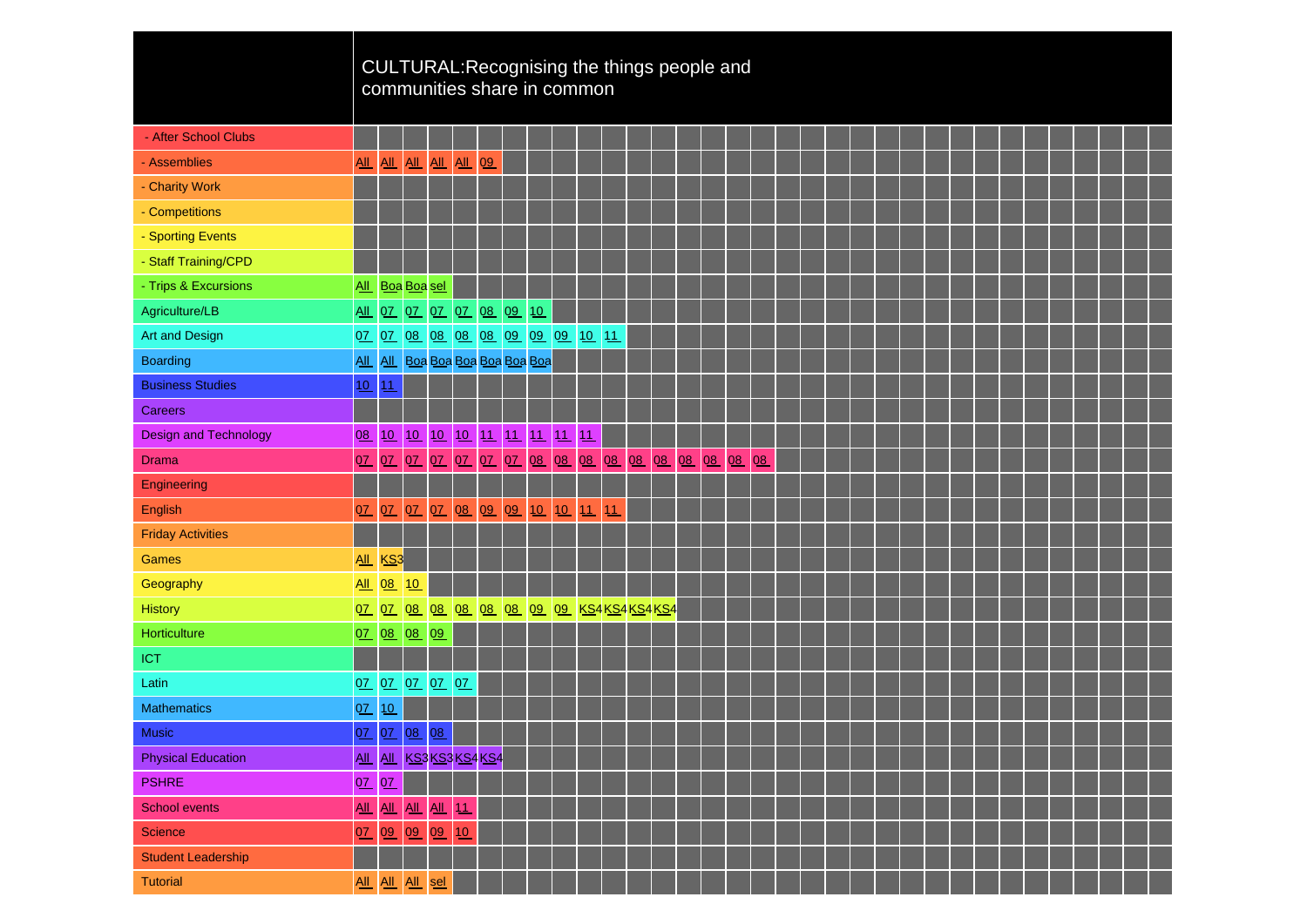# CULTURAL:Recognising the things people and communities share in common

| | | | | | | | | | | | | | | | | | |
|---|---|---|---|---|---|---|---|---|---|---|---|---|---|---|---|---|---|
| - After School Clubs | | | | | | | | | | | | | | | | | |
| - Assemblies | All | All | All | All | All | 09 | | | | | | | | | | | |
| - Charity Work | | | | | | | | | | | | | | | | | |
| - Competitions | | | | | | | | | | | | | | | | | |
| - Sporting Events | | | | | | | | | | | | | | | | | |
| - Staff Training/CPD | | | | | | | | | | | | | | | | | |
| - Trips & Excursions | All | Boa | Boa | sel | | | | | | | | | | | | | |
| Agriculture/LB | All | 07 | 07 | 07 | 07 | 08 | 09 | 10 | | | | | | | | | |
| Art and Design | 07 | 07 | 08 | 08 | 08 | 08 | 09 | 09 | 09 | 10 | 11 | | | | | | |
| Boarding | All | All | Boa | Boa | Boa | Boa | Boa | Boa | | | | | | | | | |
| Business Studies | 10 | 11 | | | | | | | | | | | | | | | |
| Careers | | | | | | | | | | | | | | | | | |
| Design and Technology | 08 | 10 | 10 | 10 | 10 | 11 | 11 | 11 | 11 | 11 | | | | | | | |
| Drama | 07 | 07 | 07 | 07 | 07 | 07 | 07 | 08 | 08 | 08 | 08 | 08 | 08 | 08 | 08 | 08 | 08 |
| Engineering | | | | | | | | | | | | | | | | | |
| English | 07 | 07 | 07 | 07 | 08 | 09 | 09 | 10 | 10 | 11 | 11 | | | | | | |
| Friday Activities | | | | | | | | | | | | | | | | | |
| Games | All | KS3 | | | | | | | | | | | | | | | |
| Geography | All | 08 | 10 | | | | | | | | | | | | | | |
| History | 07 | 07 | 08 | 08 | 08 | 08 | 08 | 09 | 09 | KS4 | KS4 | KS4 | KS4 | | | | |
| Horticulture | 07 | 08 | 08 | 09 | | | | | | | | | | | | | |
| ICT | | | | | | | | | | | | | | | | | |
| Latin | 07 | 07 | 07 | 07 | 07 | | | | | | | | | | | | |
| Mathematics | 07 | 10 | | | | | | | | | | | | | | | |
| Music | 07 | 07 | 08 | 08 | | | | | | | | | | | | | |
| Physical Education | All | All | KS3 | KS3 | KS4 | KS4 | | | | | | | | | | | |
| PSHRE | 07 | 07 | | | | | | | | | | | | | | | |
| School events | All | All | All | All | 11 | | | | | | | | | | | | |
| Science | 07 | 09 | 09 | 09 | 10 | | | | | | | | | | | | |
| Student Leadership | | | | | | | | | | | | | | | | | |
| Tutorial | All | All | All | sel | | | | | | | | | | | | | |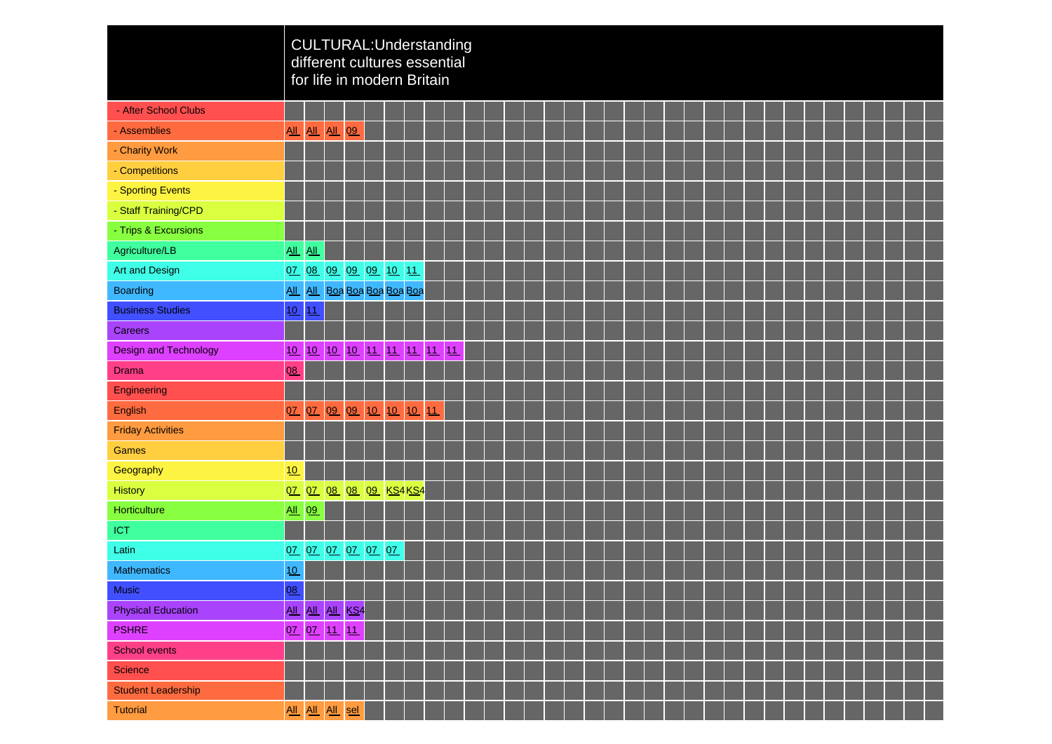| | CULTURAL:Understanding different cultures essential for life in modern Britain | | | | | | | | |
|---|---|---|---|---|---|---|---|---|---|
| - After School Clubs | | | | | | | | | |
| - Assemblies | All | All | All | 09 | | | | | |
| - Charity Work | | | | | | | | | |
| - Competitions | | | | | | | | | |
| - Sporting Events | | | | | | | | | |
| - Staff Training/CPD | | | | | | | | | |
| - Trips & Excursions | | | | | | | | | |
| Agriculture/LB | All | All | | | | | | | |
| Art and Design | 07 | 08 | 09 | 09 | 09 | 10 | 11 | | |
| Boarding | All | All | Boa | Boa | Boa | Boa | Boa | | |
| Business Studies | 10 | 11 | | | | | | | |
| Careers | | | | | | | | | |
| Design and Technology | 10 | 10 | 10 | 10 | 11 | 11 | 11 | 11 | 11 |
| Drama | 08 | | | | | | | | |
| Engineering | | | | | | | | | |
| English | 07 | 07 | 09 | 09 | 10 | 10 | 10 | 11 | |
| Friday Activities | | | | | | | | | |
| Games | | | | | | | | | |
| Geography | 10 | | | | | | | | |
| History | 07 | 07 | 08 | 08 | 09 | KS4 | KS4 | | |
| Horticulture | All | 09 | | | | | | | |
| ICT | | | | | | | | | |
| Latin | 07 | 07 | 07 | 07 | 07 | 07 | | | |
| Mathematics | 10 | | | | | | | | |
| Music | 08 | | | | | | | | |
| Physical Education | All | All | All | KS4 | | | | | |
| PSHRE | 07 | 07 | 11 | 11 | | | | | |
| School events | | | | | | | | | |
| Science | | | | | | | | | |
| Student Leadership | | | | | | | | | |
| Tutorial | All | All | All | sel | | | | | |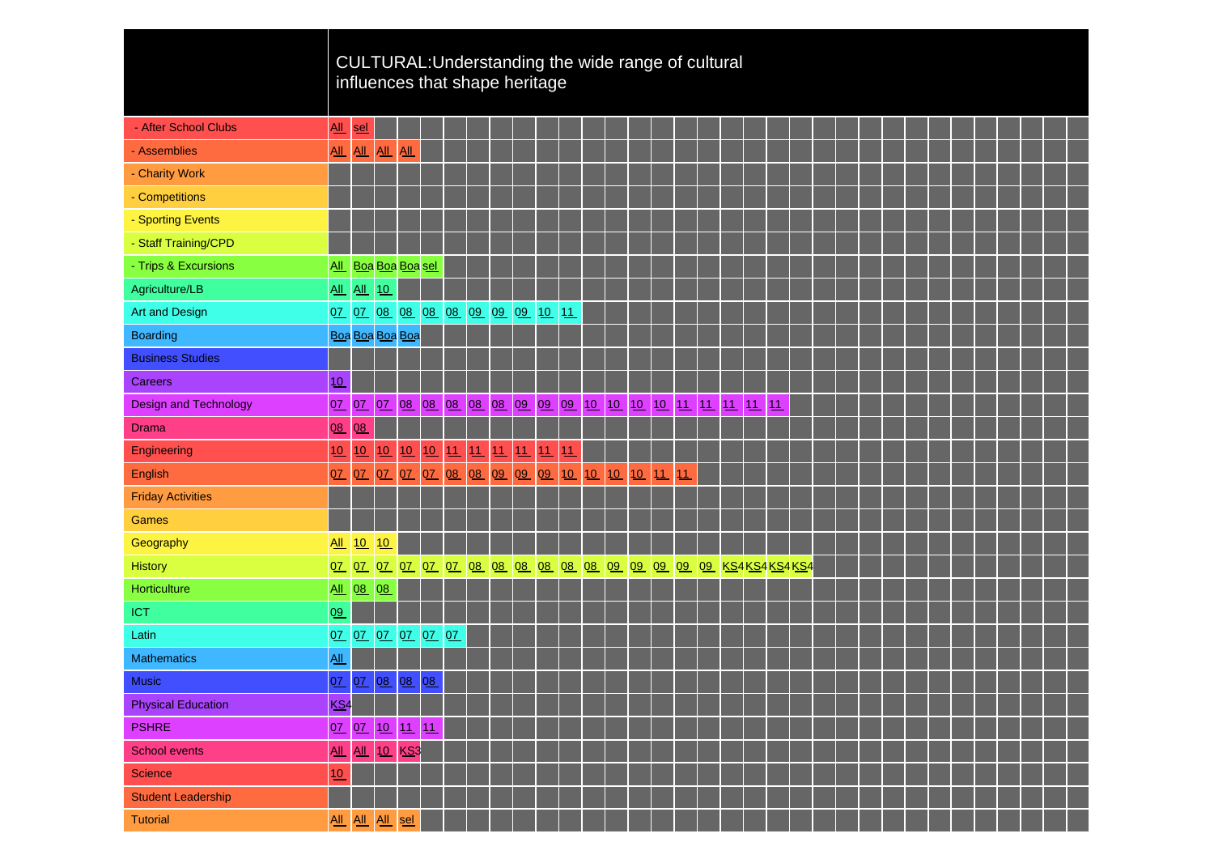| | CULTURAL:Understanding the wide range of cultural influences that shape heritage | | | | | | | | | | | | | | | | | | | | |
|---|---|---|---|---|---|---|---|---|---|---|---|---|---|---|---|---|---|---|---|---|---|
| - After School Clubs | All | sel | | | | | | | | | | | | | | | | | | | |
| - Assemblies | All | All | All | All | | | | | | | | | | | | | | | | | |
| - Charity Work | | | | | | | | | | | | | | | | | | | | | |
| - Competitions | | | | | | | | | | | | | | | | | | | | | |
| - Sporting Events | | | | | | | | | | | | | | | | | | | | | |
| - Staff Training/CPD | | | | | | | | | | | | | | | | | | | | | |
| - Trips & Excursions | All | Boa | Boa | Boa | sel | | | | | | | | | | | | | | | | |
| Agriculture/LB | All | All | 10 | | | | | | | | | | | | | | | | | | |
| Art and Design | 07 | 07 | 08 | 08 | 08 | 08 | 09 | 09 | 09 | 10 | 11 | | | | | | | | | | |
| Boarding | Boa | Boa | Boa | Boa | | | | | | | | | | | | | | | | | |
| Business Studies | | | | | | | | | | | | | | | | | | | | | |
| Careers | 10 | | | | | | | | | | | | | | | | | | | | |
| Design and Technology | 07 | 07 | 07 | 08 | 08 | 08 | 08 | 08 | 09 | 09 | 09 | 10 | 10 | 10 | 10 | 11 | 11 | 11 | 11 | 11 | |
| Drama | 08 | 08 | | | | | | | | | | | | | | | | | | | |
| Engineering | 10 | 10 | 10 | 10 | 10 | 11 | 11 | 11 | 11 | 11 | 11 | | | | | | | | | | |
| English | 07 | 07 | 07 | 07 | 07 | 08 | 08 | 09 | 09 | 09 | 10 | 10 | 10 | 10 | 11 | 11 | | | | | |
| Friday Activities | | | | | | | | | | | | | | | | | | | | | |
| Games | | | | | | | | | | | | | | | | | | | | | |
| Geography | All | 10 | 10 | | | | | | | | | | | | | | | | | | |
| History | 07 | 07 | 07 | 07 | 07 | 07 | 08 | 08 | 08 | 08 | 08 | 08 | 09 | 09 | 09 | 09 | 09 | KS4 | KS4 | KS4 | KS4 |
| Horticulture | All | 08 | 08 | | | | | | | | | | | | | | | | | | |
| ICT | 09 | | | | | | | | | | | | | | | | | | | | |
| Latin | 07 | 07 | 07 | 07 | 07 | 07 | | | | | | | | | | | | | | | |
| Mathematics | All | | | | | | | | | | | | | | | | | | | | |
| Music | 07 | 07 | 08 | 08 | 08 | | | | | | | | | | | | | | | | |
| Physical Education | KS4 | | | | | | | | | | | | | | | | | | | | |
| PSHRE | 07 | 07 | 10 | 11 | 11 | | | | | | | | | | | | | | | | |
| School events | All | All | 10 | KS3 | | | | | | | | | | | | | | | | | |
| Science | 10 | | | | | | | | | | | | | | | | | | | | |
| Student Leadership | | | | | | | | | | | | | | | | | | | | | |
| Tutorial | All | All | All | sel | | | | | | | | | | | | | | | | | |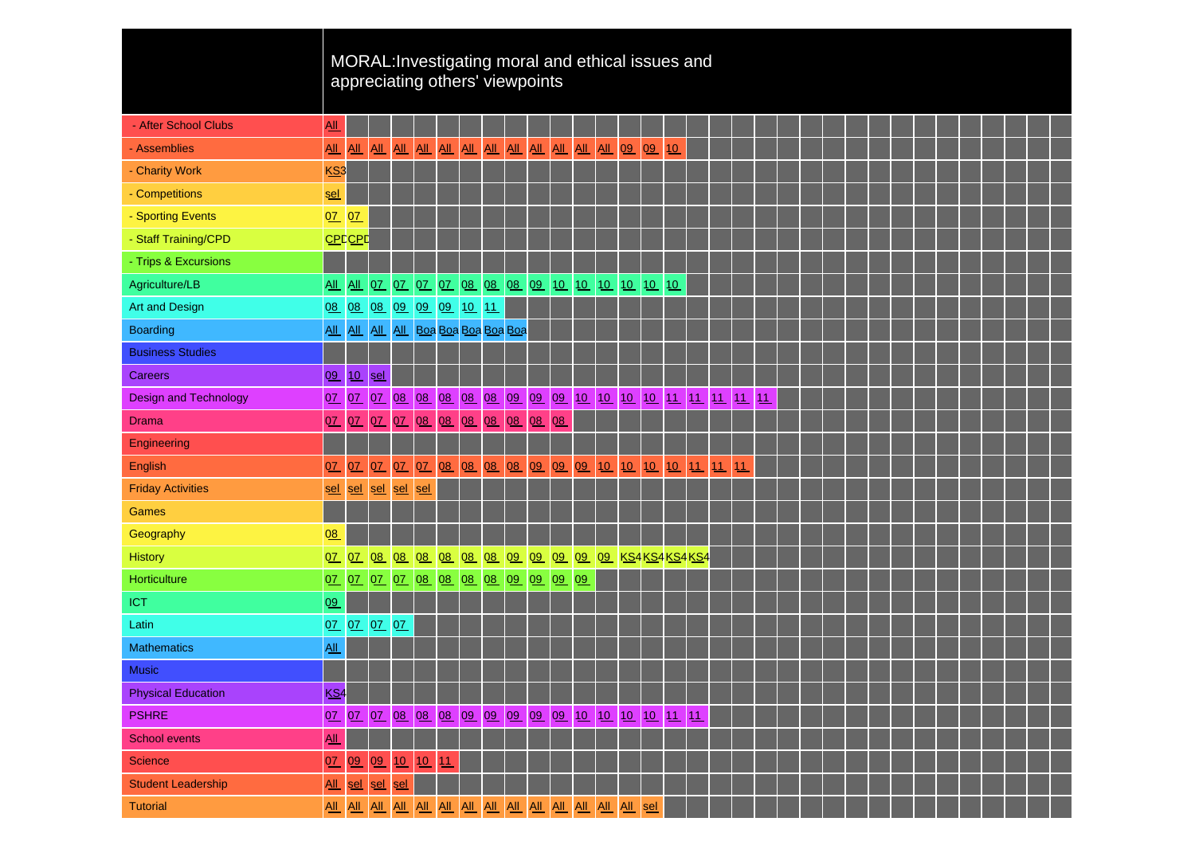| | MORAL:Investigating moral and ethical issues and appreciating others' viewpoints | | | | | | | | | | | | | | | | | | | |
|---|---|---|---|---|---|---|---|---|---|---|---|---|---|---|---|---|---|---|---|---|
| - After School Clubs | All | | | | | | | | | | | | | | | | | | | |
| - Assemblies | All | All | All | All | All | All | All | All | All | All | All | All | All | 09 | 09 | 10 | | | | |
| - Charity Work | KS3 | | | | | | | | | | | | | | | | | | | |
| - Competitions | sel | | | | | | | | | | | | | | | | | | | |
| - Sporting Events | 07 | 07 | | | | | | | | | | | | | | | | | | |
| - Staff Training/CPD | CPD | CPD | | | | | | | | | | | | | | | | | | |
| - Trips & Excursions | | | | | | | | | | | | | | | | | | | | |
| Agriculture/LB | All | All | 07 | 07 | 07 | 07 | 08 | 08 | 08 | 09 | 10 | 10 | 10 | 10 | 10 | 10 | | | | |
| Art and Design | 08 | 08 | 08 | 09 | 09 | 09 | 10 | 11 | | | | | | | | | | | | |
| Boarding | All | All | All | All | Boa | Boa | Boa | Boa | Boa | | | | | | | | | | | |
| Business Studies | | | | | | | | | | | | | | | | | | | | |
| Careers | 09 | 10 | sel | | | | | | | | | | | | | | | | | |
| Design and Technology | 07 | 07 | 07 | 08 | 08 | 08 | 08 | 08 | 09 | 09 | 09 | 10 | 10 | 10 | 10 | 11 | 11 | 11 | 11 | 11 |
| Drama | 07 | 07 | 07 | 07 | 08 | 08 | 08 | 08 | 08 | 08 | 08 | | | | | | | | | |
| Engineering | | | | | | | | | | | | | | | | | | | | |
| English | 07 | 07 | 07 | 07 | 07 | 08 | 08 | 08 | 08 | 09 | 09 | 09 | 10 | 10 | 10 | 10 | 11 | 11 | 11 | |
| Friday Activities | sel | sel | sel | sel | sel | | | | | | | | | | | | | | | |
| Games | | | | | | | | | | | | | | | | | | | | |
| Geography | 08 | | | | | | | | | | | | | | | | | | | |
| History | 07 | 07 | 08 | 08 | 08 | 08 | 08 | 08 | 09 | 09 | 09 | 09 | 09 | KS4 | KS4 | KS4 | KS4 | | | |
| Horticulture | 07 | 07 | 07 | 07 | 08 | 08 | 08 | 08 | 09 | 09 | 09 | 09 | | | | | | | | |
| ICT | 09 | | | | | | | | | | | | | | | | | | | |
| Latin | 07 | 07 | 07 | 07 | | | | | | | | | | | | | | | | |
| Mathematics | All | | | | | | | | | | | | | | | | | | | |
| Music | | | | | | | | | | | | | | | | | | | | |
| Physical Education | KS4 | | | | | | | | | | | | | | | | | | | |
| PSHRE | 07 | 07 | 07 | 08 | 08 | 08 | 09 | 09 | 09 | 09 | 09 | 10 | 10 | 10 | 10 | 11 | 11 | | | |
| School events | All | | | | | | | | | | | | | | | | | | | |
| Science | 07 | 09 | 09 | 10 | 10 | 11 | | | | | | | | | | | | | | |
| Student Leadership | All | sel | sel | sel | | | | | | | | | | | | | | | | |
| Tutorial | All | All | All | All | All | All | All | All | All | All | All | All | All | All | sel | | | | | |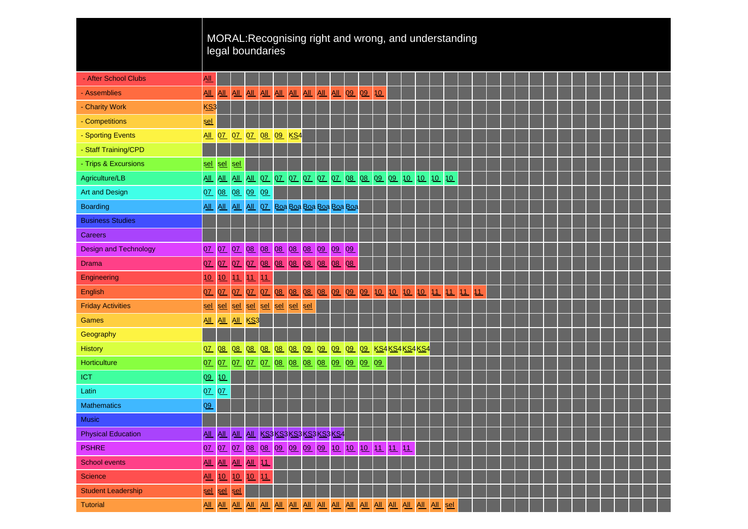| | MORAL:Recognising right and wrong, and understanding legal boundaries | | | | | | | | | | | | | | | | | | | |
|---|---|---|---|---|---|---|---|---|---|---|---|---|---|---|---|---|---|---|---|---|
| - After School Clubs | All | | | | | | | | | | | | | | | | | | | |
| - Assemblies | All | All | All | All | All | All | All | All | All | All | 09 | 09 | 10 | | | | | | | |
| - Charity Work | KS3 | | | | | | | | | | | | | | | | | | | |
| - Competitions | sel | | | | | | | | | | | | | | | | | | | |
| - Sporting Events | All | 07 | 07 | 07 | 08 | 09 | KS4 | | | | | | | | | | | | | |
| - Staff Training/CPD | | | | | | | | | | | | | | | | | | | | |
| - Trips & Excursions | sel | sel | sel | | | | | | | | | | | | | | | | | |
| Agriculture/LB | All | All | All | All | 07 | 07 | 07 | 07 | 07 | 07 | 08 | 08 | 09 | 09 | 10 | 10 | 10 | 10 | | |
| Art and Design | 07 | 08 | 08 | 09 | 09 | | | | | | | | | | | | | | | |
| Boarding | All | All | All | All | 07 | Boa | Boa | Boa | Boa | Boa | Boa | | | | | | | | | |
| Business Studies | | | | | | | | | | | | | | | | | | | | |
| Careers | | | | | | | | | | | | | | | | | | | | |
| Design and Technology | 07 | 07 | 07 | 08 | 08 | 08 | 08 | 08 | 09 | 09 | 09 | | | | | | | | | |
| Drama | 07 | 07 | 07 | 07 | 08 | 08 | 08 | 08 | 08 | 08 | 08 | | | | | | | | | |
| Engineering | 10 | 10 | 11 | 11 | 11 | | | | | | | | | | | | | | | |
| English | 07 | 07 | 07 | 07 | 07 | 08 | 08 | 08 | 08 | 09 | 09 | 09 | 10 | 10 | 10 | 10 | 11 | 11 | 11 | 11 |
| Friday Activities | sel | sel | sel | sel | sel | sel | sel | sel | | | | | | | | | | | | |
| Games | All | All | All | KS3 | | | | | | | | | | | | | | | | |
| Geography | | | | | | | | | | | | | | | | | | | | |
| History | 07 | 08 | 08 | 08 | 08 | 08 | 08 | 09 | 09 | 09 | 09 | 09 | KS4 | KS4 | KS4 | KS4 | | | | |
| Horticulture | 07 | 07 | 07 | 07 | 07 | 08 | 08 | 08 | 08 | 09 | 09 | 09 | 09 | | | | | | | |
| ICT | 09 | 10 | | | | | | | | | | | | | | | | | | |
| Latin | 07 | 07 | | | | | | | | | | | | | | | | | | |
| Mathematics | 09 | | | | | | | | | | | | | | | | | | | |
| Music | | | | | | | | | | | | | | | | | | | | |
| Physical Education | All | All | All | All | KS3 | KS3 | KS3 | KS3 | KS3 | KS3 | KS4 | | | | | | | | | |
| PSHRE | 07 | 07 | 07 | 08 | 08 | 09 | 09 | 09 | 09 | 10 | 10 | 10 | 11 | 11 | 11 | | | | | |
| School events | All | All | All | All | 11 | | | | | | | | | | | | | | | |
| Science | All | 10 | 10 | 10 | 11 | | | | | | | | | | | | | | | |
| Student Leadership | sel | sel | sel | | | | | | | | | | | | | | | | | |
| Tutorial | All | All | All | All | All | All | All | All | All | All | All | All | All | All | All | All | All | sel | | |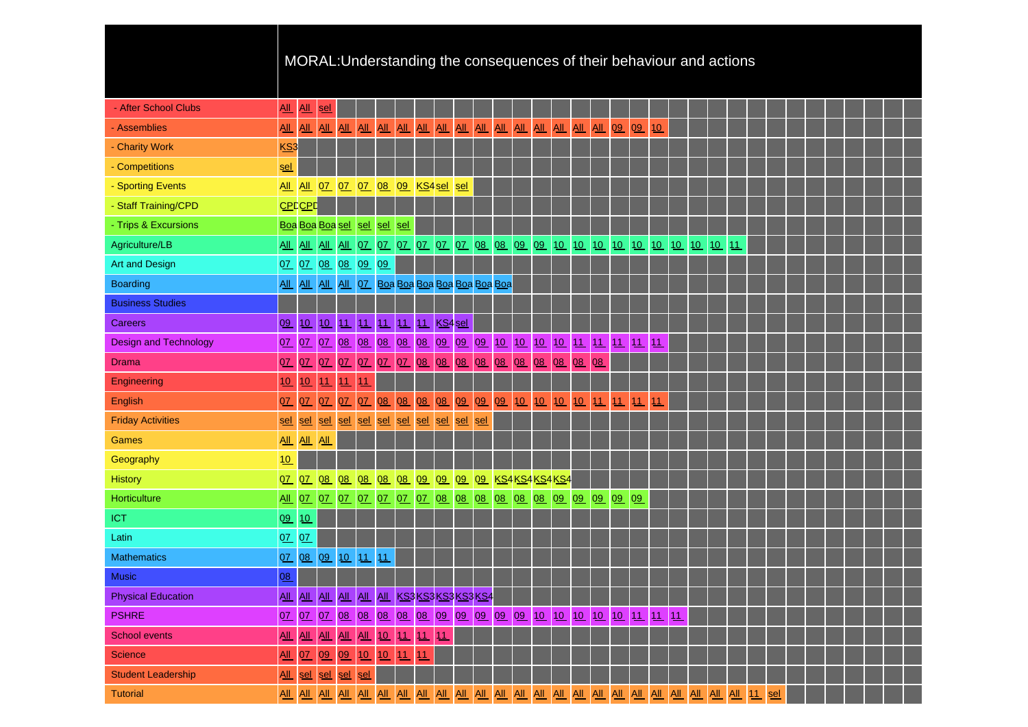# MORAL:Understanding the consequences of their behaviour and actions

| Area | Entries |
|---|---|
| - After School Clubs | All All sel |
| - Assemblies | All All All All All All All All All All All All All All All All All 09 09 10 |
| - Charity Work | KS3 |
| - Competitions | sel |
| - Sporting Events | All All 07 07 07 08 09 KS4 sel sel |
| - Staff Training/CPD | CPD CPD |
| - Trips & Excursions | Boa Boa Boa sel sel sel sel |
| Agriculture/LB | All All All All 07 07 07 07 07 07 08 08 09 09 10 10 10 10 10 10 10 10 10 11 |
| Art and Design | 07 07 08 08 09 09 |
| Boarding | All All All All 07 Boa Boa Boa Boa Boa Boa Boa |
| Business Studies | |
| Careers | 09 10 10 11 11 11 11 11 KS4 sel |
| Design and Technology | 07 07 07 08 08 08 08 08 09 09 09 10 10 10 10 11 11 11 11 11 |
| Drama | 07 07 07 07 07 07 07 08 08 08 08 08 08 08 08 08 08 |
| Engineering | 10 10 11 11 11 |
| English | 07 07 07 07 07 08 08 08 08 09 09 09 10 10 10 10 11 11 11 11 |
| Friday Activities | sel sel sel sel sel sel sel sel sel sel sel |
| Games | All All All |
| Geography | 10 |
| History | 07 07 08 08 08 08 08 09 09 09 09 KS4 KS4 KS4 KS4 |
| Horticulture | All 07 07 07 07 07 07 07 08 08 08 08 08 08 09 09 09 09 09 |
| ICT | 09 10 |
| Latin | 07 07 |
| Mathematics | 07 08 09 10 11 11 |
| Music | 08 |
| Physical Education | All All All All All All KS3 KS3 KS3 KS3 KS4 |
| PSHRE | 07 07 07 08 08 08 08 08 09 09 09 09 09 10 10 10 10 10 11 11 11 |
| School events | All All All All All 10 11 11 11 |
| Science | All 07 09 09 10 10 11 11 |
| Student Leadership | All sel sel sel sel |
| Tutorial | All All All All All All All All All All All All All All All All All All All All All All All All All All 11 sel |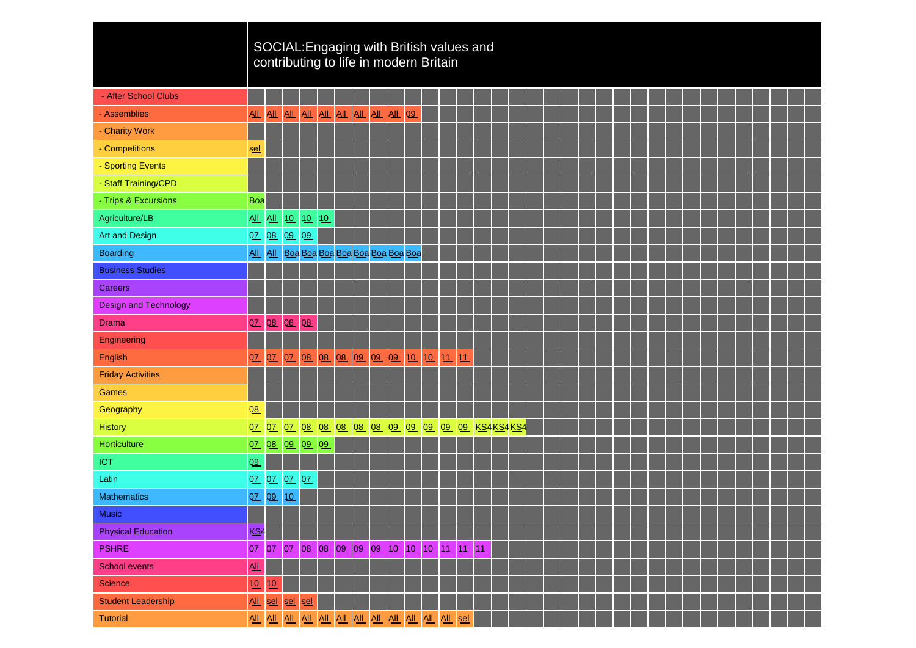| | SOCIAL:Engaging with British values and contributing to life in modern Britain | | | | | | | | | | | | | | | |
|---|---|---|---|---|---|---|---|---|---|---|---|---|---|---|---|---|
| - After School Clubs | | | | | | | | | | | | | | | | |
| - Assemblies | All | All | All | All | All | All | All | All | All | 09 | | | | | | |
| - Charity Work | | | | | | | | | | | | | | | | |
| - Competitions | sel | | | | | | | | | | | | | | | |
| - Sporting Events | | | | | | | | | | | | | | | | |
| - Staff Training/CPD | | | | | | | | | | | | | | | | |
| - Trips & Excursions | Boa | | | | | | | | | | | | | | | |
| Agriculture/LB | All | All | 10 | 10 | 10 | | | | | | | | | | | |
| Art and Design | 07 | 08 | 09 | 09 | | | | | | | | | | | | |
| Boarding | All | All | Boa | Boa | Boa | Boa | Boa | Boa | Boa | Boa | | | | | | |
| Business Studies | | | | | | | | | | | | | | | | |
| Careers | | | | | | | | | | | | | | | | |
| Design and Technology | | | | | | | | | | | | | | | | |
| Drama | 07 | 08 | 08 | 08 | | | | | | | | | | | | |
| Engineering | | | | | | | | | | | | | | | | |
| English | 07 | 07 | 07 | 08 | 08 | 08 | 09 | 09 | 09 | 10 | 10 | 11 | 11 | | | |
| Friday Activities | | | | | | | | | | | | | | | | |
| Games | | | | | | | | | | | | | | | | |
| Geography | 08 | | | | | | | | | | | | | | | |
| History | 07 | 07 | 07 | 08 | 08 | 08 | 08 | 08 | 09 | 09 | 09 | 09 | 09 | KS4 | KS4 | KS4 |
| Horticulture | 07 | 08 | 09 | 09 | 09 | | | | | | | | | | | |
| ICT | 09 | | | | | | | | | | | | | | | |
| Latin | 07 | 07 | 07 | 07 | | | | | | | | | | | | |
| Mathematics | 07 | 09 | 10 | | | | | | | | | | | | | |
| Music | | | | | | | | | | | | | | | | |
| Physical Education | KS4 | | | | | | | | | | | | | | | |
| PSHRE | 07 | 07 | 07 | 08 | 08 | 09 | 09 | 09 | 10 | 10 | 10 | 11 | 11 | 11 | | |
| School events | All | | | | | | | | | | | | | | | |
| Science | 10 | 10 | | | | | | | | | | | | | | |
| Student Leadership | All | sel | sel | sel | | | | | | | | | | | | |
| Tutorial | All | All | All | All | All | All | All | All | All | All | All | All | sel | | | |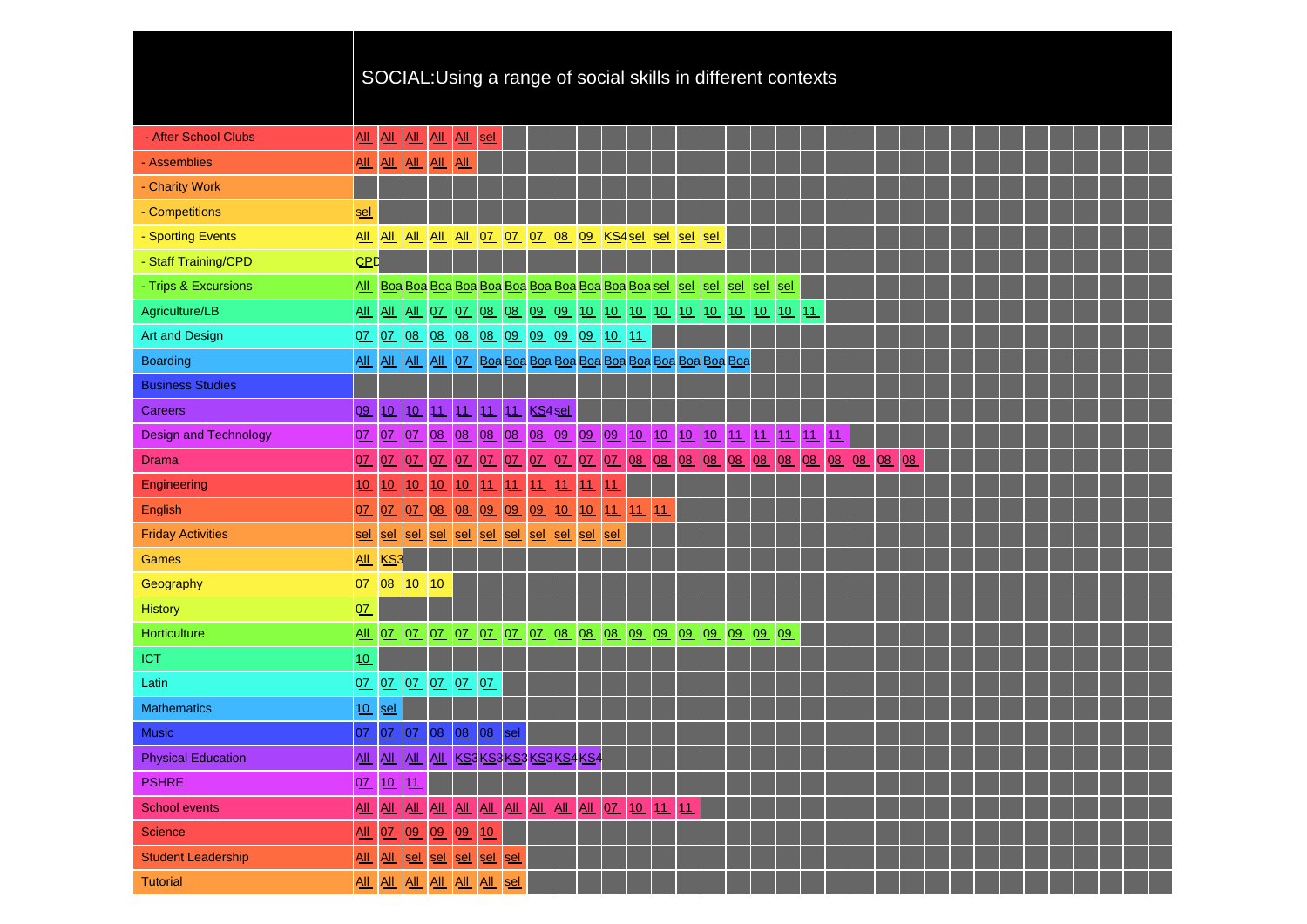| | SOCIAL:Using a range of social skills in different contexts |
|---|---|
| - After School Clubs | All All All All All sel |
| - Assemblies | All All All All All |
| - Charity Work | |
| - Competitions | sel |
| - Sporting Events | All All All All All 07 07 07 08 09 KS4 sel sel sel sel |
| - Staff Training/CPD | CPD |
| - Trips & Excursions | All Boa Boa Boa Boa Boa Boa Boa Boa Boa Boa Boa sel sel sel sel sel sel |
| Agriculture/LB | All All All 07 07 08 08 09 09 10 10 10 10 10 10 10 10 10 11 |
| Art and Design | 07 07 08 08 08 08 09 09 09 09 10 11 |
| Boarding | All All All All 07 Boa Boa Boa Boa Boa Boa Boa Boa Boa Boa Boa |
| Business Studies | |
| Careers | 09 10 10 11 11 11 11 KS4 sel |
| Design and Technology | 07 07 07 08 08 08 08 08 09 09 09 10 10 10 10 11 11 11 11 11 |
| Drama | 07 07 07 07 07 07 07 07 07 07 07 08 08 08 08 08 08 08 08 08 08 08 08 |
| Engineering | 10 10 10 10 10 11 11 11 11 11 11 |
| English | 07 07 07 08 08 09 09 09 10 10 11 11 11 |
| Friday Activities | sel sel sel sel sel sel sel sel sel sel sel |
| Games | All KS3 |
| Geography | 07 08 10 10 |
| History | 07 |
| Horticulture | All 07 07 07 07 07 07 07 08 08 08 09 09 09 09 09 09 09 |
| ICT | 10 |
| Latin | 07 07 07 07 07 07 |
| Mathematics | 10 sel |
| Music | 07 07 07 08 08 08 sel |
| Physical Education | All All All All KS3 KS3 KS3 KS3 KS4 KS4 |
| PSHRE | 07 10 11 |
| School events | All All All All All All All All All All 07 10 11 11 |
| Science | All 07 09 09 09 10 |
| Student Leadership | All All sel sel sel sel sel |
| Tutorial | All All All All All All sel |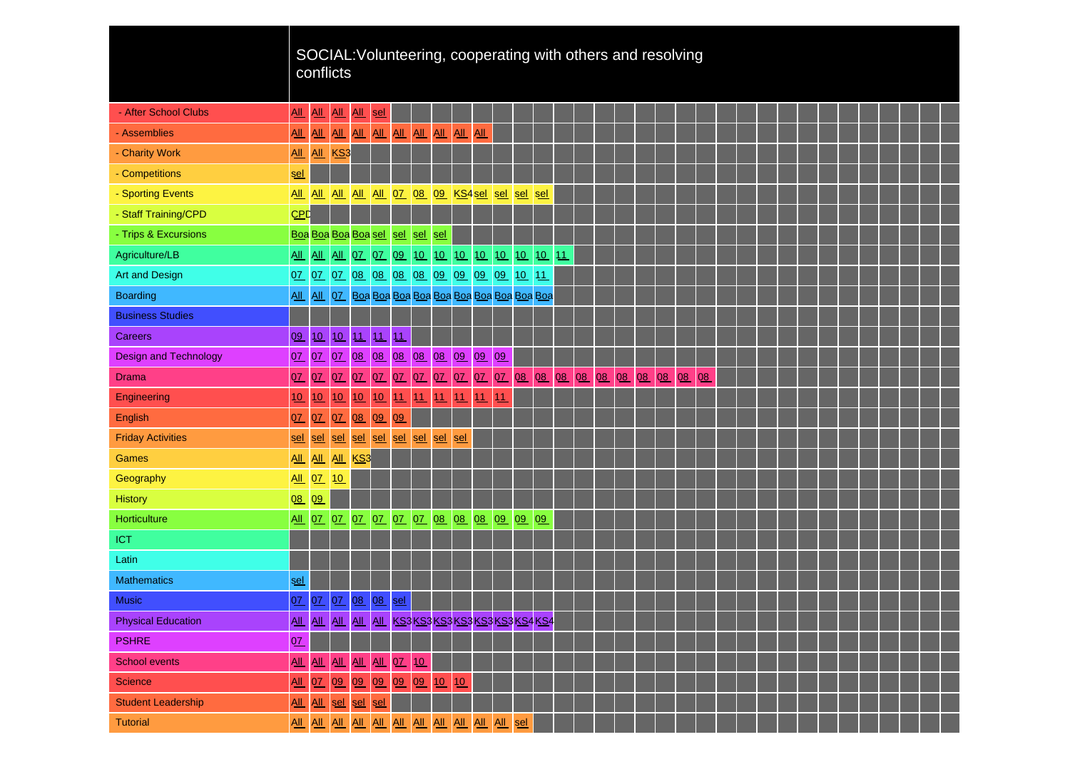| | SOCIAL:Volunteering, cooperating with others and resolving conflicts | | | | | | | | | | | | | | | | | | | | |
|---|---|---|---|---|---|---|---|---|---|---|---|---|---|---|---|---|---|---|---|---|---|
| - After School Clubs | All | All | All | All | sel | | | | | | | | | | | | | | | | |
| - Assemblies | All | All | All | All | All | All | All | All | All | All | | | | | | | | | | | |
| - Charity Work | All | All | KS3 | | | | | | | | | | | | | | | | | | |
| - Competitions | sel | | | | | | | | | | | | | | | | | | | | |
| - Sporting Events | All | All | All | All | All | 07 | 08 | 09 | KS4 | sel | sel | sel | sel | | | | | | | | |
| - Staff Training/CPD | CPD | | | | | | | | | | | | | | | | | | | | |
| - Trips & Excursions | Boa | Boa | Boa | Boa | sel | sel | sel | sel | | | | | | | | | | | | | |
| Agriculture/LB | All | All | All | 07 | 07 | 09 | 10 | 10 | 10 | 10 | 10 | 10 | 10 | 11 | | | | | | | |
| Art and Design | 07 | 07 | 07 | 08 | 08 | 08 | 08 | 09 | 09 | 09 | 09 | 10 | 11 | | | | | | | | |
| Boarding | All | All | 07 | Boa | Boa | Boa | Boa | Boa | Boa | Boa | Boa | Boa | Boa | | | | | | | | |
| Business Studies | | | | | | | | | | | | | | | | | | | | | |
| Careers | 09 | 10 | 10 | 11 | 11 | 11 | | | | | | | | | | | | | | | |
| Design and Technology | 07 | 07 | 07 | 08 | 08 | 08 | 08 | 08 | 09 | 09 | 09 | | | | | | | | | | |
| Drama | 07 | 07 | 07 | 07 | 07 | 07 | 07 | 07 | 07 | 07 | 07 | 08 | 08 | 08 | 08 | 08 | 08 | 08 | 08 | 08 | 08 |
| Engineering | 10 | 10 | 10 | 10 | 10 | 11 | 11 | 11 | 11 | 11 | 11 | | | | | | | | | | |
| English | 07 | 07 | 07 | 08 | 09 | 09 | | | | | | | | | | | | | | | |
| Friday Activities | sel | sel | sel | sel | sel | sel | sel | sel | sel | | | | | | | | | | | | |
| Games | All | All | All | KS3 | | | | | | | | | | | | | | | | | |
| Geography | All | 07 | 10 | | | | | | | | | | | | | | | | | | |
| History | 08 | 09 | | | | | | | | | | | | | | | | | | | |
| Horticulture | All | 07 | 07 | 07 | 07 | 07 | 07 | 08 | 08 | 08 | 09 | 09 | 09 | | | | | | | | |
| ICT | | | | | | | | | | | | | | | | | | | | | |
| Latin | | | | | | | | | | | | | | | | | | | | | |
| Mathematics | sel | | | | | | | | | | | | | | | | | | | | |
| Music | 07 | 07 | 07 | 08 | 08 | sel | | | | | | | | | | | | | | | |
| Physical Education | All | All | All | All | All | KS3 | KS3 | KS3 | KS3 | KS3 | KS3 | KS4 | KS4 | | | | | | | | |
| PSHRE | 07 | | | | | | | | | | | | | | | | | | | | |
| School events | All | All | All | All | All | 07 | 10 | | | | | | | | | | | | | | |
| Science | All | 07 | 09 | 09 | 09 | 09 | 09 | 10 | 10 | | | | | | | | | | | | |
| Student Leadership | All | All | sel | sel | sel | | | | | | | | | | | | | | | | |
| Tutorial | All | All | All | All | All | All | All | All | All | All | All | sel | | | | | | | | | |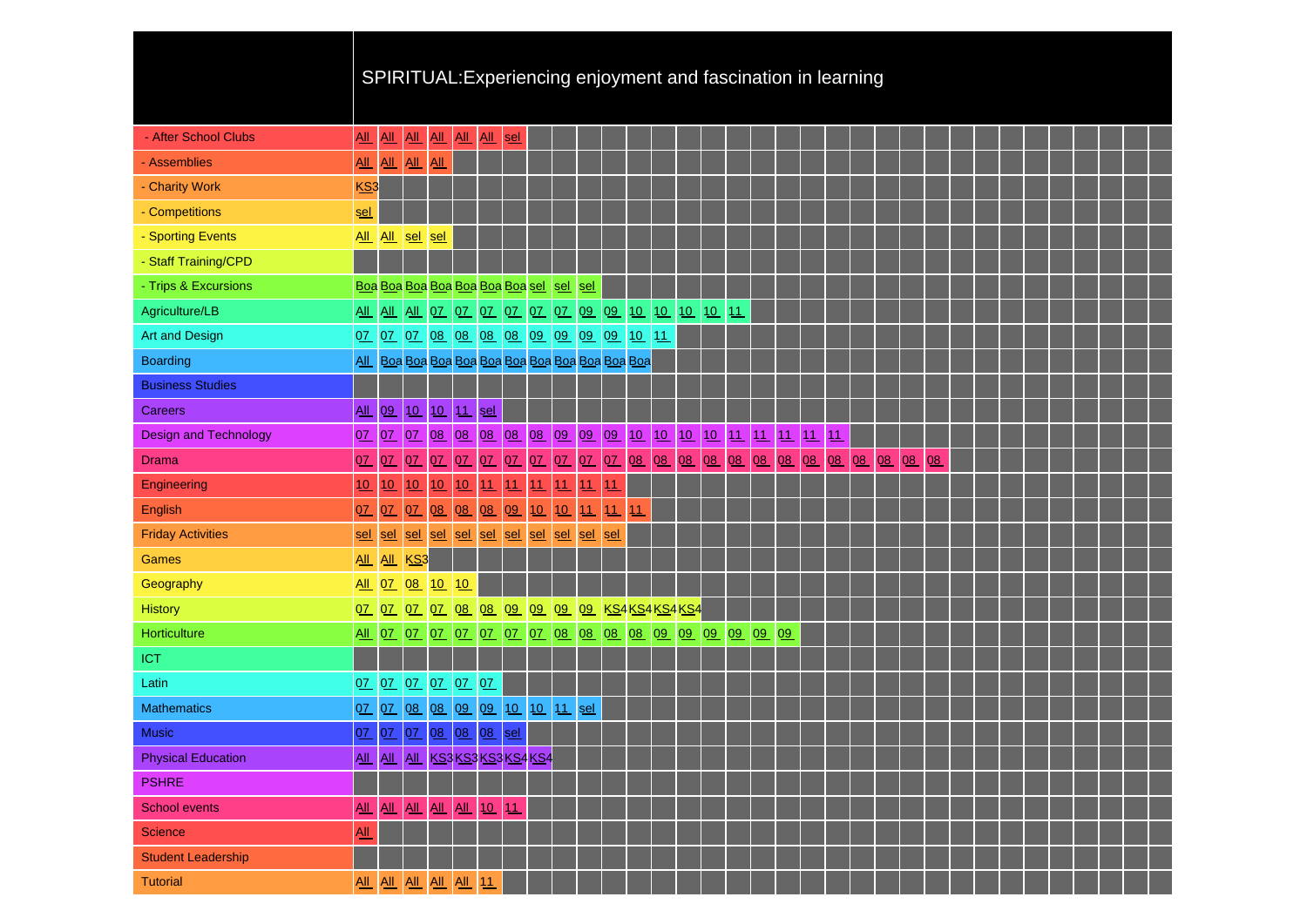| | SPIRITUAL:Experiencing enjoyment and fascination in learning | | | | | | | | | | | | | | | | | | | | | | | |
|---|---|---|---|---|---|---|---|---|---|---|---|---|---|---|---|---|---|---|---|---|---|---|---|---|
| - After School Clubs | All | All | All | All | All | All | sel | | | | | | | | | | | | | | | | | |
| - Assemblies | All | All | All | All | | | | | | | | | | | | | | | | | | | | |
| - Charity Work | KS3 | | | | | | | | | | | | | | | | | | | | | | | |
| - Competitions | sel | | | | | | | | | | | | | | | | | | | | | | | |
| - Sporting Events | All | All | sel | sel | | | | | | | | | | | | | | | | | | | | |
| - Staff Training/CPD | | | | | | | | | | | | | | | | | | | | | | | | |
| - Trips & Excursions | Boa | Boa | Boa | Boa | Boa | Boa | Boa | sel | sel | sel | | | | | | | | | | | | | | |
| Agriculture/LB | All | All | All | 07 | 07 | 07 | 07 | 07 | 07 | 09 | 09 | 10 | 10 | 10 | 10 | 11 | | | | | | | | |
| Art and Design | 07 | 07 | 07 | 08 | 08 | 08 | 08 | 09 | 09 | 09 | 09 | 10 | 11 | | | | | | | | | | | |
| Boarding | All | Boa | Boa | Boa | Boa | Boa | Boa | Boa | Boa | Boa | Boa | Boa | | | | | | | | | | | | |
| Business Studies | | | | | | | | | | | | | | | | | | | | | | | | |
| Careers | All | 09 | 10 | 10 | 11 | sel | | | | | | | | | | | | | | | | | | |
| Design and Technology | 07 | 07 | 07 | 08 | 08 | 08 | 08 | 08 | 09 | 09 | 09 | 10 | 10 | 10 | 10 | 11 | 11 | 11 | 11 | 11 | | | | |
| Drama | 07 | 07 | 07 | 07 | 07 | 07 | 07 | 07 | 07 | 07 | 07 | 08 | 08 | 08 | 08 | 08 | 08 | 08 | 08 | 08 | 08 | 08 | 08 | 08 |
| Engineering | 10 | 10 | 10 | 10 | 10 | 11 | 11 | 11 | 11 | 11 | 11 | | | | | | | | | | | | | |
| English | 07 | 07 | 07 | 08 | 08 | 08 | 09 | 10 | 10 | 11 | 11 | 11 | | | | | | | | | | | | |
| Friday Activities | sel | sel | sel | sel | sel | sel | sel | sel | sel | sel | sel | | | | | | | | | | | | | |
| Games | All | All | KS3 | | | | | | | | | | | | | | | | | | | | | |
| Geography | All | 07 | 08 | 10 | 10 | | | | | | | | | | | | | | | | | | | |
| History | 07 | 07 | 07 | 07 | 08 | 08 | 09 | 09 | 09 | 09 | KS4 | KS4 | KS4 | KS4 | | | | | | | | | | |
| Horticulture | All | 07 | 07 | 07 | 07 | 07 | 07 | 07 | 08 | 08 | 08 | 08 | 09 | 09 | 09 | 09 | 09 | 09 | | | | | | |
| ICT | | | | | | | | | | | | | | | | | | | | | | | | |
| Latin | 07 | 07 | 07 | 07 | 07 | 07 | | | | | | | | | | | | | | | | | | |
| Mathematics | 07 | 07 | 08 | 08 | 09 | 09 | 10 | 10 | 11 | sel | | | | | | | | | | | | | | |
| Music | 07 | 07 | 07 | 08 | 08 | 08 | sel | | | | | | | | | | | | | | | | | |
| Physical Education | All | All | All | KS3 | KS3 | KS3 | KS4 | KS4 | | | | | | | | | | | | | | | | |
| PSHRE | | | | | | | | | | | | | | | | | | | | | | | | |
| School events | All | All | All | All | All | 10 | 11 | | | | | | | | | | | | | | | | | |
| Science | All | | | | | | | | | | | | | | | | | | | | | | | |
| Student Leadership | | | | | | | | | | | | | | | | | | | | | | | | |
| Tutorial | All | All | All | All | All | 11 | | | | | | | | | | | | | | | | | | |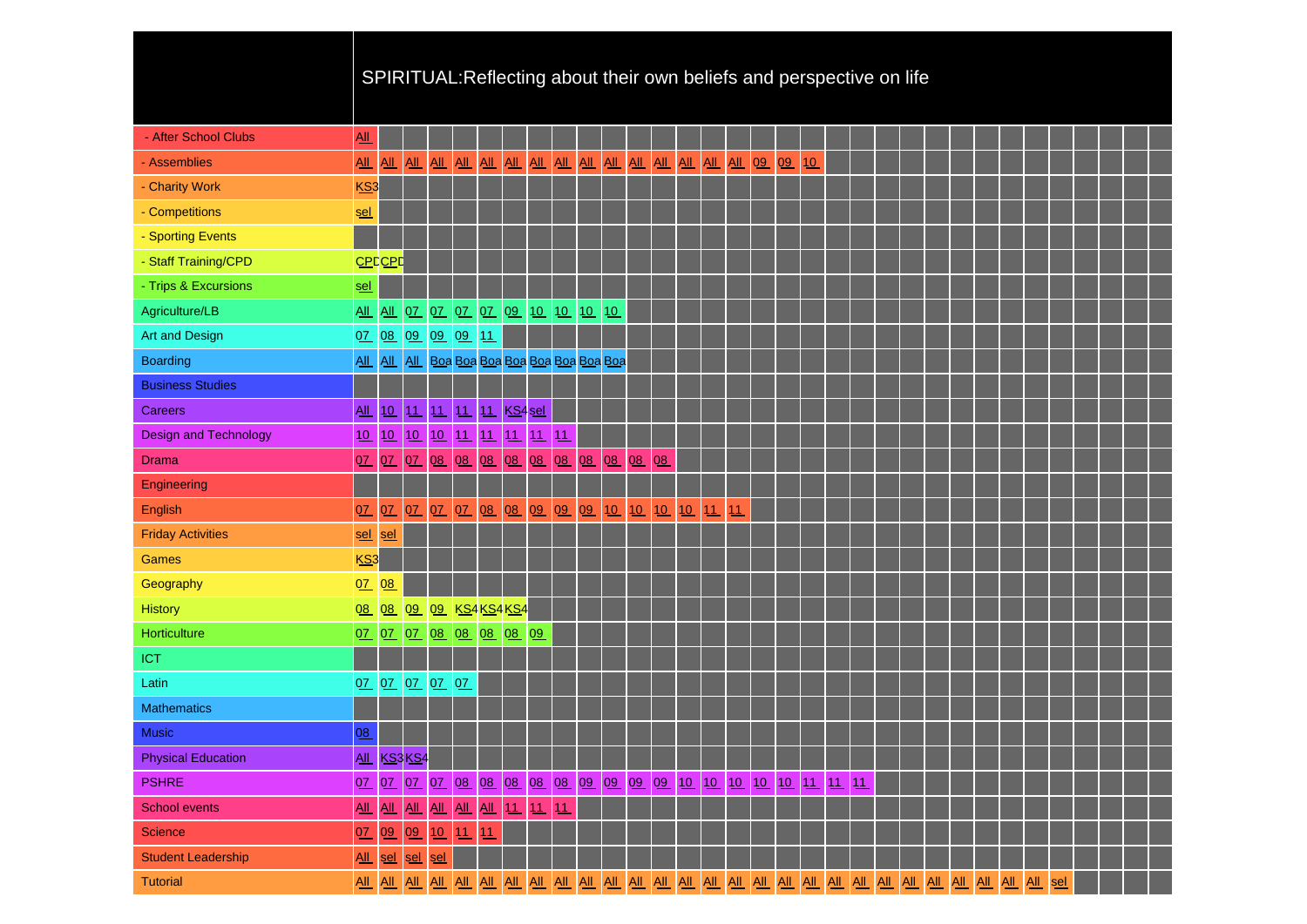| | SPIRITUAL:Reflecting about their own beliefs and perspective on life | | | | | | | | | | | | | | | | | | | | | | | | | | | | |
|---|---|---|---|---|---|---|---|---|---|---|---|---|---|---|---|---|---|---|---|---|---|---|---|---|---|---|---|---|---|
| - After School Clubs | All | | | | | | | | | | | | | | | | | | | | | | | | | | | | |
| - Assemblies | All | All | All | All | All | All | All | All | All | All | All | All | All | All | All | All | 09 | 09 | 10 | | | | | | | | | | |
| - Charity Work | KS3 | | | | | | | | | | | | | | | | | | | | | | | | | | | | |
| - Competitions | sel | | | | | | | | | | | | | | | | | | | | | | | | | | | | |
| - Sporting Events | | | | | | | | | | | | | | | | | | | | | | | | | | | | | |
| - Staff Training/CPD | CPD | CPD | | | | | | | | | | | | | | | | | | | | | | | | | | | |
| - Trips & Excursions | sel | | | | | | | | | | | | | | | | | | | | | | | | | | | | |
| Agriculture/LB | All | All | 07 | 07 | 07 | 07 | 09 | 10 | 10 | 10 | 10 | | | | | | | | | | | | | | | | | | |
| Art and Design | 07 | 08 | 09 | 09 | 09 | 11 | | | | | | | | | | | | | | | | | | | | | | | |
| Boarding | All | All | All | Boa | Boa | Boa | Boa | Boa | Boa | Boa | Boa | | | | | | | | | | | | | | | | | | |
| Business Studies | | | | | | | | | | | | | | | | | | | | | | | | | | | | | |
| Careers | All | 10 | 11 | 11 | 11 | 11 | KS4 | sel | | | | | | | | | | | | | | | | | | | | | |
| Design and Technology | 10 | 10 | 10 | 10 | 11 | 11 | 11 | 11 | 11 | | | | | | | | | | | | | | | | | | | | |
| Drama | 07 | 07 | 07 | 08 | 08 | 08 | 08 | 08 | 08 | 08 | 08 | 08 | 08 | | | | | | | | | | | | | | | | |
| Engineering | | | | | | | | | | | | | | | | | | | | | | | | | | | | | |
| English | 07 | 07 | 07 | 07 | 07 | 08 | 08 | 09 | 09 | 09 | 10 | 10 | 10 | 10 | 11 | 11 | | | | | | | | | | | | | |
| Friday Activities | sel | sel | | | | | | | | | | | | | | | | | | | | | | | | | | | |
| Games | KS3 | | | | | | | | | | | | | | | | | | | | | | | | | | | | |
| Geography | 07 | 08 | | | | | | | | | | | | | | | | | | | | | | | | | | | |
| History | 08 | 08 | 09 | 09 | KS4 | KS4 | KS4 | | | | | | | | | | | | | | | | | | | | | | |
| Horticulture | 07 | 07 | 07 | 08 | 08 | 08 | 08 | 09 | | | | | | | | | | | | | | | | | | | | | |
| ICT | | | | | | | | | | | | | | | | | | | | | | | | | | | | | |
| Latin | 07 | 07 | 07 | 07 | 07 | | | | | | | | | | | | | | | | | | | | | | | | |
| Mathematics | | | | | | | | | | | | | | | | | | | | | | | | | | | | | |
| Music | 08 | | | | | | | | | | | | | | | | | | | | | | | | | | | | |
| Physical Education | All | KS3 | KS4 | | | | | | | | | | | | | | | | | | | | | | | | | | |
| PSHRE | 07 | 07 | 07 | 07 | 08 | 08 | 08 | 08 | 08 | 09 | 09 | 09 | 09 | 10 | 10 | 10 | 10 | 10 | 11 | 11 | 11 | | | | | | | | |
| School events | All | All | All | All | All | All | 11 | 11 | 11 | | | | | | | | | | | | | | | | | | | | |
| Science | 07 | 09 | 09 | 10 | 11 | 11 | | | | | | | | | | | | | | | | | | | | | | | |
| Student Leadership | All | sel | sel | sel | | | | | | | | | | | | | | | | | | | | | | | | | |
| Tutorial | All | All | All | All | All | All | All | All | All | All | All | All | All | All | All | All | All | All | All | All | All | All | All | All | All | All | All | All | sel |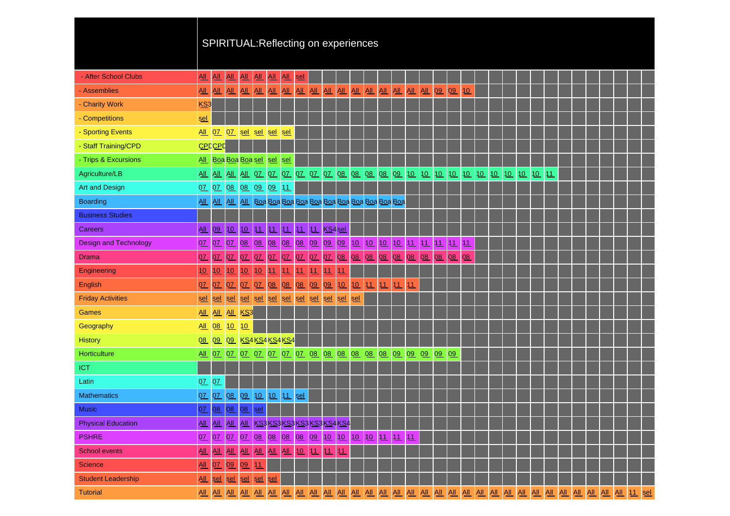| | SPIRITUAL:Reflecting on experiences | | | | | | | | | | | | | | | | | | | | | | | | | | | | | | | | |
|---|---|---|---|---|---|---|---|---|---|---|---|---|---|---|---|---|---|---|---|---|---|---|---|---|---|---|---|---|---|---|---|---|---|
| - After School Clubs | All | All | All | All | All | All | All | sel | | | | | | | | | | | | | | | | | | | | | | | | | |
| - Assemblies | All | All | All | All | All | All | All | All | All | All | All | All | All | All | All | All | All | 09 | 09 | 10 | | | | | | | | | | | | | |
| - Charity Work | KS3 | | | | | | | | | | | | | | | | | | | | | | | | | | | | | | | | |
| - Competitions | sel | | | | | | | | | | | | | | | | | | | | | | | | | | | | | | | | |
| - Sporting Events | All | 07 | 07 | sel | sel | sel | sel | | | | | | | | | | | | | | | | | | | | | | | | | | |
| - Staff Training/CPD | CPD | CPD | | | | | | | | | | | | | | | | | | | | | | | | | | | | | | | |
| - Trips & Excursions | All | Boa | Boa | Boa | sel | sel | sel | | | | | | | | | | | | | | | | | | | | | | | | | | |
| Agriculture/LB | All | All | All | All | 07 | 07 | 07 | 07 | 07 | 07 | 08 | 08 | 08 | 08 | 09 | 10 | 10 | 10 | 10 | 10 | 10 | 10 | 10 | 10 | 10 | 11 | | | | | | | |
| Art and Design | 07 | 07 | 08 | 08 | 09 | 09 | 11 | | | | | | | | | | | | | | | | | | | | | | | | | | |
| Boarding | All | All | All | All | Boa | Boa | Boa | Boa | Boa | Boa | Boa | Boa | Boa | Boa | Boa | | | | | | | | | | | | | | | | | | |
| Business Studies | | | | | | | | | | | | | | | | | | | | | | | | | | | | | | | | | |
| Careers | All | 09 | 10 | 10 | 11 | 11 | 11 | 11 | 11 | KS4 | sel | | | | | | | | | | | | | | | | | | | | | | |
| Design and Technology | 07 | 07 | 07 | 08 | 08 | 08 | 08 | 08 | 09 | 09 | 09 | 10 | 10 | 10 | 10 | 11 | 11 | 11 | 11 | 11 | | | | | | | | | | | | | |
| Drama | 07 | 07 | 07 | 07 | 07 | 07 | 07 | 07 | 07 | 07 | 08 | 08 | 08 | 08 | 08 | 08 | 08 | 08 | 08 | 08 | | | | | | | | | | | | | |
| Engineering | 10 | 10 | 10 | 10 | 10 | 11 | 11 | 11 | 11 | 11 | 11 | | | | | | | | | | | | | | | | | | | | | | |
| English | 07 | 07 | 07 | 07 | 07 | 08 | 08 | 08 | 09 | 09 | 10 | 10 | 11 | 11 | 11 | 11 | | | | | | | | | | | | | | | | | |
| Friday Activities | sel | sel | sel | sel | sel | sel | sel | sel | sel | sel | sel | sel | | | | | | | | | | | | | | | | | | | | | |
| Games | All | All | All | KS3 | | | | | | | | | | | | | | | | | | | | | | | | | | | | | |
| Geography | All | 08 | 10 | 10 | | | | | | | | | | | | | | | | | | | | | | | | | | | | | |
| History | 08 | 09 | 09 | KS4 | KS4 | KS4 | KS4 | | | | | | | | | | | | | | | | | | | | | | | | | | |
| Horticulture | All | 07 | 07 | 07 | 07 | 07 | 07 | 07 | 08 | 08 | 08 | 08 | 08 | 08 | 09 | 09 | 09 | 09 | 09 | | | | | | | | | | | | | | |
| ICT | | | | | | | | | | | | | | | | | | | | | | | | | | | | | | | | | |
| Latin | 07 | 07 | | | | | | | | | | | | | | | | | | | | | | | | | | | | | | | |
| Mathematics | 07 | 07 | 08 | 09 | 10 | 10 | 11 | sel | | | | | | | | | | | | | | | | | | | | | | | | | |
| Music | 07 | 08 | 08 | 08 | sel | | | | | | | | | | | | | | | | | | | | | | | | | | | | |
| Physical Education | All | All | All | All | KS3 | KS3 | KS3 | KS3 | KS3 | KS4 | KS4 | | | | | | | | | | | | | | | | | | | | | | |
| PSHRE | 07 | 07 | 07 | 07 | 08 | 08 | 08 | 08 | 09 | 10 | 10 | 10 | 10 | 11 | 11 | 11 | | | | | | | | | | | | | | | | | |
| School events | All | All | All | All | All | All | All | 10 | 11 | 11 | 11 | | | | | | | | | | | | | | | | | | | | | | |
| Science | All | 07 | 09 | 09 | 11 | | | | | | | | | | | | | | | | | | | | | | | | | | | | |
| Student Leadership | All | sel | sel | sel | sel | sel | | | | | | | | | | | | | | | | | | | | | | | | | | | |
| Tutorial | All | All | All | All | All | All | All | All | All | All | All | All | All | All | All | All | All | All | All | All | All | All | All | All | All | All | All | All | All | All | All | 11 | sel |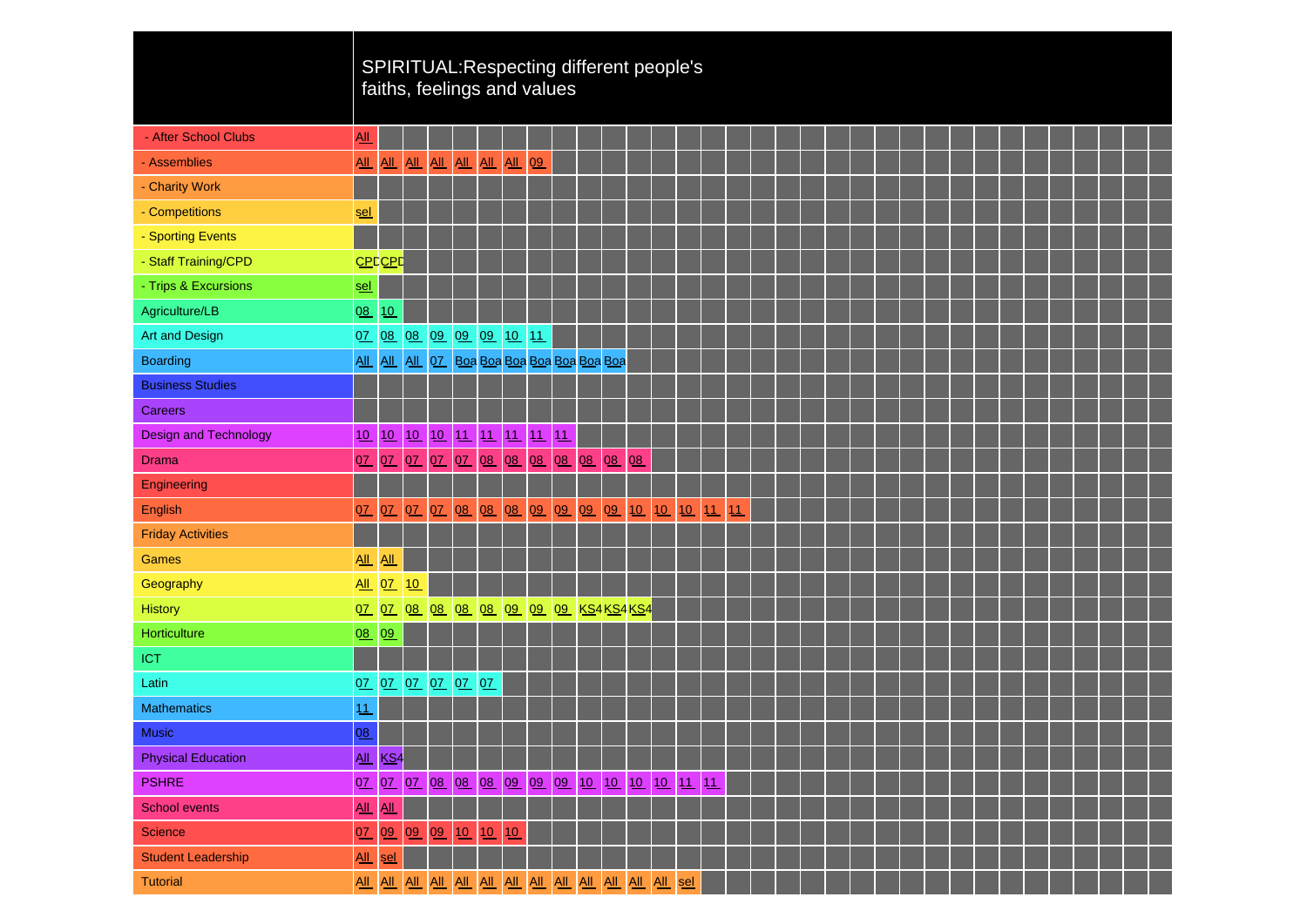| | SPIRITUAL:Respecting different people's faiths, feelings and values | | | | | | | | | | | | | | | |
|---|---|---|---|---|---|---|---|---|---|---|---|---|---|---|---|---|
| - After School Clubs | All | | | | | | | | | | | | | | | |
| - Assemblies | All | All | All | All | All | All | All | 09 | | | | | | | | |
| - Charity Work | | | | | | | | | | | | | | | | |
| - Competitions | sel | | | | | | | | | | | | | | | |
| - Sporting Events | | | | | | | | | | | | | | | | |
| - Staff Training/CPD | CPD | CPD | | | | | | | | | | | | | | |
| - Trips & Excursions | sel | | | | | | | | | | | | | | | |
| Agriculture/LB | 08 | 10 | | | | | | | | | | | | | | |
| Art and Design | 07 | 08 | 08 | 09 | 09 | 09 | 10 | 11 | | | | | | | | |
| Boarding | All | All | All | 07 | Boa | Boa | Boa | Boa | Boa | Boa | Boa | | | | | |
| Business Studies | | | | | | | | | | | | | | | | |
| Careers | | | | | | | | | | | | | | | | |
| Design and Technology | 10 | 10 | 10 | 10 | 11 | 11 | 11 | 11 | 11 | | | | | | | |
| Drama | 07 | 07 | 07 | 07 | 07 | 08 | 08 | 08 | 08 | 08 | 08 | 08 | | | | |
| Engineering | | | | | | | | | | | | | | | | |
| English | 07 | 07 | 07 | 07 | 08 | 08 | 08 | 09 | 09 | 09 | 09 | 10 | 10 | 10 | 11 | 11 |
| Friday Activities | | | | | | | | | | | | | | | | |
| Games | All | All | | | | | | | | | | | | | | |
| Geography | All | 07 | 10 | | | | | | | | | | | | | |
| History | 07 | 07 | 08 | 08 | 08 | 08 | 09 | 09 | 09 | KS4 | KS4 | KS4 | | | | |
| Horticulture | 08 | 09 | | | | | | | | | | | | | | |
| ICT | | | | | | | | | | | | | | | | |
| Latin | 07 | 07 | 07 | 07 | 07 | 07 | | | | | | | | | | |
| Mathematics | 11 | | | | | | | | | | | | | | | |
| Music | 08 | | | | | | | | | | | | | | | |
| Physical Education | All | KS4 | | | | | | | | | | | | | | |
| PSHRE | 07 | 07 | 07 | 08 | 08 | 08 | 09 | 09 | 09 | 10 | 10 | 10 | 10 | 11 | 11 | |
| School events | All | All | | | | | | | | | | | | | | |
| Science | 07 | 09 | 09 | 09 | 10 | 10 | 10 | | | | | | | | | |
| Student Leadership | All | sel | | | | | | | | | | | | | | |
| Tutorial | All | All | All | All | All | All | All | All | All | All | All | All | All | sel | | |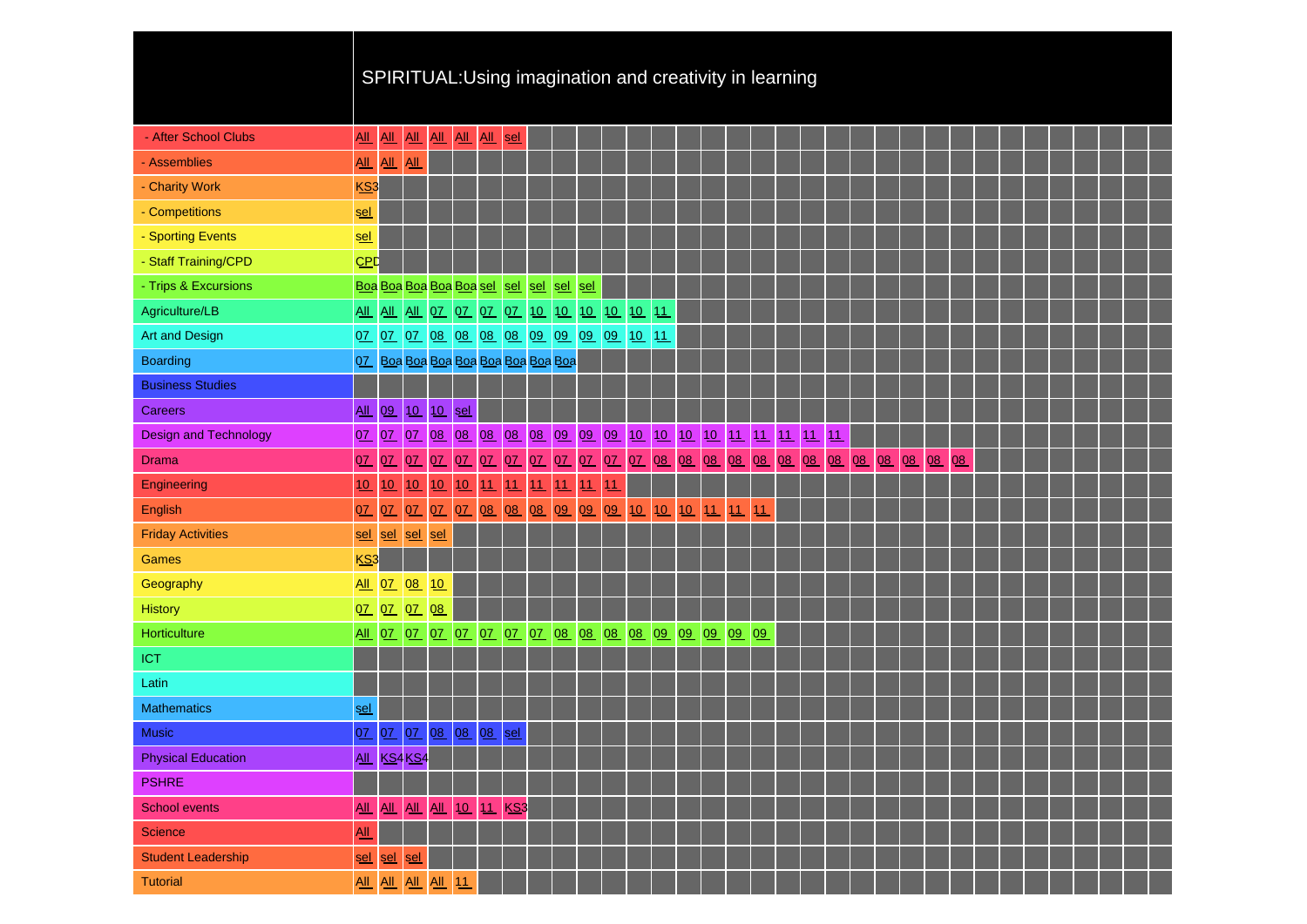| | SPIRITUAL:Using imagination and creativity in learning | | | | | | | | | | | | | | | | | | | | | | | | |
|---|---|---|---|---|---|---|---|---|---|---|---|---|---|---|---|---|---|---|---|---|---|---|---|---|---|
| - After School Clubs | All | All | All | All | All | All | sel | | | | | | | | | | | | | | | | | | |
| - Assemblies | All | All | All | | | | | | | | | | | | | | | | | | | | | | |
| - Charity Work | KS3 | | | | | | | | | | | | | | | | | | | | | | | | |
| - Competitions | sel | | | | | | | | | | | | | | | | | | | | | | | | |
| - Sporting Events | sel | | | | | | | | | | | | | | | | | | | | | | | | |
| - Staff Training/CPD | CPD | | | | | | | | | | | | | | | | | | | | | | | | |
| - Trips & Excursions | Boa | Boa | Boa | Boa | Boa | sel | sel | sel | sel | sel | | | | | | | | | | | | | | | |
| Agriculture/LB | All | All | All | 07 | 07 | 07 | 07 | 10 | 10 | 10 | 10 | 10 | 11 | | | | | | | | | | | | |
| Art and Design | 07 | 07 | 07 | 08 | 08 | 08 | 08 | 09 | 09 | 09 | 09 | 10 | 11 | | | | | | | | | | | | |
| Boarding | 07 | Boa | Boa | Boa | Boa | Boa | Boa | Boa | Boa | | | | | | | | | | | | | | | | |
| Business Studies | | | | | | | | | | | | | | | | | | | | | | | | | |
| Careers | All | 09 | 10 | 10 | sel | | | | | | | | | | | | | | | | | | | | |
| Design and Technology | 07 | 07 | 07 | 08 | 08 | 08 | 08 | 08 | 09 | 09 | 09 | 10 | 10 | 10 | 10 | 11 | 11 | 11 | 11 | 11 | | | | | |
| Drama | 07 | 07 | 07 | 07 | 07 | 07 | 07 | 07 | 07 | 07 | 07 | 07 | 08 | 08 | 08 | 08 | 08 | 08 | 08 | 08 | 08 | 08 | 08 | 08 | 08 |
| Engineering | 10 | 10 | 10 | 10 | 10 | 11 | 11 | 11 | 11 | 11 | 11 | | | | | | | | | | | | | | |
| English | 07 | 07 | 07 | 07 | 07 | 08 | 08 | 08 | 09 | 09 | 09 | 10 | 10 | 10 | 11 | 11 | 11 | | | | | | | | |
| Friday Activities | sel | sel | sel | sel | | | | | | | | | | | | | | | | | | | | | |
| Games | KS3 | | | | | | | | | | | | | | | | | | | | | | | | |
| Geography | All | 07 | 08 | 10 | | | | | | | | | | | | | | | | | | | | | |
| History | 07 | 07 | 07 | 08 | | | | | | | | | | | | | | | | | | | | | |
| Horticulture | All | 07 | 07 | 07 | 07 | 07 | 07 | 07 | 08 | 08 | 08 | 08 | 09 | 09 | 09 | 09 | 09 | | | | | | | | |
| ICT | | | | | | | | | | | | | | | | | | | | | | | | | |
| Latin | | | | | | | | | | | | | | | | | | | | | | | | | |
| Mathematics | sel | | | | | | | | | | | | | | | | | | | | | | | | |
| Music | 07 | 07 | 07 | 08 | 08 | 08 | sel | | | | | | | | | | | | | | | | | | |
| Physical Education | All | KS4 | KS4 | | | | | | | | | | | | | | | | | | | | | | |
| PSHRE | | | | | | | | | | | | | | | | | | | | | | | | | |
| School events | All | All | All | All | 10 | 11 | KS3 | | | | | | | | | | | | | | | | | | |
| Science | All | | | | | | | | | | | | | | | | | | | | | | | | |
| Student Leadership | sel | sel | sel | | | | | | | | | | | | | | | | | | | | | | |
| Tutorial | All | All | All | All | 11 | | | | | | | | | | | | | | | | | | | | |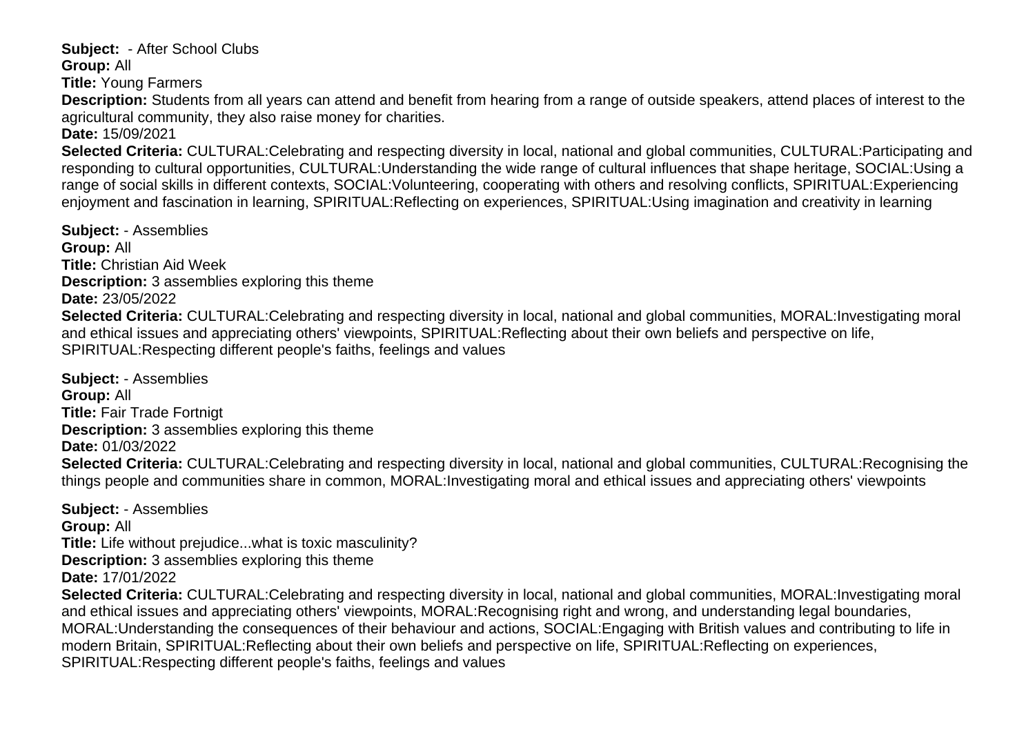**Subject:** - After School Clubs
**Group:** All
**Title:** Young Farmers
**Description:** Students from all years can attend and benefit from hearing from a range of outside speakers, attend places of interest to the agricultural community, they also raise money for charities.
**Date:** 15/09/2021
**Selected Criteria:** CULTURAL:Celebrating and respecting diversity in local, national and global communities, CULTURAL:Participating and responding to cultural opportunities, CULTURAL:Understanding the wide range of cultural influences that shape heritage, SOCIAL:Using a range of social skills in different contexts, SOCIAL:Volunteering, cooperating with others and resolving conflicts, SPIRITUAL:Experiencing enjoyment and fascination in learning, SPIRITUAL:Reflecting on experiences, SPIRITUAL:Using imagination and creativity in learning

**Subject:** - Assemblies
**Group:** All
**Title:** Christian Aid Week
**Description:** 3 assemblies exploring this theme
**Date:** 23/05/2022
**Selected Criteria:** CULTURAL:Celebrating and respecting diversity in local, national and global communities, MORAL:Investigating moral and ethical issues and appreciating others' viewpoints, SPIRITUAL:Reflecting about their own beliefs and perspective on life, SPIRITUAL:Respecting different people's faiths, feelings and values

**Subject:** - Assemblies
**Group:** All
**Title:** Fair Trade Fortnigt
**Description:** 3 assemblies exploring this theme
**Date:** 01/03/2022
**Selected Criteria:** CULTURAL:Celebrating and respecting diversity in local, national and global communities, CULTURAL:Recognising the things people and communities share in common, MORAL:Investigating moral and ethical issues and appreciating others' viewpoints

**Subject:** - Assemblies
**Group:** All
**Title:** Life without prejudice...what is toxic masculinity?
**Description:** 3 assemblies exploring this theme
**Date:** 17/01/2022
**Selected Criteria:** CULTURAL:Celebrating and respecting diversity in local, national and global communities, MORAL:Investigating moral and ethical issues and appreciating others' viewpoints, MORAL:Recognising right and wrong, and understanding legal boundaries, MORAL:Understanding the consequences of their behaviour and actions, SOCIAL:Engaging with British values and contributing to life in modern Britain, SPIRITUAL:Reflecting about their own beliefs and perspective on life, SPIRITUAL:Reflecting on experiences, SPIRITUAL:Respecting different people's faiths, feelings and values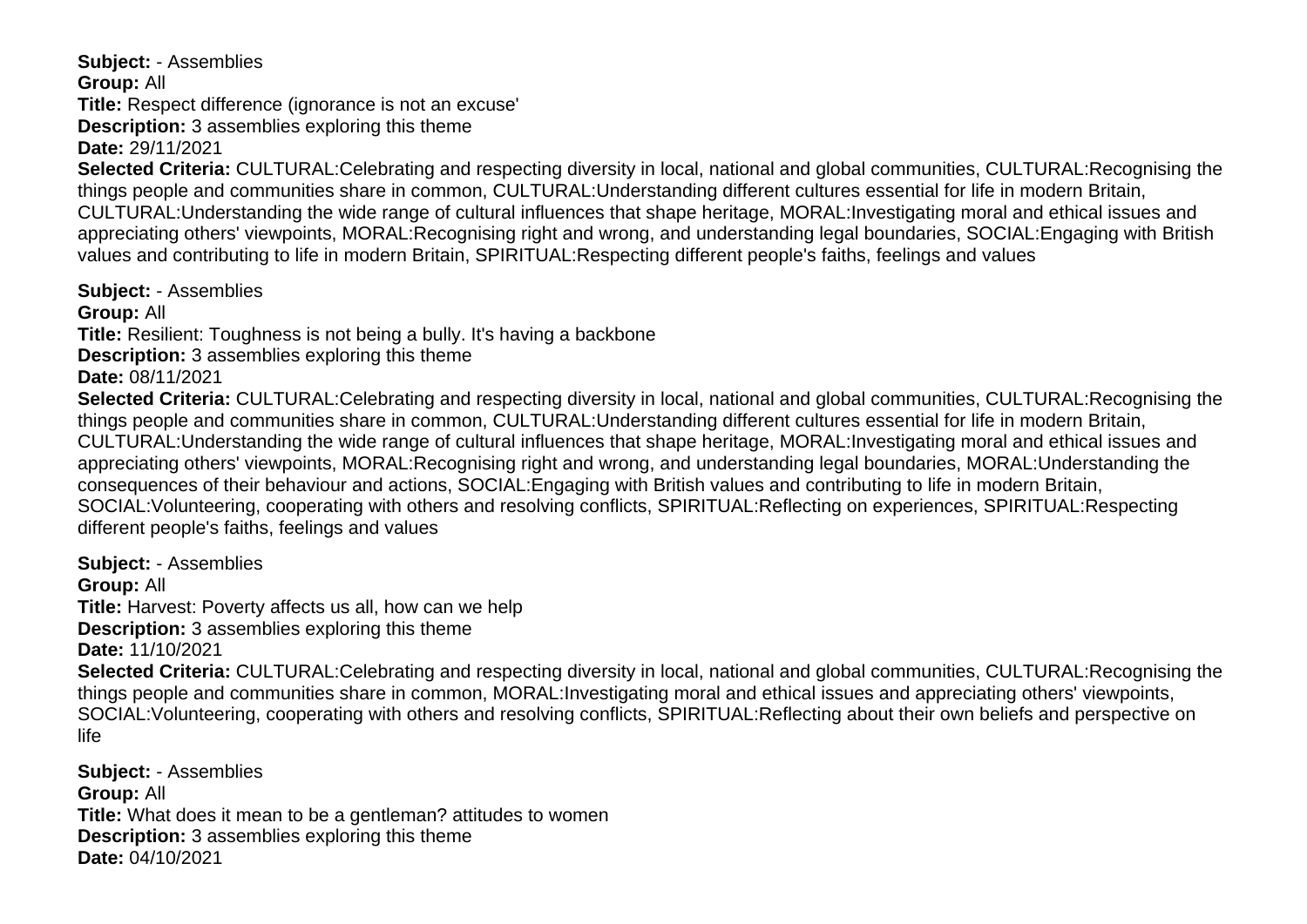**Subject:** - Assemblies
**Group:** All
**Title:** Respect difference (ignorance is not an excuse'
**Description:** 3 assemblies exploring this theme
**Date:** 29/11/2021
**Selected Criteria:** CULTURAL:Celebrating and respecting diversity in local, national and global communities, CULTURAL:Recognising the things people and communities share in common, CULTURAL:Understanding different cultures essential for life in modern Britain, CULTURAL:Understanding the wide range of cultural influences that shape heritage, MORAL:Investigating moral and ethical issues and appreciating others' viewpoints, MORAL:Recognising right and wrong, and understanding legal boundaries, SOCIAL:Engaging with British values and contributing to life in modern Britain, SPIRITUAL:Respecting different people's faiths, feelings and values

**Subject:** - Assemblies
**Group:** All
**Title:** Resilient: Toughness is not being a bully. It's having a backbone
**Description:** 3 assemblies exploring this theme
**Date:** 08/11/2021
**Selected Criteria:** CULTURAL:Celebrating and respecting diversity in local, national and global communities, CULTURAL:Recognising the things people and communities share in common, CULTURAL:Understanding different cultures essential for life in modern Britain, CULTURAL:Understanding the wide range of cultural influences that shape heritage, MORAL:Investigating moral and ethical issues and appreciating others' viewpoints, MORAL:Recognising right and wrong, and understanding legal boundaries, MORAL:Understanding the consequences of their behaviour and actions, SOCIAL:Engaging with British values and contributing to life in modern Britain, SOCIAL:Volunteering, cooperating with others and resolving conflicts, SPIRITUAL:Reflecting on experiences, SPIRITUAL:Respecting different people's faiths, feelings and values

**Subject:** - Assemblies
**Group:** All
**Title:** Harvest: Poverty affects us all, how can we help
**Description:** 3 assemblies exploring this theme
**Date:** 11/10/2021
**Selected Criteria:** CULTURAL:Celebrating and respecting diversity in local, national and global communities, CULTURAL:Recognising the things people and communities share in common, MORAL:Investigating moral and ethical issues and appreciating others' viewpoints, SOCIAL:Volunteering, cooperating with others and resolving conflicts, SPIRITUAL:Reflecting about their own beliefs and perspective on life

**Subject:** - Assemblies
**Group:** All
**Title:** What does it mean to be a gentleman? attitudes to women
**Description:** 3 assemblies exploring this theme
**Date:** 04/10/2021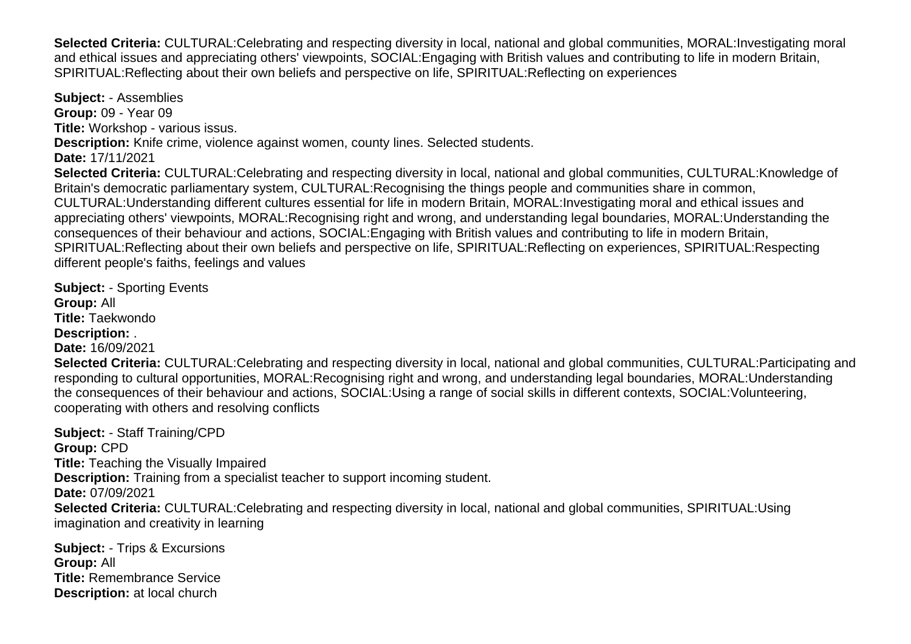**Selected Criteria:** CULTURAL:Celebrating and respecting diversity in local, national and global communities, MORAL:Investigating moral and ethical issues and appreciating others' viewpoints, SOCIAL:Engaging with British values and contributing to life in modern Britain, SPIRITUAL:Reflecting about their own beliefs and perspective on life, SPIRITUAL:Reflecting on experiences

**Subject:** - Assemblies
**Group:** 09 - Year 09
**Title:** Workshop - various issus.
**Description:** Knife crime, violence against women, county lines. Selected students.
**Date:** 17/11/2021
**Selected Criteria:** CULTURAL:Celebrating and respecting diversity in local, national and global communities, CULTURAL:Knowledge of Britain's democratic parliamentary system, CULTURAL:Recognising the things people and communities share in common, CULTURAL:Understanding different cultures essential for life in modern Britain, MORAL:Investigating moral and ethical issues and appreciating others' viewpoints, MORAL:Recognising right and wrong, and understanding legal boundaries, MORAL:Understanding the consequences of their behaviour and actions, SOCIAL:Engaging with British values and contributing to life in modern Britain, SPIRITUAL:Reflecting about their own beliefs and perspective on life, SPIRITUAL:Reflecting on experiences, SPIRITUAL:Respecting different people's faiths, feelings and values

**Subject:** - Sporting Events
**Group:** All
**Title:** Taekwondo
**Description:** .
**Date:** 16/09/2021
**Selected Criteria:** CULTURAL:Celebrating and respecting diversity in local, national and global communities, CULTURAL:Participating and responding to cultural opportunities, MORAL:Recognising right and wrong, and understanding legal boundaries, MORAL:Understanding the consequences of their behaviour and actions, SOCIAL:Using a range of social skills in different contexts, SOCIAL:Volunteering, cooperating with others and resolving conflicts

**Subject:** - Staff Training/CPD
**Group:** CPD
**Title:** Teaching the Visually Impaired
**Description:** Training from a specialist teacher to support incoming student.
**Date:** 07/09/2021
**Selected Criteria:** CULTURAL:Celebrating and respecting diversity in local, national and global communities, SPIRITUAL:Using imagination and creativity in learning

**Subject:** - Trips & Excursions
**Group:** All
**Title:** Remembrance Service
**Description:** at local church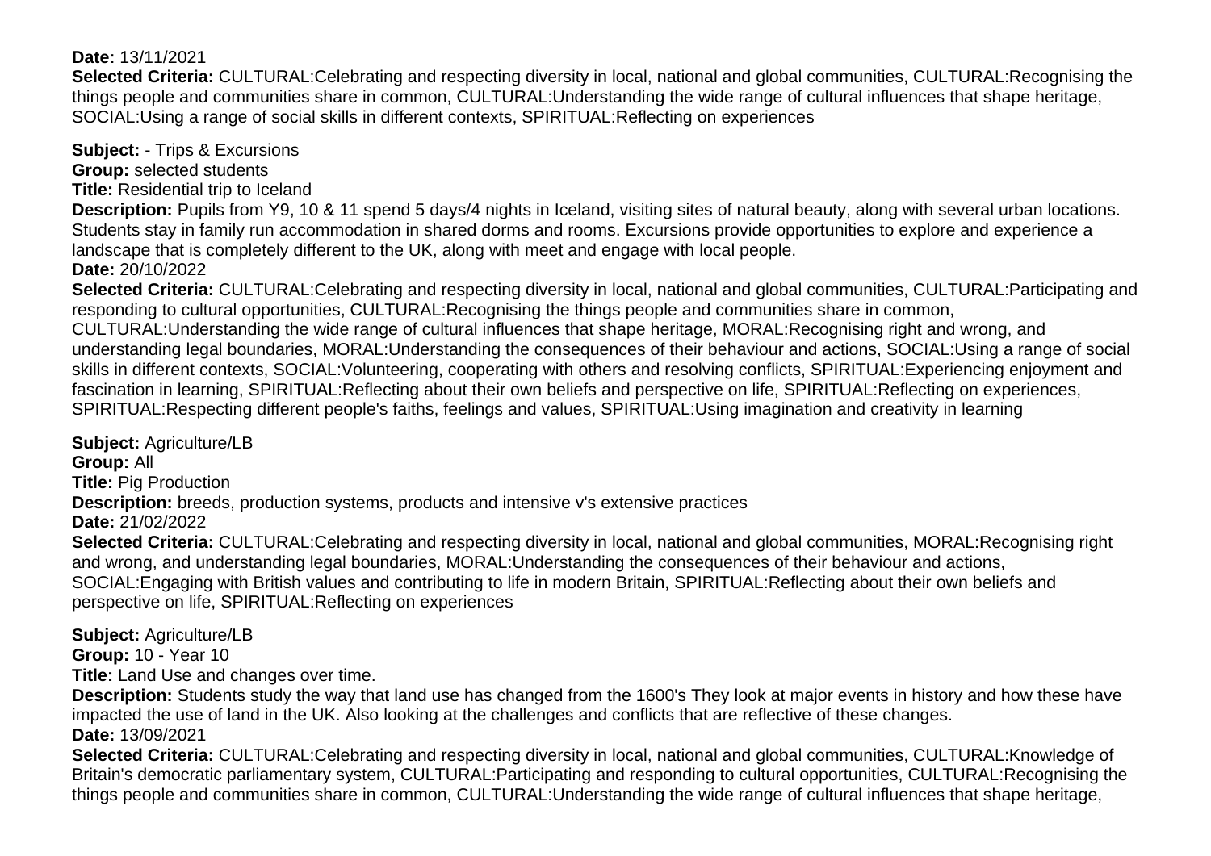**Date:** 13/11/2021
**Selected Criteria:** CULTURAL:Celebrating and respecting diversity in local, national and global communities, CULTURAL:Recognising the things people and communities share in common, CULTURAL:Understanding the wide range of cultural influences that shape heritage, SOCIAL:Using a range of social skills in different contexts, SPIRITUAL:Reflecting on experiences

**Subject:** - Trips & Excursions
**Group:** selected students
**Title:** Residential trip to Iceland
**Description:** Pupils from Y9, 10 & 11 spend 5 days/4 nights in Iceland, visiting sites of natural beauty, along with several urban locations. Students stay in family run accommodation in shared dorms and rooms. Excursions provide opportunities to explore and experience a landscape that is completely different to the UK, along with meet and engage with local people.
**Date:** 20/10/2022
**Selected Criteria:** CULTURAL:Celebrating and respecting diversity in local, national and global communities, CULTURAL:Participating and responding to cultural opportunities, CULTURAL:Recognising the things people and communities share in common, CULTURAL:Understanding the wide range of cultural influences that shape heritage, MORAL:Recognising right and wrong, and understanding legal boundaries, MORAL:Understanding the consequences of their behaviour and actions, SOCIAL:Using a range of social skills in different contexts, SOCIAL:Volunteering, cooperating with others and resolving conflicts, SPIRITUAL:Experiencing enjoyment and fascination in learning, SPIRITUAL:Reflecting about their own beliefs and perspective on life, SPIRITUAL:Reflecting on experiences, SPIRITUAL:Respecting different people's faiths, feelings and values, SPIRITUAL:Using imagination and creativity in learning

**Subject:** Agriculture/LB
**Group:** All
**Title:** Pig Production
**Description:** breeds, production systems, products and intensive v's extensive practices
**Date:** 21/02/2022
**Selected Criteria:** CULTURAL:Celebrating and respecting diversity in local, national and global communities, MORAL:Recognising right and wrong, and understanding legal boundaries, MORAL:Understanding the consequences of their behaviour and actions, SOCIAL:Engaging with British values and contributing to life in modern Britain, SPIRITUAL:Reflecting about their own beliefs and perspective on life, SPIRITUAL:Reflecting on experiences

**Subject:** Agriculture/LB
**Group:** 10 - Year 10
**Title:** Land Use and changes over time.
**Description:** Students study the way that land use has changed from the 1600's They look at major events in history and how these have impacted the use of land in the UK. Also looking at the challenges and conflicts that are reflective of these changes.
**Date:** 13/09/2021
**Selected Criteria:** CULTURAL:Celebrating and respecting diversity in local, national and global communities, CULTURAL:Knowledge of Britain's democratic parliamentary system, CULTURAL:Participating and responding to cultural opportunities, CULTURAL:Recognising the things people and communities share in common, CULTURAL:Understanding the wide range of cultural influences that shape heritage,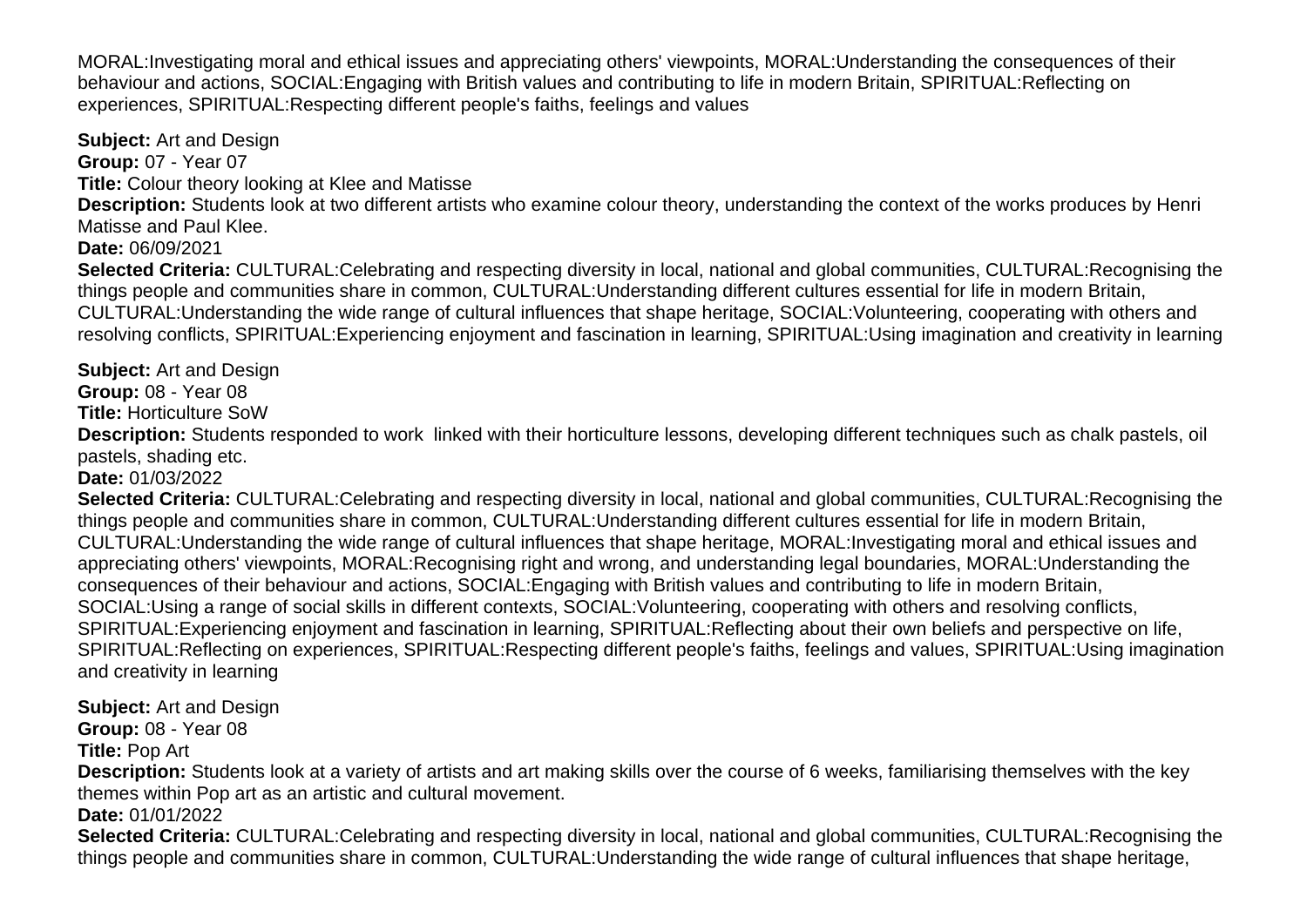MORAL:Investigating moral and ethical issues and appreciating others' viewpoints, MORAL:Understanding the consequences of their behaviour and actions, SOCIAL:Engaging with British values and contributing to life in modern Britain, SPIRITUAL:Reflecting on experiences, SPIRITUAL:Respecting different people's faiths, feelings and values

**Subject:** Art and Design
**Group:** 07 - Year 07
**Title:** Colour theory looking at Klee and Matisse
**Description:** Students look at two different artists who examine colour theory, understanding the context of the works produces by Henri Matisse and Paul Klee.
**Date:** 06/09/2021
**Selected Criteria:** CULTURAL:Celebrating and respecting diversity in local, national and global communities, CULTURAL:Recognising the things people and communities share in common, CULTURAL:Understanding different cultures essential for life in modern Britain, CULTURAL:Understanding the wide range of cultural influences that shape heritage, SOCIAL:Volunteering, cooperating with others and resolving conflicts, SPIRITUAL:Experiencing enjoyment and fascination in learning, SPIRITUAL:Using imagination and creativity in learning

**Subject:** Art and Design
**Group:** 08 - Year 08
**Title:** Horticulture SoW
**Description:** Students responded to work linked with their horticulture lessons, developing different techniques such as chalk pastels, oil pastels, shading etc.
**Date:** 01/03/2022
**Selected Criteria:** CULTURAL:Celebrating and respecting diversity in local, national and global communities, CULTURAL:Recognising the things people and communities share in common, CULTURAL:Understanding different cultures essential for life in modern Britain, CULTURAL:Understanding the wide range of cultural influences that shape heritage, MORAL:Investigating moral and ethical issues and appreciating others' viewpoints, MORAL:Recognising right and wrong, and understanding legal boundaries, MORAL:Understanding the consequences of their behaviour and actions, SOCIAL:Engaging with British values and contributing to life in modern Britain, SOCIAL:Using a range of social skills in different contexts, SOCIAL:Volunteering, cooperating with others and resolving conflicts, SPIRITUAL:Experiencing enjoyment and fascination in learning, SPIRITUAL:Reflecting about their own beliefs and perspective on life, SPIRITUAL:Reflecting on experiences, SPIRITUAL:Respecting different people's faiths, feelings and values, SPIRITUAL:Using imagination and creativity in learning

**Subject:** Art and Design
**Group:** 08 - Year 08
**Title:** Pop Art
**Description:** Students look at a variety of artists and art making skills over the course of 6 weeks, familiarising themselves with the key themes within Pop art as an artistic and cultural movement.
**Date:** 01/01/2022
**Selected Criteria:** CULTURAL:Celebrating and respecting diversity in local, national and global communities, CULTURAL:Recognising the things people and communities share in common, CULTURAL:Understanding the wide range of cultural influences that shape heritage,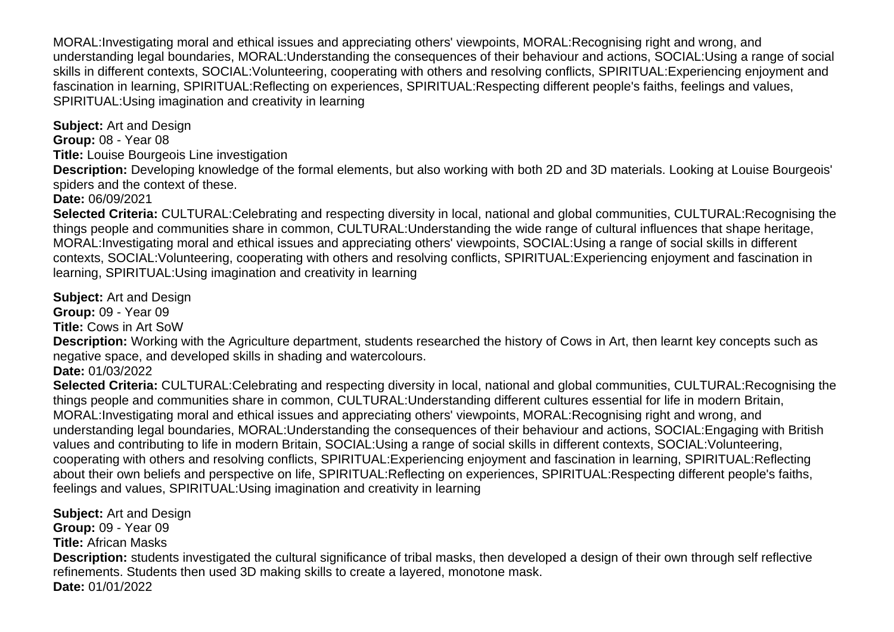MORAL:Investigating moral and ethical issues and appreciating others' viewpoints, MORAL:Recognising right and wrong, and understanding legal boundaries, MORAL:Understanding the consequences of their behaviour and actions, SOCIAL:Using a range of social skills in different contexts, SOCIAL:Volunteering, cooperating with others and resolving conflicts, SPIRITUAL:Experiencing enjoyment and fascination in learning, SPIRITUAL:Reflecting on experiences, SPIRITUAL:Respecting different people's faiths, feelings and values, SPIRITUAL:Using imagination and creativity in learning

**Subject:** Art and Design
**Group:** 08 - Year 08
**Title:** Louise Bourgeois Line investigation
**Description:** Developing knowledge of the formal elements, but also working with both 2D and 3D materials. Looking at Louise Bourgeois' spiders and the context of these.
**Date:** 06/09/2021
**Selected Criteria:** CULTURAL:Celebrating and respecting diversity in local, national and global communities, CULTURAL:Recognising the things people and communities share in common, CULTURAL:Understanding the wide range of cultural influences that shape heritage, MORAL:Investigating moral and ethical issues and appreciating others' viewpoints, SOCIAL:Using a range of social skills in different contexts, SOCIAL:Volunteering, cooperating with others and resolving conflicts, SPIRITUAL:Experiencing enjoyment and fascination in learning, SPIRITUAL:Using imagination and creativity in learning

**Subject:** Art and Design
**Group:** 09 - Year 09
**Title:** Cows in Art SoW
**Description:** Working with the Agriculture department, students researched the history of Cows in Art, then learnt key concepts such as negative space, and developed skills in shading and watercolours.
**Date:** 01/03/2022
**Selected Criteria:** CULTURAL:Celebrating and respecting diversity in local, national and global communities, CULTURAL:Recognising the things people and communities share in common, CULTURAL:Understanding different cultures essential for life in modern Britain, MORAL:Investigating moral and ethical issues and appreciating others' viewpoints, MORAL:Recognising right and wrong, and understanding legal boundaries, MORAL:Understanding the consequences of their behaviour and actions, SOCIAL:Engaging with British values and contributing to life in modern Britain, SOCIAL:Using a range of social skills in different contexts, SOCIAL:Volunteering, cooperating with others and resolving conflicts, SPIRITUAL:Experiencing enjoyment and fascination in learning, SPIRITUAL:Reflecting about their own beliefs and perspective on life, SPIRITUAL:Reflecting on experiences, SPIRITUAL:Respecting different people's faiths, feelings and values, SPIRITUAL:Using imagination and creativity in learning

**Subject:** Art and Design
**Group:** 09 - Year 09
**Title:** African Masks
**Description:** students investigated the cultural significance of tribal masks, then developed a design of their own through self reflective refinements. Students then used 3D making skills to create a layered, monotone mask.
**Date:** 01/01/2022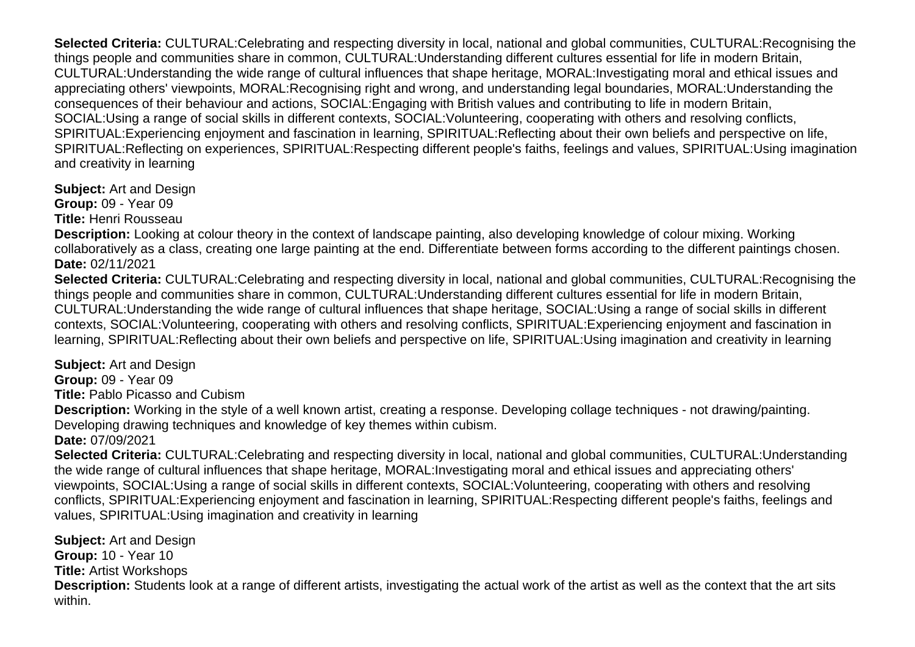**Selected Criteria:** CULTURAL:Celebrating and respecting diversity in local, national and global communities, CULTURAL:Recognising the things people and communities share in common, CULTURAL:Understanding different cultures essential for life in modern Britain, CULTURAL:Understanding the wide range of cultural influences that shape heritage, MORAL:Investigating moral and ethical issues and appreciating others' viewpoints, MORAL:Recognising right and wrong, and understanding legal boundaries, MORAL:Understanding the consequences of their behaviour and actions, SOCIAL:Engaging with British values and contributing to life in modern Britain, SOCIAL:Using a range of social skills in different contexts, SOCIAL:Volunteering, cooperating with others and resolving conflicts, SPIRITUAL:Experiencing enjoyment and fascination in learning, SPIRITUAL:Reflecting about their own beliefs and perspective on life, SPIRITUAL:Reflecting on experiences, SPIRITUAL:Respecting different people's faiths, feelings and values, SPIRITUAL:Using imagination and creativity in learning

**Subject:** Art and Design
**Group:** 09 - Year 09
**Title:** Henri Rousseau
**Description:** Looking at colour theory in the context of landscape painting, also developing knowledge of colour mixing. Working collaboratively as a class, creating one large painting at the end. Differentiate between forms according to the different paintings chosen.
**Date:** 02/11/2021
**Selected Criteria:** CULTURAL:Celebrating and respecting diversity in local, national and global communities, CULTURAL:Recognising the things people and communities share in common, CULTURAL:Understanding different cultures essential for life in modern Britain, CULTURAL:Understanding the wide range of cultural influences that shape heritage, SOCIAL:Using a range of social skills in different contexts, SOCIAL:Volunteering, cooperating with others and resolving conflicts, SPIRITUAL:Experiencing enjoyment and fascination in learning, SPIRITUAL:Reflecting about their own beliefs and perspective on life, SPIRITUAL:Using imagination and creativity in learning

**Subject:** Art and Design
**Group:** 09 - Year 09
**Title:** Pablo Picasso and Cubism
**Description:** Working in the style of a well known artist, creating a response. Developing collage techniques - not drawing/painting. Developing drawing techniques and knowledge of key themes within cubism.
**Date:** 07/09/2021
**Selected Criteria:** CULTURAL:Celebrating and respecting diversity in local, national and global communities, CULTURAL:Understanding the wide range of cultural influences that shape heritage, MORAL:Investigating moral and ethical issues and appreciating others' viewpoints, SOCIAL:Using a range of social skills in different contexts, SOCIAL:Volunteering, cooperating with others and resolving conflicts, SPIRITUAL:Experiencing enjoyment and fascination in learning, SPIRITUAL:Respecting different people's faiths, feelings and values, SPIRITUAL:Using imagination and creativity in learning

**Subject:** Art and Design
**Group:** 10 - Year 10
**Title:** Artist Workshops
**Description:** Students look at a range of different artists, investigating the actual work of the artist as well as the context that the art sits within.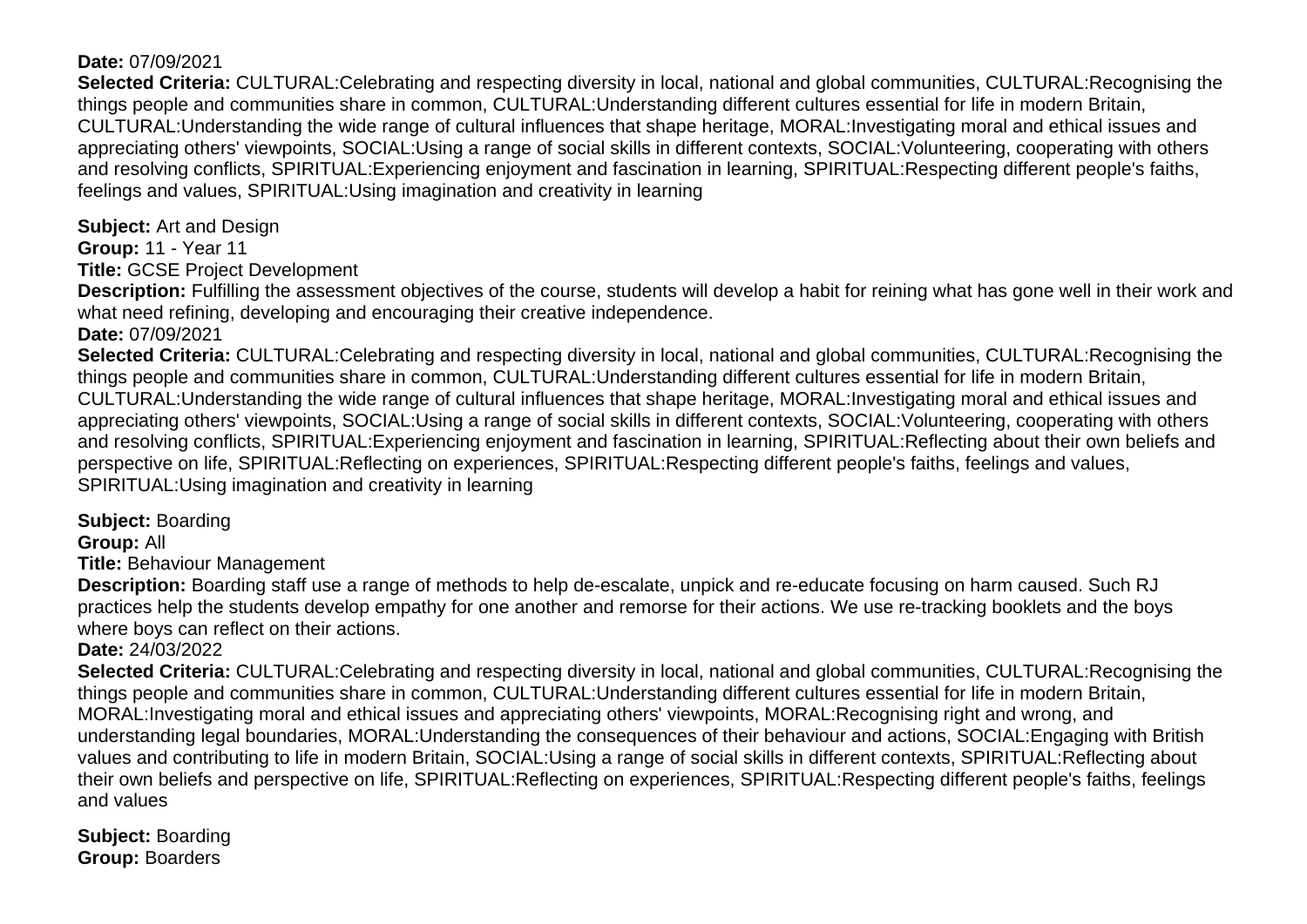**Date:** 07/09/2021
**Selected Criteria:** CULTURAL:Celebrating and respecting diversity in local, national and global communities, CULTURAL:Recognising the things people and communities share in common, CULTURAL:Understanding different cultures essential for life in modern Britain, CULTURAL:Understanding the wide range of cultural influences that shape heritage, MORAL:Investigating moral and ethical issues and appreciating others' viewpoints, SOCIAL:Using a range of social skills in different contexts, SOCIAL:Volunteering, cooperating with others and resolving conflicts, SPIRITUAL:Experiencing enjoyment and fascination in learning, SPIRITUAL:Respecting different people's faiths, feelings and values, SPIRITUAL:Using imagination and creativity in learning

**Subject:** Art and Design
**Group:** 11 - Year 11
**Title:** GCSE Project Development
**Description:** Fulfilling the assessment objectives of the course, students will develop a habit for reining what has gone well in their work and what need refining, developing and encouraging their creative independence.
**Date:** 07/09/2021
**Selected Criteria:** CULTURAL:Celebrating and respecting diversity in local, national and global communities, CULTURAL:Recognising the things people and communities share in common, CULTURAL:Understanding different cultures essential for life in modern Britain, CULTURAL:Understanding the wide range of cultural influences that shape heritage, MORAL:Investigating moral and ethical issues and appreciating others' viewpoints, SOCIAL:Using a range of social skills in different contexts, SOCIAL:Volunteering, cooperating with others and resolving conflicts, SPIRITUAL:Experiencing enjoyment and fascination in learning, SPIRITUAL:Reflecting about their own beliefs and perspective on life, SPIRITUAL:Reflecting on experiences, SPIRITUAL:Respecting different people's faiths, feelings and values, SPIRITUAL:Using imagination and creativity in learning

**Subject:** Boarding
**Group:** All
**Title:** Behaviour Management
**Description:** Boarding staff use a range of methods to help de-escalate, unpick and re-educate focusing on harm caused. Such RJ practices help the students develop empathy for one another and remorse for their actions. We use re-tracking booklets and the boys where boys can reflect on their actions.
**Date:** 24/03/2022
**Selected Criteria:** CULTURAL:Celebrating and respecting diversity in local, national and global communities, CULTURAL:Recognising the things people and communities share in common, CULTURAL:Understanding different cultures essential for life in modern Britain, MORAL:Investigating moral and ethical issues and appreciating others' viewpoints, MORAL:Recognising right and wrong, and understanding legal boundaries, MORAL:Understanding the consequences of their behaviour and actions, SOCIAL:Engaging with British values and contributing to life in modern Britain, SOCIAL:Using a range of social skills in different contexts, SPIRITUAL:Reflecting about their own beliefs and perspective on life, SPIRITUAL:Reflecting on experiences, SPIRITUAL:Respecting different people's faiths, feelings and values

**Subject:** Boarding
**Group:** Boarders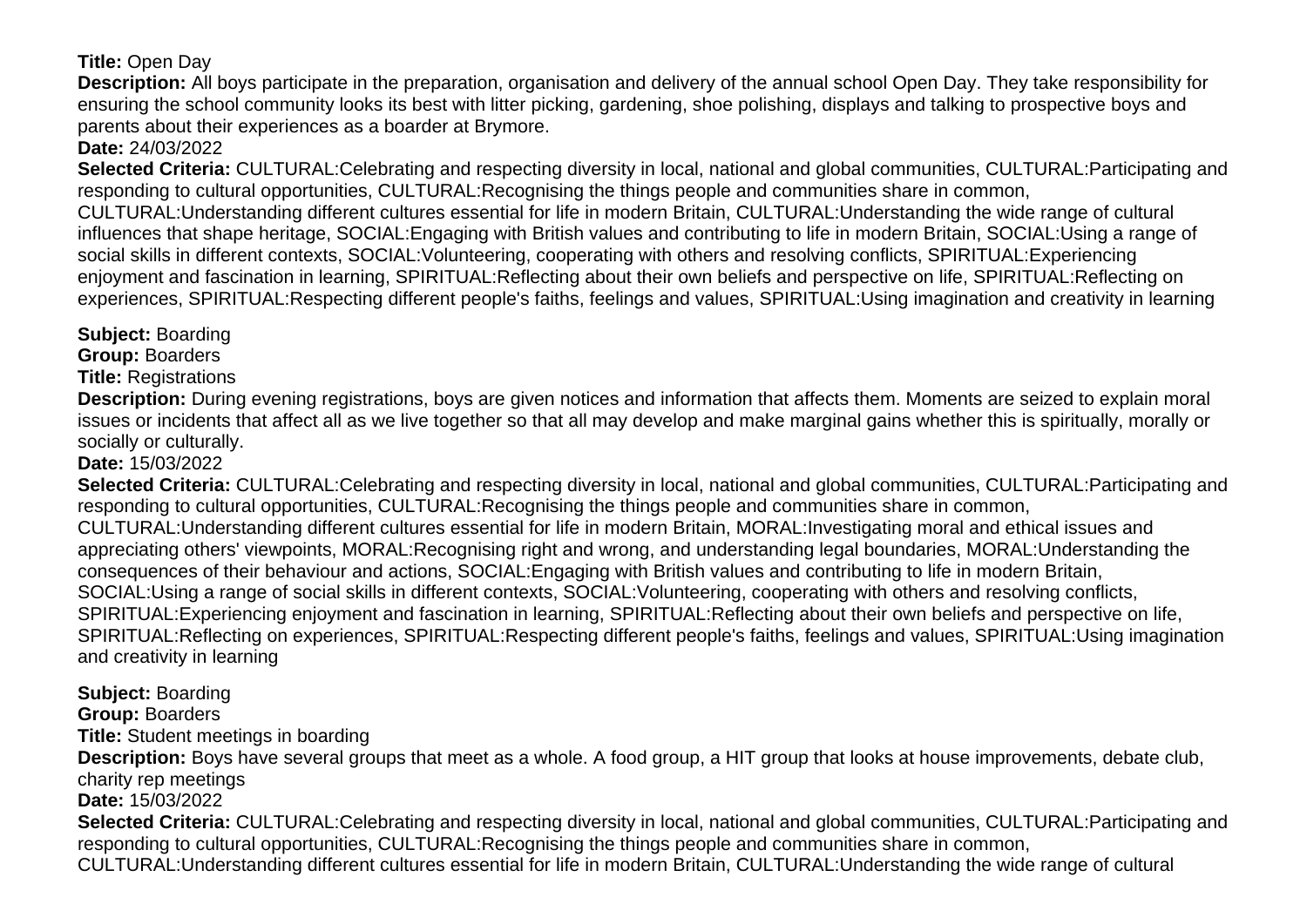**Title:** Open Day

**Description:** All boys participate in the preparation, organisation and delivery of the annual school Open Day. They take responsibility for ensuring the school community looks its best with litter picking, gardening, shoe polishing, displays and talking to prospective boys and parents about their experiences as a boarder at Brymore.

**Date:** 24/03/2022

**Selected Criteria:** CULTURAL:Celebrating and respecting diversity in local, national and global communities, CULTURAL:Participating and responding to cultural opportunities, CULTURAL:Recognising the things people and communities share in common, CULTURAL:Understanding different cultures essential for life in modern Britain, CULTURAL:Understanding the wide range of cultural influences that shape heritage, SOCIAL:Engaging with British values and contributing to life in modern Britain, SOCIAL:Using a range of social skills in different contexts, SOCIAL:Volunteering, cooperating with others and resolving conflicts, SPIRITUAL:Experiencing enjoyment and fascination in learning, SPIRITUAL:Reflecting about their own beliefs and perspective on life, SPIRITUAL:Reflecting on experiences, SPIRITUAL:Respecting different people's faiths, feelings and values, SPIRITUAL:Using imagination and creativity in learning

**Subject:** Boarding

**Group:** Boarders

**Title:** Registrations

**Description:** During evening registrations, boys are given notices and information that affects them. Moments are seized to explain moral issues or incidents that affect all as we live together so that all may develop and make marginal gains whether this is spiritually, morally or socially or culturally.

**Date:** 15/03/2022

**Selected Criteria:** CULTURAL:Celebrating and respecting diversity in local, national and global communities, CULTURAL:Participating and responding to cultural opportunities, CULTURAL:Recognising the things people and communities share in common, CULTURAL:Understanding different cultures essential for life in modern Britain, MORAL:Investigating moral and ethical issues and appreciating others' viewpoints, MORAL:Recognising right and wrong, and understanding legal boundaries, MORAL:Understanding the consequences of their behaviour and actions, SOCIAL:Engaging with British values and contributing to life in modern Britain, SOCIAL:Using a range of social skills in different contexts, SOCIAL:Volunteering, cooperating with others and resolving conflicts, SPIRITUAL:Experiencing enjoyment and fascination in learning, SPIRITUAL:Reflecting about their own beliefs and perspective on life, SPIRITUAL:Reflecting on experiences, SPIRITUAL:Respecting different people's faiths, feelings and values, SPIRITUAL:Using imagination and creativity in learning

**Subject:** Boarding

**Group:** Boarders

**Title:** Student meetings in boarding

**Description:** Boys have several groups that meet as a whole. A food group, a HIT group that looks at house improvements, debate club, charity rep meetings

**Date:** 15/03/2022

**Selected Criteria:** CULTURAL:Celebrating and respecting diversity in local, national and global communities, CULTURAL:Participating and responding to cultural opportunities, CULTURAL:Recognising the things people and communities share in common, CULTURAL:Understanding different cultures essential for life in modern Britain, CULTURAL:Understanding the wide range of cultural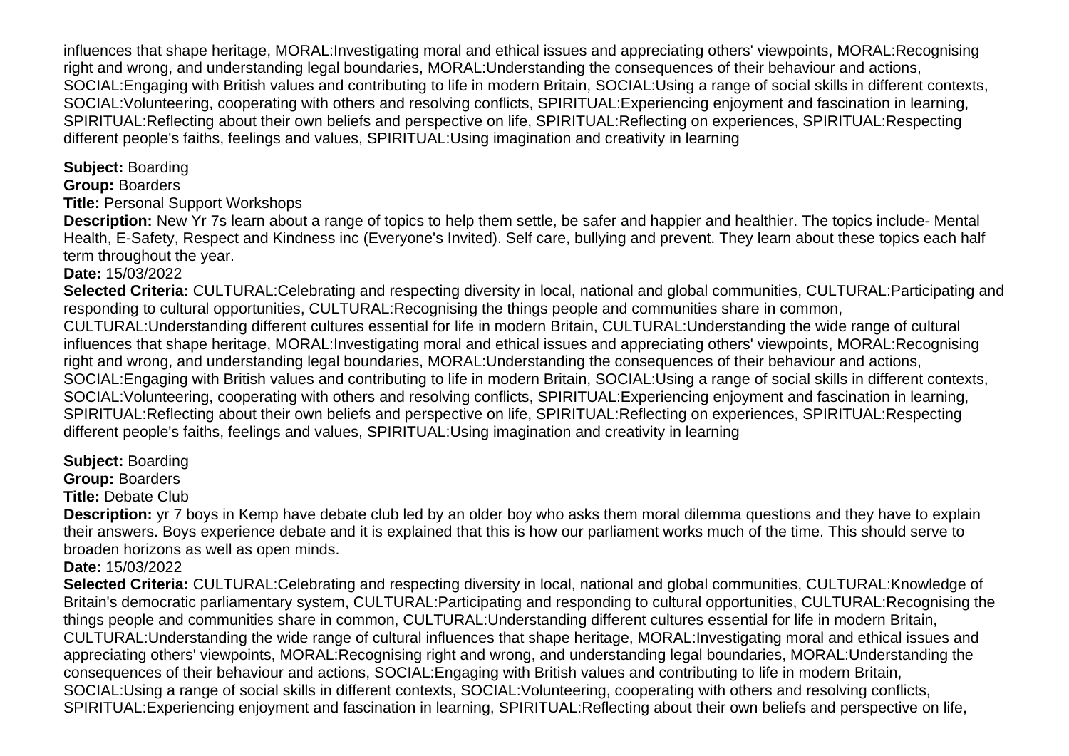influences that shape heritage, MORAL:Investigating moral and ethical issues and appreciating others' viewpoints, MORAL:Recognising right and wrong, and understanding legal boundaries, MORAL:Understanding the consequences of their behaviour and actions, SOCIAL:Engaging with British values and contributing to life in modern Britain, SOCIAL:Using a range of social skills in different contexts, SOCIAL:Volunteering, cooperating with others and resolving conflicts, SPIRITUAL:Experiencing enjoyment and fascination in learning, SPIRITUAL:Reflecting about their own beliefs and perspective on life, SPIRITUAL:Reflecting on experiences, SPIRITUAL:Respecting different people's faiths, feelings and values, SPIRITUAL:Using imagination and creativity in learning

**Subject:** Boarding
**Group:** Boarders
**Title:** Personal Support Workshops
**Description:** New Yr 7s learn about a range of topics to help them settle, be safer and happier and healthier. The topics include- Mental Health, E-Safety, Respect and Kindness inc (Everyone's Invited). Self care, bullying and prevent. They learn about these topics each half term throughout the year.
**Date:** 15/03/2022
**Selected Criteria:** CULTURAL:Celebrating and respecting diversity in local, national and global communities, CULTURAL:Participating and responding to cultural opportunities, CULTURAL:Recognising the things people and communities share in common, CULTURAL:Understanding different cultures essential for life in modern Britain, CULTURAL:Understanding the wide range of cultural influences that shape heritage, MORAL:Investigating moral and ethical issues and appreciating others' viewpoints, MORAL:Recognising right and wrong, and understanding legal boundaries, MORAL:Understanding the consequences of their behaviour and actions, SOCIAL:Engaging with British values and contributing to life in modern Britain, SOCIAL:Using a range of social skills in different contexts, SOCIAL:Volunteering, cooperating with others and resolving conflicts, SPIRITUAL:Experiencing enjoyment and fascination in learning, SPIRITUAL:Reflecting about their own beliefs and perspective on life, SPIRITUAL:Reflecting on experiences, SPIRITUAL:Respecting different people's faiths, feelings and values, SPIRITUAL:Using imagination and creativity in learning

**Subject:** Boarding
**Group:** Boarders
**Title:** Debate Club
**Description:** yr 7 boys in Kemp have debate club led by an older boy who asks them moral dilemma questions and they have to explain their answers. Boys experience debate and it is explained that this is how our parliament works much of the time. This should serve to broaden horizons as well as open minds.
**Date:** 15/03/2022
**Selected Criteria:** CULTURAL:Celebrating and respecting diversity in local, national and global communities, CULTURAL:Knowledge of Britain's democratic parliamentary system, CULTURAL:Participating and responding to cultural opportunities, CULTURAL:Recognising the things people and communities share in common, CULTURAL:Understanding different cultures essential for life in modern Britain, CULTURAL:Understanding the wide range of cultural influences that shape heritage, MORAL:Investigating moral and ethical issues and appreciating others' viewpoints, MORAL:Recognising right and wrong, and understanding legal boundaries, MORAL:Understanding the consequences of their behaviour and actions, SOCIAL:Engaging with British values and contributing to life in modern Britain, SOCIAL:Using a range of social skills in different contexts, SOCIAL:Volunteering, cooperating with others and resolving conflicts, SPIRITUAL:Experiencing enjoyment and fascination in learning, SPIRITUAL:Reflecting about their own beliefs and perspective on life,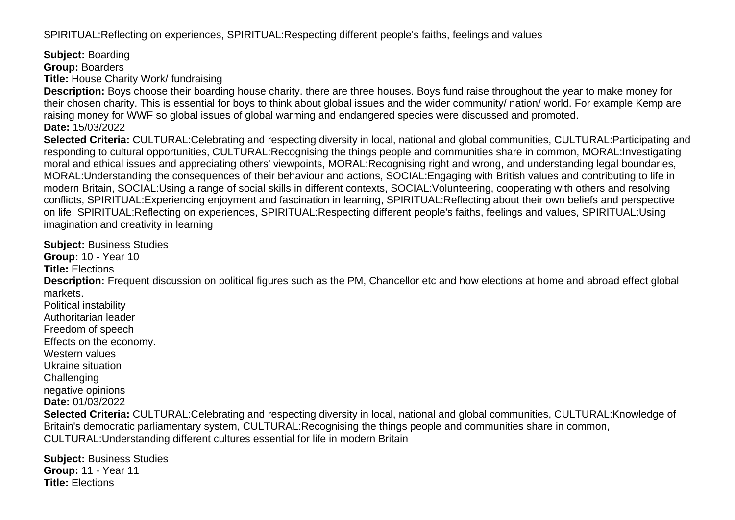SPIRITUAL:Reflecting on experiences, SPIRITUAL:Respecting different people's faiths, feelings and values

**Subject:** Boarding
**Group:** Boarders
**Title:** House Charity Work/ fundraising
**Description:** Boys choose their boarding house charity. there are three houses. Boys fund raise throughout the year to make money for their chosen charity. This is essential for boys to think about global issues and the wider community/ nation/ world. For example Kemp are raising money for WWF so global issues of global warming and endangered species were discussed and promoted.
**Date:** 15/03/2022
**Selected Criteria:** CULTURAL:Celebrating and respecting diversity in local, national and global communities, CULTURAL:Participating and responding to cultural opportunities, CULTURAL:Recognising the things people and communities share in common, MORAL:Investigating moral and ethical issues and appreciating others' viewpoints, MORAL:Recognising right and wrong, and understanding legal boundaries, MORAL:Understanding the consequences of their behaviour and actions, SOCIAL:Engaging with British values and contributing to life in modern Britain, SOCIAL:Using a range of social skills in different contexts, SOCIAL:Volunteering, cooperating with others and resolving conflicts, SPIRITUAL:Experiencing enjoyment and fascination in learning, SPIRITUAL:Reflecting about their own beliefs and perspective on life, SPIRITUAL:Reflecting on experiences, SPIRITUAL:Respecting different people's faiths, feelings and values, SPIRITUAL:Using imagination and creativity in learning

**Subject:** Business Studies
**Group:** 10 - Year 10
**Title:** Elections
**Description:** Frequent discussion on political figures such as the PM, Chancellor etc and how elections at home and abroad effect global markets.
Political instability
Authoritarian leader
Freedom of speech
Effects on the economy.
Western values
Ukraine situation
Challenging
negative opinions
**Date:** 01/03/2022
**Selected Criteria:** CULTURAL:Celebrating and respecting diversity in local, national and global communities, CULTURAL:Knowledge of Britain's democratic parliamentary system, CULTURAL:Recognising the things people and communities share in common, CULTURAL:Understanding different cultures essential for life in modern Britain

**Subject:** Business Studies
**Group:** 11 - Year 11
**Title:** Elections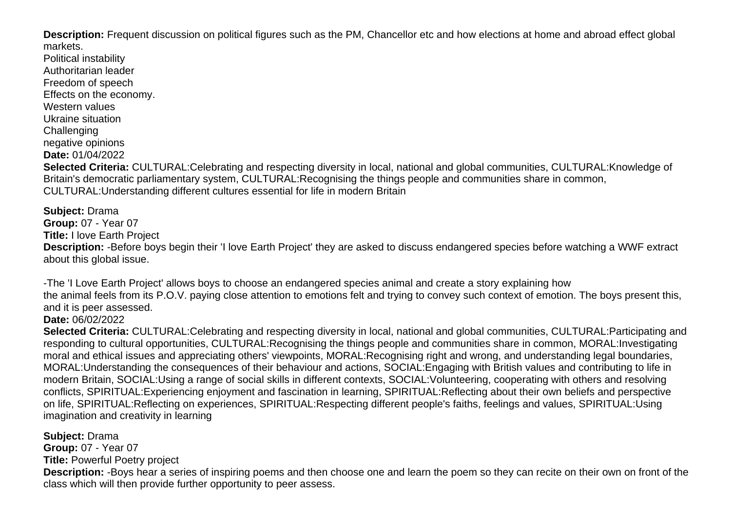**Description:** Frequent discussion on political figures such as the PM, Chancellor etc and how elections at home and abroad effect global markets.
Political instability
Authoritarian leader
Freedom of speech
Effects on the economy.
Western values
Ukraine situation
Challenging
negative opinions
**Date:** 01/04/2022
**Selected Criteria:** CULTURAL:Celebrating and respecting diversity in local, national and global communities, CULTURAL:Knowledge of Britain's democratic parliamentary system, CULTURAL:Recognising the things people and communities share in common, CULTURAL:Understanding different cultures essential for life in modern Britain

**Subject:** Drama
**Group:** 07 - Year 07
**Title:** I love Earth Project
**Description:** -Before boys begin their 'I love Earth Project' they are asked to discuss endangered species before watching a WWF extract about this global issue.

-The 'I Love Earth Project' allows boys to choose an endangered species animal and create a story explaining how the animal feels from its P.O.V. paying close attention to emotions felt and trying to convey such context of emotion. The boys present this, and it is peer assessed.
**Date:** 06/02/2022
**Selected Criteria:** CULTURAL:Celebrating and respecting diversity in local, national and global communities, CULTURAL:Participating and responding to cultural opportunities, CULTURAL:Recognising the things people and communities share in common, MORAL:Investigating moral and ethical issues and appreciating others' viewpoints, MORAL:Recognising right and wrong, and understanding legal boundaries, MORAL:Understanding the consequences of their behaviour and actions, SOCIAL:Engaging with British values and contributing to life in modern Britain, SOCIAL:Using a range of social skills in different contexts, SOCIAL:Volunteering, cooperating with others and resolving conflicts, SPIRITUAL:Experiencing enjoyment and fascination in learning, SPIRITUAL:Reflecting about their own beliefs and perspective on life, SPIRITUAL:Reflecting on experiences, SPIRITUAL:Respecting different people's faiths, feelings and values, SPIRITUAL:Using imagination and creativity in learning

**Subject:** Drama
**Group:** 07 - Year 07
**Title:** Powerful Poetry project
**Description:** -Boys hear a series of inspiring poems and then choose one and learn the poem so they can recite on their own on front of the class which will then provide further opportunity to peer assess.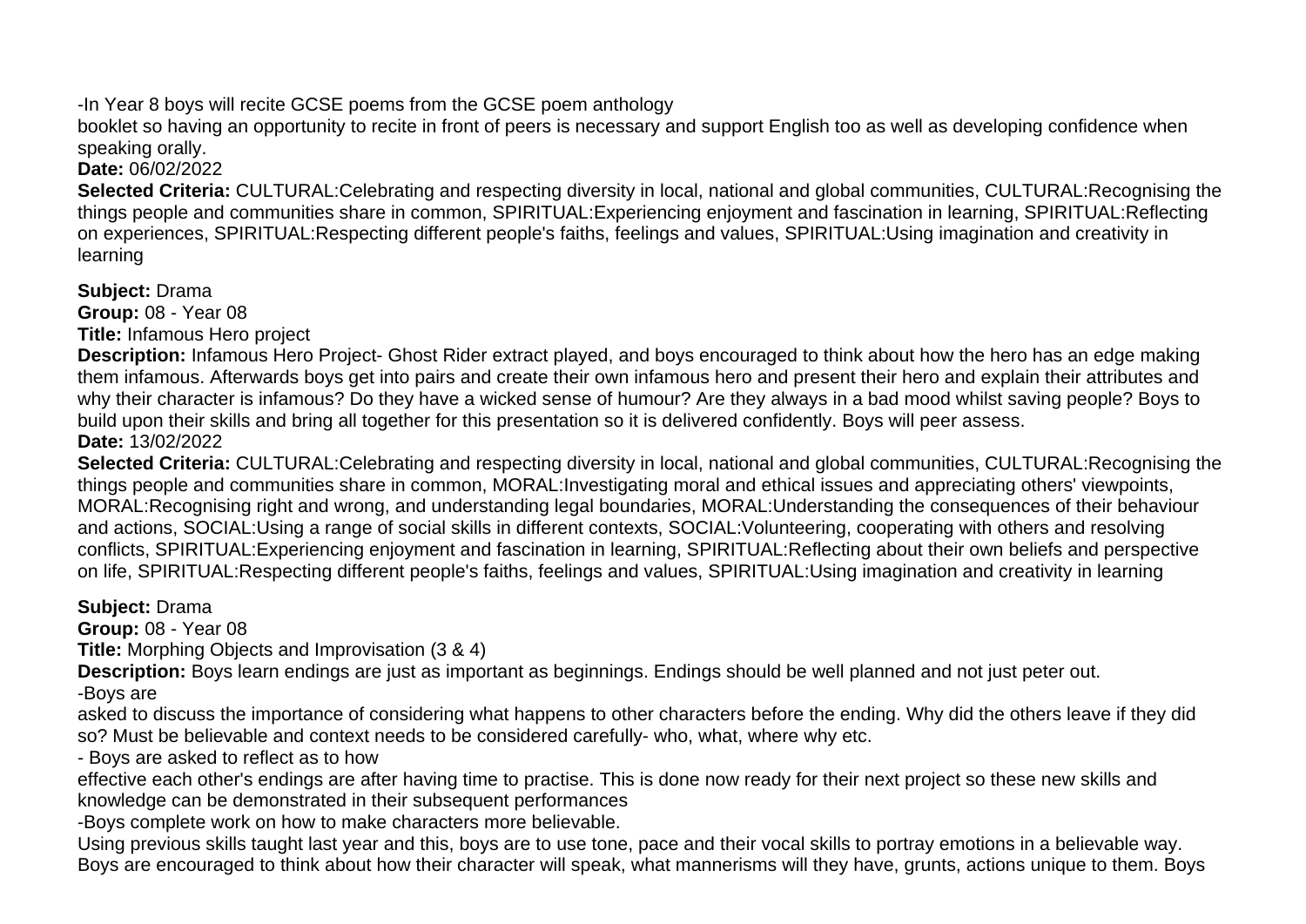-In Year 8 boys will recite GCSE poems from the GCSE poem anthology
booklet so having an opportunity to recite in front of peers is necessary and support English too as well as developing confidence when speaking orally.

**Date:** 06/02/2022

**Selected Criteria:** CULTURAL:Celebrating and respecting diversity in local, national and global communities, CULTURAL:Recognising the things people and communities share in common, SPIRITUAL:Experiencing enjoyment and fascination in learning, SPIRITUAL:Reflecting on experiences, SPIRITUAL:Respecting different people's faiths, feelings and values, SPIRITUAL:Using imagination and creativity in learning

**Subject:** Drama

**Group:** 08 - Year 08

**Title:** Infamous Hero project

**Description:** Infamous Hero Project- Ghost Rider extract played, and boys encouraged to think about how the hero has an edge making them infamous. Afterwards boys get into pairs and create their own infamous hero and present their hero and explain their attributes and why their character is infamous? Do they have a wicked sense of humour? Are they always in a bad mood whilst saving people? Boys to build upon their skills and bring all together for this presentation so it is delivered confidently. Boys will peer assess.

**Date:** 13/02/2022

**Selected Criteria:** CULTURAL:Celebrating and respecting diversity in local, national and global communities, CULTURAL:Recognising the things people and communities share in common, MORAL:Investigating moral and ethical issues and appreciating others' viewpoints, MORAL:Recognising right and wrong, and understanding legal boundaries, MORAL:Understanding the consequences of their behaviour and actions, SOCIAL:Using a range of social skills in different contexts, SOCIAL:Volunteering, cooperating with others and resolving conflicts, SPIRITUAL:Experiencing enjoyment and fascination in learning, SPIRITUAL:Reflecting about their own beliefs and perspective on life, SPIRITUAL:Respecting different people's faiths, feelings and values, SPIRITUAL:Using imagination and creativity in learning

**Subject:** Drama

**Group:** 08 - Year 08

**Title:** Morphing Objects and Improvisation (3 & 4)

**Description:** Boys learn endings are just as important as beginnings. Endings should be well planned and not just peter out.

-Boys are
asked to discuss the importance of considering what happens to other characters before the ending. Why did the others leave if they did so? Must be believable and context needs to be considered carefully- who, what, where why etc.

- Boys are asked to reflect as to how
effective each other's endings are after having time to practise. This is done now ready for their next project so these new skills and knowledge can be demonstrated in their subsequent performances

-Boys complete work on how to make characters more believable.
Using previous skills taught last year and this, boys are to use tone, pace and their vocal skills to portray emotions in a believable way. Boys are encouraged to think about how their character will speak, what mannerisms will they have, grunts, actions unique to them. Boys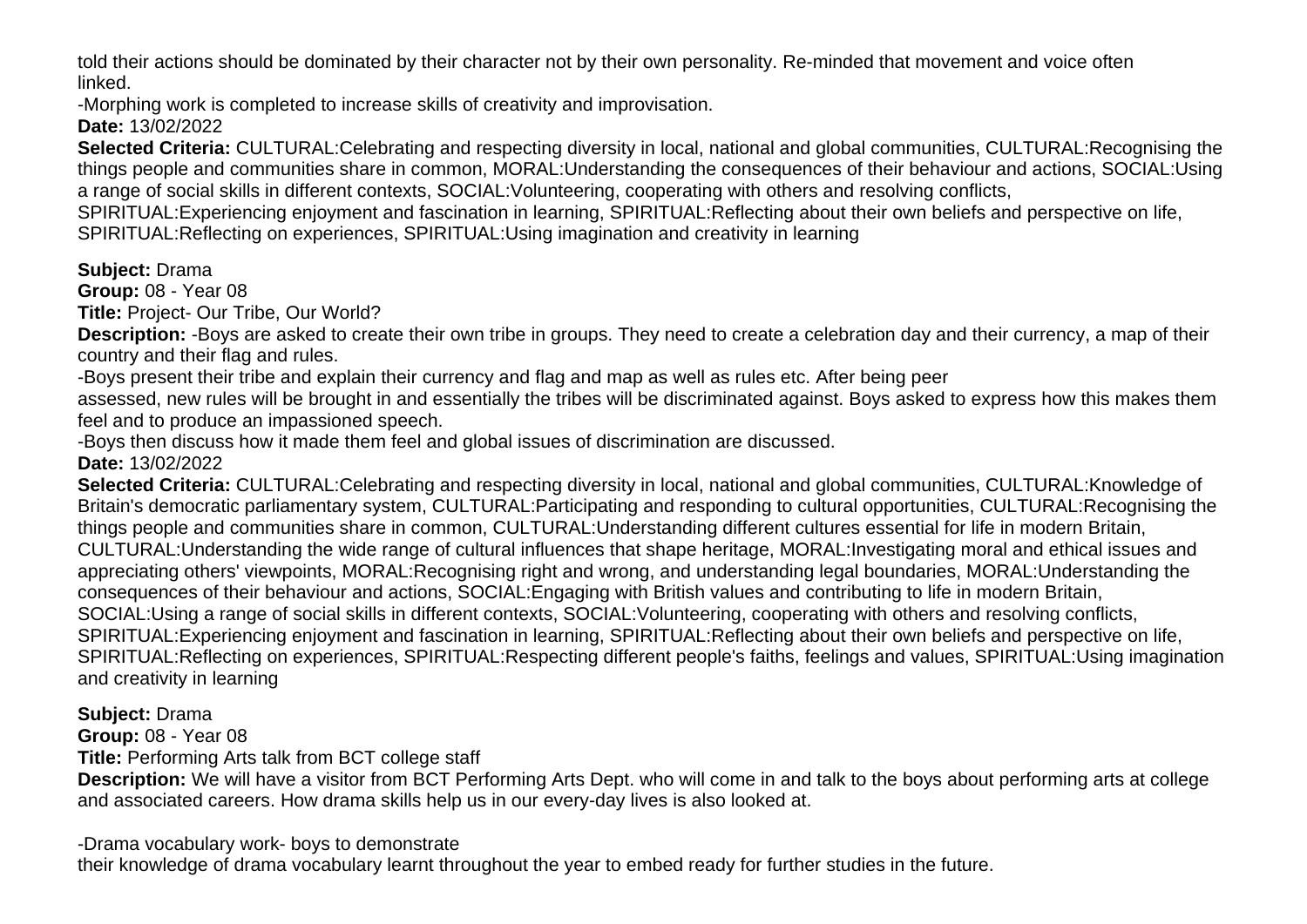told their actions should be dominated by their character not by their own personality. Re-minded that movement and voice often linked.

-Morphing work is completed to increase skills of creativity and improvisation.

**Date:** 13/02/2022

**Selected Criteria:** CULTURAL:Celebrating and respecting diversity in local, national and global communities, CULTURAL:Recognising the things people and communities share in common, MORAL:Understanding the consequences of their behaviour and actions, SOCIAL:Using a range of social skills in different contexts, SOCIAL:Volunteering, cooperating with others and resolving conflicts, SPIRITUAL:Experiencing enjoyment and fascination in learning, SPIRITUAL:Reflecting about their own beliefs and perspective on life, SPIRITUAL:Reflecting on experiences, SPIRITUAL:Using imagination and creativity in learning

**Subject:** Drama

**Group:** 08 - Year 08

**Title:** Project- Our Tribe, Our World?

**Description:** -Boys are asked to create their own tribe in groups. They need to create a celebration day and their currency, a map of their country and their flag and rules.

-Boys present their tribe and explain their currency and flag and map as well as rules etc. After being peer assessed, new rules will be brought in and essentially the tribes will be discriminated against. Boys asked to express how this makes them feel and to produce an impassioned speech.

-Boys then discuss how it made them feel and global issues of discrimination are discussed.

**Date:** 13/02/2022

**Selected Criteria:** CULTURAL:Celebrating and respecting diversity in local, national and global communities, CULTURAL:Knowledge of Britain's democratic parliamentary system, CULTURAL:Participating and responding to cultural opportunities, CULTURAL:Recognising the things people and communities share in common, CULTURAL:Understanding different cultures essential for life in modern Britain, CULTURAL:Understanding the wide range of cultural influences that shape heritage, MORAL:Investigating moral and ethical issues and appreciating others' viewpoints, MORAL:Recognising right and wrong, and understanding legal boundaries, MORAL:Understanding the consequences of their behaviour and actions, SOCIAL:Engaging with British values and contributing to life in modern Britain, SOCIAL:Using a range of social skills in different contexts, SOCIAL:Volunteering, cooperating with others and resolving conflicts, SPIRITUAL:Experiencing enjoyment and fascination in learning, SPIRITUAL:Reflecting about their own beliefs and perspective on life, SPIRITUAL:Reflecting on experiences, SPIRITUAL:Respecting different people's faiths, feelings and values, SPIRITUAL:Using imagination and creativity in learning

**Subject:** Drama

**Group:** 08 - Year 08

**Title:** Performing Arts talk from BCT college staff

**Description:** We will have a visitor from BCT Performing Arts Dept. who will come in and talk to the boys about performing arts at college and associated careers. How drama skills help us in our every-day lives is also looked at.

-Drama vocabulary work- boys to demonstrate their knowledge of drama vocabulary learnt throughout the year to embed ready for further studies in the future.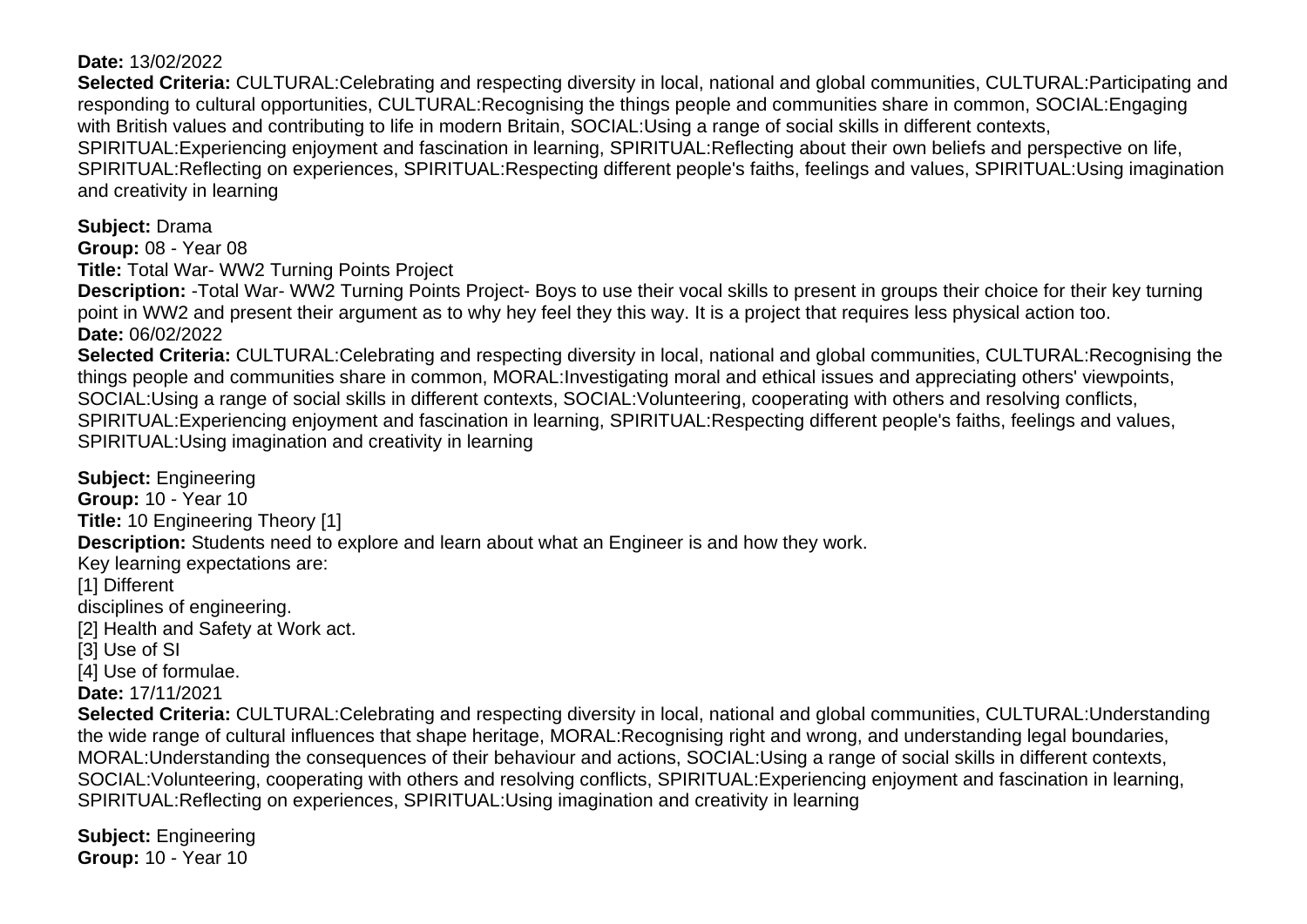**Date:** 13/02/2022

**Selected Criteria:** CULTURAL:Celebrating and respecting diversity in local, national and global communities, CULTURAL:Participating and responding to cultural opportunities, CULTURAL:Recognising the things people and communities share in common, SOCIAL:Engaging with British values and contributing to life in modern Britain, SOCIAL:Using a range of social skills in different contexts, SPIRITUAL:Experiencing enjoyment and fascination in learning, SPIRITUAL:Reflecting about their own beliefs and perspective on life, SPIRITUAL:Reflecting on experiences, SPIRITUAL:Respecting different people's faiths, feelings and values, SPIRITUAL:Using imagination and creativity in learning

**Subject:** Drama
**Group:** 08 - Year 08
**Title:** Total War- WW2 Turning Points Project
**Description:** -Total War- WW2 Turning Points Project- Boys to use their vocal skills to present in groups their choice for their key turning point in WW2 and present their argument as to why hey feel they this way. It is a project that requires less physical action too.
**Date:** 06/02/2022

**Selected Criteria:** CULTURAL:Celebrating and respecting diversity in local, national and global communities, CULTURAL:Recognising the things people and communities share in common, MORAL:Investigating moral and ethical issues and appreciating others' viewpoints, SOCIAL:Using a range of social skills in different contexts, SOCIAL:Volunteering, cooperating with others and resolving conflicts, SPIRITUAL:Experiencing enjoyment and fascination in learning, SPIRITUAL:Respecting different people's faiths, feelings and values, SPIRITUAL:Using imagination and creativity in learning

**Subject:** Engineering
**Group:** 10 - Year 10
**Title:** 10 Engineering Theory [1]
**Description:** Students need to explore and learn about what an Engineer is and how they work.
Key learning expectations are:
[1] Different
disciplines of engineering.
[2] Health and Safety at Work act.
[3] Use of SI
[4] Use of formulae.
**Date:** 17/11/2021

**Selected Criteria:** CULTURAL:Celebrating and respecting diversity in local, national and global communities, CULTURAL:Understanding the wide range of cultural influences that shape heritage, MORAL:Recognising right and wrong, and understanding legal boundaries, MORAL:Understanding the consequences of their behaviour and actions, SOCIAL:Using a range of social skills in different contexts, SOCIAL:Volunteering, cooperating with others and resolving conflicts, SPIRITUAL:Experiencing enjoyment and fascination in learning, SPIRITUAL:Reflecting on experiences, SPIRITUAL:Using imagination and creativity in learning

**Subject:** Engineering
**Group:** 10 - Year 10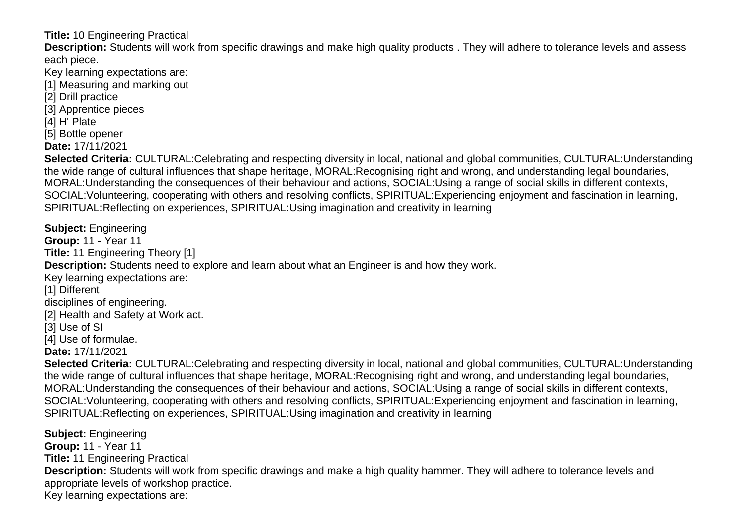**Title:** 10 Engineering Practical
**Description:** Students will work from specific drawings and make high quality products . They will adhere to tolerance levels and assess each piece.
Key learning expectations are:
[1] Measuring and marking out
[2] Drill practice
[3] Apprentice pieces
[4] H' Plate
[5] Bottle opener
**Date:** 17/11/2021
**Selected Criteria:** CULTURAL:Celebrating and respecting diversity in local, national and global communities, CULTURAL:Understanding the wide range of cultural influences that shape heritage, MORAL:Recognising right and wrong, and understanding legal boundaries, MORAL:Understanding the consequences of their behaviour and actions, SOCIAL:Using a range of social skills in different contexts, SOCIAL:Volunteering, cooperating with others and resolving conflicts, SPIRITUAL:Experiencing enjoyment and fascination in learning, SPIRITUAL:Reflecting on experiences, SPIRITUAL:Using imagination and creativity in learning

**Subject:** Engineering
**Group:** 11 - Year 11
**Title:** 11 Engineering Theory [1]
**Description:** Students need to explore and learn about what an Engineer is and how they work.
Key learning expectations are:
[1] Different
disciplines of engineering.
[2] Health and Safety at Work act.
[3] Use of SI
[4] Use of formulae.
**Date:** 17/11/2021
**Selected Criteria:** CULTURAL:Celebrating and respecting diversity in local, national and global communities, CULTURAL:Understanding the wide range of cultural influences that shape heritage, MORAL:Recognising right and wrong, and understanding legal boundaries, MORAL:Understanding the consequences of their behaviour and actions, SOCIAL:Using a range of social skills in different contexts, SOCIAL:Volunteering, cooperating with others and resolving conflicts, SPIRITUAL:Experiencing enjoyment and fascination in learning, SPIRITUAL:Reflecting on experiences, SPIRITUAL:Using imagination and creativity in learning

**Subject:** Engineering
**Group:** 11 - Year 11
**Title:** 11 Engineering Practical
**Description:** Students will work from specific drawings and make a high quality hammer. They will adhere to tolerance levels and appropriate levels of workshop practice.
Key learning expectations are: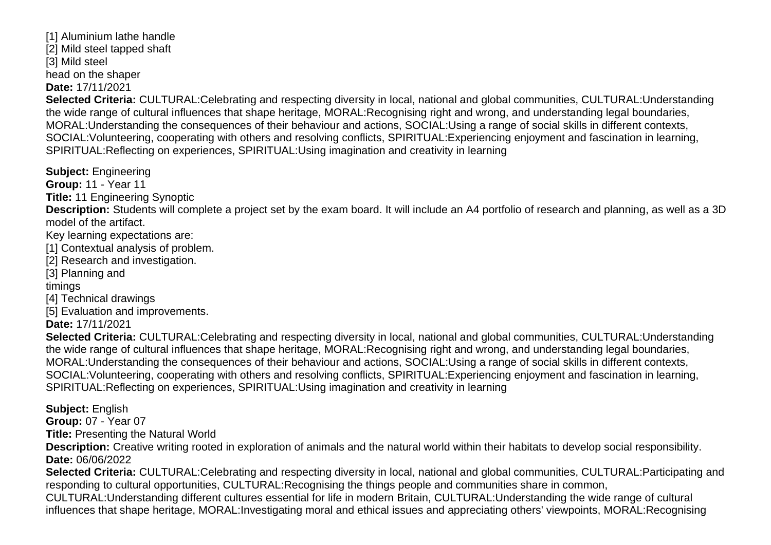[1] Aluminium lathe handle
[2] Mild steel tapped shaft
[3] Mild steel
head on the shaper
**Date:** 17/11/2021
**Selected Criteria:** CULTURAL:Celebrating and respecting diversity in local, national and global communities, CULTURAL:Understanding the wide range of cultural influences that shape heritage, MORAL:Recognising right and wrong, and understanding legal boundaries, MORAL:Understanding the consequences of their behaviour and actions, SOCIAL:Using a range of social skills in different contexts, SOCIAL:Volunteering, cooperating with others and resolving conflicts, SPIRITUAL:Experiencing enjoyment and fascination in learning, SPIRITUAL:Reflecting on experiences, SPIRITUAL:Using imagination and creativity in learning

**Subject:** Engineering
**Group:** 11 - Year 11
**Title:** 11 Engineering Synoptic
**Description:** Students will complete a project set by the exam board. It will include an A4 portfolio of research and planning, as well as a 3D model of the artifact.
Key learning expectations are:
[1] Contextual analysis of problem.
[2] Research and investigation.
[3] Planning and
timings
[4] Technical drawings
[5] Evaluation and improvements.
**Date:** 17/11/2021
**Selected Criteria:** CULTURAL:Celebrating and respecting diversity in local, national and global communities, CULTURAL:Understanding the wide range of cultural influences that shape heritage, MORAL:Recognising right and wrong, and understanding legal boundaries, MORAL:Understanding the consequences of their behaviour and actions, SOCIAL:Using a range of social skills in different contexts, SOCIAL:Volunteering, cooperating with others and resolving conflicts, SPIRITUAL:Experiencing enjoyment and fascination in learning, SPIRITUAL:Reflecting on experiences, SPIRITUAL:Using imagination and creativity in learning

**Subject:** English
**Group:** 07 - Year 07
**Title:** Presenting the Natural World
**Description:** Creative writing rooted in exploration of animals and the natural world within their habitats to develop social responsibility.
**Date:** 06/06/2022
**Selected Criteria:** CULTURAL:Celebrating and respecting diversity in local, national and global communities, CULTURAL:Participating and responding to cultural opportunities, CULTURAL:Recognising the things people and communities share in common, CULTURAL:Understanding different cultures essential for life in modern Britain, CULTURAL:Understanding the wide range of cultural influences that shape heritage, MORAL:Investigating moral and ethical issues and appreciating others' viewpoints, MORAL:Recognising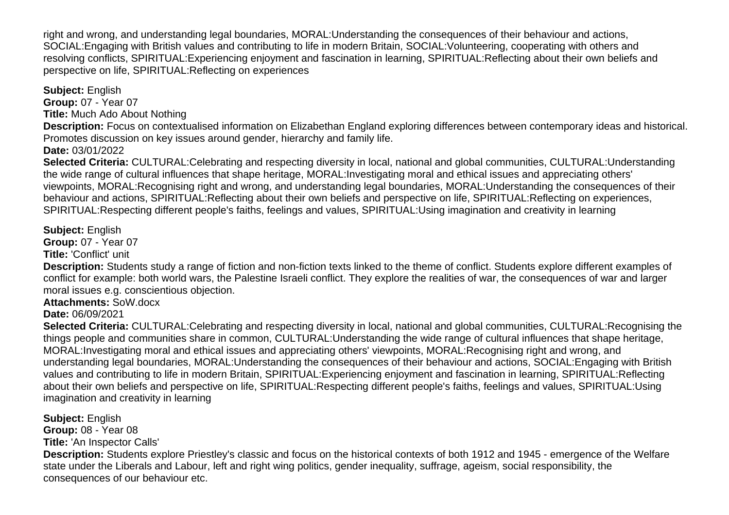right and wrong, and understanding legal boundaries, MORAL:Understanding the consequences of their behaviour and actions, SOCIAL:Engaging with British values and contributing to life in modern Britain, SOCIAL:Volunteering, cooperating with others and resolving conflicts, SPIRITUAL:Experiencing enjoyment and fascination in learning, SPIRITUAL:Reflecting about their own beliefs and perspective on life, SPIRITUAL:Reflecting on experiences

**Subject:** English
**Group:** 07 - Year 07
**Title:** Much Ado About Nothing
**Description:** Focus on contextualised information on Elizabethan England exploring differences between contemporary ideas and historical. Promotes discussion on key issues around gender, hierarchy and family life.
**Date:** 03/01/2022
**Selected Criteria:** CULTURAL:Celebrating and respecting diversity in local, national and global communities, CULTURAL:Understanding the wide range of cultural influences that shape heritage, MORAL:Investigating moral and ethical issues and appreciating others' viewpoints, MORAL:Recognising right and wrong, and understanding legal boundaries, MORAL:Understanding the consequences of their behaviour and actions, SPIRITUAL:Reflecting about their own beliefs and perspective on life, SPIRITUAL:Reflecting on experiences, SPIRITUAL:Respecting different people's faiths, feelings and values, SPIRITUAL:Using imagination and creativity in learning

**Subject:** English
**Group:** 07 - Year 07
**Title:** 'Conflict' unit
**Description:** Students study a range of fiction and non-fiction texts linked to the theme of conflict. Students explore different examples of conflict for example: both world wars, the Palestine Israeli conflict. They explore the realities of war, the consequences of war and larger moral issues e.g. conscientious objection.
**Attachments:** SoW.docx
**Date:** 06/09/2021
**Selected Criteria:** CULTURAL:Celebrating and respecting diversity in local, national and global communities, CULTURAL:Recognising the things people and communities share in common, CULTURAL:Understanding the wide range of cultural influences that shape heritage, MORAL:Investigating moral and ethical issues and appreciating others' viewpoints, MORAL:Recognising right and wrong, and understanding legal boundaries, MORAL:Understanding the consequences of their behaviour and actions, SOCIAL:Engaging with British values and contributing to life in modern Britain, SPIRITUAL:Experiencing enjoyment and fascination in learning, SPIRITUAL:Reflecting about their own beliefs and perspective on life, SPIRITUAL:Respecting different people's faiths, feelings and values, SPIRITUAL:Using imagination and creativity in learning

**Subject:** English
**Group:** 08 - Year 08
**Title:** 'An Inspector Calls'
**Description:** Students explore Priestley's classic and focus on the historical contexts of both 1912 and 1945 - emergence of the Welfare state under the Liberals and Labour, left and right wing politics, gender inequality, suffrage, ageism, social responsibility, the consequences of our behaviour etc.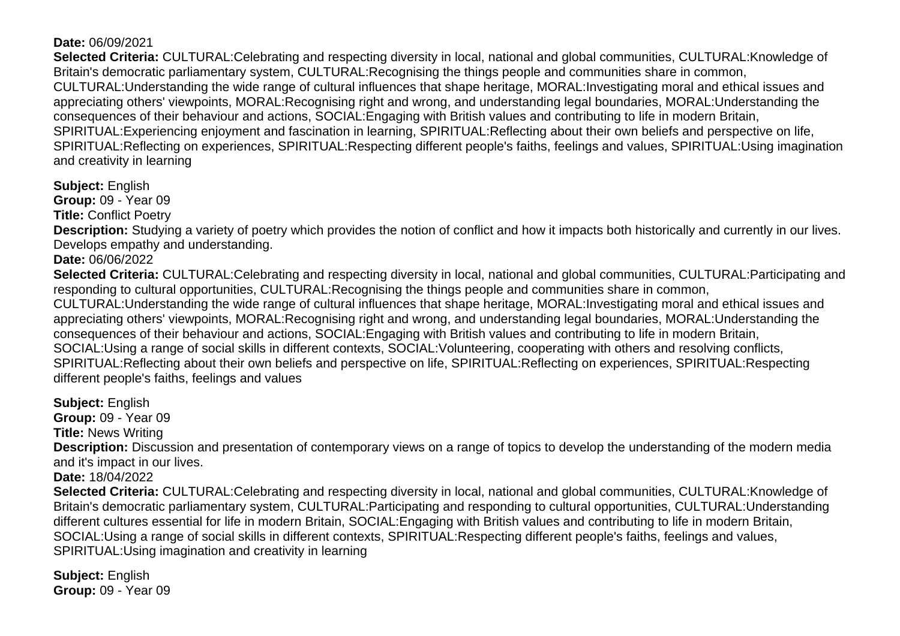**Date:** 06/09/2021

**Selected Criteria:** CULTURAL:Celebrating and respecting diversity in local, national and global communities, CULTURAL:Knowledge of Britain's democratic parliamentary system, CULTURAL:Recognising the things people and communities share in common, CULTURAL:Understanding the wide range of cultural influences that shape heritage, MORAL:Investigating moral and ethical issues and appreciating others' viewpoints, MORAL:Recognising right and wrong, and understanding legal boundaries, MORAL:Understanding the consequences of their behaviour and actions, SOCIAL:Engaging with British values and contributing to life in modern Britain, SPIRITUAL:Experiencing enjoyment and fascination in learning, SPIRITUAL:Reflecting about their own beliefs and perspective on life, SPIRITUAL:Reflecting on experiences, SPIRITUAL:Respecting different people's faiths, feelings and values, SPIRITUAL:Using imagination and creativity in learning

**Subject:** English
**Group:** 09 - Year 09
**Title:** Conflict Poetry
**Description:** Studying a variety of poetry which provides the notion of conflict and how it impacts both historically and currently in our lives. Develops empathy and understanding.
**Date:** 06/06/2022

**Selected Criteria:** CULTURAL:Celebrating and respecting diversity in local, national and global communities, CULTURAL:Participating and responding to cultural opportunities, CULTURAL:Recognising the things people and communities share in common, CULTURAL:Understanding the wide range of cultural influences that shape heritage, MORAL:Investigating moral and ethical issues and appreciating others' viewpoints, MORAL:Recognising right and wrong, and understanding legal boundaries, MORAL:Understanding the consequences of their behaviour and actions, SOCIAL:Engaging with British values and contributing to life in modern Britain, SOCIAL:Using a range of social skills in different contexts, SOCIAL:Volunteering, cooperating with others and resolving conflicts, SPIRITUAL:Reflecting about their own beliefs and perspective on life, SPIRITUAL:Reflecting on experiences, SPIRITUAL:Respecting different people's faiths, feelings and values

**Subject:** English
**Group:** 09 - Year 09
**Title:** News Writing
**Description:** Discussion and presentation of contemporary views on a range of topics to develop the understanding of the modern media and it's impact in our lives.
**Date:** 18/04/2022

**Selected Criteria:** CULTURAL:Celebrating and respecting diversity in local, national and global communities, CULTURAL:Knowledge of Britain's democratic parliamentary system, CULTURAL:Participating and responding to cultural opportunities, CULTURAL:Understanding different cultures essential for life in modern Britain, SOCIAL:Engaging with British values and contributing to life in modern Britain, SOCIAL:Using a range of social skills in different contexts, SPIRITUAL:Respecting different people's faiths, feelings and values, SPIRITUAL:Using imagination and creativity in learning

**Subject:** English
**Group:** 09 - Year 09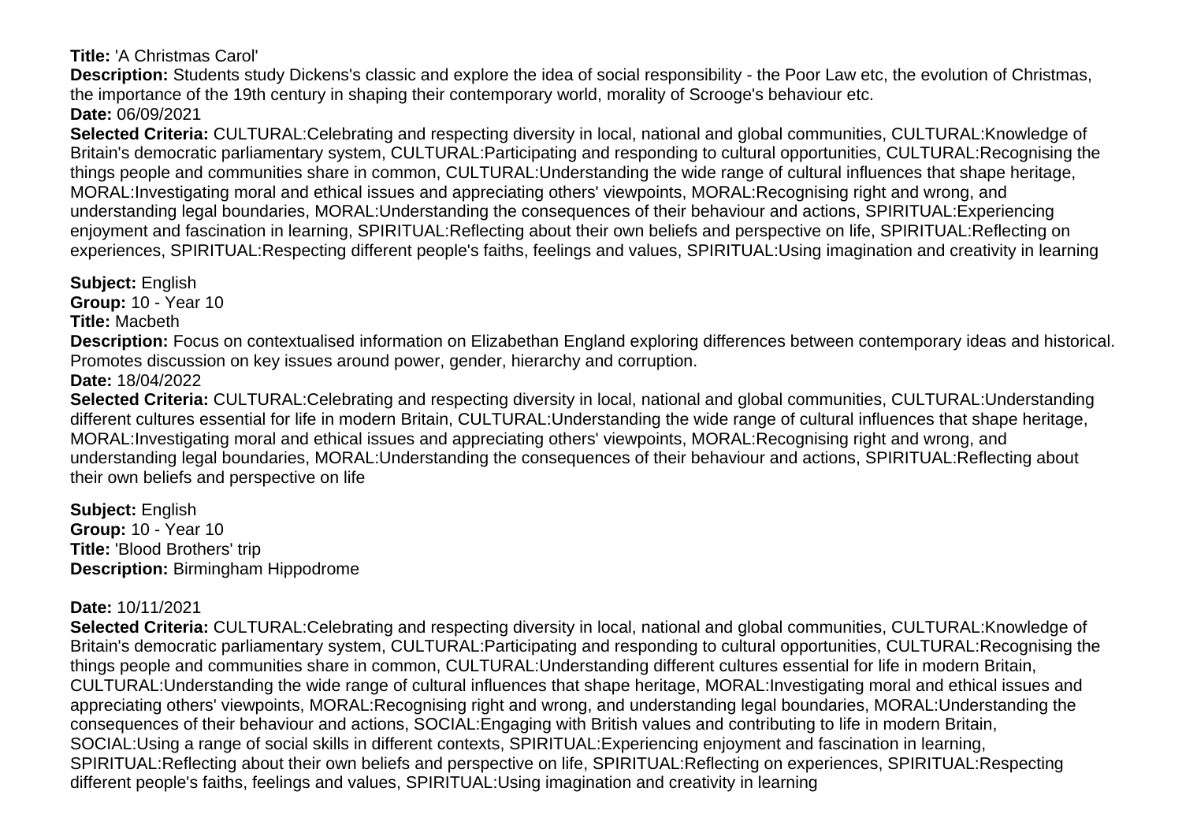**Title:** 'A Christmas Carol'
**Description:** Students study Dickens's classic and explore the idea of social responsibility - the Poor Law etc, the evolution of Christmas, the importance of the 19th century in shaping their contemporary world, morality of Scrooge's behaviour etc.
**Date:** 06/09/2021
**Selected Criteria:** CULTURAL:Celebrating and respecting diversity in local, national and global communities, CULTURAL:Knowledge of Britain's democratic parliamentary system, CULTURAL:Participating and responding to cultural opportunities, CULTURAL:Recognising the things people and communities share in common, CULTURAL:Understanding the wide range of cultural influences that shape heritage, MORAL:Investigating moral and ethical issues and appreciating others' viewpoints, MORAL:Recognising right and wrong, and understanding legal boundaries, MORAL:Understanding the consequences of their behaviour and actions, SPIRITUAL:Experiencing enjoyment and fascination in learning, SPIRITUAL:Reflecting about their own beliefs and perspective on life, SPIRITUAL:Reflecting on experiences, SPIRITUAL:Respecting different people's faiths, feelings and values, SPIRITUAL:Using imagination and creativity in learning

**Subject:** English
**Group:** 10 - Year 10
**Title:** Macbeth
**Description:** Focus on contextualised information on Elizabethan England exploring differences between contemporary ideas and historical. Promotes discussion on key issues around power, gender, hierarchy and corruption.
**Date:** 18/04/2022
**Selected Criteria:** CULTURAL:Celebrating and respecting diversity in local, national and global communities, CULTURAL:Understanding different cultures essential for life in modern Britain, CULTURAL:Understanding the wide range of cultural influences that shape heritage, MORAL:Investigating moral and ethical issues and appreciating others' viewpoints, MORAL:Recognising right and wrong, and understanding legal boundaries, MORAL:Understanding the consequences of their behaviour and actions, SPIRITUAL:Reflecting about their own beliefs and perspective on life

**Subject:** English
**Group:** 10 - Year 10
**Title:** 'Blood Brothers' trip
**Description:** Birmingham Hippodrome

**Date:** 10/11/2021
**Selected Criteria:** CULTURAL:Celebrating and respecting diversity in local, national and global communities, CULTURAL:Knowledge of Britain's democratic parliamentary system, CULTURAL:Participating and responding to cultural opportunities, CULTURAL:Recognising the things people and communities share in common, CULTURAL:Understanding different cultures essential for life in modern Britain, CULTURAL:Understanding the wide range of cultural influences that shape heritage, MORAL:Investigating moral and ethical issues and appreciating others' viewpoints, MORAL:Recognising right and wrong, and understanding legal boundaries, MORAL:Understanding the consequences of their behaviour and actions, SOCIAL:Engaging with British values and contributing to life in modern Britain, SOCIAL:Using a range of social skills in different contexts, SPIRITUAL:Experiencing enjoyment and fascination in learning, SPIRITUAL:Reflecting about their own beliefs and perspective on life, SPIRITUAL:Reflecting on experiences, SPIRITUAL:Respecting different people's faiths, feelings and values, SPIRITUAL:Using imagination and creativity in learning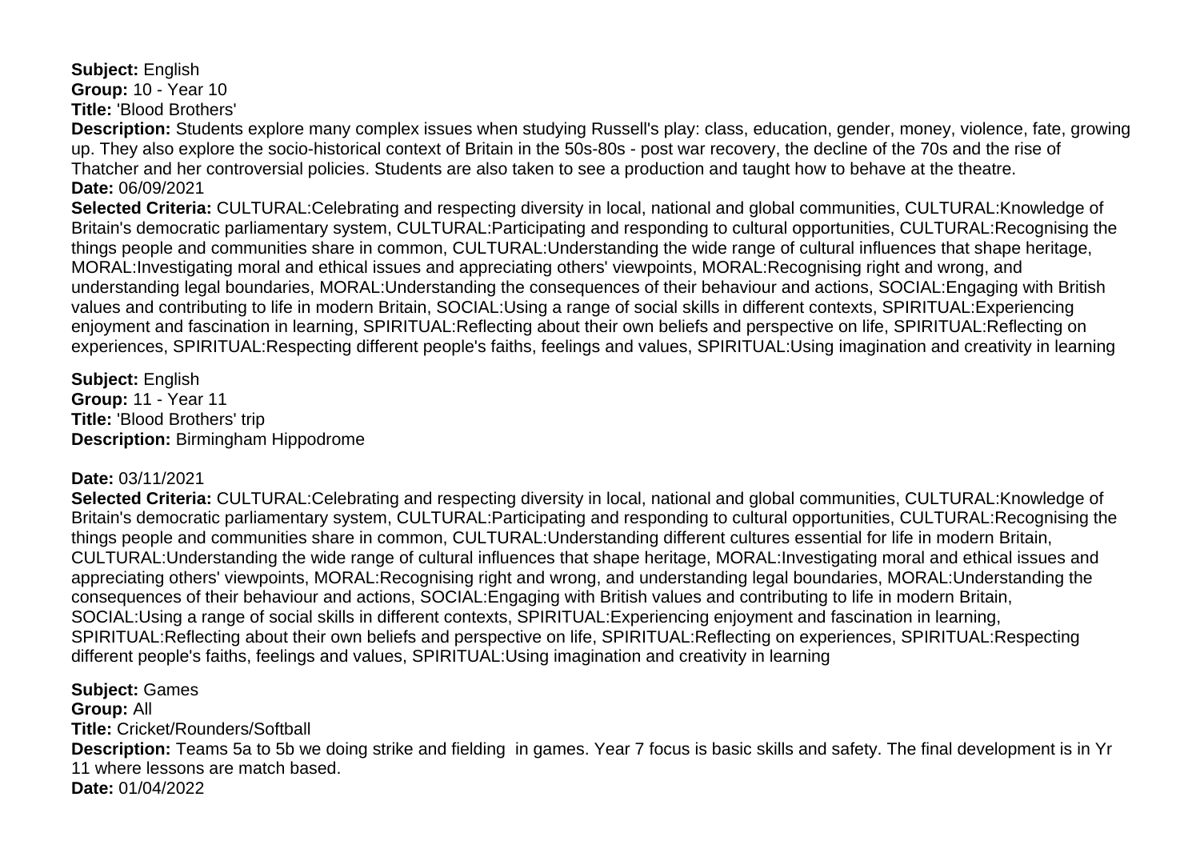**Subject:** English
**Group:** 10 - Year 10
**Title:** 'Blood Brothers'
**Description:** Students explore many complex issues when studying Russell's play: class, education, gender, money, violence, fate, growing up. They also explore the socio-historical context of Britain in the 50s-80s - post war recovery, the decline of the 70s and the rise of Thatcher and her controversial policies. Students are also taken to see a production and taught how to behave at the theatre.
**Date:** 06/09/2021
**Selected Criteria:** CULTURAL:Celebrating and respecting diversity in local, national and global communities, CULTURAL:Knowledge of Britain's democratic parliamentary system, CULTURAL:Participating and responding to cultural opportunities, CULTURAL:Recognising the things people and communities share in common, CULTURAL:Understanding the wide range of cultural influences that shape heritage, MORAL:Investigating moral and ethical issues and appreciating others' viewpoints, MORAL:Recognising right and wrong, and understanding legal boundaries, MORAL:Understanding the consequences of their behaviour and actions, SOCIAL:Engaging with British values and contributing to life in modern Britain, SOCIAL:Using a range of social skills in different contexts, SPIRITUAL:Experiencing enjoyment and fascination in learning, SPIRITUAL:Reflecting about their own beliefs and perspective on life, SPIRITUAL:Reflecting on experiences, SPIRITUAL:Respecting different people's faiths, feelings and values, SPIRITUAL:Using imagination and creativity in learning

**Subject:** English
**Group:** 11 - Year 11
**Title:** 'Blood Brothers' trip
**Description:** Birmingham Hippodrome

**Date:** 03/11/2021
**Selected Criteria:** CULTURAL:Celebrating and respecting diversity in local, national and global communities, CULTURAL:Knowledge of Britain's democratic parliamentary system, CULTURAL:Participating and responding to cultural opportunities, CULTURAL:Recognising the things people and communities share in common, CULTURAL:Understanding different cultures essential for life in modern Britain, CULTURAL:Understanding the wide range of cultural influences that shape heritage, MORAL:Investigating moral and ethical issues and appreciating others' viewpoints, MORAL:Recognising right and wrong, and understanding legal boundaries, MORAL:Understanding the consequences of their behaviour and actions, SOCIAL:Engaging with British values and contributing to life in modern Britain, SOCIAL:Using a range of social skills in different contexts, SPIRITUAL:Experiencing enjoyment and fascination in learning, SPIRITUAL:Reflecting about their own beliefs and perspective on life, SPIRITUAL:Reflecting on experiences, SPIRITUAL:Respecting different people's faiths, feelings and values, SPIRITUAL:Using imagination and creativity in learning

**Subject:** Games
**Group:** All
**Title:** Cricket/Rounders/Softball
**Description:** Teams 5a to 5b we doing strike and fielding in games. Year 7 focus is basic skills and safety. The final development is in Yr 11 where lessons are match based.
**Date:** 01/04/2022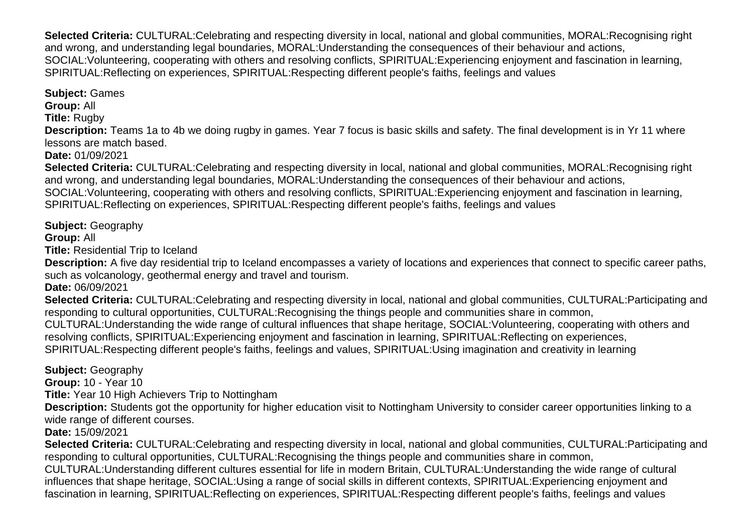**Selected Criteria:** CULTURAL:Celebrating and respecting diversity in local, national and global communities, MORAL:Recognising right and wrong, and understanding legal boundaries, MORAL:Understanding the consequences of their behaviour and actions, SOCIAL:Volunteering, cooperating with others and resolving conflicts, SPIRITUAL:Experiencing enjoyment and fascination in learning, SPIRITUAL:Reflecting on experiences, SPIRITUAL:Respecting different people's faiths, feelings and values

**Subject:** Games
**Group:** All
**Title:** Rugby
**Description:** Teams 1a to 4b we doing rugby in games. Year 7 focus is basic skills and safety. The final development is in Yr 11 where lessons are match based.
**Date:** 01/09/2021
**Selected Criteria:** CULTURAL:Celebrating and respecting diversity in local, national and global communities, MORAL:Recognising right and wrong, and understanding legal boundaries, MORAL:Understanding the consequences of their behaviour and actions, SOCIAL:Volunteering, cooperating with others and resolving conflicts, SPIRITUAL:Experiencing enjoyment and fascination in learning, SPIRITUAL:Reflecting on experiences, SPIRITUAL:Respecting different people's faiths, feelings and values

**Subject:** Geography
**Group:** All
**Title:** Residential Trip to Iceland
**Description:** A five day residential trip to Iceland encompasses a variety of locations and experiences that connect to specific career paths, such as volcanology, geothermal energy and travel and tourism.
**Date:** 06/09/2021
**Selected Criteria:** CULTURAL:Celebrating and respecting diversity in local, national and global communities, CULTURAL:Participating and responding to cultural opportunities, CULTURAL:Recognising the things people and communities share in common, CULTURAL:Understanding the wide range of cultural influences that shape heritage, SOCIAL:Volunteering, cooperating with others and resolving conflicts, SPIRITUAL:Experiencing enjoyment and fascination in learning, SPIRITUAL:Reflecting on experiences, SPIRITUAL:Respecting different people's faiths, feelings and values, SPIRITUAL:Using imagination and creativity in learning

**Subject:** Geography
**Group:** 10 - Year 10
**Title:** Year 10 High Achievers Trip to Nottingham
**Description:** Students got the opportunity for higher education visit to Nottingham University to consider career opportunities linking to a wide range of different courses.
**Date:** 15/09/2021
**Selected Criteria:** CULTURAL:Celebrating and respecting diversity in local, national and global communities, CULTURAL:Participating and responding to cultural opportunities, CULTURAL:Recognising the things people and communities share in common, CULTURAL:Understanding different cultures essential for life in modern Britain, CULTURAL:Understanding the wide range of cultural influences that shape heritage, SOCIAL:Using a range of social skills in different contexts, SPIRITUAL:Experiencing enjoyment and fascination in learning, SPIRITUAL:Reflecting on experiences, SPIRITUAL:Respecting different people's faiths, feelings and values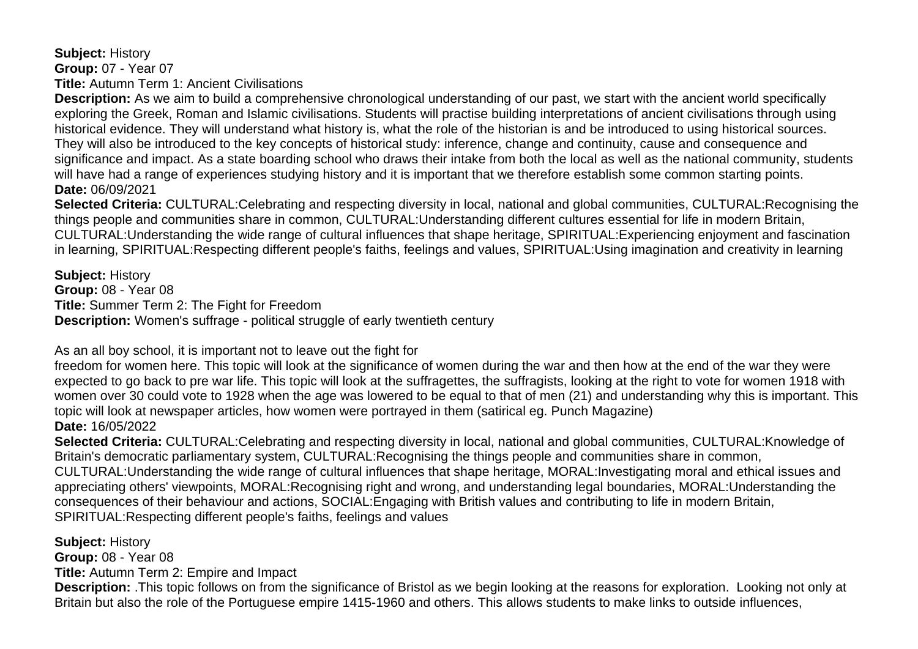**Subject:** History
**Group:** 07 - Year 07
**Title:** Autumn Term 1: Ancient Civilisations
**Description:** As we aim to build a comprehensive chronological understanding of our past, we start with the ancient world specifically exploring the Greek, Roman and Islamic civilisations. Students will practise building interpretations of ancient civilisations through using historical evidence. They will understand what history is, what the role of the historian is and be introduced to using historical sources. They will also be introduced to the key concepts of historical study: inference, change and continuity, cause and consequence and significance and impact. As a state boarding school who draws their intake from both the local as well as the national community, students will have had a range of experiences studying history and it is important that we therefore establish some common starting points.
**Date:** 06/09/2021
**Selected Criteria:** CULTURAL:Celebrating and respecting diversity in local, national and global communities, CULTURAL:Recognising the things people and communities share in common, CULTURAL:Understanding different cultures essential for life in modern Britain, CULTURAL:Understanding the wide range of cultural influences that shape heritage, SPIRITUAL:Experiencing enjoyment and fascination in learning, SPIRITUAL:Respecting different people's faiths, feelings and values, SPIRITUAL:Using imagination and creativity in learning

**Subject:** History
**Group:** 08 - Year 08
**Title:** Summer Term 2: The Fight for Freedom
**Description:** Women's suffrage - political struggle of early twentieth century

As an all boy school, it is important not to leave out the fight for
freedom for women here. This topic will look at the significance of women during the war and then how at the end of the war they were expected to go back to pre war life. This topic will look at the suffragettes, the suffragists, looking at the right to vote for women 1918 with women over 30 could vote to 1928 when the age was lowered to be equal to that of men (21) and understanding why this is important. This topic will look at newspaper articles, how women were portrayed in them (satirical eg. Punch Magazine)
**Date:** 16/05/2022
**Selected Criteria:** CULTURAL:Celebrating and respecting diversity in local, national and global communities, CULTURAL:Knowledge of Britain's democratic parliamentary system, CULTURAL:Recognising the things people and communities share in common, CULTURAL:Understanding the wide range of cultural influences that shape heritage, MORAL:Investigating moral and ethical issues and appreciating others' viewpoints, MORAL:Recognising right and wrong, and understanding legal boundaries, MORAL:Understanding the consequences of their behaviour and actions, SOCIAL:Engaging with British values and contributing to life in modern Britain, SPIRITUAL:Respecting different people's faiths, feelings and values

**Subject:** History
**Group:** 08 - Year 08
**Title:** Autumn Term 2: Empire and Impact
**Description:** .This topic follows on from the significance of Bristol as we begin looking at the reasons for exploration. Looking not only at Britain but also the role of the Portuguese empire 1415-1960 and others. This allows students to make links to outside influences,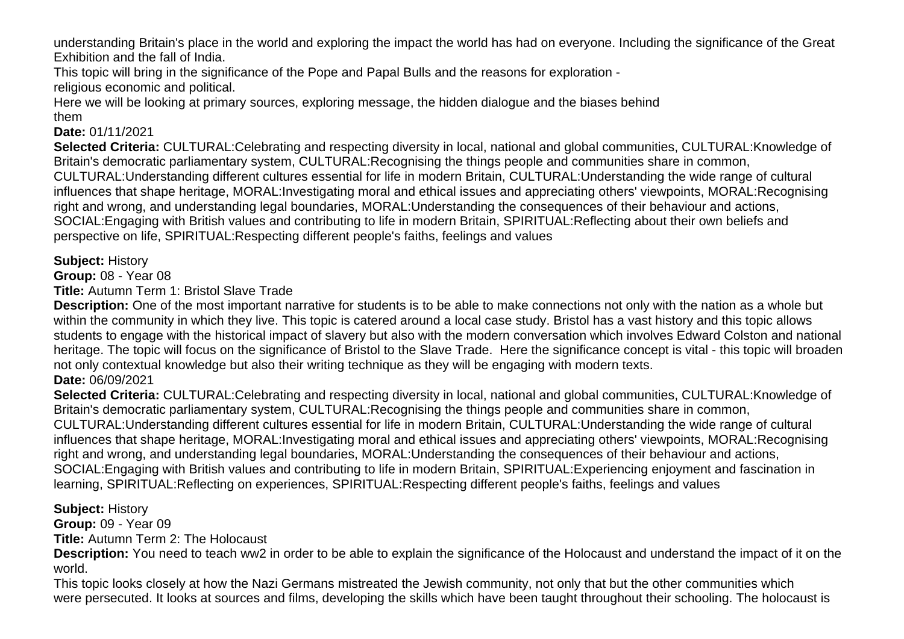understanding Britain's place in the world and exploring the impact the world has had on everyone. Including the significance of the Great Exhibition and the fall of India.
This topic will bring in the significance of the Pope and Papal Bulls and the reasons for exploration - religious economic and political.
Here we will be looking at primary sources, exploring message, the hidden dialogue and the biases behind them

**Date:** 01/11/2021

**Selected Criteria:** CULTURAL:Celebrating and respecting diversity in local, national and global communities, CULTURAL:Knowledge of Britain's democratic parliamentary system, CULTURAL:Recognising the things people and communities share in common, CULTURAL:Understanding different cultures essential for life in modern Britain, CULTURAL:Understanding the wide range of cultural influences that shape heritage, MORAL:Investigating moral and ethical issues and appreciating others' viewpoints, MORAL:Recognising right and wrong, and understanding legal boundaries, MORAL:Understanding the consequences of their behaviour and actions, SOCIAL:Engaging with British values and contributing to life in modern Britain, SPIRITUAL:Reflecting about their own beliefs and perspective on life, SPIRITUAL:Respecting different people's faiths, feelings and values

**Subject:** History
**Group:** 08 - Year 08
**Title:** Autumn Term 1: Bristol Slave Trade
**Description:** One of the most important narrative for students is to be able to make connections not only with the nation as a whole but within the community in which they live. This topic is catered around a local case study. Bristol has a vast history and this topic allows students to engage with the historical impact of slavery but also with the modern conversation which involves Edward Colston and national heritage. The topic will focus on the significance of Bristol to the Slave Trade. Here the significance concept is vital - this topic will broaden not only contextual knowledge but also their writing technique as they will be engaging with modern texts.
**Date:** 06/09/2021

**Selected Criteria:** CULTURAL:Celebrating and respecting diversity in local, national and global communities, CULTURAL:Knowledge of Britain's democratic parliamentary system, CULTURAL:Recognising the things people and communities share in common, CULTURAL:Understanding different cultures essential for life in modern Britain, CULTURAL:Understanding the wide range of cultural influences that shape heritage, MORAL:Investigating moral and ethical issues and appreciating others' viewpoints, MORAL:Recognising right and wrong, and understanding legal boundaries, MORAL:Understanding the consequences of their behaviour and actions, SOCIAL:Engaging with British values and contributing to life in modern Britain, SPIRITUAL:Experiencing enjoyment and fascination in learning, SPIRITUAL:Reflecting on experiences, SPIRITUAL:Respecting different people's faiths, feelings and values

**Subject:** History
**Group:** 09 - Year 09
**Title:** Autumn Term 2: The Holocaust
**Description:** You need to teach ww2 in order to be able to explain the significance of the Holocaust and understand the impact of it on the world.
This topic looks closely at how the Nazi Germans mistreated the Jewish community, not only that but the other communities which were persecuted. It looks at sources and films, developing the skills which have been taught throughout their schooling. The holocaust is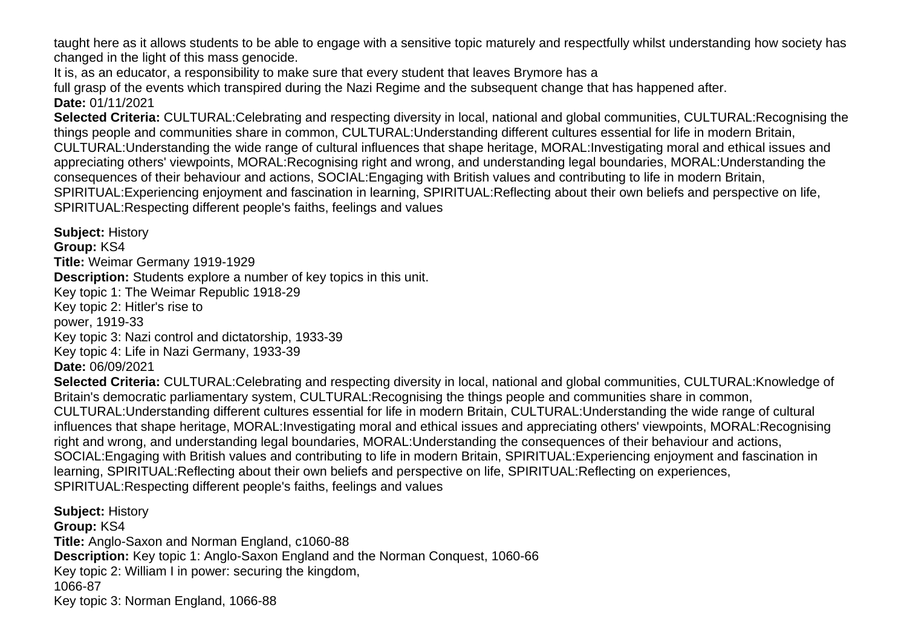taught here as it allows students to be able to engage with a sensitive topic maturely and respectfully whilst understanding how society has changed in the light of this mass genocide.
It is, as an educator, a responsibility to make sure that every student that leaves Brymore has a
full grasp of the events which transpired during the Nazi Regime and the subsequent change that has happened after.
**Date:** 01/11/2021
**Selected Criteria:** CULTURAL:Celebrating and respecting diversity in local, national and global communities, CULTURAL:Recognising the things people and communities share in common, CULTURAL:Understanding different cultures essential for life in modern Britain, CULTURAL:Understanding the wide range of cultural influences that shape heritage, MORAL:Investigating moral and ethical issues and appreciating others' viewpoints, MORAL:Recognising right and wrong, and understanding legal boundaries, MORAL:Understanding the consequences of their behaviour and actions, SOCIAL:Engaging with British values and contributing to life in modern Britain, SPIRITUAL:Experiencing enjoyment and fascination in learning, SPIRITUAL:Reflecting about their own beliefs and perspective on life, SPIRITUAL:Respecting different people's faiths, feelings and values

**Subject:** History
**Group:** KS4
**Title:** Weimar Germany 1919-1929
**Description:** Students explore a number of key topics in this unit.
Key topic 1: The Weimar Republic 1918-29
Key topic 2: Hitler's rise to
power, 1919-33
Key topic 3: Nazi control and dictatorship, 1933-39
Key topic 4: Life in Nazi Germany, 1933-39
**Date:** 06/09/2021
**Selected Criteria:** CULTURAL:Celebrating and respecting diversity in local, national and global communities, CULTURAL:Knowledge of Britain's democratic parliamentary system, CULTURAL:Recognising the things people and communities share in common, CULTURAL:Understanding different cultures essential for life in modern Britain, CULTURAL:Understanding the wide range of cultural influences that shape heritage, MORAL:Investigating moral and ethical issues and appreciating others' viewpoints, MORAL:Recognising right and wrong, and understanding legal boundaries, MORAL:Understanding the consequences of their behaviour and actions, SOCIAL:Engaging with British values and contributing to life in modern Britain, SPIRITUAL:Experiencing enjoyment and fascination in learning, SPIRITUAL:Reflecting about their own beliefs and perspective on life, SPIRITUAL:Reflecting on experiences, SPIRITUAL:Respecting different people's faiths, feelings and values

**Subject:** History
**Group:** KS4
**Title:** Anglo-Saxon and Norman England, c1060-88
**Description:** Key topic 1: Anglo-Saxon England and the Norman Conquest, 1060-66
Key topic 2: William I in power: securing the kingdom,
1066-87
Key topic 3: Norman England, 1066-88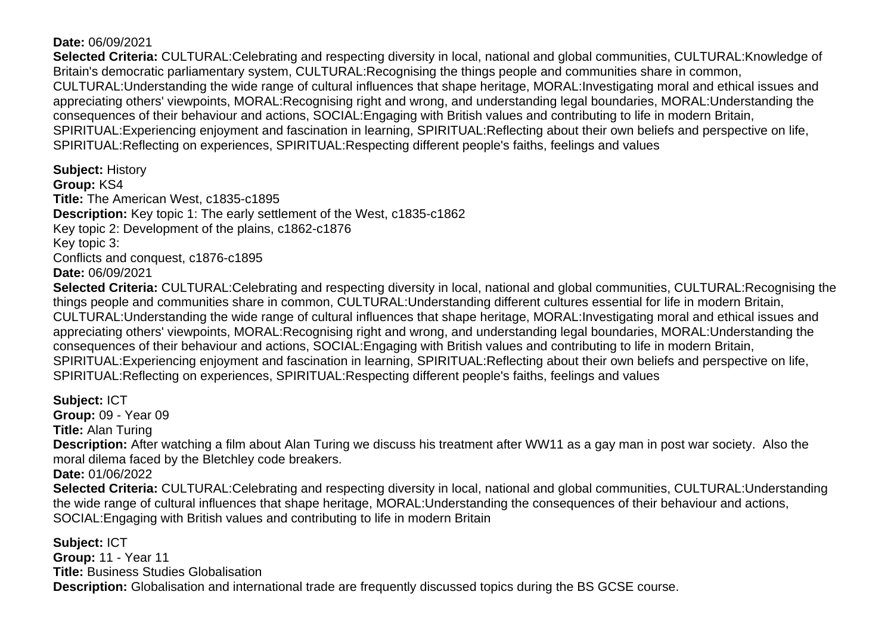**Date:** 06/09/2021
**Selected Criteria:** CULTURAL:Celebrating and respecting diversity in local, national and global communities, CULTURAL:Knowledge of Britain's democratic parliamentary system, CULTURAL:Recognising the things people and communities share in common, CULTURAL:Understanding the wide range of cultural influences that shape heritage, MORAL:Investigating moral and ethical issues and appreciating others' viewpoints, MORAL:Recognising right and wrong, and understanding legal boundaries, MORAL:Understanding the consequences of their behaviour and actions, SOCIAL:Engaging with British values and contributing to life in modern Britain, SPIRITUAL:Experiencing enjoyment and fascination in learning, SPIRITUAL:Reflecting about their own beliefs and perspective on life, SPIRITUAL:Reflecting on experiences, SPIRITUAL:Respecting different people's faiths, feelings and values

**Subject:** History
**Group:** KS4
**Title:** The American West, c1835-c1895
**Description:** Key topic 1: The early settlement of the West, c1835-c1862
Key topic 2: Development of the plains, c1862-c1876
Key topic 3:
Conflicts and conquest, c1876-c1895
**Date:** 06/09/2021
**Selected Criteria:** CULTURAL:Celebrating and respecting diversity in local, national and global communities, CULTURAL:Recognising the things people and communities share in common, CULTURAL:Understanding different cultures essential for life in modern Britain, CULTURAL:Understanding the wide range of cultural influences that shape heritage, MORAL:Investigating moral and ethical issues and appreciating others' viewpoints, MORAL:Recognising right and wrong, and understanding legal boundaries, MORAL:Understanding the consequences of their behaviour and actions, SOCIAL:Engaging with British values and contributing to life in modern Britain, SPIRITUAL:Experiencing enjoyment and fascination in learning, SPIRITUAL:Reflecting about their own beliefs and perspective on life, SPIRITUAL:Reflecting on experiences, SPIRITUAL:Respecting different people's faiths, feelings and values

**Subject:** ICT
**Group:** 09 - Year 09
**Title:** Alan Turing
**Description:** After watching a film about Alan Turing we discuss his treatment after WW11 as a gay man in post war society.  Also the moral dilema faced by the Bletchley code breakers.
**Date:** 01/06/2022
**Selected Criteria:** CULTURAL:Celebrating and respecting diversity in local, national and global communities, CULTURAL:Understanding the wide range of cultural influences that shape heritage, MORAL:Understanding the consequences of their behaviour and actions, SOCIAL:Engaging with British values and contributing to life in modern Britain

**Subject:** ICT
**Group:** 11 - Year 11
**Title:** Business Studies Globalisation
**Description:** Globalisation and international trade are frequently discussed topics during the BS GCSE course.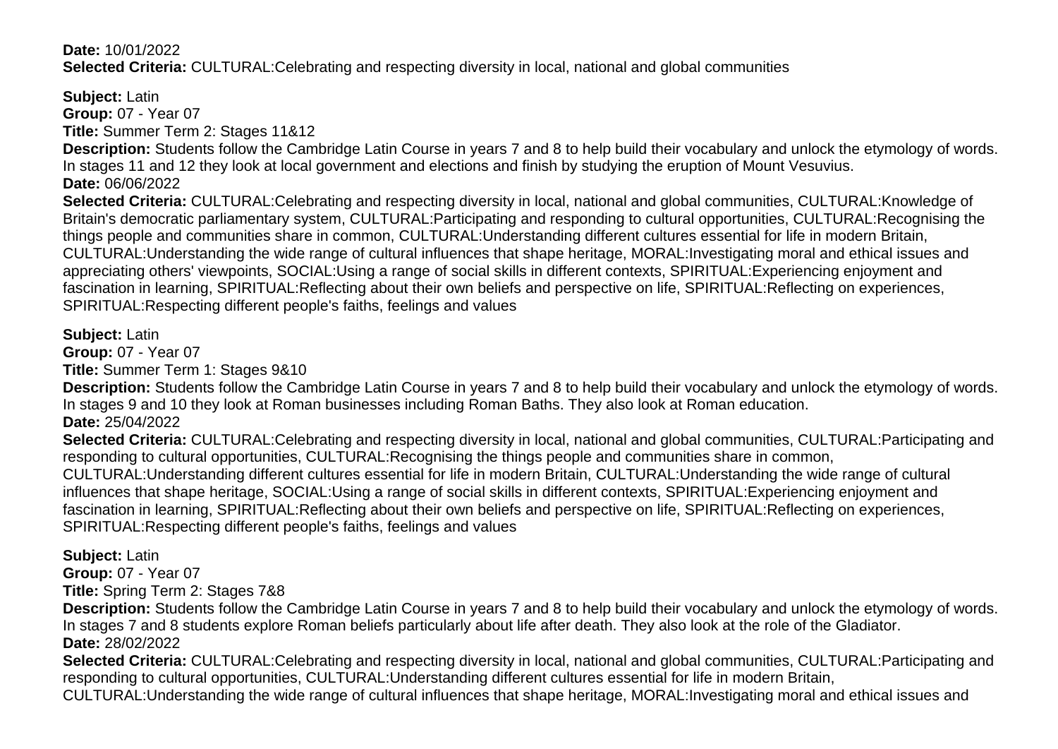**Date:** 10/01/2022
**Selected Criteria:** CULTURAL:Celebrating and respecting diversity in local, national and global communities

**Subject:** Latin
**Group:** 07 - Year 07
**Title:** Summer Term 2: Stages 11&12
**Description:** Students follow the Cambridge Latin Course in years 7 and 8 to help build their vocabulary and unlock the etymology of words. In stages 11 and 12 they look at local government and elections and finish by studying the eruption of Mount Vesuvius.
**Date:** 06/06/2022
**Selected Criteria:** CULTURAL:Celebrating and respecting diversity in local, national and global communities, CULTURAL:Knowledge of Britain's democratic parliamentary system, CULTURAL:Participating and responding to cultural opportunities, CULTURAL:Recognising the things people and communities share in common, CULTURAL:Understanding different cultures essential for life in modern Britain, CULTURAL:Understanding the wide range of cultural influences that shape heritage, MORAL:Investigating moral and ethical issues and appreciating others' viewpoints, SOCIAL:Using a range of social skills in different contexts, SPIRITUAL:Experiencing enjoyment and fascination in learning, SPIRITUAL:Reflecting about their own beliefs and perspective on life, SPIRITUAL:Reflecting on experiences, SPIRITUAL:Respecting different people's faiths, feelings and values

**Subject:** Latin
**Group:** 07 - Year 07
**Title:** Summer Term 1: Stages 9&10
**Description:** Students follow the Cambridge Latin Course in years 7 and 8 to help build their vocabulary and unlock the etymology of words. In stages 9 and 10 they look at Roman businesses including Roman Baths. They also look at Roman education.
**Date:** 25/04/2022
**Selected Criteria:** CULTURAL:Celebrating and respecting diversity in local, national and global communities, CULTURAL:Participating and responding to cultural opportunities, CULTURAL:Recognising the things people and communities share in common, CULTURAL:Understanding different cultures essential for life in modern Britain, CULTURAL:Understanding the wide range of cultural influences that shape heritage, SOCIAL:Using a range of social skills in different contexts, SPIRITUAL:Experiencing enjoyment and fascination in learning, SPIRITUAL:Reflecting about their own beliefs and perspective on life, SPIRITUAL:Reflecting on experiences, SPIRITUAL:Respecting different people's faiths, feelings and values

**Subject:** Latin
**Group:** 07 - Year 07
**Title:** Spring Term 2: Stages 7&8
**Description:** Students follow the Cambridge Latin Course in years 7 and 8 to help build their vocabulary and unlock the etymology of words. In stages 7 and 8 students explore Roman beliefs particularly about life after death. They also look at the role of the Gladiator.
**Date:** 28/02/2022
**Selected Criteria:** CULTURAL:Celebrating and respecting diversity in local, national and global communities, CULTURAL:Participating and responding to cultural opportunities, CULTURAL:Understanding different cultures essential for life in modern Britain, CULTURAL:Understanding the wide range of cultural influences that shape heritage, MORAL:Investigating moral and ethical issues and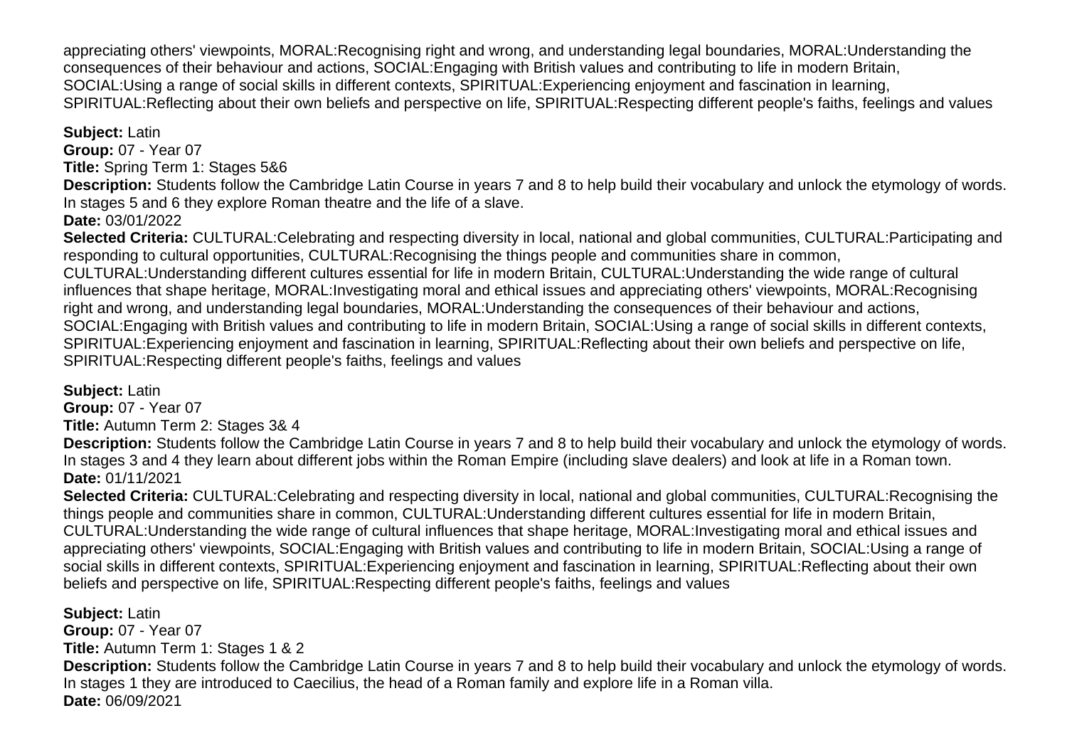appreciating others' viewpoints, MORAL:Recognising right and wrong, and understanding legal boundaries, MORAL:Understanding the consequences of their behaviour and actions, SOCIAL:Engaging with British values and contributing to life in modern Britain, SOCIAL:Using a range of social skills in different contexts, SPIRITUAL:Experiencing enjoyment and fascination in learning, SPIRITUAL:Reflecting about their own beliefs and perspective on life, SPIRITUAL:Respecting different people's faiths, feelings and values

**Subject:** Latin
**Group:** 07 - Year 07
**Title:** Spring Term 1: Stages 5&6
**Description:** Students follow the Cambridge Latin Course in years 7 and 8 to help build their vocabulary and unlock the etymology of words. In stages 5 and 6 they explore Roman theatre and the life of a slave.
**Date:** 03/01/2022
**Selected Criteria:** CULTURAL:Celebrating and respecting diversity in local, national and global communities, CULTURAL:Participating and responding to cultural opportunities, CULTURAL:Recognising the things people and communities share in common, CULTURAL:Understanding different cultures essential for life in modern Britain, CULTURAL:Understanding the wide range of cultural influences that shape heritage, MORAL:Investigating moral and ethical issues and appreciating others' viewpoints, MORAL:Recognising right and wrong, and understanding legal boundaries, MORAL:Understanding the consequences of their behaviour and actions, SOCIAL:Engaging with British values and contributing to life in modern Britain, SOCIAL:Using a range of social skills in different contexts, SPIRITUAL:Experiencing enjoyment and fascination in learning, SPIRITUAL:Reflecting about their own beliefs and perspective on life, SPIRITUAL:Respecting different people's faiths, feelings and values

**Subject:** Latin
**Group:** 07 - Year 07
**Title:** Autumn Term 2: Stages 3& 4
**Description:** Students follow the Cambridge Latin Course in years 7 and 8 to help build their vocabulary and unlock the etymology of words. In stages 3 and 4 they learn about different jobs within the Roman Empire (including slave dealers) and look at life in a Roman town.
**Date:** 01/11/2021
**Selected Criteria:** CULTURAL:Celebrating and respecting diversity in local, national and global communities, CULTURAL:Recognising the things people and communities share in common, CULTURAL:Understanding different cultures essential for life in modern Britain, CULTURAL:Understanding the wide range of cultural influences that shape heritage, MORAL:Investigating moral and ethical issues and appreciating others' viewpoints, SOCIAL:Engaging with British values and contributing to life in modern Britain, SOCIAL:Using a range of social skills in different contexts, SPIRITUAL:Experiencing enjoyment and fascination in learning, SPIRITUAL:Reflecting about their own beliefs and perspective on life, SPIRITUAL:Respecting different people's faiths, feelings and values

**Subject:** Latin
**Group:** 07 - Year 07
**Title:** Autumn Term 1: Stages 1 & 2
**Description:** Students follow the Cambridge Latin Course in years 7 and 8 to help build their vocabulary and unlock the etymology of words. In stages 1 they are introduced to Caecilius, the head of a Roman family and explore life in a Roman villa.
**Date:** 06/09/2021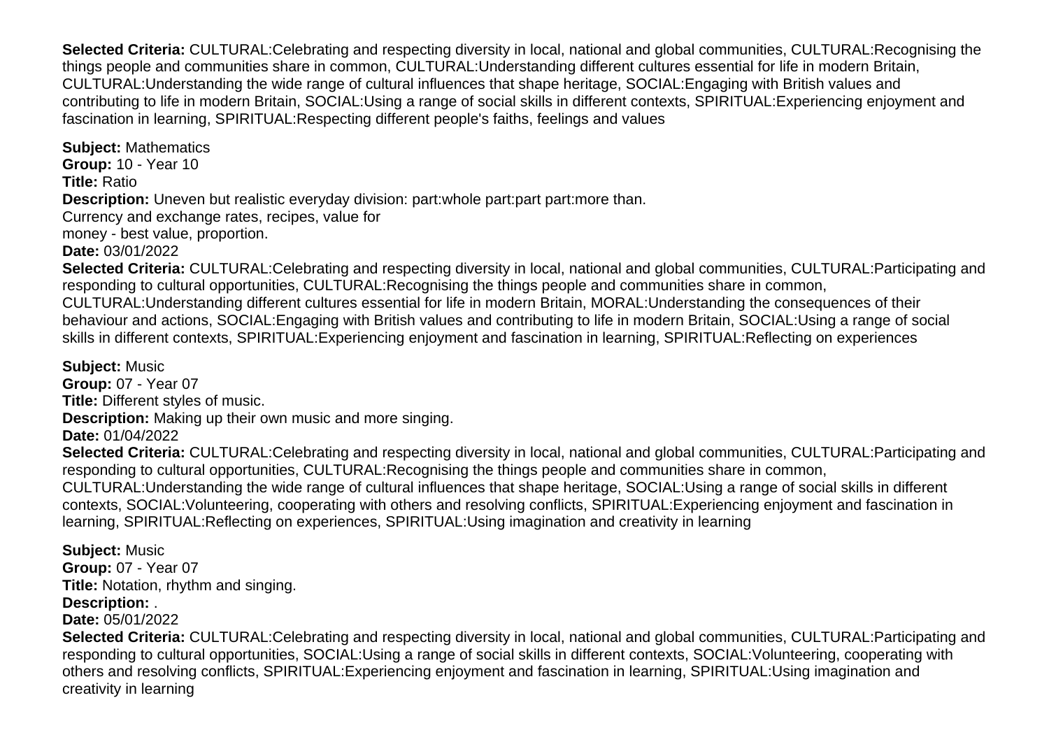**Selected Criteria:** CULTURAL:Celebrating and respecting diversity in local, national and global communities, CULTURAL:Recognising the things people and communities share in common, CULTURAL:Understanding different cultures essential for life in modern Britain, CULTURAL:Understanding the wide range of cultural influences that shape heritage, SOCIAL:Engaging with British values and contributing to life in modern Britain, SOCIAL:Using a range of social skills in different contexts, SPIRITUAL:Experiencing enjoyment and fascination in learning, SPIRITUAL:Respecting different people's faiths, feelings and values

**Subject:** Mathematics
**Group:** 10 - Year 10
**Title:** Ratio
**Description:** Uneven but realistic everyday division: part:whole part:part part:more than.
Currency and exchange rates, recipes, value for
money - best value, proportion.
**Date:** 03/01/2022
**Selected Criteria:** CULTURAL:Celebrating and respecting diversity in local, national and global communities, CULTURAL:Participating and responding to cultural opportunities, CULTURAL:Recognising the things people and communities share in common, CULTURAL:Understanding different cultures essential for life in modern Britain, MORAL:Understanding the consequences of their behaviour and actions, SOCIAL:Engaging with British values and contributing to life in modern Britain, SOCIAL:Using a range of social skills in different contexts, SPIRITUAL:Experiencing enjoyment and fascination in learning, SPIRITUAL:Reflecting on experiences

**Subject:** Music
**Group:** 07 - Year 07
**Title:** Different styles of music.
**Description:** Making up their own music and more singing.
**Date:** 01/04/2022
**Selected Criteria:** CULTURAL:Celebrating and respecting diversity in local, national and global communities, CULTURAL:Participating and responding to cultural opportunities, CULTURAL:Recognising the things people and communities share in common, CULTURAL:Understanding the wide range of cultural influences that shape heritage, SOCIAL:Using a range of social skills in different contexts, SOCIAL:Volunteering, cooperating with others and resolving conflicts, SPIRITUAL:Experiencing enjoyment and fascination in learning, SPIRITUAL:Reflecting on experiences, SPIRITUAL:Using imagination and creativity in learning

**Subject:** Music
**Group:** 07 - Year 07
**Title:** Notation, rhythm and singing.
**Description:** .
**Date:** 05/01/2022
**Selected Criteria:** CULTURAL:Celebrating and respecting diversity in local, national and global communities, CULTURAL:Participating and responding to cultural opportunities, SOCIAL:Using a range of social skills in different contexts, SOCIAL:Volunteering, cooperating with others and resolving conflicts, SPIRITUAL:Experiencing enjoyment and fascination in learning, SPIRITUAL:Using imagination and creativity in learning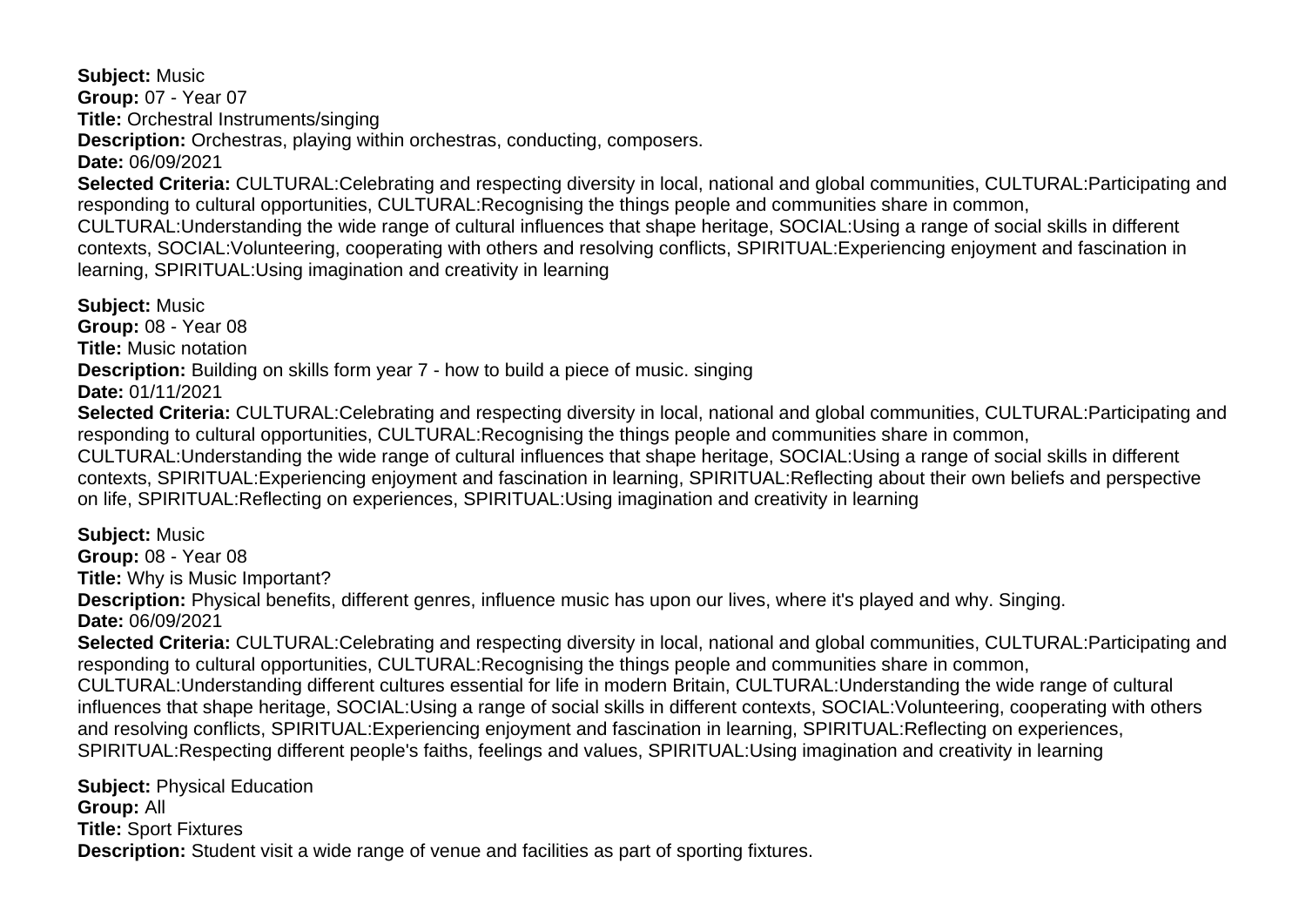**Subject:** Music
**Group:** 07 - Year 07
**Title:** Orchestral Instruments/singing
**Description:** Orchestras, playing within orchestras, conducting, composers.
**Date:** 06/09/2021
**Selected Criteria:** CULTURAL:Celebrating and respecting diversity in local, national and global communities, CULTURAL:Participating and responding to cultural opportunities, CULTURAL:Recognising the things people and communities share in common, CULTURAL:Understanding the wide range of cultural influences that shape heritage, SOCIAL:Using a range of social skills in different contexts, SOCIAL:Volunteering, cooperating with others and resolving conflicts, SPIRITUAL:Experiencing enjoyment and fascination in learning, SPIRITUAL:Using imagination and creativity in learning

**Subject:** Music
**Group:** 08 - Year 08
**Title:** Music notation
**Description:** Building on skills form year 7 - how to build a piece of music. singing
**Date:** 01/11/2021
**Selected Criteria:** CULTURAL:Celebrating and respecting diversity in local, national and global communities, CULTURAL:Participating and responding to cultural opportunities, CULTURAL:Recognising the things people and communities share in common, CULTURAL:Understanding the wide range of cultural influences that shape heritage, SOCIAL:Using a range of social skills in different contexts, SPIRITUAL:Experiencing enjoyment and fascination in learning, SPIRITUAL:Reflecting about their own beliefs and perspective on life, SPIRITUAL:Reflecting on experiences, SPIRITUAL:Using imagination and creativity in learning

**Subject:** Music
**Group:** 08 - Year 08
**Title:** Why is Music Important?
**Description:** Physical benefits, different genres, influence music has upon our lives, where it's played and why. Singing.
**Date:** 06/09/2021
**Selected Criteria:** CULTURAL:Celebrating and respecting diversity in local, national and global communities, CULTURAL:Participating and responding to cultural opportunities, CULTURAL:Recognising the things people and communities share in common, CULTURAL:Understanding different cultures essential for life in modern Britain, CULTURAL:Understanding the wide range of cultural influences that shape heritage, SOCIAL:Using a range of social skills in different contexts, SOCIAL:Volunteering, cooperating with others and resolving conflicts, SPIRITUAL:Experiencing enjoyment and fascination in learning, SPIRITUAL:Reflecting on experiences, SPIRITUAL:Respecting different people's faiths, feelings and values, SPIRITUAL:Using imagination and creativity in learning

**Subject:** Physical Education
**Group:** All
**Title:** Sport Fixtures
**Description:** Student visit a wide range of venue and facilities as part of sporting fixtures.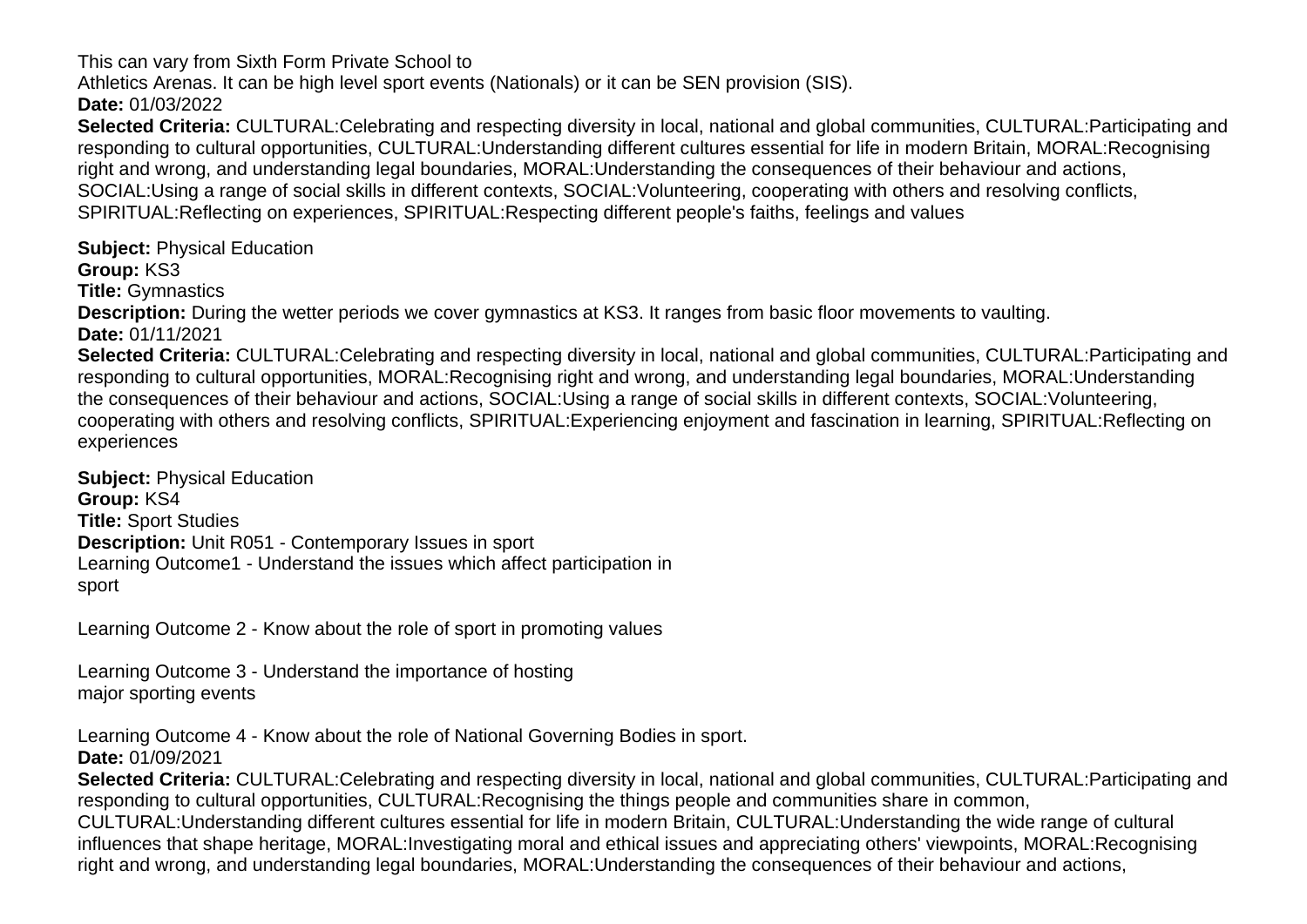This can vary from Sixth Form Private School to
Athletics Arenas. It can be high level sport events (Nationals) or it can be SEN provision (SIS).
**Date:** 01/03/2022
**Selected Criteria:** CULTURAL:Celebrating and respecting diversity in local, national and global communities, CULTURAL:Participating and responding to cultural opportunities, CULTURAL:Understanding different cultures essential for life in modern Britain, MORAL:Recognising right and wrong, and understanding legal boundaries, MORAL:Understanding the consequences of their behaviour and actions, SOCIAL:Using a range of social skills in different contexts, SOCIAL:Volunteering, cooperating with others and resolving conflicts, SPIRITUAL:Reflecting on experiences, SPIRITUAL:Respecting different people's faiths, feelings and values

**Subject:** Physical Education
**Group:** KS3
**Title:** Gymnastics
**Description:** During the wetter periods we cover gymnastics at KS3. It ranges from basic floor movements to vaulting.
**Date:** 01/11/2021
**Selected Criteria:** CULTURAL:Celebrating and respecting diversity in local, national and global communities, CULTURAL:Participating and responding to cultural opportunities, MORAL:Recognising right and wrong, and understanding legal boundaries, MORAL:Understanding the consequences of their behaviour and actions, SOCIAL:Using a range of social skills in different contexts, SOCIAL:Volunteering, cooperating with others and resolving conflicts, SPIRITUAL:Experiencing enjoyment and fascination in learning, SPIRITUAL:Reflecting on experiences

**Subject:** Physical Education
**Group:** KS4
**Title:** Sport Studies
**Description:** Unit R051 - Contemporary Issues in sport
Learning Outcome1 - Understand the issues which affect participation in
sport

Learning Outcome 2 - Know about the role of sport in promoting values

Learning Outcome 3 - Understand the importance of hosting
major sporting events

Learning Outcome 4 - Know about the role of National Governing Bodies in sport.
**Date:** 01/09/2021
**Selected Criteria:** CULTURAL:Celebrating and respecting diversity in local, national and global communities, CULTURAL:Participating and responding to cultural opportunities, CULTURAL:Recognising the things people and communities share in common, CULTURAL:Understanding different cultures essential for life in modern Britain, CULTURAL:Understanding the wide range of cultural influences that shape heritage, MORAL:Investigating moral and ethical issues and appreciating others' viewpoints, MORAL:Recognising right and wrong, and understanding legal boundaries, MORAL:Understanding the consequences of their behaviour and actions,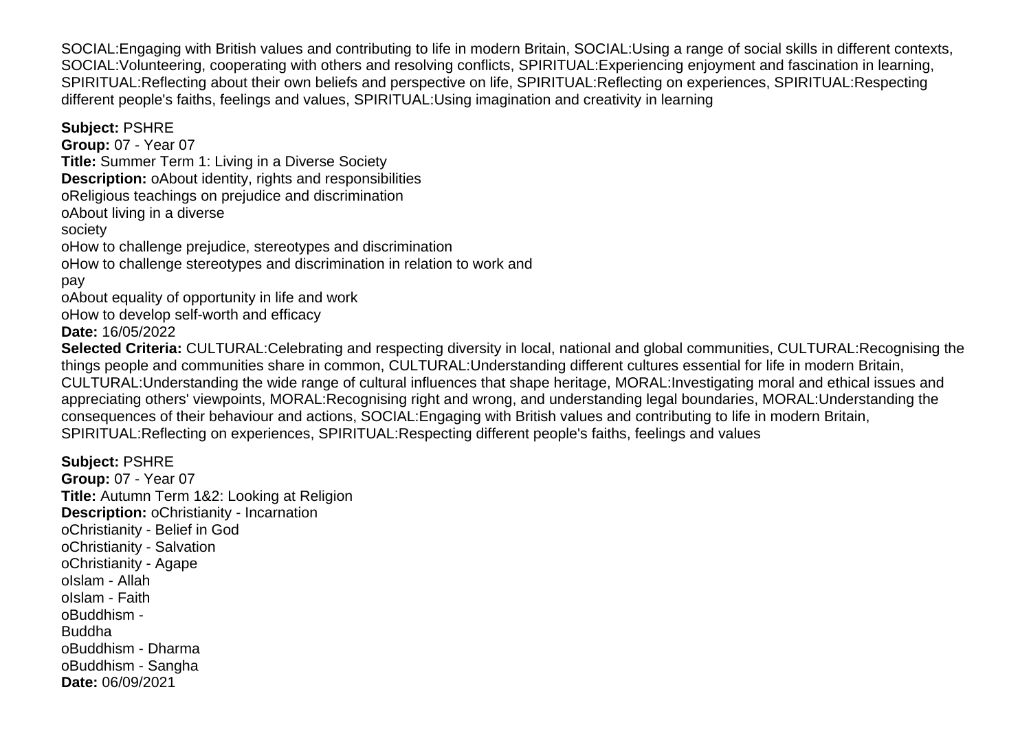SOCIAL:Engaging with British values and contributing to life in modern Britain, SOCIAL:Using a range of social skills in different contexts, SOCIAL:Volunteering, cooperating with others and resolving conflicts, SPIRITUAL:Experiencing enjoyment and fascination in learning, SPIRITUAL:Reflecting about their own beliefs and perspective on life, SPIRITUAL:Reflecting on experiences, SPIRITUAL:Respecting different people's faiths, feelings and values, SPIRITUAL:Using imagination and creativity in learning

**Subject:** PSHRE
**Group:** 07 - Year 07
**Title:** Summer Term 1: Living in a Diverse Society
**Description:** oAbout identity, rights and responsibilities
oReligious teachings on prejudice and discrimination
oAbout living in a diverse
society
oHow to challenge prejudice, stereotypes and discrimination
oHow to challenge stereotypes and discrimination in relation to work and
pay
oAbout equality of opportunity in life and work
oHow to develop self-worth and efficacy
**Date:** 16/05/2022
**Selected Criteria:** CULTURAL:Celebrating and respecting diversity in local, national and global communities, CULTURAL:Recognising the things people and communities share in common, CULTURAL:Understanding different cultures essential for life in modern Britain, CULTURAL:Understanding the wide range of cultural influences that shape heritage, MORAL:Investigating moral and ethical issues and appreciating others' viewpoints, MORAL:Recognising right and wrong, and understanding legal boundaries, MORAL:Understanding the consequences of their behaviour and actions, SOCIAL:Engaging with British values and contributing to life in modern Britain, SPIRITUAL:Reflecting on experiences, SPIRITUAL:Respecting different people's faiths, feelings and values

**Subject:** PSHRE
**Group:** 07 - Year 07
**Title:** Autumn Term 1&2: Looking at Religion
**Description:** oChristianity - Incarnation
oChristianity - Belief in God
oChristianity - Salvation
oChristianity - Agape
oIslam - Allah
oIslam - Faith
oBuddhism -
Buddha
oBuddhism - Dharma
oBuddhism - Sangha
**Date:** 06/09/2021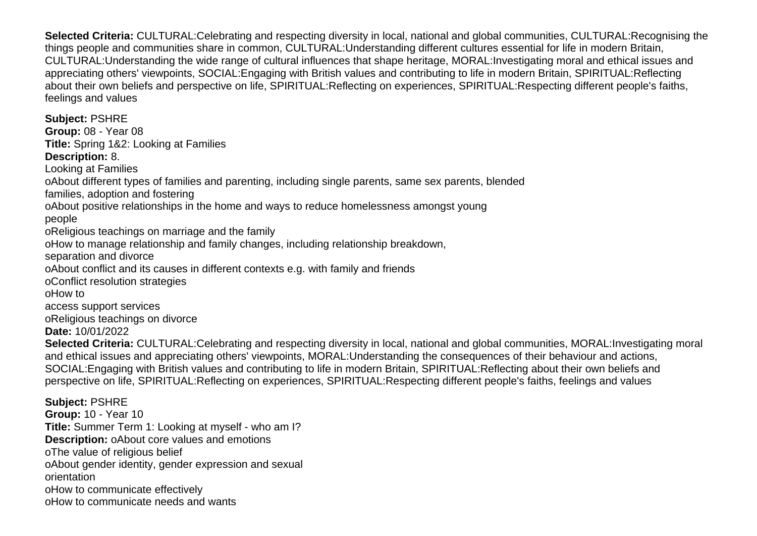**Selected Criteria:** CULTURAL:Celebrating and respecting diversity in local, national and global communities, CULTURAL:Recognising the things people and communities share in common, CULTURAL:Understanding different cultures essential for life in modern Britain, CULTURAL:Understanding the wide range of cultural influences that shape heritage, MORAL:Investigating moral and ethical issues and appreciating others' viewpoints, SOCIAL:Engaging with British values and contributing to life in modern Britain, SPIRITUAL:Reflecting about their own beliefs and perspective on life, SPIRITUAL:Reflecting on experiences, SPIRITUAL:Respecting different people's faiths, feelings and values

**Subject:** PSHRE
**Group:** 08 - Year 08
**Title:** Spring 1&2: Looking at Families
**Description:** 8.
Looking at Families
oAbout different types of families and parenting, including single parents, same sex parents, blended families, adoption and fostering
oAbout positive relationships in the home and ways to reduce homelessness amongst young people
oReligious teachings on marriage and the family
oHow to manage relationship and family changes, including relationship breakdown, separation and divorce
oAbout conflict and its causes in different contexts e.g. with family and friends
oConflict resolution strategies
oHow to
access support services
oReligious teachings on divorce
**Date:** 10/01/2022
**Selected Criteria:** CULTURAL:Celebrating and respecting diversity in local, national and global communities, MORAL:Investigating moral and ethical issues and appreciating others' viewpoints, MORAL:Understanding the consequences of their behaviour and actions, SOCIAL:Engaging with British values and contributing to life in modern Britain, SPIRITUAL:Reflecting about their own beliefs and perspective on life, SPIRITUAL:Reflecting on experiences, SPIRITUAL:Respecting different people's faiths, feelings and values

**Subject:** PSHRE
**Group:** 10 - Year 10
**Title:** Summer Term 1: Looking at myself - who am I?
**Description:** oAbout core values and emotions
oThe value of religious belief
oAbout gender identity, gender expression and sexual orientation
oHow to communicate effectively
oHow to communicate needs and wants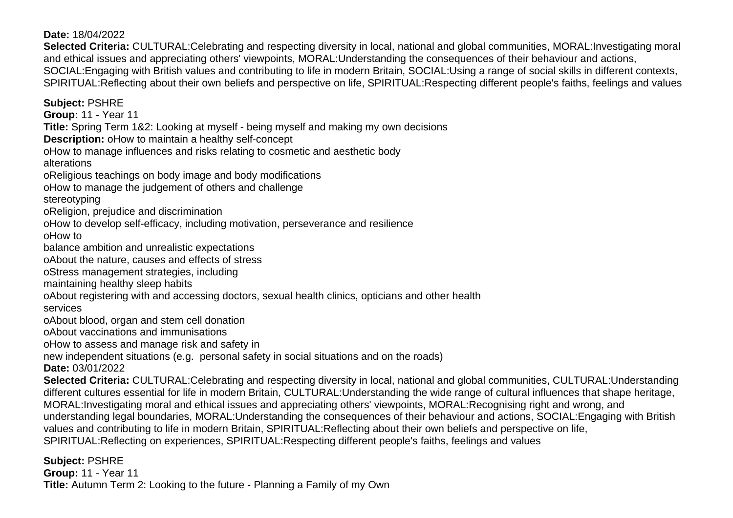**Date:** 18/04/2022

**Selected Criteria:** CULTURAL:Celebrating and respecting diversity in local, national and global communities, MORAL:Investigating moral and ethical issues and appreciating others' viewpoints, MORAL:Understanding the consequences of their behaviour and actions, SOCIAL:Engaging with British values and contributing to life in modern Britain, SOCIAL:Using a range of social skills in different contexts, SPIRITUAL:Reflecting about their own beliefs and perspective on life, SPIRITUAL:Respecting different people's faiths, feelings and values

**Subject:** PSHRE
**Group:** 11 - Year 11
**Title:** Spring Term 1&2: Looking at myself - being myself and making my own decisions
**Description:** oHow to maintain a healthy self-concept
oHow to manage influences and risks relating to cosmetic and aesthetic body
alterations
oReligious teachings on body image and body modifications
oHow to manage the judgement of others and challenge
stereotyping
oReligion, prejudice and discrimination
oHow to develop self-efficacy, including motivation, perseverance and resilience
oHow to
balance ambition and unrealistic expectations
oAbout the nature, causes and effects of stress
oStress management strategies, including
maintaining healthy sleep habits
oAbout registering with and accessing doctors, sexual health clinics, opticians and other health
services
oAbout blood, organ and stem cell donation
oAbout vaccinations and immunisations
oHow to assess and manage risk and safety in
new independent situations (e.g. personal safety in social situations and on the roads)

**Date:** 03/01/2022

**Selected Criteria:** CULTURAL:Celebrating and respecting diversity in local, national and global communities, CULTURAL:Understanding different cultures essential for life in modern Britain, CULTURAL:Understanding the wide range of cultural influences that shape heritage, MORAL:Investigating moral and ethical issues and appreciating others' viewpoints, MORAL:Recognising right and wrong, and understanding legal boundaries, MORAL:Understanding the consequences of their behaviour and actions, SOCIAL:Engaging with British values and contributing to life in modern Britain, SPIRITUAL:Reflecting about their own beliefs and perspective on life, SPIRITUAL:Reflecting on experiences, SPIRITUAL:Respecting different people's faiths, feelings and values

**Subject:** PSHRE
**Group:** 11 - Year 11
**Title:** Autumn Term 2: Looking to the future - Planning a Family of my Own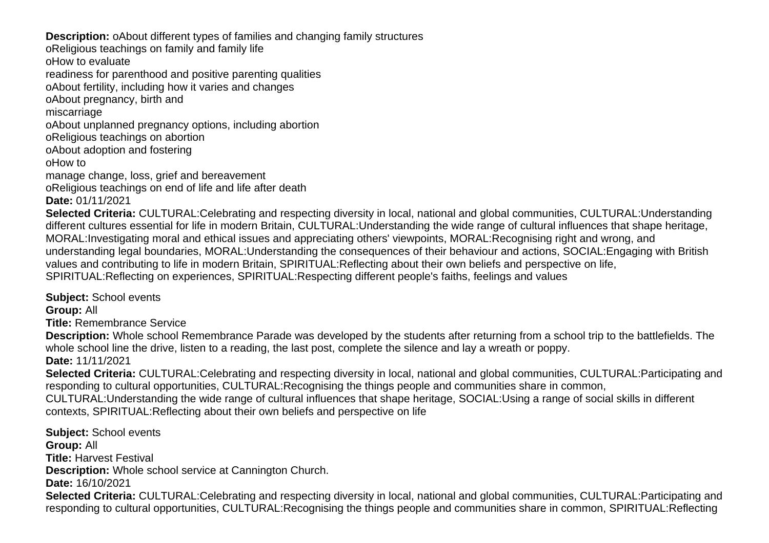**Description:** oAbout different types of families and changing family structures
oReligious teachings on family and family life
oHow to evaluate
readiness for parenthood and positive parenting qualities
oAbout fertility, including how it varies and changes
oAbout pregnancy, birth and
miscarriage
oAbout unplanned pregnancy options, including abortion
oReligious teachings on abortion
oAbout adoption and fostering
oHow to
manage change, loss, grief and bereavement
oReligious teachings on end of life and life after death
**Date:** 01/11/2021
**Selected Criteria:** CULTURAL:Celebrating and respecting diversity in local, national and global communities, CULTURAL:Understanding different cultures essential for life in modern Britain, CULTURAL:Understanding the wide range of cultural influences that shape heritage, MORAL:Investigating moral and ethical issues and appreciating others' viewpoints, MORAL:Recognising right and wrong, and understanding legal boundaries, MORAL:Understanding the consequences of their behaviour and actions, SOCIAL:Engaging with British values and contributing to life in modern Britain, SPIRITUAL:Reflecting about their own beliefs and perspective on life, SPIRITUAL:Reflecting on experiences, SPIRITUAL:Respecting different people's faiths, feelings and values

**Subject:** School events
**Group:** All
**Title:** Remembrance Service
**Description:** Whole school Remembrance Parade was developed by the students after returning from a school trip to the battlefields. The whole school line the drive, listen to a reading, the last post, complete the silence and lay a wreath or poppy.
**Date:** 11/11/2021
**Selected Criteria:** CULTURAL:Celebrating and respecting diversity in local, national and global communities, CULTURAL:Participating and responding to cultural opportunities, CULTURAL:Recognising the things people and communities share in common, CULTURAL:Understanding the wide range of cultural influences that shape heritage, SOCIAL:Using a range of social skills in different contexts, SPIRITUAL:Reflecting about their own beliefs and perspective on life

**Subject:** School events
**Group:** All
**Title:** Harvest Festival
**Description:** Whole school service at Cannington Church.
**Date:** 16/10/2021
**Selected Criteria:** CULTURAL:Celebrating and respecting diversity in local, national and global communities, CULTURAL:Participating and responding to cultural opportunities, CULTURAL:Recognising the things people and communities share in common, SPIRITUAL:Reflecting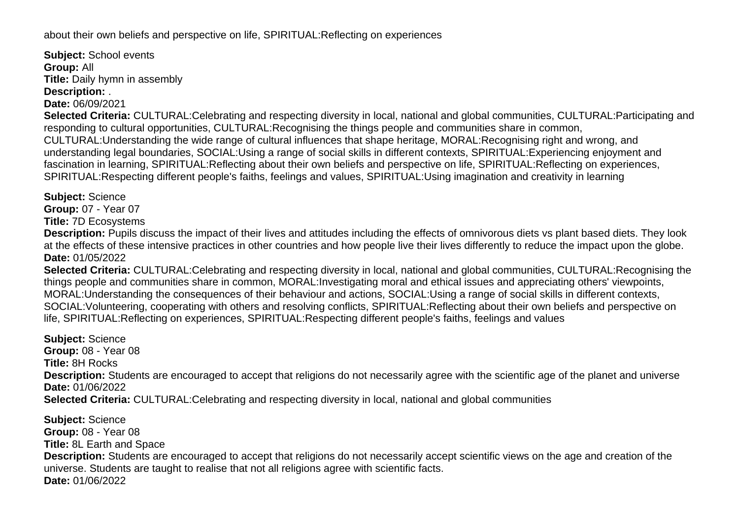about their own beliefs and perspective on life, SPIRITUAL:Reflecting on experiences

**Subject:** School events
**Group:** All
**Title:** Daily hymn in assembly
**Description:** .
**Date:** 06/09/2021
**Selected Criteria:** CULTURAL:Celebrating and respecting diversity in local, national and global communities, CULTURAL:Participating and responding to cultural opportunities, CULTURAL:Recognising the things people and communities share in common, CULTURAL:Understanding the wide range of cultural influences that shape heritage, MORAL:Recognising right and wrong, and understanding legal boundaries, SOCIAL:Using a range of social skills in different contexts, SPIRITUAL:Experiencing enjoyment and fascination in learning, SPIRITUAL:Reflecting about their own beliefs and perspective on life, SPIRITUAL:Reflecting on experiences, SPIRITUAL:Respecting different people's faiths, feelings and values, SPIRITUAL:Using imagination and creativity in learning

**Subject:** Science
**Group:** 07 - Year 07
**Title:** 7D Ecosystems
**Description:** Pupils discuss the impact of their lives and attitudes including the effects of omnivorous diets vs plant based diets. They look at the effects of these intensive practices in other countries and how people live their lives differently to reduce the impact upon the globe.
**Date:** 01/05/2022
**Selected Criteria:** CULTURAL:Celebrating and respecting diversity in local, national and global communities, CULTURAL:Recognising the things people and communities share in common, MORAL:Investigating moral and ethical issues and appreciating others' viewpoints, MORAL:Understanding the consequences of their behaviour and actions, SOCIAL:Using a range of social skills in different contexts, SOCIAL:Volunteering, cooperating with others and resolving conflicts, SPIRITUAL:Reflecting about their own beliefs and perspective on life, SPIRITUAL:Reflecting on experiences, SPIRITUAL:Respecting different people's faiths, feelings and values

**Subject:** Science
**Group:** 08 - Year 08
**Title:** 8H Rocks
**Description:** Students are encouraged to accept that religions do not necessarily agree with the scientific age of the planet and universe
**Date:** 01/06/2022
**Selected Criteria:** CULTURAL:Celebrating and respecting diversity in local, national and global communities

**Subject:** Science
**Group:** 08 - Year 08
**Title:** 8L Earth and Space
**Description:** Students are encouraged to accept that religions do not necessarily accept scientific views on the age and creation of the universe. Students are taught to realise that not all religions agree with scientific facts.
**Date:** 01/06/2022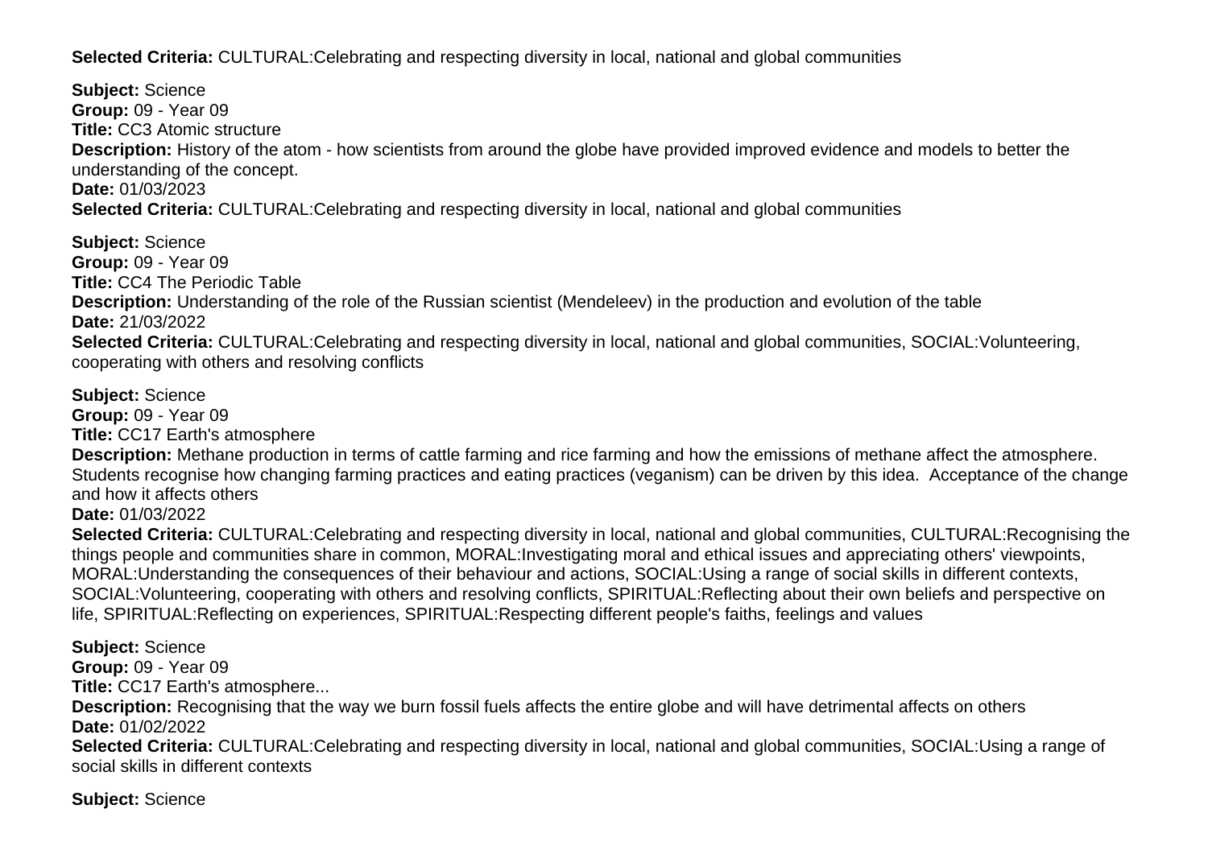**Selected Criteria:** CULTURAL:Celebrating and respecting diversity in local, national and global communities

**Subject:** Science
**Group:** 09 - Year 09
**Title:** CC3 Atomic structure
**Description:** History of the atom - how scientists from around the globe have provided improved evidence and models to better the understanding of the concept.
**Date:** 01/03/2023
**Selected Criteria:** CULTURAL:Celebrating and respecting diversity in local, national and global communities

**Subject:** Science
**Group:** 09 - Year 09
**Title:** CC4 The Periodic Table
**Description:** Understanding of the role of the Russian scientist (Mendeleev) in the production and evolution of the table
**Date:** 21/03/2022
**Selected Criteria:** CULTURAL:Celebrating and respecting diversity in local, national and global communities, SOCIAL:Volunteering, cooperating with others and resolving conflicts

**Subject:** Science
**Group:** 09 - Year 09
**Title:** CC17 Earth's atmosphere
**Description:** Methane production in terms of cattle farming and rice farming and how the emissions of methane affect the atmosphere. Students recognise how changing farming practices and eating practices (veganism) can be driven by this idea. Acceptance of the change and how it affects others
**Date:** 01/03/2022
**Selected Criteria:** CULTURAL:Celebrating and respecting diversity in local, national and global communities, CULTURAL:Recognising the things people and communities share in common, MORAL:Investigating moral and ethical issues and appreciating others' viewpoints, MORAL:Understanding the consequences of their behaviour and actions, SOCIAL:Using a range of social skills in different contexts, SOCIAL:Volunteering, cooperating with others and resolving conflicts, SPIRITUAL:Reflecting about their own beliefs and perspective on life, SPIRITUAL:Reflecting on experiences, SPIRITUAL:Respecting different people's faiths, feelings and values

**Subject:** Science
**Group:** 09 - Year 09
**Title:** CC17 Earth's atmosphere...
**Description:** Recognising that the way we burn fossil fuels affects the entire globe and will have detrimental affects on others
**Date:** 01/02/2022
**Selected Criteria:** CULTURAL:Celebrating and respecting diversity in local, national and global communities, SOCIAL:Using a range of social skills in different contexts

**Subject:** Science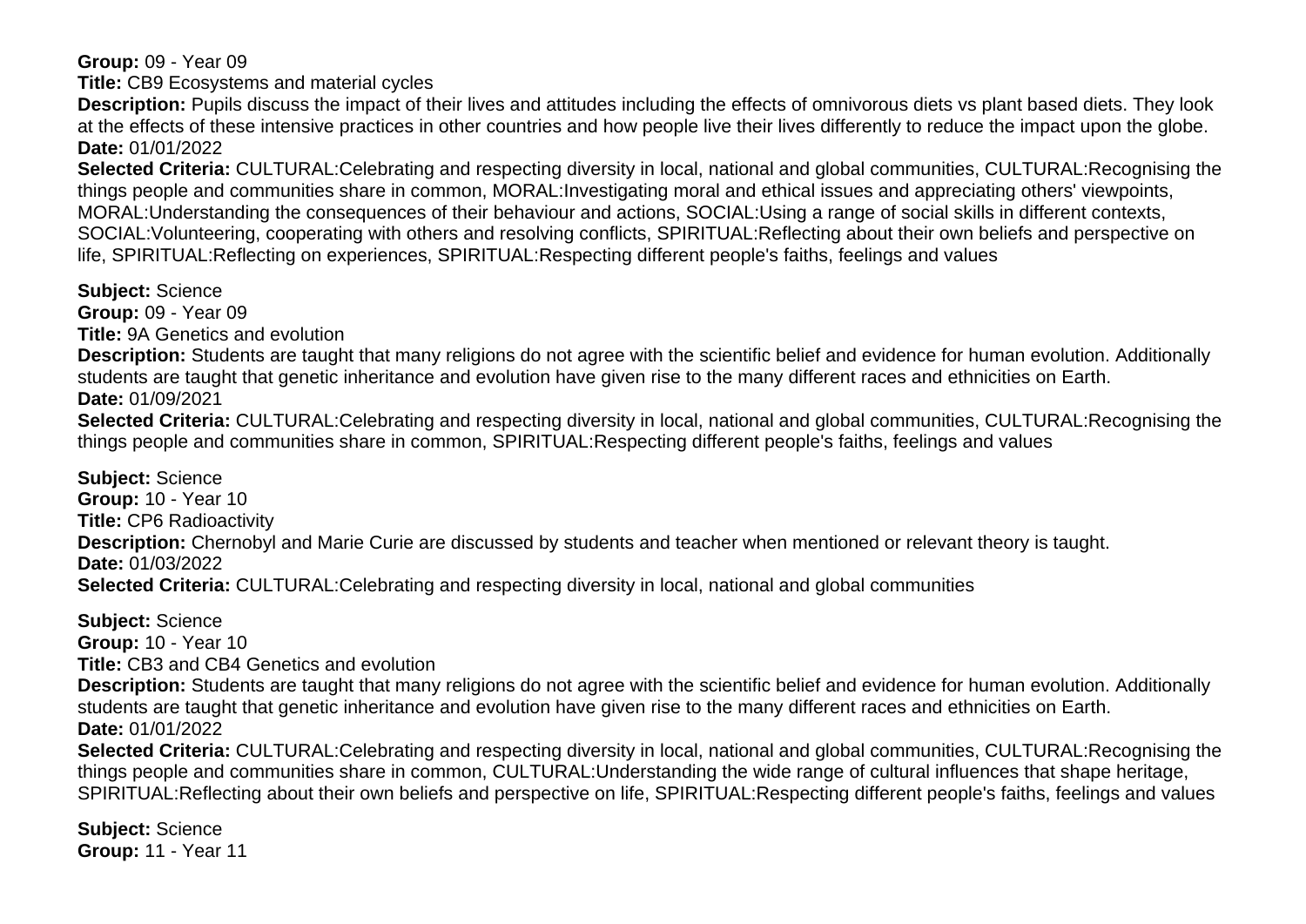**Group:** 09 - Year 09
**Title:** CB9 Ecosystems and material cycles
**Description:** Pupils discuss the impact of their lives and attitudes including the effects of omnivorous diets vs plant based diets. They look at the effects of these intensive practices in other countries and how people live their lives differently to reduce the impact upon the globe.
**Date:** 01/01/2022
**Selected Criteria:** CULTURAL:Celebrating and respecting diversity in local, national and global communities, CULTURAL:Recognising the things people and communities share in common, MORAL:Investigating moral and ethical issues and appreciating others' viewpoints, MORAL:Understanding the consequences of their behaviour and actions, SOCIAL:Using a range of social skills in different contexts, SOCIAL:Volunteering, cooperating with others and resolving conflicts, SPIRITUAL:Reflecting about their own beliefs and perspective on life, SPIRITUAL:Reflecting on experiences, SPIRITUAL:Respecting different people's faiths, feelings and values

**Subject:** Science
**Group:** 09 - Year 09
**Title:** 9A Genetics and evolution
**Description:** Students are taught that many religions do not agree with the scientific belief and evidence for human evolution. Additionally students are taught that genetic inheritance and evolution have given rise to the many different races and ethnicities on Earth.
**Date:** 01/09/2021
**Selected Criteria:** CULTURAL:Celebrating and respecting diversity in local, national and global communities, CULTURAL:Recognising the things people and communities share in common, SPIRITUAL:Respecting different people's faiths, feelings and values

**Subject:** Science
**Group:** 10 - Year 10
**Title:** CP6 Radioactivity
**Description:** Chernobyl and Marie Curie are discussed by students and teacher when mentioned or relevant theory is taught.
**Date:** 01/03/2022
**Selected Criteria:** CULTURAL:Celebrating and respecting diversity in local, national and global communities

**Subject:** Science
**Group:** 10 - Year 10
**Title:** CB3 and CB4 Genetics and evolution
**Description:** Students are taught that many religions do not agree with the scientific belief and evidence for human evolution. Additionally students are taught that genetic inheritance and evolution have given rise to the many different races and ethnicities on Earth.
**Date:** 01/01/2022
**Selected Criteria:** CULTURAL:Celebrating and respecting diversity in local, national and global communities, CULTURAL:Recognising the things people and communities share in common, CULTURAL:Understanding the wide range of cultural influences that shape heritage, SPIRITUAL:Reflecting about their own beliefs and perspective on life, SPIRITUAL:Respecting different people's faiths, feelings and values

**Subject:** Science
**Group:** 11 - Year 11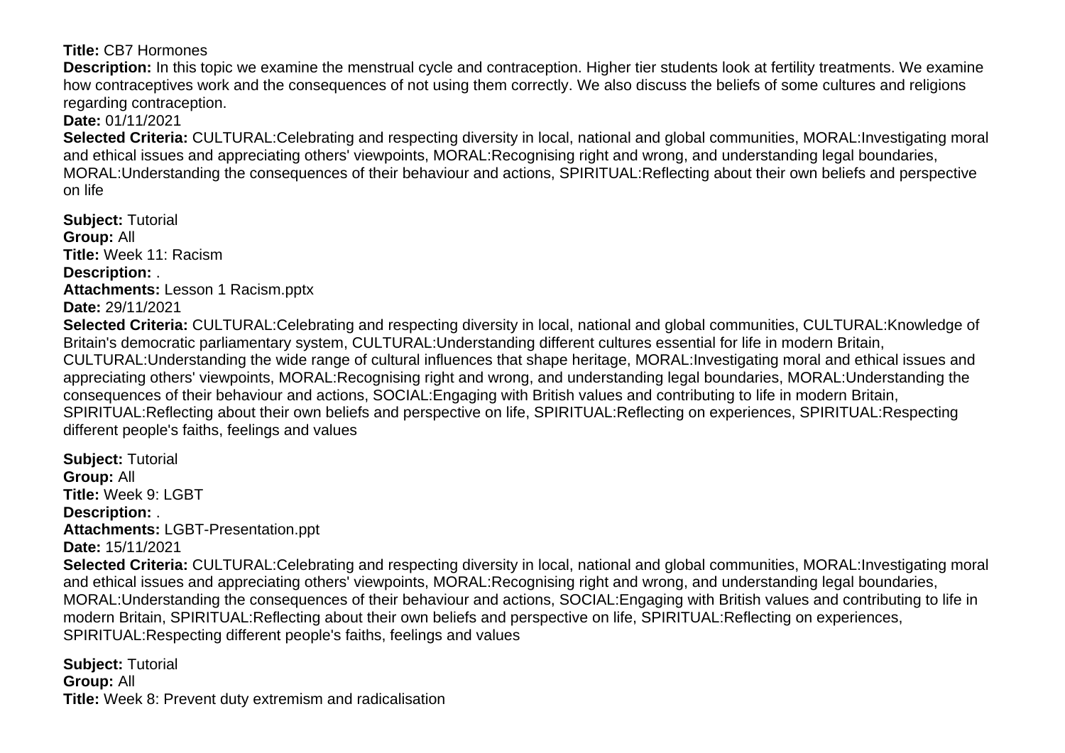**Title:** CB7 Hormones
**Description:** In this topic we examine the menstrual cycle and contraception. Higher tier students look at fertility treatments. We examine how contraceptives work and the consequences of not using them correctly. We also discuss the beliefs of some cultures and religions regarding contraception.
**Date:** 01/11/2021
**Selected Criteria:** CULTURAL:Celebrating and respecting diversity in local, national and global communities, MORAL:Investigating moral and ethical issues and appreciating others' viewpoints, MORAL:Recognising right and wrong, and understanding legal boundaries, MORAL:Understanding the consequences of their behaviour and actions, SPIRITUAL:Reflecting about their own beliefs and perspective on life

**Subject:** Tutorial
**Group:** All
**Title:** Week 11: Racism
**Description:** .
**Attachments:** Lesson 1 Racism.pptx
**Date:** 29/11/2021
**Selected Criteria:** CULTURAL:Celebrating and respecting diversity in local, national and global communities, CULTURAL:Knowledge of Britain's democratic parliamentary system, CULTURAL:Understanding different cultures essential for life in modern Britain, CULTURAL:Understanding the wide range of cultural influences that shape heritage, MORAL:Investigating moral and ethical issues and appreciating others' viewpoints, MORAL:Recognising right and wrong, and understanding legal boundaries, MORAL:Understanding the consequences of their behaviour and actions, SOCIAL:Engaging with British values and contributing to life in modern Britain, SPIRITUAL:Reflecting about their own beliefs and perspective on life, SPIRITUAL:Reflecting on experiences, SPIRITUAL:Respecting different people's faiths, feelings and values

**Subject:** Tutorial
**Group:** All
**Title:** Week 9: LGBT
**Description:** .
**Attachments:** LGBT-Presentation.ppt
**Date:** 15/11/2021
**Selected Criteria:** CULTURAL:Celebrating and respecting diversity in local, national and global communities, MORAL:Investigating moral and ethical issues and appreciating others' viewpoints, MORAL:Recognising right and wrong, and understanding legal boundaries, MORAL:Understanding the consequences of their behaviour and actions, SOCIAL:Engaging with British values and contributing to life in modern Britain, SPIRITUAL:Reflecting about their own beliefs and perspective on life, SPIRITUAL:Reflecting on experiences, SPIRITUAL:Respecting different people's faiths, feelings and values

**Subject:** Tutorial
**Group:** All
**Title:** Week 8: Prevent duty extremism and radicalisation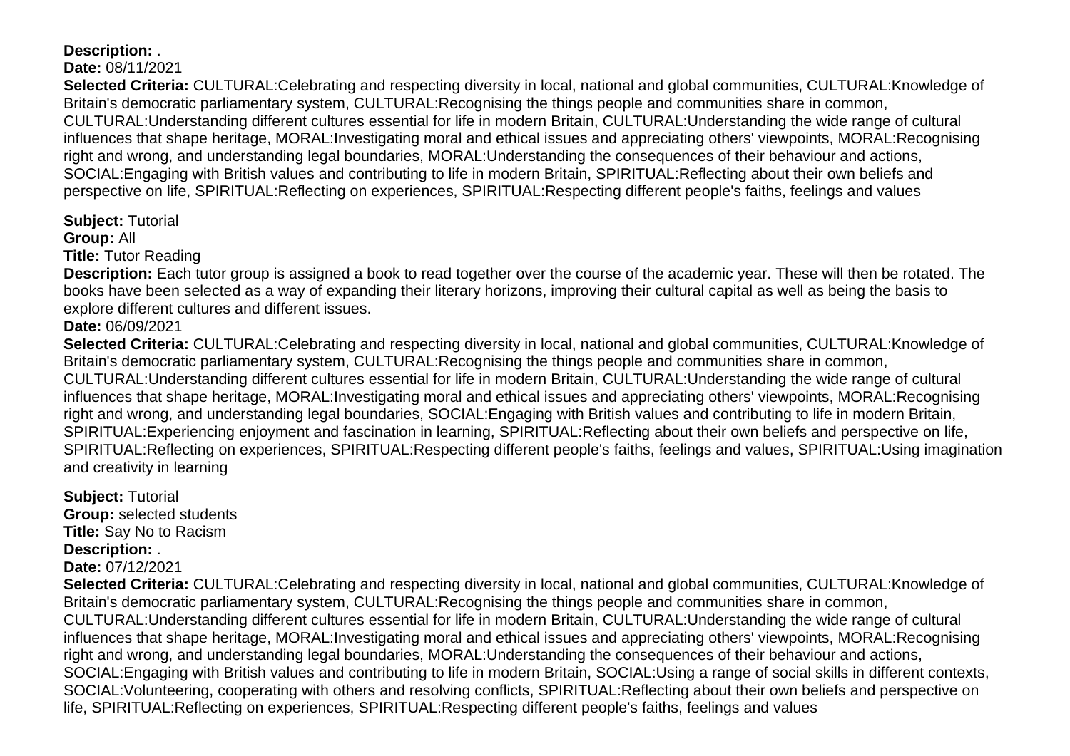**Description:** .
**Date:** 08/11/2021
**Selected Criteria:** CULTURAL:Celebrating and respecting diversity in local, national and global communities, CULTURAL:Knowledge of Britain's democratic parliamentary system, CULTURAL:Recognising the things people and communities share in common, CULTURAL:Understanding different cultures essential for life in modern Britain, CULTURAL:Understanding the wide range of cultural influences that shape heritage, MORAL:Investigating moral and ethical issues and appreciating others' viewpoints, MORAL:Recognising right and wrong, and understanding legal boundaries, MORAL:Understanding the consequences of their behaviour and actions, SOCIAL:Engaging with British values and contributing to life in modern Britain, SPIRITUAL:Reflecting about their own beliefs and perspective on life, SPIRITUAL:Reflecting on experiences, SPIRITUAL:Respecting different people's faiths, feelings and values

**Subject:** Tutorial
**Group:** All
**Title:** Tutor Reading
**Description:** Each tutor group is assigned a book to read together over the course of the academic year. These will then be rotated. The books have been selected as a way of expanding their literary horizons, improving their cultural capital as well as being the basis to explore different cultures and different issues.
**Date:** 06/09/2021
**Selected Criteria:** CULTURAL:Celebrating and respecting diversity in local, national and global communities, CULTURAL:Knowledge of Britain's democratic parliamentary system, CULTURAL:Recognising the things people and communities share in common, CULTURAL:Understanding different cultures essential for life in modern Britain, CULTURAL:Understanding the wide range of cultural influences that shape heritage, MORAL:Investigating moral and ethical issues and appreciating others' viewpoints, MORAL:Recognising right and wrong, and understanding legal boundaries, SOCIAL:Engaging with British values and contributing to life in modern Britain, SPIRITUAL:Experiencing enjoyment and fascination in learning, SPIRITUAL:Reflecting about their own beliefs and perspective on life, SPIRITUAL:Reflecting on experiences, SPIRITUAL:Respecting different people's faiths, feelings and values, SPIRITUAL:Using imagination and creativity in learning

**Subject:** Tutorial
**Group:** selected students
**Title:** Say No to Racism
**Description:** .
**Date:** 07/12/2021
**Selected Criteria:** CULTURAL:Celebrating and respecting diversity in local, national and global communities, CULTURAL:Knowledge of Britain's democratic parliamentary system, CULTURAL:Recognising the things people and communities share in common, CULTURAL:Understanding different cultures essential for life in modern Britain, CULTURAL:Understanding the wide range of cultural influences that shape heritage, MORAL:Investigating moral and ethical issues and appreciating others' viewpoints, MORAL:Recognising right and wrong, and understanding legal boundaries, MORAL:Understanding the consequences of their behaviour and actions, SOCIAL:Engaging with British values and contributing to life in modern Britain, SOCIAL:Using a range of social skills in different contexts, SOCIAL:Volunteering, cooperating with others and resolving conflicts, SPIRITUAL:Reflecting about their own beliefs and perspective on life, SPIRITUAL:Reflecting on experiences, SPIRITUAL:Respecting different people's faiths, feelings and values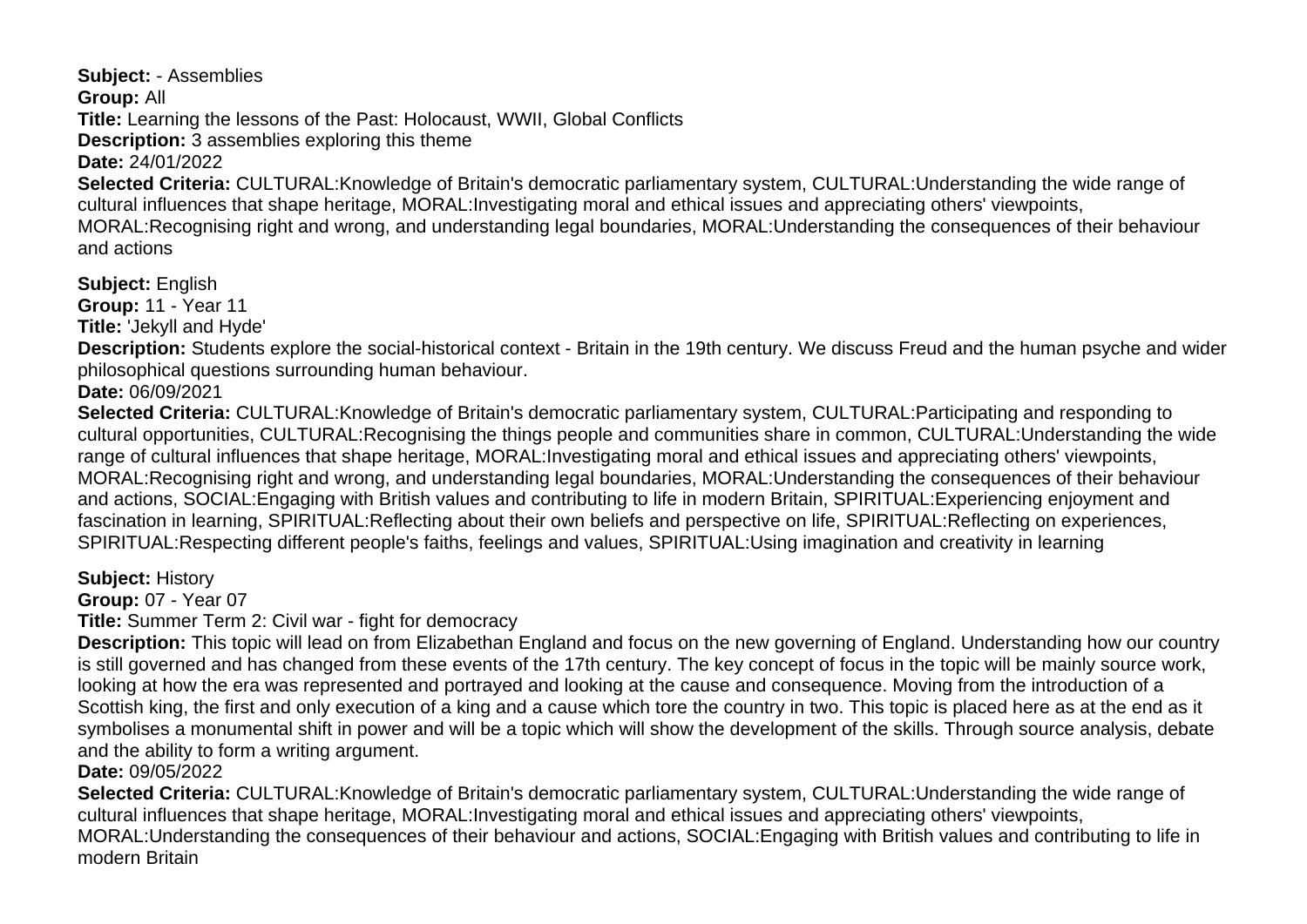**Subject:** - Assemblies
**Group:** All
**Title:** Learning the lessons of the Past: Holocaust, WWII, Global Conflicts
**Description:** 3 assemblies exploring this theme
**Date:** 24/01/2022
**Selected Criteria:** CULTURAL:Knowledge of Britain's democratic parliamentary system, CULTURAL:Understanding the wide range of cultural influences that shape heritage, MORAL:Investigating moral and ethical issues and appreciating others' viewpoints, MORAL:Recognising right and wrong, and understanding legal boundaries, MORAL:Understanding the consequences of their behaviour and actions

**Subject:** English
**Group:** 11 - Year 11
**Title:** 'Jekyll and Hyde'
**Description:** Students explore the social-historical context - Britain in the 19th century. We discuss Freud and the human psyche and wider philosophical questions surrounding human behaviour.
**Date:** 06/09/2021
**Selected Criteria:** CULTURAL:Knowledge of Britain's democratic parliamentary system, CULTURAL:Participating and responding to cultural opportunities, CULTURAL:Recognising the things people and communities share in common, CULTURAL:Understanding the wide range of cultural influences that shape heritage, MORAL:Investigating moral and ethical issues and appreciating others' viewpoints, MORAL:Recognising right and wrong, and understanding legal boundaries, MORAL:Understanding the consequences of their behaviour and actions, SOCIAL:Engaging with British values and contributing to life in modern Britain, SPIRITUAL:Experiencing enjoyment and fascination in learning, SPIRITUAL:Reflecting about their own beliefs and perspective on life, SPIRITUAL:Reflecting on experiences, SPIRITUAL:Respecting different people's faiths, feelings and values, SPIRITUAL:Using imagination and creativity in learning

**Subject:** History
**Group:** 07 - Year 07
**Title:** Summer Term 2: Civil war - fight for democracy
**Description:** This topic will lead on from Elizabethan England and focus on the new governing of England. Understanding how our country is still governed and has changed from these events of the 17th century. The key concept of focus in the topic will be mainly source work, looking at how the era was represented and portrayed and looking at the cause and consequence. Moving from the introduction of a Scottish king, the first and only execution of a king and a cause which tore the country in two. This topic is placed here as at the end as it symbolises a monumental shift in power and will be a topic which will show the development of the skills. Through source analysis, debate and the ability to form a writing argument.
**Date:** 09/05/2022
**Selected Criteria:** CULTURAL:Knowledge of Britain's democratic parliamentary system, CULTURAL:Understanding the wide range of cultural influences that shape heritage, MORAL:Investigating moral and ethical issues and appreciating others' viewpoints, MORAL:Understanding the consequences of their behaviour and actions, SOCIAL:Engaging with British values and contributing to life in modern Britain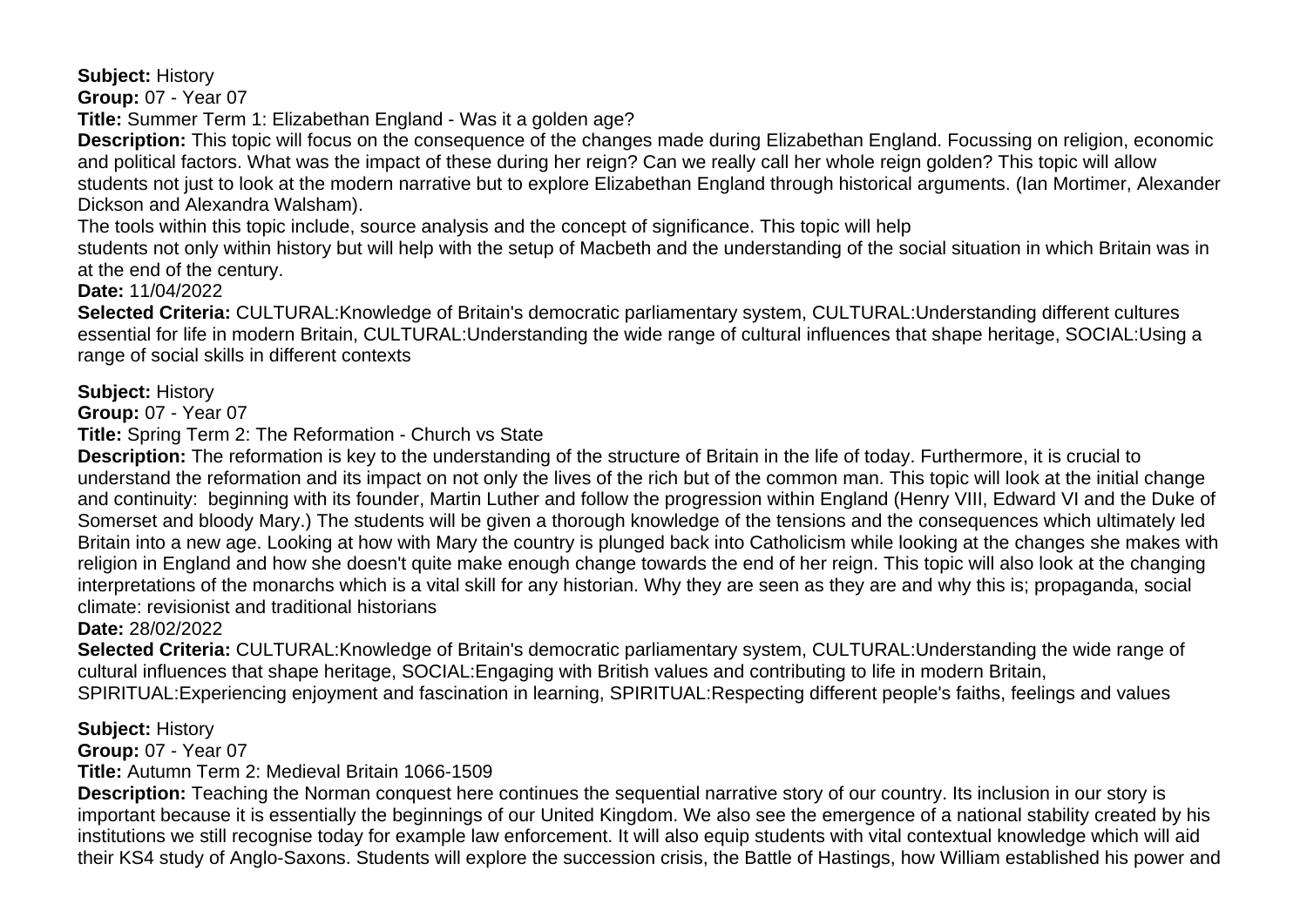**Subject:** History
**Group:** 07 - Year 07
**Title:** Summer Term 1: Elizabethan England - Was it a golden age?
**Description:** This topic will focus on the consequence of the changes made during Elizabethan England. Focussing on religion, economic and political factors. What was the impact of these during her reign? Can we really call her whole reign golden? This topic will allow students not just to look at the modern narrative but to explore Elizabethan England through historical arguments. (Ian Mortimer, Alexander Dickson and Alexandra Walsham).
The tools within this topic include, source analysis and the concept of significance. This topic will help
students not only within history but will help with the setup of Macbeth and the understanding of the social situation in which Britain was in at the end of the century.
**Date:** 11/04/2022
**Selected Criteria:** CULTURAL:Knowledge of Britain's democratic parliamentary system, CULTURAL:Understanding different cultures essential for life in modern Britain, CULTURAL:Understanding the wide range of cultural influences that shape heritage, SOCIAL:Using a range of social skills in different contexts

**Subject:** History
**Group:** 07 - Year 07
**Title:** Spring Term 2: The Reformation - Church vs State
**Description:** The reformation is key to the understanding of the structure of Britain in the life of today. Furthermore, it is crucial to understand the reformation and its impact on not only the lives of the rich but of the common man. This topic will look at the initial change and continuity: beginning with its founder, Martin Luther and follow the progression within England (Henry VIII, Edward VI and the Duke of Somerset and bloody Mary.) The students will be given a thorough knowledge of the tensions and the consequences which ultimately led Britain into a new age. Looking at how with Mary the country is plunged back into Catholicism while looking at the changes she makes with religion in England and how she doesn't quite make enough change towards the end of her reign. This topic will also look at the changing interpretations of the monarchs which is a vital skill for any historian. Why they are seen as they are and why this is; propaganda, social climate: revisionist and traditional historians
**Date:** 28/02/2022
**Selected Criteria:** CULTURAL:Knowledge of Britain's democratic parliamentary system, CULTURAL:Understanding the wide range of cultural influences that shape heritage, SOCIAL:Engaging with British values and contributing to life in modern Britain, SPIRITUAL:Experiencing enjoyment and fascination in learning, SPIRITUAL:Respecting different people's faiths, feelings and values

**Subject:** History
**Group:** 07 - Year 07
**Title:** Autumn Term 2: Medieval Britain 1066-1509
**Description:** Teaching the Norman conquest here continues the sequential narrative story of our country. Its inclusion in our story is important because it is essentially the beginnings of our United Kingdom. We also see the emergence of a national stability created by his institutions we still recognise today for example law enforcement. It will also equip students with vital contextual knowledge which will aid their KS4 study of Anglo-Saxons. Students will explore the succession crisis, the Battle of Hastings, how William established his power and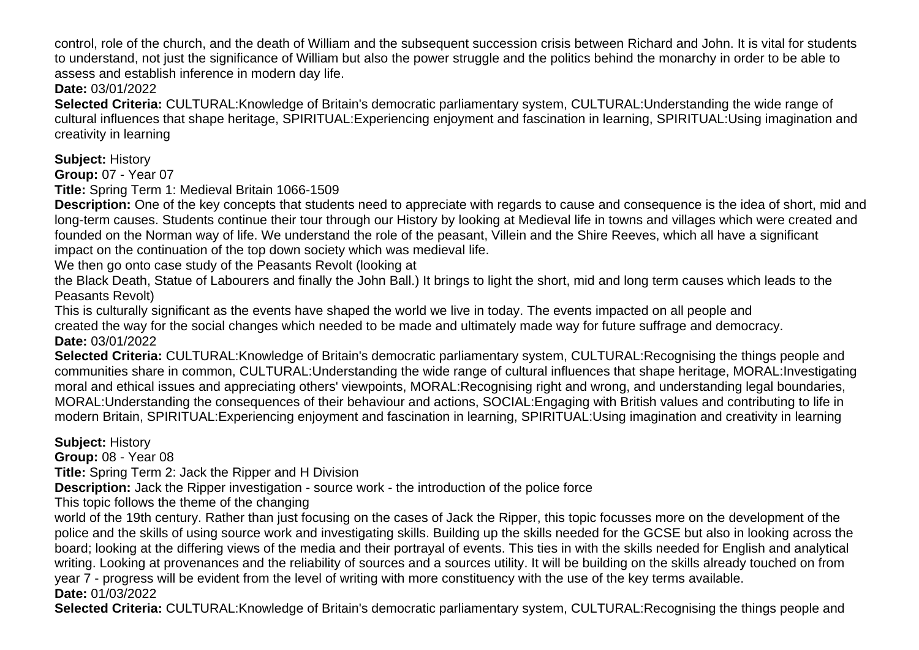control, role of the church, and the death of William and the subsequent succession crisis between Richard and John. It is vital for students to understand, not just the significance of William but also the power struggle and the politics behind the monarchy in order to be able to assess and establish inference in modern day life.
**Date:** 03/01/2022
**Selected Criteria:** CULTURAL:Knowledge of Britain's democratic parliamentary system, CULTURAL:Understanding the wide range of cultural influences that shape heritage, SPIRITUAL:Experiencing enjoyment and fascination in learning, SPIRITUAL:Using imagination and creativity in learning

**Subject:** History
**Group:** 07 - Year 07
**Title:** Spring Term 1: Medieval Britain 1066-1509
**Description:** One of the key concepts that students need to appreciate with regards to cause and consequence is the idea of short, mid and long-term causes. Students continue their tour through our History by looking at Medieval life in towns and villages which were created and founded on the Norman way of life. We understand the role of the peasant, Villein and the Shire Reeves, which all have a significant impact on the continuation of the top down society which was medieval life.
We then go onto case study of the Peasants Revolt (looking at
the Black Death, Statue of Labourers and finally the John Ball.) It brings to light the short, mid and long term causes which leads to the Peasants Revolt)
This is culturally significant as the events have shaped the world we live in today. The events impacted on all people and
created the way for the social changes which needed to be made and ultimately made way for future suffrage and democracy.
**Date:** 03/01/2022
**Selected Criteria:** CULTURAL:Knowledge of Britain's democratic parliamentary system, CULTURAL:Recognising the things people and communities share in common, CULTURAL:Understanding the wide range of cultural influences that shape heritage, MORAL:Investigating moral and ethical issues and appreciating others' viewpoints, MORAL:Recognising right and wrong, and understanding legal boundaries, MORAL:Understanding the consequences of their behaviour and actions, SOCIAL:Engaging with British values and contributing to life in modern Britain, SPIRITUAL:Experiencing enjoyment and fascination in learning, SPIRITUAL:Using imagination and creativity in learning

**Subject:** History
**Group:** 08 - Year 08
**Title:** Spring Term 2: Jack the Ripper and H Division
**Description:** Jack the Ripper investigation - source work - the introduction of the police force
This topic follows the theme of the changing
world of the 19th century. Rather than just focusing on the cases of Jack the Ripper, this topic focusses more on the development of the police and the skills of using source work and investigating skills. Building up the skills needed for the GCSE but also in looking across the board; looking at the differing views of the media and their portrayal of events. This ties in with the skills needed for English and analytical writing. Looking at provenances and the reliability of sources and a sources utility. It will be building on the skills already touched on from year 7 - progress will be evident from the level of writing with more constituency with the use of the key terms available.
**Date:** 01/03/2022
**Selected Criteria:** CULTURAL:Knowledge of Britain's democratic parliamentary system, CULTURAL:Recognising the things people and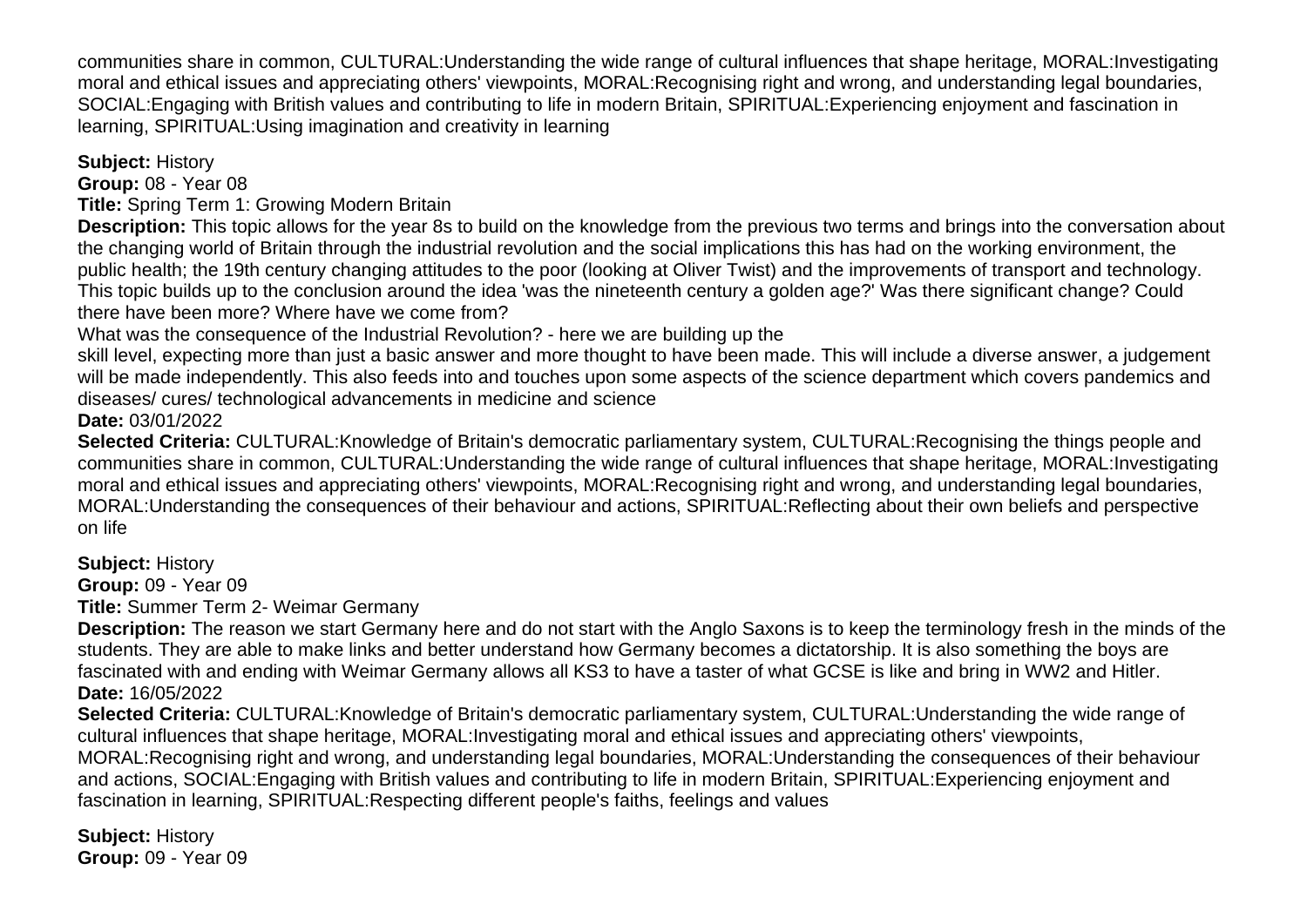communities share in common, CULTURAL:Understanding the wide range of cultural influences that shape heritage, MORAL:Investigating moral and ethical issues and appreciating others' viewpoints, MORAL:Recognising right and wrong, and understanding legal boundaries, SOCIAL:Engaging with British values and contributing to life in modern Britain, SPIRITUAL:Experiencing enjoyment and fascination in learning, SPIRITUAL:Using imagination and creativity in learning

**Subject:** History
**Group:** 08 - Year 08
**Title:** Spring Term 1: Growing Modern Britain
**Description:** This topic allows for the year 8s to build on the knowledge from the previous two terms and brings into the conversation about the changing world of Britain through the industrial revolution and the social implications this has had on the working environment, the public health; the 19th century changing attitudes to the poor (looking at Oliver Twist) and the improvements of transport and technology. This topic builds up to the conclusion around the idea 'was the nineteenth century a golden age?' Was there significant change? Could there have been more? Where have we come from?
What was the consequence of the Industrial Revolution? - here we are building up the
skill level, expecting more than just a basic answer and more thought to have been made. This will include a diverse answer, a judgement will be made independently. This also feeds into and touches upon some aspects of the science department which covers pandemics and diseases/ cures/ technological advancements in medicine and science
**Date:** 03/01/2022
**Selected Criteria:** CULTURAL:Knowledge of Britain's democratic parliamentary system, CULTURAL:Recognising the things people and communities share in common, CULTURAL:Understanding the wide range of cultural influences that shape heritage, MORAL:Investigating moral and ethical issues and appreciating others' viewpoints, MORAL:Recognising right and wrong, and understanding legal boundaries, MORAL:Understanding the consequences of their behaviour and actions, SPIRITUAL:Reflecting about their own beliefs and perspective on life

**Subject:** History
**Group:** 09 - Year 09
**Title:** Summer Term 2- Weimar Germany
**Description:** The reason we start Germany here and do not start with the Anglo Saxons is to keep the terminology fresh in the minds of the students. They are able to make links and better understand how Germany becomes a dictatorship. It is also something the boys are fascinated with and ending with Weimar Germany allows all KS3 to have a taster of what GCSE is like and bring in WW2 and Hitler.
**Date:** 16/05/2022
**Selected Criteria:** CULTURAL:Knowledge of Britain's democratic parliamentary system, CULTURAL:Understanding the wide range of cultural influences that shape heritage, MORAL:Investigating moral and ethical issues and appreciating others' viewpoints, MORAL:Recognising right and wrong, and understanding legal boundaries, MORAL:Understanding the consequences of their behaviour and actions, SOCIAL:Engaging with British values and contributing to life in modern Britain, SPIRITUAL:Experiencing enjoyment and fascination in learning, SPIRITUAL:Respecting different people's faiths, feelings and values

**Subject:** History
**Group:** 09 - Year 09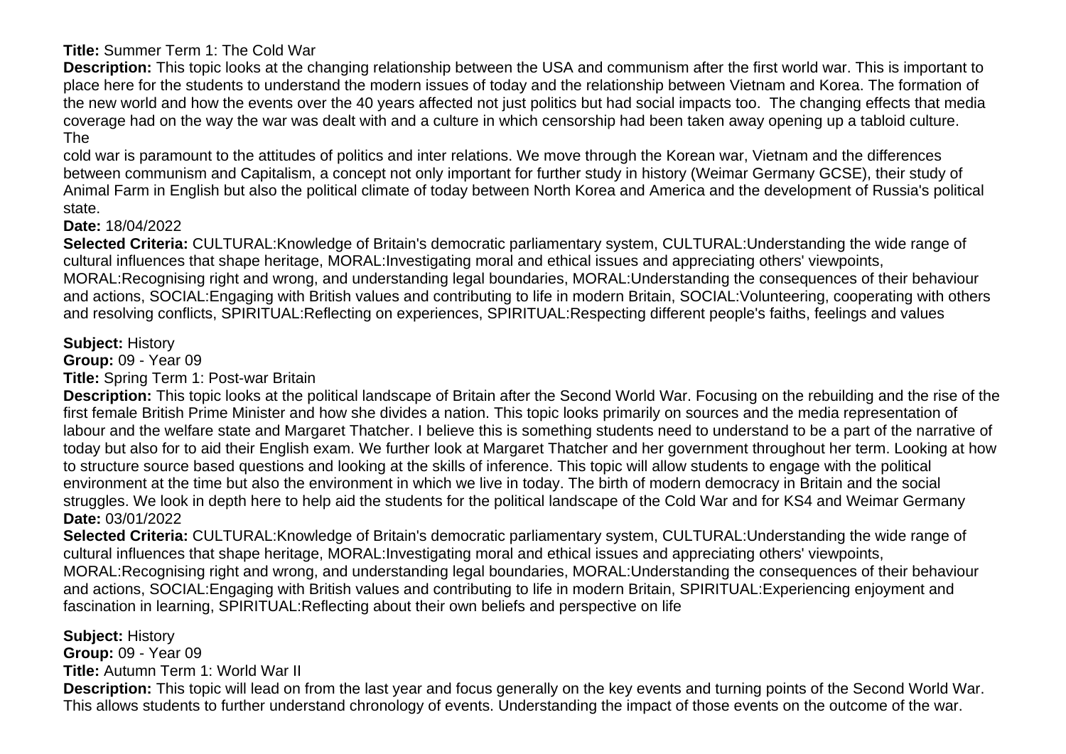**Title:** Summer Term 1: The Cold War

**Description:** This topic looks at the changing relationship between the USA and communism after the first world war. This is important to place here for the students to understand the modern issues of today and the relationship between Vietnam and Korea. The formation of the new world and how the events over the 40 years affected not just politics but had social impacts too. The changing effects that media coverage had on the way the war was dealt with and a culture in which censorship had been taken away opening up a tabloid culture. The

cold war is paramount to the attitudes of politics and inter relations. We move through the Korean war, Vietnam and the differences between communism and Capitalism, a concept not only important for further study in history (Weimar Germany GCSE), their study of Animal Farm in English but also the political climate of today between North Korea and America and the development of Russia's political state.

**Date:** 18/04/2022

**Selected Criteria:** CULTURAL:Knowledge of Britain's democratic parliamentary system, CULTURAL:Understanding the wide range of cultural influences that shape heritage, MORAL:Investigating moral and ethical issues and appreciating others' viewpoints, MORAL:Recognising right and wrong, and understanding legal boundaries, MORAL:Understanding the consequences of their behaviour and actions, SOCIAL:Engaging with British values and contributing to life in modern Britain, SOCIAL:Volunteering, cooperating with others and resolving conflicts, SPIRITUAL:Reflecting on experiences, SPIRITUAL:Respecting different people's faiths, feelings and values

**Subject:** History

**Group:** 09 - Year 09

**Title:** Spring Term 1: Post-war Britain

**Description:** This topic looks at the political landscape of Britain after the Second World War. Focusing on the rebuilding and the rise of the first female British Prime Minister and how she divides a nation. This topic looks primarily on sources and the media representation of labour and the welfare state and Margaret Thatcher. I believe this is something students need to understand to be a part of the narrative of today but also for to aid their English exam. We further look at Margaret Thatcher and her government throughout her term. Looking at how to structure source based questions and looking at the skills of inference. This topic will allow students to engage with the political environment at the time but also the environment in which we live in today. The birth of modern democracy in Britain and the social struggles. We look in depth here to help aid the students for the political landscape of the Cold War and for KS4 and Weimar Germany

**Date:** 03/01/2022

**Selected Criteria:** CULTURAL:Knowledge of Britain's democratic parliamentary system, CULTURAL:Understanding the wide range of cultural influences that shape heritage, MORAL:Investigating moral and ethical issues and appreciating others' viewpoints, MORAL:Recognising right and wrong, and understanding legal boundaries, MORAL:Understanding the consequences of their behaviour and actions, SOCIAL:Engaging with British values and contributing to life in modern Britain, SPIRITUAL:Experiencing enjoyment and fascination in learning, SPIRITUAL:Reflecting about their own beliefs and perspective on life

**Subject:** History

**Group:** 09 - Year 09

**Title:** Autumn Term 1: World War II

**Description:** This topic will lead on from the last year and focus generally on the key events and turning points of the Second World War. This allows students to further understand chronology of events. Understanding the impact of those events on the outcome of the war.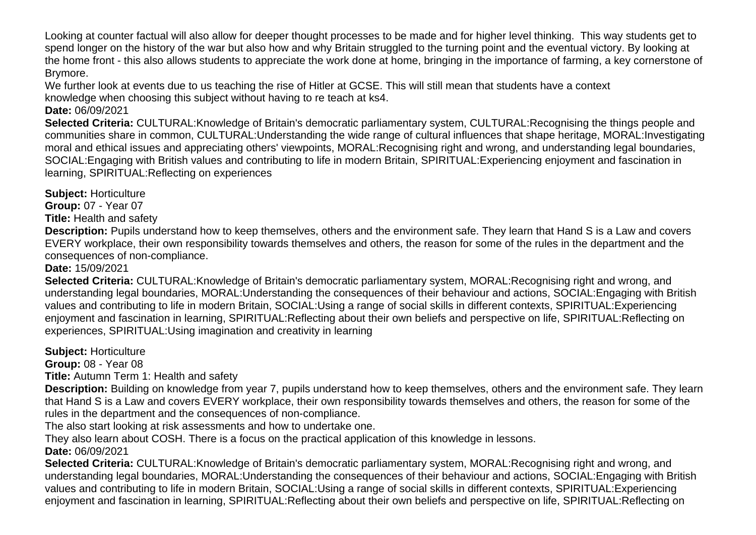Looking at counter factual will also allow for deeper thought processes to be made and for higher level thinking. This way students get to spend longer on the history of the war but also how and why Britain struggled to the turning point and the eventual victory. By looking at the home front - this also allows students to appreciate the work done at home, bringing in the importance of farming, a key cornerstone of Brymore.
We further look at events due to us teaching the rise of Hitler at GCSE. This will still mean that students have a context knowledge when choosing this subject without having to re teach at ks4.

**Date:** 06/09/2021

**Selected Criteria:** CULTURAL:Knowledge of Britain's democratic parliamentary system, CULTURAL:Recognising the things people and communities share in common, CULTURAL:Understanding the wide range of cultural influences that shape heritage, MORAL:Investigating moral and ethical issues and appreciating others' viewpoints, MORAL:Recognising right and wrong, and understanding legal boundaries, SOCIAL:Engaging with British values and contributing to life in modern Britain, SPIRITUAL:Experiencing enjoyment and fascination in learning, SPIRITUAL:Reflecting on experiences

**Subject:** Horticulture

**Group:** 07 - Year 07

**Title:** Health and safety

**Description:** Pupils understand how to keep themselves, others and the environment safe. They learn that Hand S is a Law and covers EVERY workplace, their own responsibility towards themselves and others, the reason for some of the rules in the department and the consequences of non-compliance.

**Date:** 15/09/2021

**Selected Criteria:** CULTURAL:Knowledge of Britain's democratic parliamentary system, MORAL:Recognising right and wrong, and understanding legal boundaries, MORAL:Understanding the consequences of their behaviour and actions, SOCIAL:Engaging with British values and contributing to life in modern Britain, SOCIAL:Using a range of social skills in different contexts, SPIRITUAL:Experiencing enjoyment and fascination in learning, SPIRITUAL:Reflecting about their own beliefs and perspective on life, SPIRITUAL:Reflecting on experiences, SPIRITUAL:Using imagination and creativity in learning

**Subject:** Horticulture

**Group:** 08 - Year 08

**Title:** Autumn Term 1: Health and safety

**Description:** Building on knowledge from year 7, pupils understand how to keep themselves, others and the environment safe. They learn that Hand S is a Law and covers EVERY workplace, their own responsibility towards themselves and others, the reason for some of the rules in the department and the consequences of non-compliance.
The also start looking at risk assessments and how to undertake one.
They also learn about COSH. There is a focus on the practical application of this knowledge in lessons.

**Date:** 06/09/2021

**Selected Criteria:** CULTURAL:Knowledge of Britain's democratic parliamentary system, MORAL:Recognising right and wrong, and understanding legal boundaries, MORAL:Understanding the consequences of their behaviour and actions, SOCIAL:Engaging with British values and contributing to life in modern Britain, SOCIAL:Using a range of social skills in different contexts, SPIRITUAL:Experiencing enjoyment and fascination in learning, SPIRITUAL:Reflecting about their own beliefs and perspective on life, SPIRITUAL:Reflecting on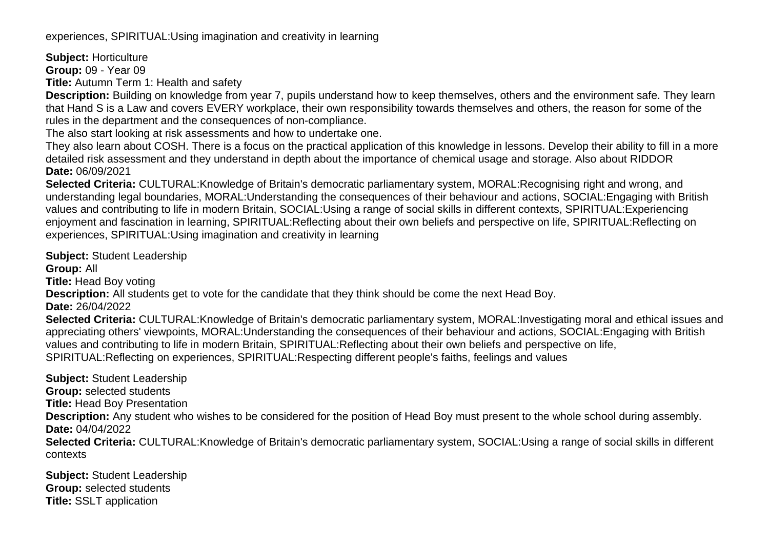experiences, SPIRITUAL:Using imagination and creativity in learning

**Subject:** Horticulture
**Group:** 09 - Year 09
**Title:** Autumn Term 1: Health and safety
**Description:** Building on knowledge from year 7, pupils understand how to keep themselves, others and the environment safe. They learn that Hand S is a Law and covers EVERY workplace, their own responsibility towards themselves and others, the reason for some of the rules in the department and the consequences of non-compliance.
The also start looking at risk assessments and how to undertake one.
They also learn about COSH. There is a focus on the practical application of this knowledge in lessons. Develop their ability to fill in a more detailed risk assessment and they understand in depth about the importance of chemical usage and storage. Also about RIDDOR
**Date:** 06/09/2021
**Selected Criteria:** CULTURAL:Knowledge of Britain's democratic parliamentary system, MORAL:Recognising right and wrong, and understanding legal boundaries, MORAL:Understanding the consequences of their behaviour and actions, SOCIAL:Engaging with British values and contributing to life in modern Britain, SOCIAL:Using a range of social skills in different contexts, SPIRITUAL:Experiencing enjoyment and fascination in learning, SPIRITUAL:Reflecting about their own beliefs and perspective on life, SPIRITUAL:Reflecting on experiences, SPIRITUAL:Using imagination and creativity in learning

**Subject:** Student Leadership
**Group:** All
**Title:** Head Boy voting
**Description:** All students get to vote for the candidate that they think should be come the next Head Boy.
**Date:** 26/04/2022
**Selected Criteria:** CULTURAL:Knowledge of Britain's democratic parliamentary system, MORAL:Investigating moral and ethical issues and appreciating others' viewpoints, MORAL:Understanding the consequences of their behaviour and actions, SOCIAL:Engaging with British values and contributing to life in modern Britain, SPIRITUAL:Reflecting about their own beliefs and perspective on life, SPIRITUAL:Reflecting on experiences, SPIRITUAL:Respecting different people's faiths, feelings and values

**Subject:** Student Leadership
**Group:** selected students
**Title:** Head Boy Presentation
**Description:** Any student who wishes to be considered for the position of Head Boy must present to the whole school during assembly.
**Date:** 04/04/2022
**Selected Criteria:** CULTURAL:Knowledge of Britain's democratic parliamentary system, SOCIAL:Using a range of social skills in different contexts

**Subject:** Student Leadership
**Group:** selected students
**Title:** SSLT application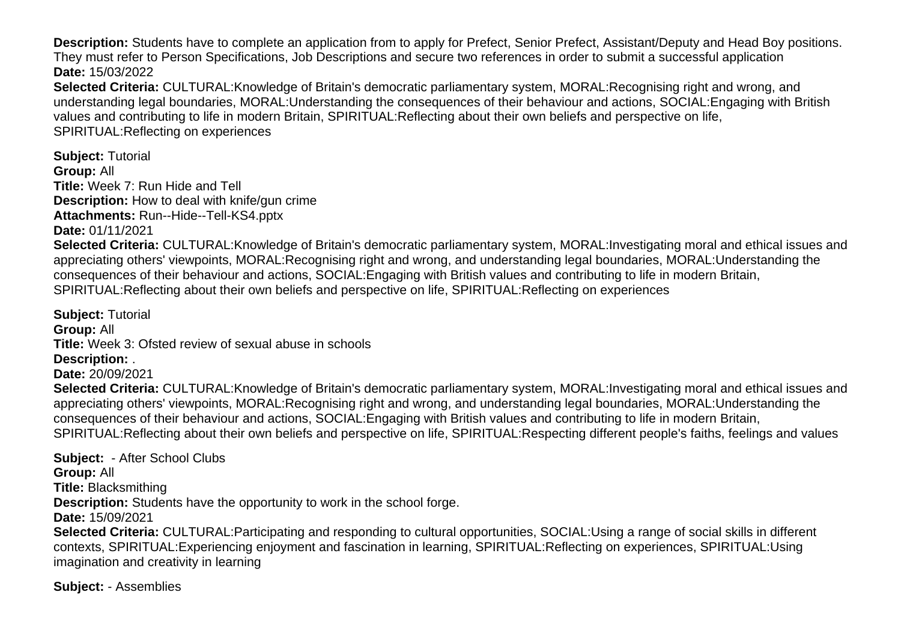**Description:** Students have to complete an application from to apply for Prefect, Senior Prefect, Assistant/Deputy and Head Boy positions. They must refer to Person Specifications, Job Descriptions and secure two references in order to submit a successful application
**Date:** 15/03/2022
**Selected Criteria:** CULTURAL:Knowledge of Britain's democratic parliamentary system, MORAL:Recognising right and wrong, and understanding legal boundaries, MORAL:Understanding the consequences of their behaviour and actions, SOCIAL:Engaging with British values and contributing to life in modern Britain, SPIRITUAL:Reflecting about their own beliefs and perspective on life, SPIRITUAL:Reflecting on experiences

**Subject:** Tutorial
**Group:** All
**Title:** Week 7: Run Hide and Tell
**Description:** How to deal with knife/gun crime
**Attachments:** Run--Hide--Tell-KS4.pptx
**Date:** 01/11/2021
**Selected Criteria:** CULTURAL:Knowledge of Britain's democratic parliamentary system, MORAL:Investigating moral and ethical issues and appreciating others' viewpoints, MORAL:Recognising right and wrong, and understanding legal boundaries, MORAL:Understanding the consequences of their behaviour and actions, SOCIAL:Engaging with British values and contributing to life in modern Britain, SPIRITUAL:Reflecting about their own beliefs and perspective on life, SPIRITUAL:Reflecting on experiences

**Subject:** Tutorial
**Group:** All
**Title:** Week 3: Ofsted review of sexual abuse in schools
**Description:** .
**Date:** 20/09/2021
**Selected Criteria:** CULTURAL:Knowledge of Britain's democratic parliamentary system, MORAL:Investigating moral and ethical issues and appreciating others' viewpoints, MORAL:Recognising right and wrong, and understanding legal boundaries, MORAL:Understanding the consequences of their behaviour and actions, SOCIAL:Engaging with British values and contributing to life in modern Britain, SPIRITUAL:Reflecting about their own beliefs and perspective on life, SPIRITUAL:Respecting different people's faiths, feelings and values

**Subject:** - After School Clubs
**Group:** All
**Title:** Blacksmithing
**Description:** Students have the opportunity to work in the school forge.
**Date:** 15/09/2021
**Selected Criteria:** CULTURAL:Participating and responding to cultural opportunities, SOCIAL:Using a range of social skills in different contexts, SPIRITUAL:Experiencing enjoyment and fascination in learning, SPIRITUAL:Reflecting on experiences, SPIRITUAL:Using imagination and creativity in learning

**Subject:** - Assemblies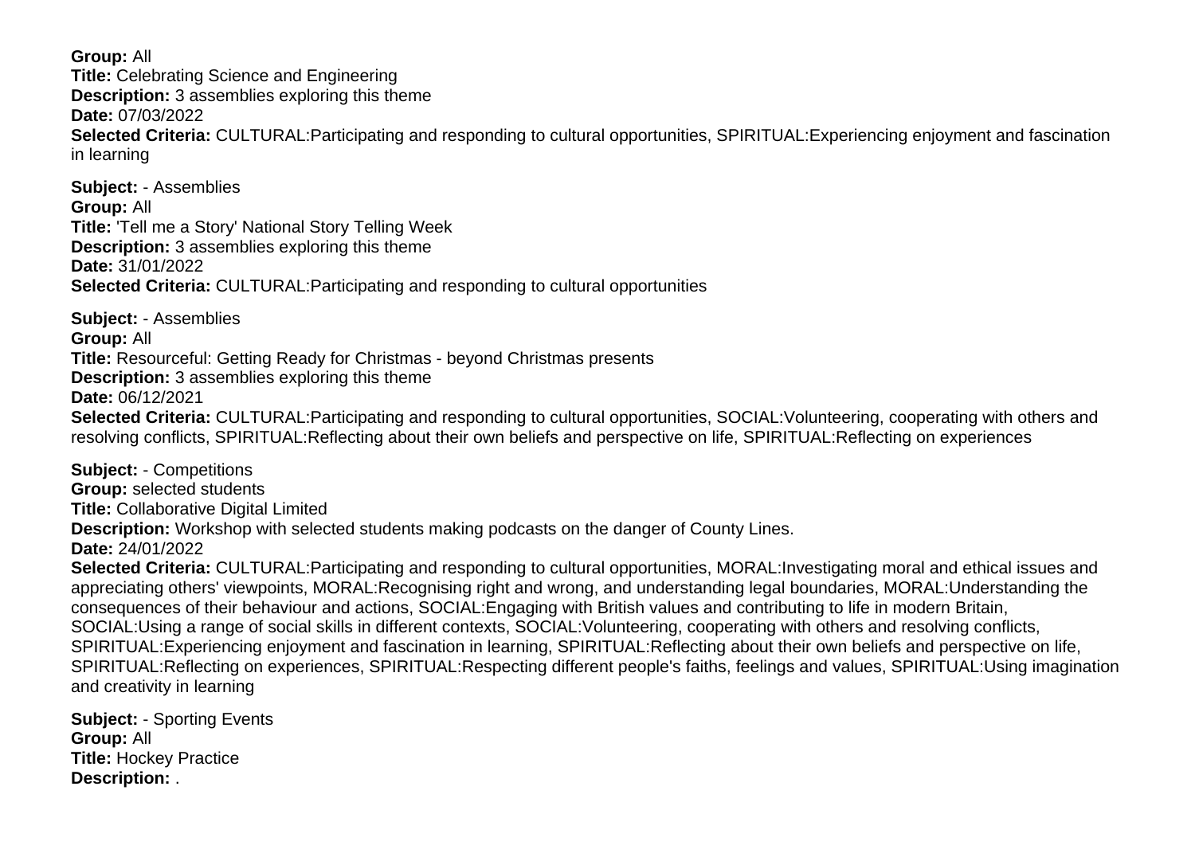**Group:** All
**Title:** Celebrating Science and Engineering
**Description:** 3 assemblies exploring this theme
**Date:** 07/03/2022
**Selected Criteria:** CULTURAL:Participating and responding to cultural opportunities, SPIRITUAL:Experiencing enjoyment and fascination in learning

**Subject:** - Assemblies
**Group:** All
**Title:** 'Tell me a Story' National Story Telling Week
**Description:** 3 assemblies exploring this theme
**Date:** 31/01/2022
**Selected Criteria:** CULTURAL:Participating and responding to cultural opportunities

**Subject:** - Assemblies
**Group:** All
**Title:** Resourceful: Getting Ready for Christmas - beyond Christmas presents
**Description:** 3 assemblies exploring this theme
**Date:** 06/12/2021
**Selected Criteria:** CULTURAL:Participating and responding to cultural opportunities, SOCIAL:Volunteering, cooperating with others and resolving conflicts, SPIRITUAL:Reflecting about their own beliefs and perspective on life, SPIRITUAL:Reflecting on experiences

**Subject:** - Competitions
**Group:** selected students
**Title:** Collaborative Digital Limited
**Description:** Workshop with selected students making podcasts on the danger of County Lines.
**Date:** 24/01/2022
**Selected Criteria:** CULTURAL:Participating and responding to cultural opportunities, MORAL:Investigating moral and ethical issues and appreciating others' viewpoints, MORAL:Recognising right and wrong, and understanding legal boundaries, MORAL:Understanding the consequences of their behaviour and actions, SOCIAL:Engaging with British values and contributing to life in modern Britain, SOCIAL:Using a range of social skills in different contexts, SOCIAL:Volunteering, cooperating with others and resolving conflicts, SPIRITUAL:Experiencing enjoyment and fascination in learning, SPIRITUAL:Reflecting about their own beliefs and perspective on life, SPIRITUAL:Reflecting on experiences, SPIRITUAL:Respecting different people's faiths, feelings and values, SPIRITUAL:Using imagination and creativity in learning

**Subject:** - Sporting Events
**Group:** All
**Title:** Hockey Practice
**Description:** .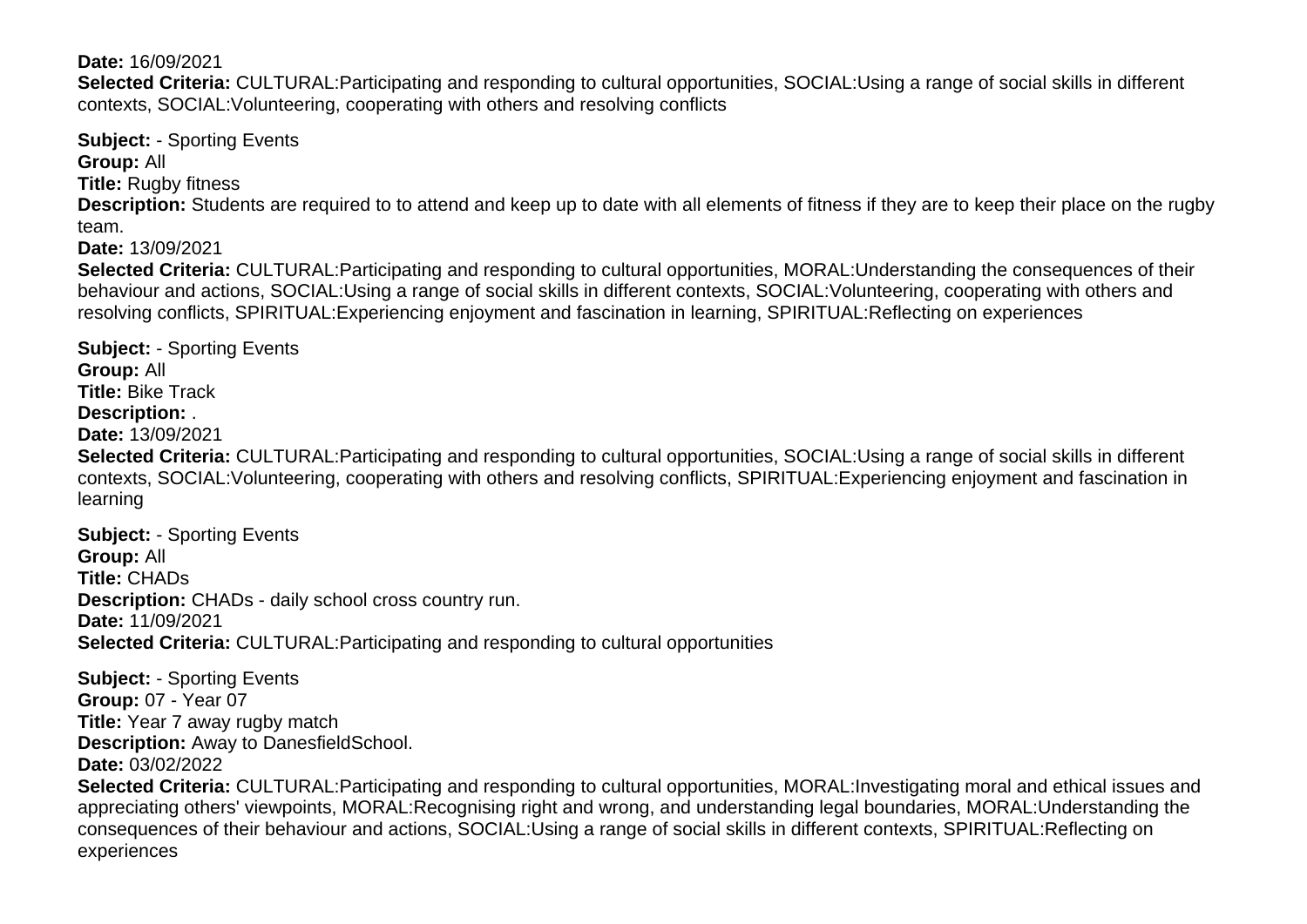**Date:** 16/09/2021
**Selected Criteria:** CULTURAL:Participating and responding to cultural opportunities, SOCIAL:Using a range of social skills in different contexts, SOCIAL:Volunteering, cooperating with others and resolving conflicts

**Subject:** - Sporting Events
**Group:** All
**Title:** Rugby fitness
**Description:** Students are required to to attend and keep up to date with all elements of fitness if they are to keep their place on the rugby team.
**Date:** 13/09/2021
**Selected Criteria:** CULTURAL:Participating and responding to cultural opportunities, MORAL:Understanding the consequences of their behaviour and actions, SOCIAL:Using a range of social skills in different contexts, SOCIAL:Volunteering, cooperating with others and resolving conflicts, SPIRITUAL:Experiencing enjoyment and fascination in learning, SPIRITUAL:Reflecting on experiences

**Subject:** - Sporting Events
**Group:** All
**Title:** Bike Track
**Description:** .
**Date:** 13/09/2021
**Selected Criteria:** CULTURAL:Participating and responding to cultural opportunities, SOCIAL:Using a range of social skills in different contexts, SOCIAL:Volunteering, cooperating with others and resolving conflicts, SPIRITUAL:Experiencing enjoyment and fascination in learning

**Subject:** - Sporting Events
**Group:** All
**Title:** CHADs
**Description:** CHADs - daily school cross country run.
**Date:** 11/09/2021
**Selected Criteria:** CULTURAL:Participating and responding to cultural opportunities

**Subject:** - Sporting Events
**Group:** 07 - Year 07
**Title:** Year 7 away rugby match
**Description:** Away to DanesfieldSchool.
**Date:** 03/02/2022
**Selected Criteria:** CULTURAL:Participating and responding to cultural opportunities, MORAL:Investigating moral and ethical issues and appreciating others' viewpoints, MORAL:Recognising right and wrong, and understanding legal boundaries, MORAL:Understanding the consequences of their behaviour and actions, SOCIAL:Using a range of social skills in different contexts, SPIRITUAL:Reflecting on experiences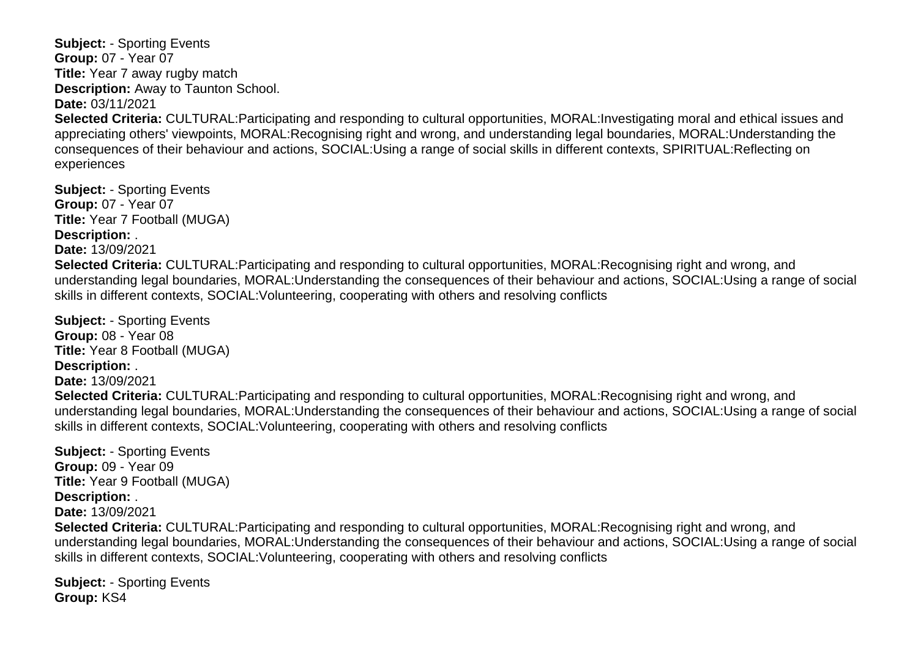**Subject:** - Sporting Events
**Group:** 07 - Year 07
**Title:** Year 7 away rugby match
**Description:** Away to Taunton School.
**Date:** 03/11/2021
**Selected Criteria:** CULTURAL:Participating and responding to cultural opportunities, MORAL:Investigating moral and ethical issues and appreciating others' viewpoints, MORAL:Recognising right and wrong, and understanding legal boundaries, MORAL:Understanding the consequences of their behaviour and actions, SOCIAL:Using a range of social skills in different contexts, SPIRITUAL:Reflecting on experiences

**Subject:** - Sporting Events
**Group:** 07 - Year 07
**Title:** Year 7 Football (MUGA)
**Description:** .
**Date:** 13/09/2021
**Selected Criteria:** CULTURAL:Participating and responding to cultural opportunities, MORAL:Recognising right and wrong, and understanding legal boundaries, MORAL:Understanding the consequences of their behaviour and actions, SOCIAL:Using a range of social skills in different contexts, SOCIAL:Volunteering, cooperating with others and resolving conflicts

**Subject:** - Sporting Events
**Group:** 08 - Year 08
**Title:** Year 8 Football (MUGA)
**Description:** .
**Date:** 13/09/2021
**Selected Criteria:** CULTURAL:Participating and responding to cultural opportunities, MORAL:Recognising right and wrong, and understanding legal boundaries, MORAL:Understanding the consequences of their behaviour and actions, SOCIAL:Using a range of social skills in different contexts, SOCIAL:Volunteering, cooperating with others and resolving conflicts

**Subject:** - Sporting Events
**Group:** 09 - Year 09
**Title:** Year 9 Football (MUGA)
**Description:** .
**Date:** 13/09/2021
**Selected Criteria:** CULTURAL:Participating and responding to cultural opportunities, MORAL:Recognising right and wrong, and understanding legal boundaries, MORAL:Understanding the consequences of their behaviour and actions, SOCIAL:Using a range of social skills in different contexts, SOCIAL:Volunteering, cooperating with others and resolving conflicts

**Subject:** - Sporting Events
**Group:** KS4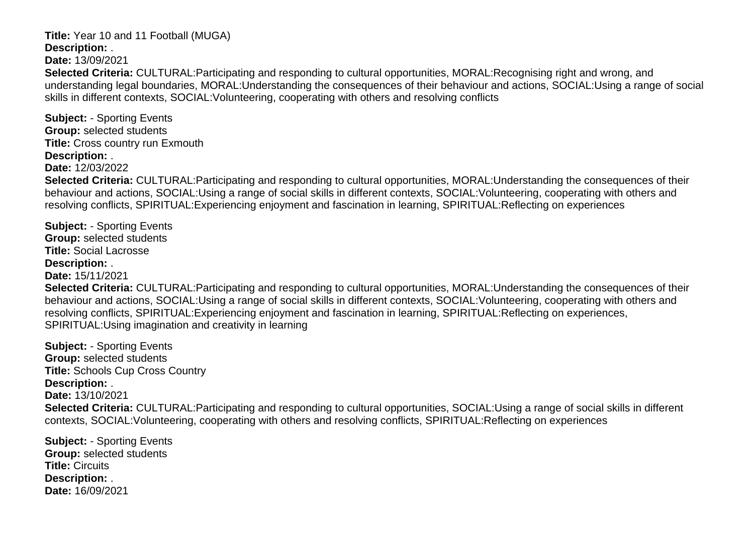**Title:** Year 10 and 11 Football (MUGA)
**Description:** .
**Date:** 13/09/2021
**Selected Criteria:** CULTURAL:Participating and responding to cultural opportunities, MORAL:Recognising right and wrong, and understanding legal boundaries, MORAL:Understanding the consequences of their behaviour and actions, SOCIAL:Using a range of social skills in different contexts, SOCIAL:Volunteering, cooperating with others and resolving conflicts

**Subject:** - Sporting Events
**Group:** selected students
**Title:** Cross country run Exmouth
**Description:** .
**Date:** 12/03/2022
**Selected Criteria:** CULTURAL:Participating and responding to cultural opportunities, MORAL:Understanding the consequences of their behaviour and actions, SOCIAL:Using a range of social skills in different contexts, SOCIAL:Volunteering, cooperating with others and resolving conflicts, SPIRITUAL:Experiencing enjoyment and fascination in learning, SPIRITUAL:Reflecting on experiences

**Subject:** - Sporting Events
**Group:** selected students
**Title:** Social Lacrosse
**Description:** .
**Date:** 15/11/2021
**Selected Criteria:** CULTURAL:Participating and responding to cultural opportunities, MORAL:Understanding the consequences of their behaviour and actions, SOCIAL:Using a range of social skills in different contexts, SOCIAL:Volunteering, cooperating with others and resolving conflicts, SPIRITUAL:Experiencing enjoyment and fascination in learning, SPIRITUAL:Reflecting on experiences, SPIRITUAL:Using imagination and creativity in learning

**Subject:** - Sporting Events
**Group:** selected students
**Title:** Schools Cup Cross Country
**Description:** .
**Date:** 13/10/2021
**Selected Criteria:** CULTURAL:Participating and responding to cultural opportunities, SOCIAL:Using a range of social skills in different contexts, SOCIAL:Volunteering, cooperating with others and resolving conflicts, SPIRITUAL:Reflecting on experiences

**Subject:** - Sporting Events
**Group:** selected students
**Title:** Circuits
**Description:** .
**Date:** 16/09/2021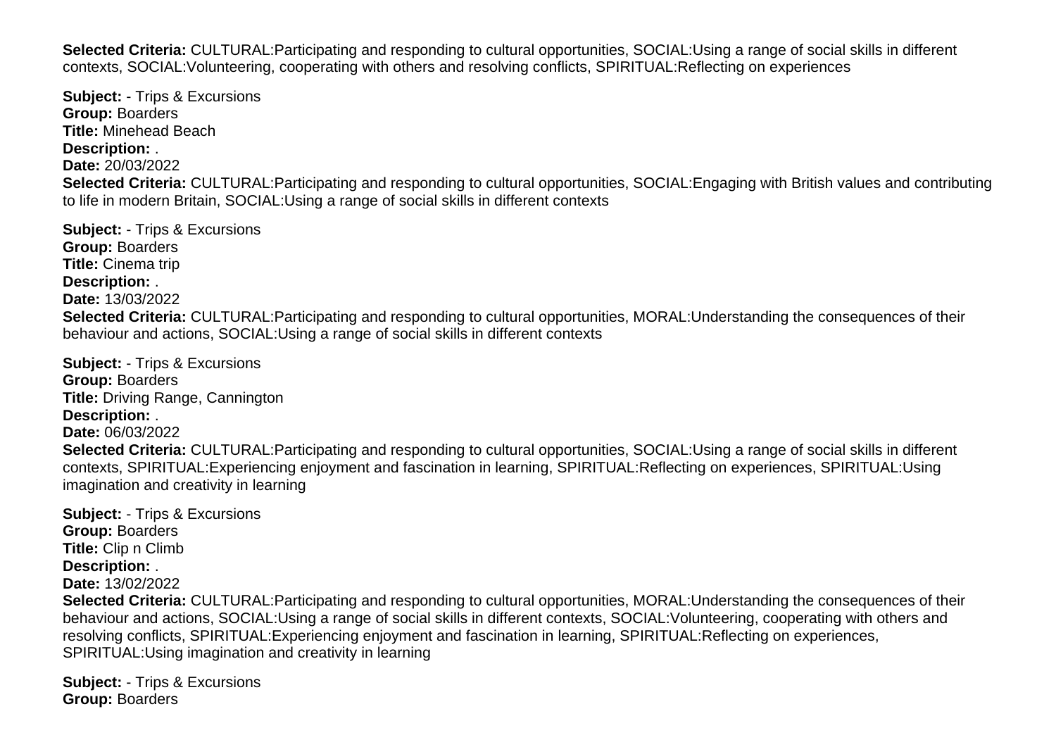**Selected Criteria:** CULTURAL:Participating and responding to cultural opportunities, SOCIAL:Using a range of social skills in different contexts, SOCIAL:Volunteering, cooperating with others and resolving conflicts, SPIRITUAL:Reflecting on experiences

**Subject:** - Trips & Excursions
**Group:** Boarders
**Title:** Minehead Beach
**Description:** .
**Date:** 20/03/2022
**Selected Criteria:** CULTURAL:Participating and responding to cultural opportunities, SOCIAL:Engaging with British values and contributing to life in modern Britain, SOCIAL:Using a range of social skills in different contexts

**Subject:** - Trips & Excursions
**Group:** Boarders
**Title:** Cinema trip
**Description:** .
**Date:** 13/03/2022
**Selected Criteria:** CULTURAL:Participating and responding to cultural opportunities, MORAL:Understanding the consequences of their behaviour and actions, SOCIAL:Using a range of social skills in different contexts

**Subject:** - Trips & Excursions
**Group:** Boarders
**Title:** Driving Range, Cannington
**Description:** .
**Date:** 06/03/2022
**Selected Criteria:** CULTURAL:Participating and responding to cultural opportunities, SOCIAL:Using a range of social skills in different contexts, SPIRITUAL:Experiencing enjoyment and fascination in learning, SPIRITUAL:Reflecting on experiences, SPIRITUAL:Using imagination and creativity in learning

**Subject:** - Trips & Excursions
**Group:** Boarders
**Title:** Clip n Climb
**Description:** .
**Date:** 13/02/2022
**Selected Criteria:** CULTURAL:Participating and responding to cultural opportunities, MORAL:Understanding the consequences of their behaviour and actions, SOCIAL:Using a range of social skills in different contexts, SOCIAL:Volunteering, cooperating with others and resolving conflicts, SPIRITUAL:Experiencing enjoyment and fascination in learning, SPIRITUAL:Reflecting on experiences, SPIRITUAL:Using imagination and creativity in learning

**Subject:** - Trips & Excursions
**Group:** Boarders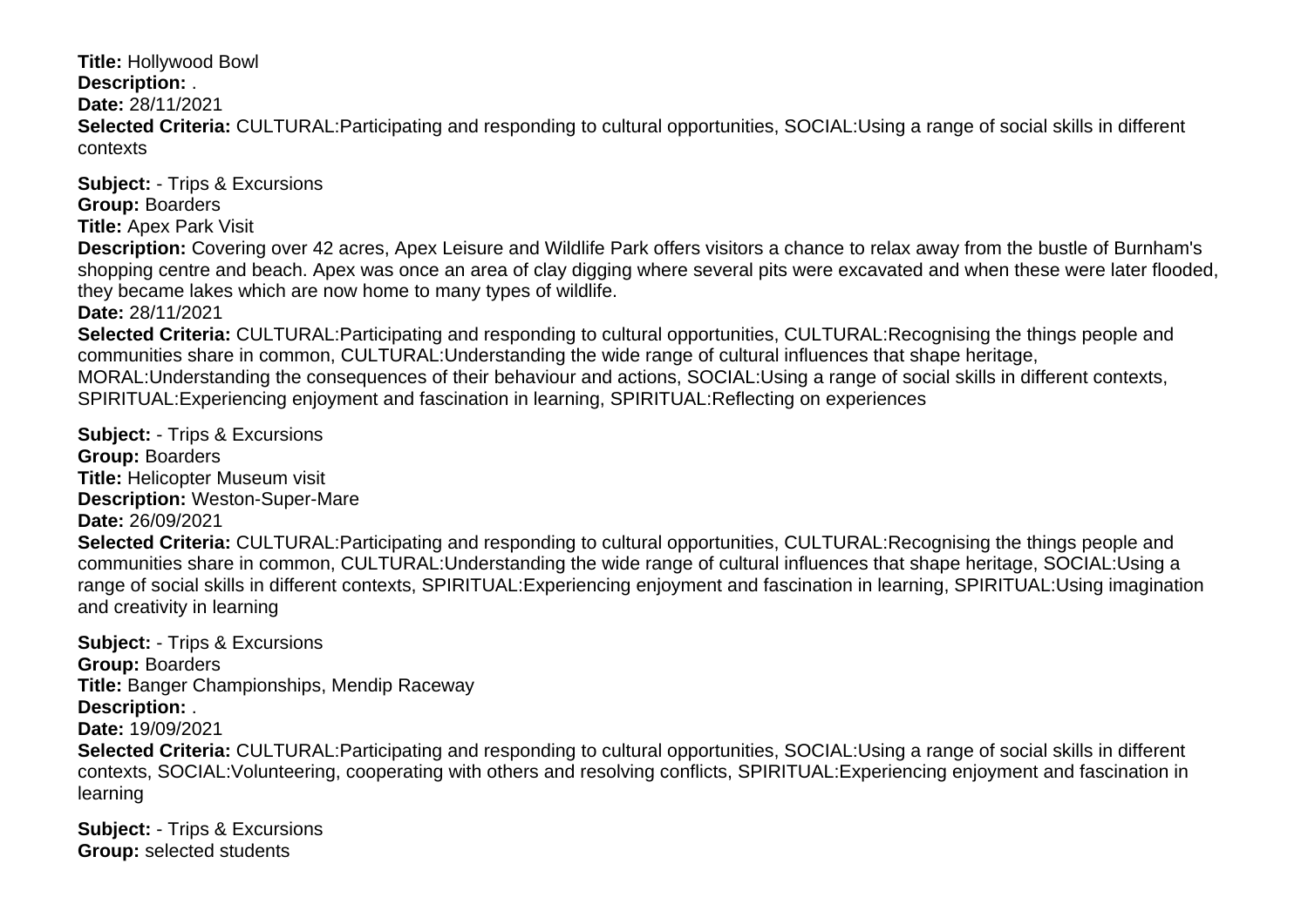**Title:** Hollywood Bowl
**Description:** .
**Date:** 28/11/2021
**Selected Criteria:** CULTURAL:Participating and responding to cultural opportunities, SOCIAL:Using a range of social skills in different contexts

**Subject:** - Trips & Excursions
**Group:** Boarders
**Title:** Apex Park Visit
**Description:** Covering over 42 acres, Apex Leisure and Wildlife Park offers visitors a chance to relax away from the bustle of Burnham's shopping centre and beach. Apex was once an area of clay digging where several pits were excavated and when these were later flooded, they became lakes which are now home to many types of wildlife.
**Date:** 28/11/2021
**Selected Criteria:** CULTURAL:Participating and responding to cultural opportunities, CULTURAL:Recognising the things people and communities share in common, CULTURAL:Understanding the wide range of cultural influences that shape heritage, MORAL:Understanding the consequences of their behaviour and actions, SOCIAL:Using a range of social skills in different contexts, SPIRITUAL:Experiencing enjoyment and fascination in learning, SPIRITUAL:Reflecting on experiences

**Subject:** - Trips & Excursions
**Group:** Boarders
**Title:** Helicopter Museum visit
**Description:** Weston-Super-Mare
**Date:** 26/09/2021
**Selected Criteria:** CULTURAL:Participating and responding to cultural opportunities, CULTURAL:Recognising the things people and communities share in common, CULTURAL:Understanding the wide range of cultural influences that shape heritage, SOCIAL:Using a range of social skills in different contexts, SPIRITUAL:Experiencing enjoyment and fascination in learning, SPIRITUAL:Using imagination and creativity in learning

**Subject:** - Trips & Excursions
**Group:** Boarders
**Title:** Banger Championships, Mendip Raceway
**Description:** .
**Date:** 19/09/2021
**Selected Criteria:** CULTURAL:Participating and responding to cultural opportunities, SOCIAL:Using a range of social skills in different contexts, SOCIAL:Volunteering, cooperating with others and resolving conflicts, SPIRITUAL:Experiencing enjoyment and fascination in learning

**Subject:** - Trips & Excursions
**Group:** selected students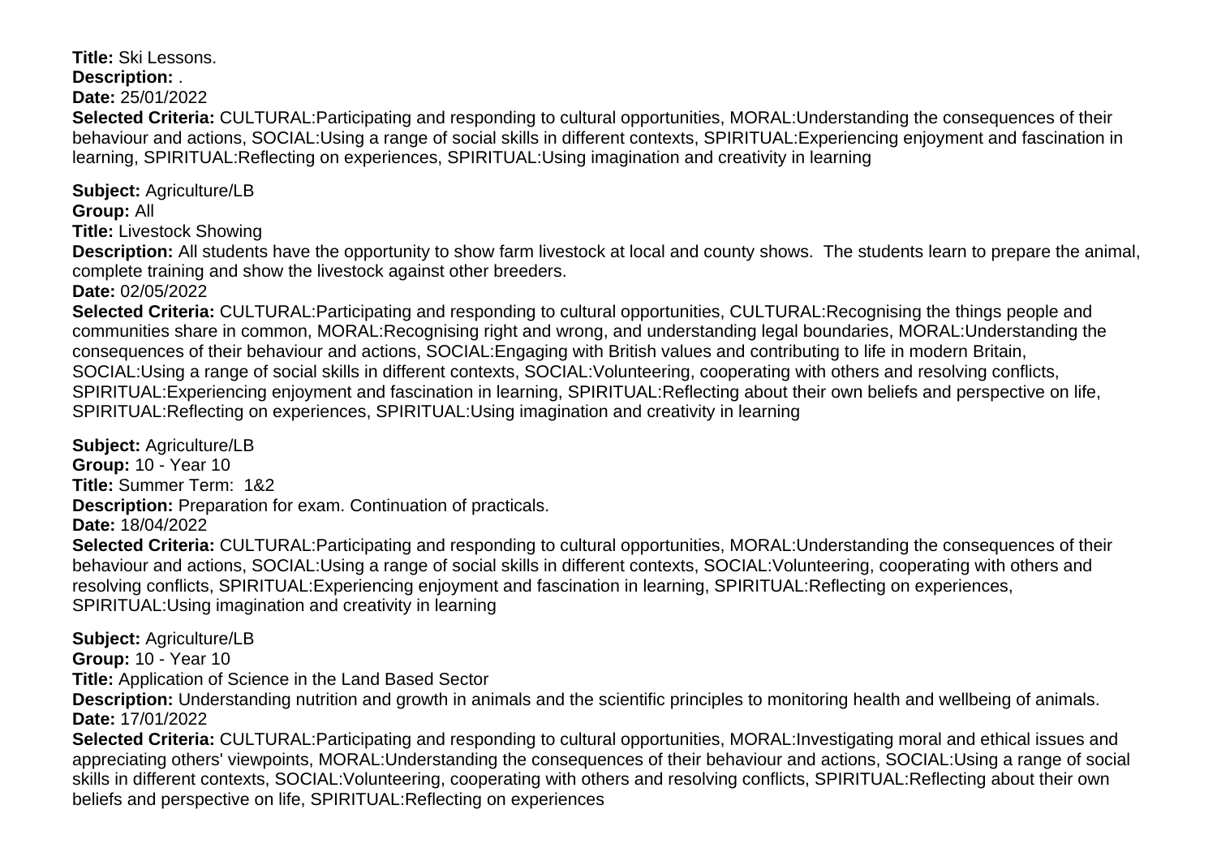**Title:** Ski Lessons.
**Description:** .
**Date:** 25/01/2022
**Selected Criteria:** CULTURAL:Participating and responding to cultural opportunities, MORAL:Understanding the consequences of their behaviour and actions, SOCIAL:Using a range of social skills in different contexts, SPIRITUAL:Experiencing enjoyment and fascination in learning, SPIRITUAL:Reflecting on experiences, SPIRITUAL:Using imagination and creativity in learning

**Subject:** Agriculture/LB
**Group:** All
**Title:** Livestock Showing
**Description:** All students have the opportunity to show farm livestock at local and county shows. The students learn to prepare the animal, complete training and show the livestock against other breeders.
**Date:** 02/05/2022
**Selected Criteria:** CULTURAL:Participating and responding to cultural opportunities, CULTURAL:Recognising the things people and communities share in common, MORAL:Recognising right and wrong, and understanding legal boundaries, MORAL:Understanding the consequences of their behaviour and actions, SOCIAL:Engaging with British values and contributing to life in modern Britain, SOCIAL:Using a range of social skills in different contexts, SOCIAL:Volunteering, cooperating with others and resolving conflicts, SPIRITUAL:Experiencing enjoyment and fascination in learning, SPIRITUAL:Reflecting about their own beliefs and perspective on life, SPIRITUAL:Reflecting on experiences, SPIRITUAL:Using imagination and creativity in learning

**Subject:** Agriculture/LB
**Group:** 10 - Year 10
**Title:** Summer Term: 1&2
**Description:** Preparation for exam. Continuation of practicals.
**Date:** 18/04/2022
**Selected Criteria:** CULTURAL:Participating and responding to cultural opportunities, MORAL:Understanding the consequences of their behaviour and actions, SOCIAL:Using a range of social skills in different contexts, SOCIAL:Volunteering, cooperating with others and resolving conflicts, SPIRITUAL:Experiencing enjoyment and fascination in learning, SPIRITUAL:Reflecting on experiences, SPIRITUAL:Using imagination and creativity in learning

**Subject:** Agriculture/LB
**Group:** 10 - Year 10
**Title:** Application of Science in the Land Based Sector
**Description:** Understanding nutrition and growth in animals and the scientific principles to monitoring health and wellbeing of animals.
**Date:** 17/01/2022
**Selected Criteria:** CULTURAL:Participating and responding to cultural opportunities, MORAL:Investigating moral and ethical issues and appreciating others' viewpoints, MORAL:Understanding the consequences of their behaviour and actions, SOCIAL:Using a range of social skills in different contexts, SOCIAL:Volunteering, cooperating with others and resolving conflicts, SPIRITUAL:Reflecting about their own beliefs and perspective on life, SPIRITUAL:Reflecting on experiences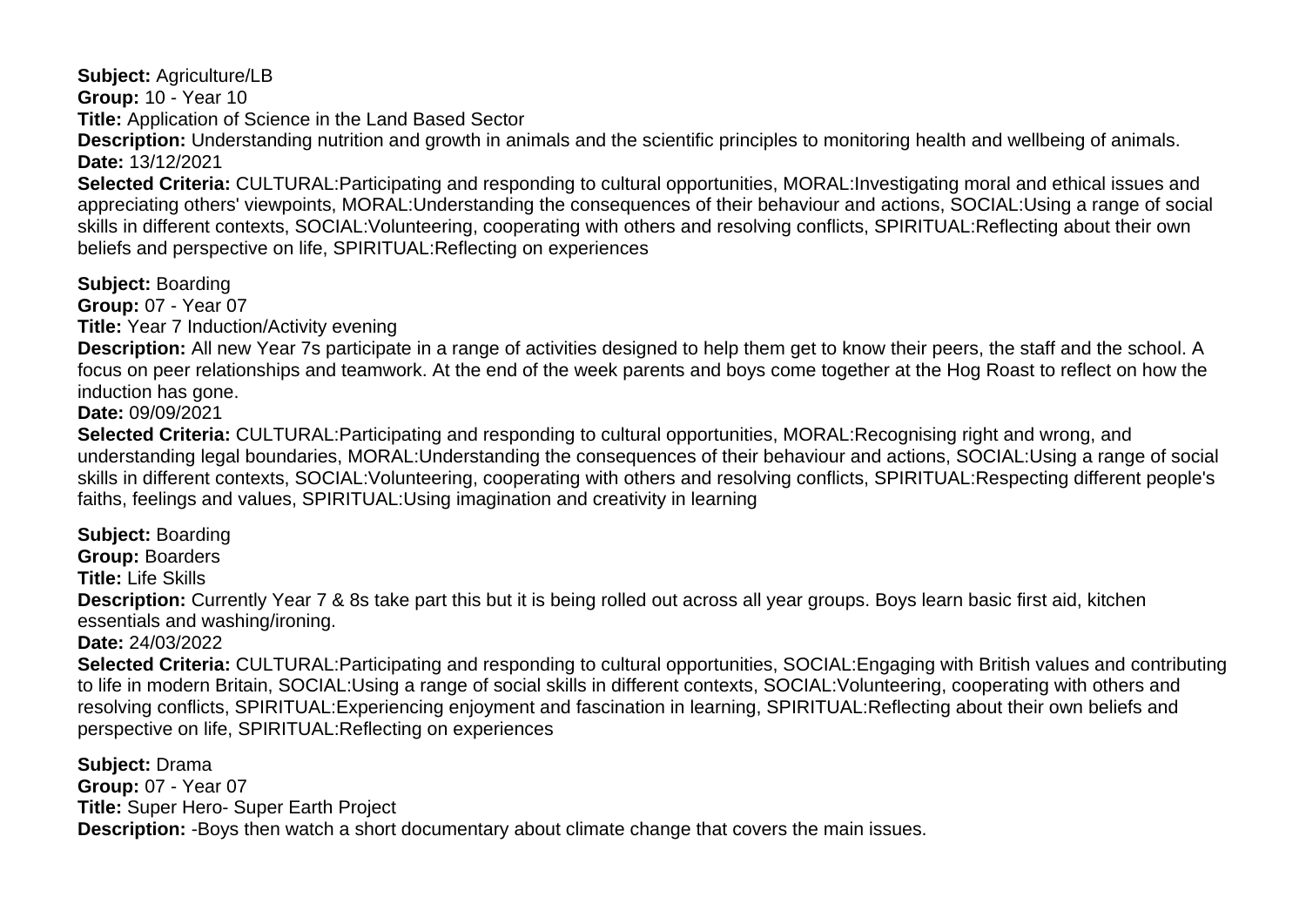**Subject:** Agriculture/LB

**Group:** 10 - Year 10

**Title:** Application of Science in the Land Based Sector

**Description:** Understanding nutrition and growth in animals and the scientific principles to monitoring health and wellbeing of animals.

**Date:** 13/12/2021

**Selected Criteria:** CULTURAL:Participating and responding to cultural opportunities, MORAL:Investigating moral and ethical issues and appreciating others' viewpoints, MORAL:Understanding the consequences of their behaviour and actions, SOCIAL:Using a range of social skills in different contexts, SOCIAL:Volunteering, cooperating with others and resolving conflicts, SPIRITUAL:Reflecting about their own beliefs and perspective on life, SPIRITUAL:Reflecting on experiences

**Subject:** Boarding

**Group:** 07 - Year 07

**Title:** Year 7 Induction/Activity evening

**Description:** All new Year 7s participate in a range of activities designed to help them get to know their peers, the staff and the school. A focus on peer relationships and teamwork. At the end of the week parents and boys come together at the Hog Roast to reflect on how the induction has gone.

**Date:** 09/09/2021

**Selected Criteria:** CULTURAL:Participating and responding to cultural opportunities, MORAL:Recognising right and wrong, and understanding legal boundaries, MORAL:Understanding the consequences of their behaviour and actions, SOCIAL:Using a range of social skills in different contexts, SOCIAL:Volunteering, cooperating with others and resolving conflicts, SPIRITUAL:Respecting different people's faiths, feelings and values, SPIRITUAL:Using imagination and creativity in learning

**Subject:** Boarding

**Group:** Boarders

**Title:** Life Skills

**Description:** Currently Year 7 & 8s take part this but it is being rolled out across all year groups. Boys learn basic first aid, kitchen essentials and washing/ironing.

**Date:** 24/03/2022

**Selected Criteria:** CULTURAL:Participating and responding to cultural opportunities, SOCIAL:Engaging with British values and contributing to life in modern Britain, SOCIAL:Using a range of social skills in different contexts, SOCIAL:Volunteering, cooperating with others and resolving conflicts, SPIRITUAL:Experiencing enjoyment and fascination in learning, SPIRITUAL:Reflecting about their own beliefs and perspective on life, SPIRITUAL:Reflecting on experiences

**Subject:** Drama

**Group:** 07 - Year 07

**Title:** Super Hero- Super Earth Project

**Description:** -Boys then watch a short documentary about climate change that covers the main issues.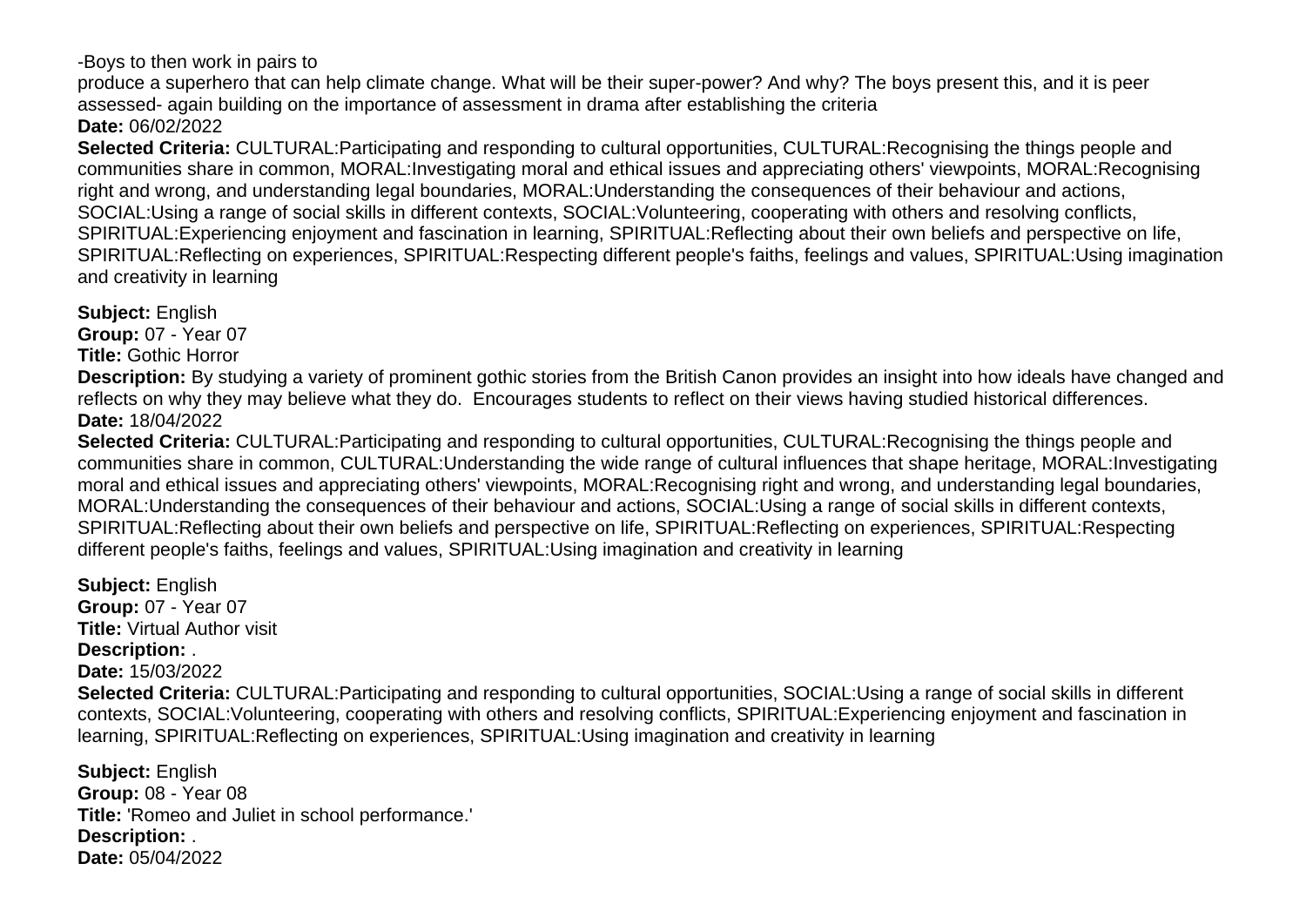-Boys to then work in pairs to
produce a superhero that can help climate change. What will be their super-power? And why? The boys present this, and it is peer assessed- again building on the importance of assessment in drama after establishing the criteria
**Date:** 06/02/2022
**Selected Criteria:** CULTURAL:Participating and responding to cultural opportunities, CULTURAL:Recognising the things people and communities share in common, MORAL:Investigating moral and ethical issues and appreciating others' viewpoints, MORAL:Recognising right and wrong, and understanding legal boundaries, MORAL:Understanding the consequences of their behaviour and actions, SOCIAL:Using a range of social skills in different contexts, SOCIAL:Volunteering, cooperating with others and resolving conflicts, SPIRITUAL:Experiencing enjoyment and fascination in learning, SPIRITUAL:Reflecting about their own beliefs and perspective on life, SPIRITUAL:Reflecting on experiences, SPIRITUAL:Respecting different people's faiths, feelings and values, SPIRITUAL:Using imagination and creativity in learning

**Subject:** English
**Group:** 07 - Year 07
**Title:** Gothic Horror
**Description:** By studying a variety of prominent gothic stories from the British Canon provides an insight into how ideals have changed and reflects on why they may believe what they do. Encourages students to reflect on their views having studied historical differences.
**Date:** 18/04/2022
**Selected Criteria:** CULTURAL:Participating and responding to cultural opportunities, CULTURAL:Recognising the things people and communities share in common, CULTURAL:Understanding the wide range of cultural influences that shape heritage, MORAL:Investigating moral and ethical issues and appreciating others' viewpoints, MORAL:Recognising right and wrong, and understanding legal boundaries, MORAL:Understanding the consequences of their behaviour and actions, SOCIAL:Using a range of social skills in different contexts, SPIRITUAL:Reflecting about their own beliefs and perspective on life, SPIRITUAL:Reflecting on experiences, SPIRITUAL:Respecting different people's faiths, feelings and values, SPIRITUAL:Using imagination and creativity in learning

**Subject:** English
**Group:** 07 - Year 07
**Title:** Virtual Author visit
**Description:** .
**Date:** 15/03/2022
**Selected Criteria:** CULTURAL:Participating and responding to cultural opportunities, SOCIAL:Using a range of social skills in different contexts, SOCIAL:Volunteering, cooperating with others and resolving conflicts, SPIRITUAL:Experiencing enjoyment and fascination in learning, SPIRITUAL:Reflecting on experiences, SPIRITUAL:Using imagination and creativity in learning

**Subject:** English
**Group:** 08 - Year 08
**Title:** 'Romeo and Juliet in school performance.'
**Description:** .
**Date:** 05/04/2022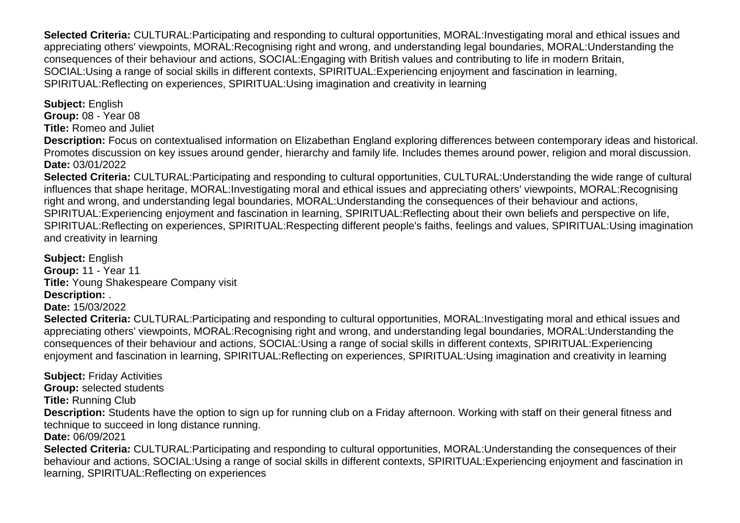**Selected Criteria:** CULTURAL:Participating and responding to cultural opportunities, MORAL:Investigating moral and ethical issues and appreciating others' viewpoints, MORAL:Recognising right and wrong, and understanding legal boundaries, MORAL:Understanding the consequences of their behaviour and actions, SOCIAL:Engaging with British values and contributing to life in modern Britain, SOCIAL:Using a range of social skills in different contexts, SPIRITUAL:Experiencing enjoyment and fascination in learning, SPIRITUAL:Reflecting on experiences, SPIRITUAL:Using imagination and creativity in learning

**Subject:** English
**Group:** 08 - Year 08
**Title:** Romeo and Juliet
**Description:** Focus on contextualised information on Elizabethan England exploring differences between contemporary ideas and historical. Promotes discussion on key issues around gender, hierarchy and family life. Includes themes around power, religion and moral discussion.
**Date:** 03/01/2022
**Selected Criteria:** CULTURAL:Participating and responding to cultural opportunities, CULTURAL:Understanding the wide range of cultural influences that shape heritage, MORAL:Investigating moral and ethical issues and appreciating others' viewpoints, MORAL:Recognising right and wrong, and understanding legal boundaries, MORAL:Understanding the consequences of their behaviour and actions, SPIRITUAL:Experiencing enjoyment and fascination in learning, SPIRITUAL:Reflecting about their own beliefs and perspective on life, SPIRITUAL:Reflecting on experiences, SPIRITUAL:Respecting different people's faiths, feelings and values, SPIRITUAL:Using imagination and creativity in learning

**Subject:** English
**Group:** 11 - Year 11
**Title:** Young Shakespeare Company visit
**Description:** .
**Date:** 15/03/2022
**Selected Criteria:** CULTURAL:Participating and responding to cultural opportunities, MORAL:Investigating moral and ethical issues and appreciating others' viewpoints, MORAL:Recognising right and wrong, and understanding legal boundaries, MORAL:Understanding the consequences of their behaviour and actions, SOCIAL:Using a range of social skills in different contexts, SPIRITUAL:Experiencing enjoyment and fascination in learning, SPIRITUAL:Reflecting on experiences, SPIRITUAL:Using imagination and creativity in learning

**Subject:** Friday Activities
**Group:** selected students
**Title:** Running Club
**Description:** Students have the option to sign up for running club on a Friday afternoon. Working with staff on their general fitness and technique to succeed in long distance running.
**Date:** 06/09/2021
**Selected Criteria:** CULTURAL:Participating and responding to cultural opportunities, MORAL:Understanding the consequences of their behaviour and actions, SOCIAL:Using a range of social skills in different contexts, SPIRITUAL:Experiencing enjoyment and fascination in learning, SPIRITUAL:Reflecting on experiences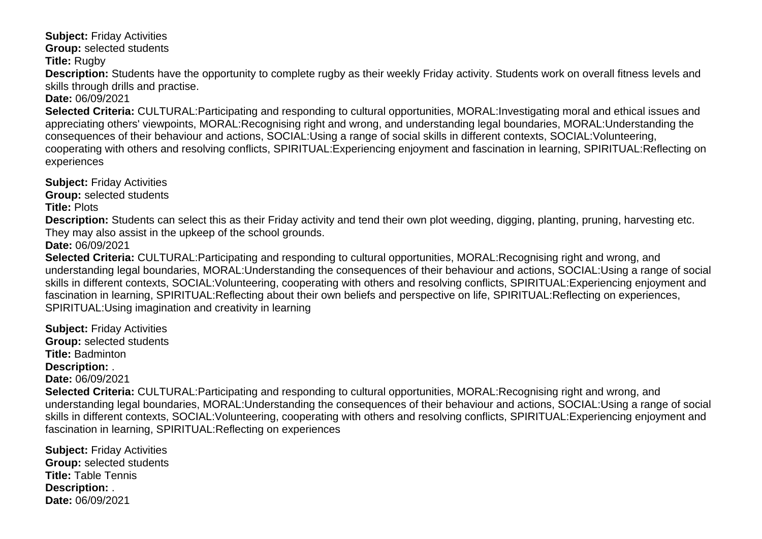**Subject:** Friday Activities
**Group:** selected students
**Title:** Rugby
**Description:** Students have the opportunity to complete rugby as their weekly Friday activity. Students work on overall fitness levels and skills through drills and practise.
**Date:** 06/09/2021
**Selected Criteria:** CULTURAL:Participating and responding to cultural opportunities, MORAL:Investigating moral and ethical issues and appreciating others' viewpoints, MORAL:Recognising right and wrong, and understanding legal boundaries, MORAL:Understanding the consequences of their behaviour and actions, SOCIAL:Using a range of social skills in different contexts, SOCIAL:Volunteering, cooperating with others and resolving conflicts, SPIRITUAL:Experiencing enjoyment and fascination in learning, SPIRITUAL:Reflecting on experiences

**Subject:** Friday Activities
**Group:** selected students
**Title:** Plots
**Description:** Students can select this as their Friday activity and tend their own plot weeding, digging, planting, pruning, harvesting etc. They may also assist in the upkeep of the school grounds.
**Date:** 06/09/2021
**Selected Criteria:** CULTURAL:Participating and responding to cultural opportunities, MORAL:Recognising right and wrong, and understanding legal boundaries, MORAL:Understanding the consequences of their behaviour and actions, SOCIAL:Using a range of social skills in different contexts, SOCIAL:Volunteering, cooperating with others and resolving conflicts, SPIRITUAL:Experiencing enjoyment and fascination in learning, SPIRITUAL:Reflecting about their own beliefs and perspective on life, SPIRITUAL:Reflecting on experiences, SPIRITUAL:Using imagination and creativity in learning

**Subject:** Friday Activities
**Group:** selected students
**Title:** Badminton
**Description:** .
**Date:** 06/09/2021
**Selected Criteria:** CULTURAL:Participating and responding to cultural opportunities, MORAL:Recognising right and wrong, and understanding legal boundaries, MORAL:Understanding the consequences of their behaviour and actions, SOCIAL:Using a range of social skills in different contexts, SOCIAL:Volunteering, cooperating with others and resolving conflicts, SPIRITUAL:Experiencing enjoyment and fascination in learning, SPIRITUAL:Reflecting on experiences

**Subject:** Friday Activities
**Group:** selected students
**Title:** Table Tennis
**Description:** .
**Date:** 06/09/2021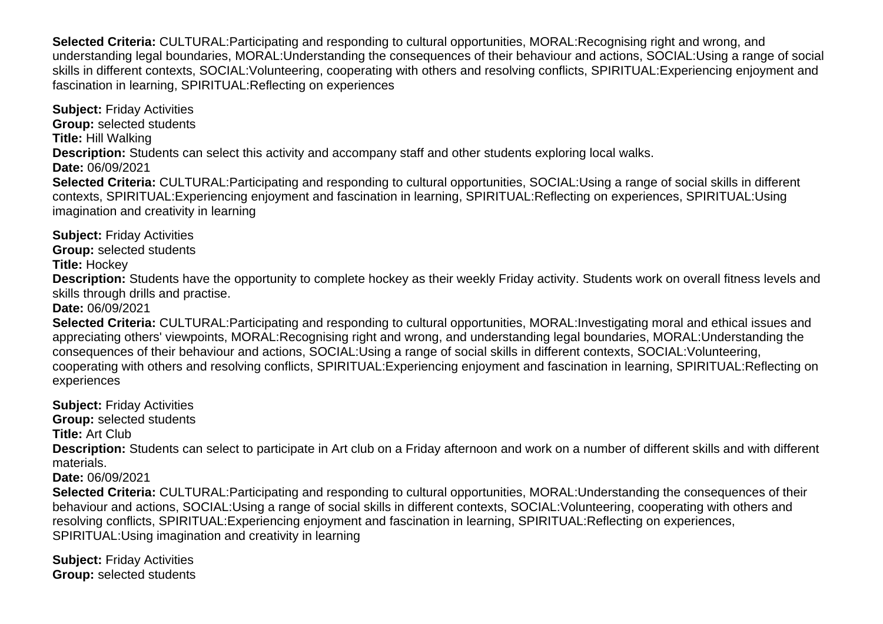**Selected Criteria:** CULTURAL:Participating and responding to cultural opportunities, MORAL:Recognising right and wrong, and understanding legal boundaries, MORAL:Understanding the consequences of their behaviour and actions, SOCIAL:Using a range of social skills in different contexts, SOCIAL:Volunteering, cooperating with others and resolving conflicts, SPIRITUAL:Experiencing enjoyment and fascination in learning, SPIRITUAL:Reflecting on experiences

**Subject:** Friday Activities
**Group:** selected students
**Title:** Hill Walking
**Description:** Students can select this activity and accompany staff and other students exploring local walks.
**Date:** 06/09/2021
**Selected Criteria:** CULTURAL:Participating and responding to cultural opportunities, SOCIAL:Using a range of social skills in different contexts, SPIRITUAL:Experiencing enjoyment and fascination in learning, SPIRITUAL:Reflecting on experiences, SPIRITUAL:Using imagination and creativity in learning

**Subject:** Friday Activities
**Group:** selected students
**Title:** Hockey
**Description:** Students have the opportunity to complete hockey as their weekly Friday activity. Students work on overall fitness levels and skills through drills and practise.
**Date:** 06/09/2021
**Selected Criteria:** CULTURAL:Participating and responding to cultural opportunities, MORAL:Investigating moral and ethical issues and appreciating others' viewpoints, MORAL:Recognising right and wrong, and understanding legal boundaries, MORAL:Understanding the consequences of their behaviour and actions, SOCIAL:Using a range of social skills in different contexts, SOCIAL:Volunteering, cooperating with others and resolving conflicts, SPIRITUAL:Experiencing enjoyment and fascination in learning, SPIRITUAL:Reflecting on experiences

**Subject:** Friday Activities
**Group:** selected students
**Title:** Art Club
**Description:** Students can select to participate in Art club on a Friday afternoon and work on a number of different skills and with different materials.
**Date:** 06/09/2021
**Selected Criteria:** CULTURAL:Participating and responding to cultural opportunities, MORAL:Understanding the consequences of their behaviour and actions, SOCIAL:Using a range of social skills in different contexts, SOCIAL:Volunteering, cooperating with others and resolving conflicts, SPIRITUAL:Experiencing enjoyment and fascination in learning, SPIRITUAL:Reflecting on experiences, SPIRITUAL:Using imagination and creativity in learning

**Subject:** Friday Activities
**Group:** selected students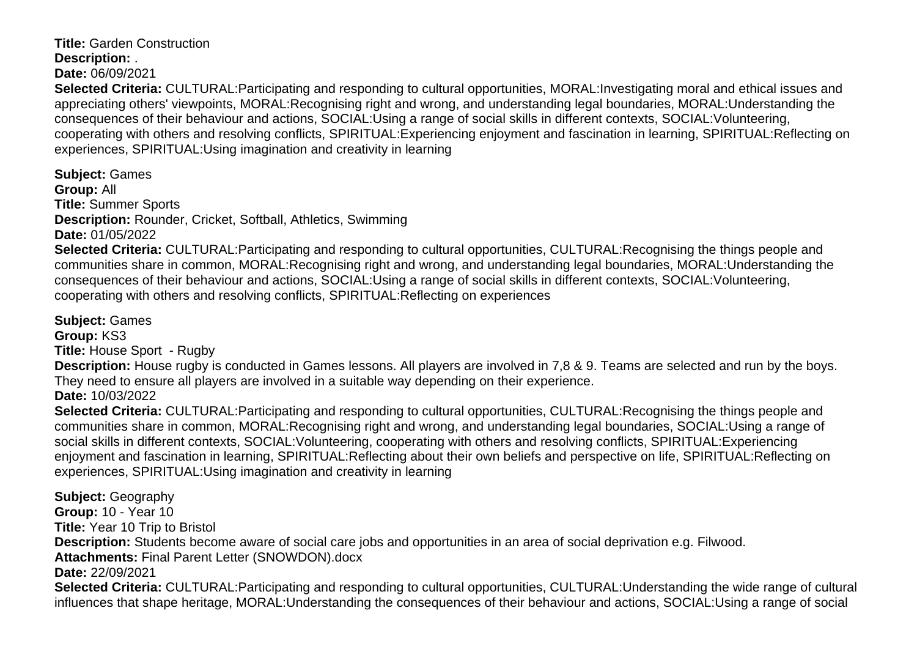**Title:** Garden Construction
**Description:** .
**Date:** 06/09/2021
**Selected Criteria:** CULTURAL:Participating and responding to cultural opportunities, MORAL:Investigating moral and ethical issues and appreciating others' viewpoints, MORAL:Recognising right and wrong, and understanding legal boundaries, MORAL:Understanding the consequences of their behaviour and actions, SOCIAL:Using a range of social skills in different contexts, SOCIAL:Volunteering, cooperating with others and resolving conflicts, SPIRITUAL:Experiencing enjoyment and fascination in learning, SPIRITUAL:Reflecting on experiences, SPIRITUAL:Using imagination and creativity in learning

**Subject:** Games
**Group:** All
**Title:** Summer Sports
**Description:** Rounder, Cricket, Softball, Athletics, Swimming
**Date:** 01/05/2022
**Selected Criteria:** CULTURAL:Participating and responding to cultural opportunities, CULTURAL:Recognising the things people and communities share in common, MORAL:Recognising right and wrong, and understanding legal boundaries, MORAL:Understanding the consequences of their behaviour and actions, SOCIAL:Using a range of social skills in different contexts, SOCIAL:Volunteering, cooperating with others and resolving conflicts, SPIRITUAL:Reflecting on experiences

**Subject:** Games
**Group:** KS3
**Title:** House Sport - Rugby
**Description:** House rugby is conducted in Games lessons. All players are involved in 7,8 & 9. Teams are selected and run by the boys. They need to ensure all players are involved in a suitable way depending on their experience.
**Date:** 10/03/2022
**Selected Criteria:** CULTURAL:Participating and responding to cultural opportunities, CULTURAL:Recognising the things people and communities share in common, MORAL:Recognising right and wrong, and understanding legal boundaries, SOCIAL:Using a range of social skills in different contexts, SOCIAL:Volunteering, cooperating with others and resolving conflicts, SPIRITUAL:Experiencing enjoyment and fascination in learning, SPIRITUAL:Reflecting about their own beliefs and perspective on life, SPIRITUAL:Reflecting on experiences, SPIRITUAL:Using imagination and creativity in learning

**Subject:** Geography
**Group:** 10 - Year 10
**Title:** Year 10 Trip to Bristol
**Description:** Students become aware of social care jobs and opportunities in an area of social deprivation e.g. Filwood.
**Attachments:** Final Parent Letter (SNOWDON).docx
**Date:** 22/09/2021
**Selected Criteria:** CULTURAL:Participating and responding to cultural opportunities, CULTURAL:Understanding the wide range of cultural influences that shape heritage, MORAL:Understanding the consequences of their behaviour and actions, SOCIAL:Using a range of social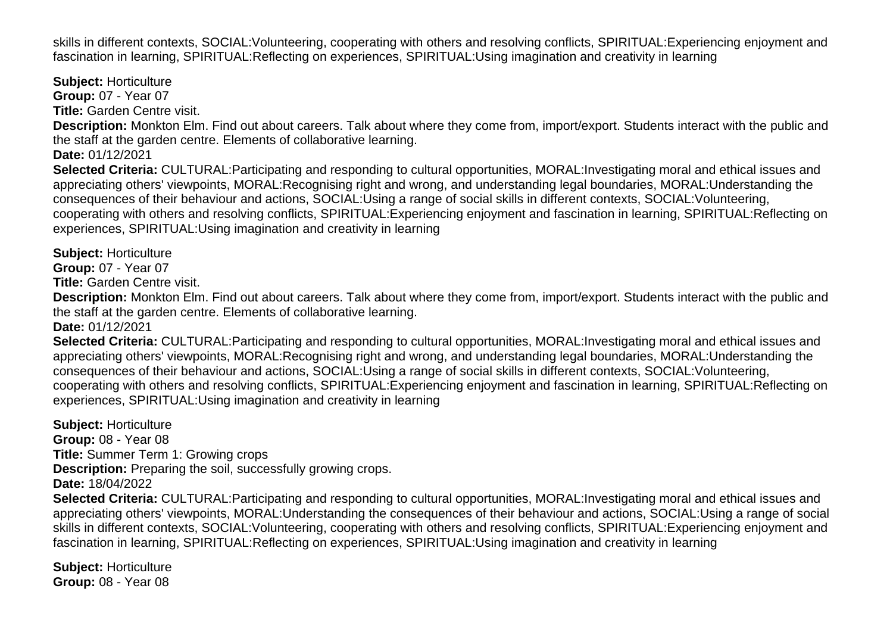skills in different contexts, SOCIAL:Volunteering, cooperating with others and resolving conflicts, SPIRITUAL:Experiencing enjoyment and fascination in learning, SPIRITUAL:Reflecting on experiences, SPIRITUAL:Using imagination and creativity in learning

**Subject:** Horticulture
**Group:** 07 - Year 07
**Title:** Garden Centre visit.
**Description:** Monkton Elm. Find out about careers. Talk about where they come from, import/export. Students interact with the public and the staff at the garden centre. Elements of collaborative learning.
**Date:** 01/12/2021
**Selected Criteria:** CULTURAL:Participating and responding to cultural opportunities, MORAL:Investigating moral and ethical issues and appreciating others' viewpoints, MORAL:Recognising right and wrong, and understanding legal boundaries, MORAL:Understanding the consequences of their behaviour and actions, SOCIAL:Using a range of social skills in different contexts, SOCIAL:Volunteering, cooperating with others and resolving conflicts, SPIRITUAL:Experiencing enjoyment and fascination in learning, SPIRITUAL:Reflecting on experiences, SPIRITUAL:Using imagination and creativity in learning

**Subject:** Horticulture
**Group:** 07 - Year 07
**Title:** Garden Centre visit.
**Description:** Monkton Elm. Find out about careers. Talk about where they come from, import/export. Students interact with the public and the staff at the garden centre. Elements of collaborative learning.
**Date:** 01/12/2021
**Selected Criteria:** CULTURAL:Participating and responding to cultural opportunities, MORAL:Investigating moral and ethical issues and appreciating others' viewpoints, MORAL:Recognising right and wrong, and understanding legal boundaries, MORAL:Understanding the consequences of their behaviour and actions, SOCIAL:Using a range of social skills in different contexts, SOCIAL:Volunteering, cooperating with others and resolving conflicts, SPIRITUAL:Experiencing enjoyment and fascination in learning, SPIRITUAL:Reflecting on experiences, SPIRITUAL:Using imagination and creativity in learning

**Subject:** Horticulture
**Group:** 08 - Year 08
**Title:** Summer Term 1: Growing crops
**Description:** Preparing the soil, successfully growing crops.
**Date:** 18/04/2022
**Selected Criteria:** CULTURAL:Participating and responding to cultural opportunities, MORAL:Investigating moral and ethical issues and appreciating others' viewpoints, MORAL:Understanding the consequences of their behaviour and actions, SOCIAL:Using a range of social skills in different contexts, SOCIAL:Volunteering, cooperating with others and resolving conflicts, SPIRITUAL:Experiencing enjoyment and fascination in learning, SPIRITUAL:Reflecting on experiences, SPIRITUAL:Using imagination and creativity in learning

**Subject:** Horticulture
**Group:** 08 - Year 08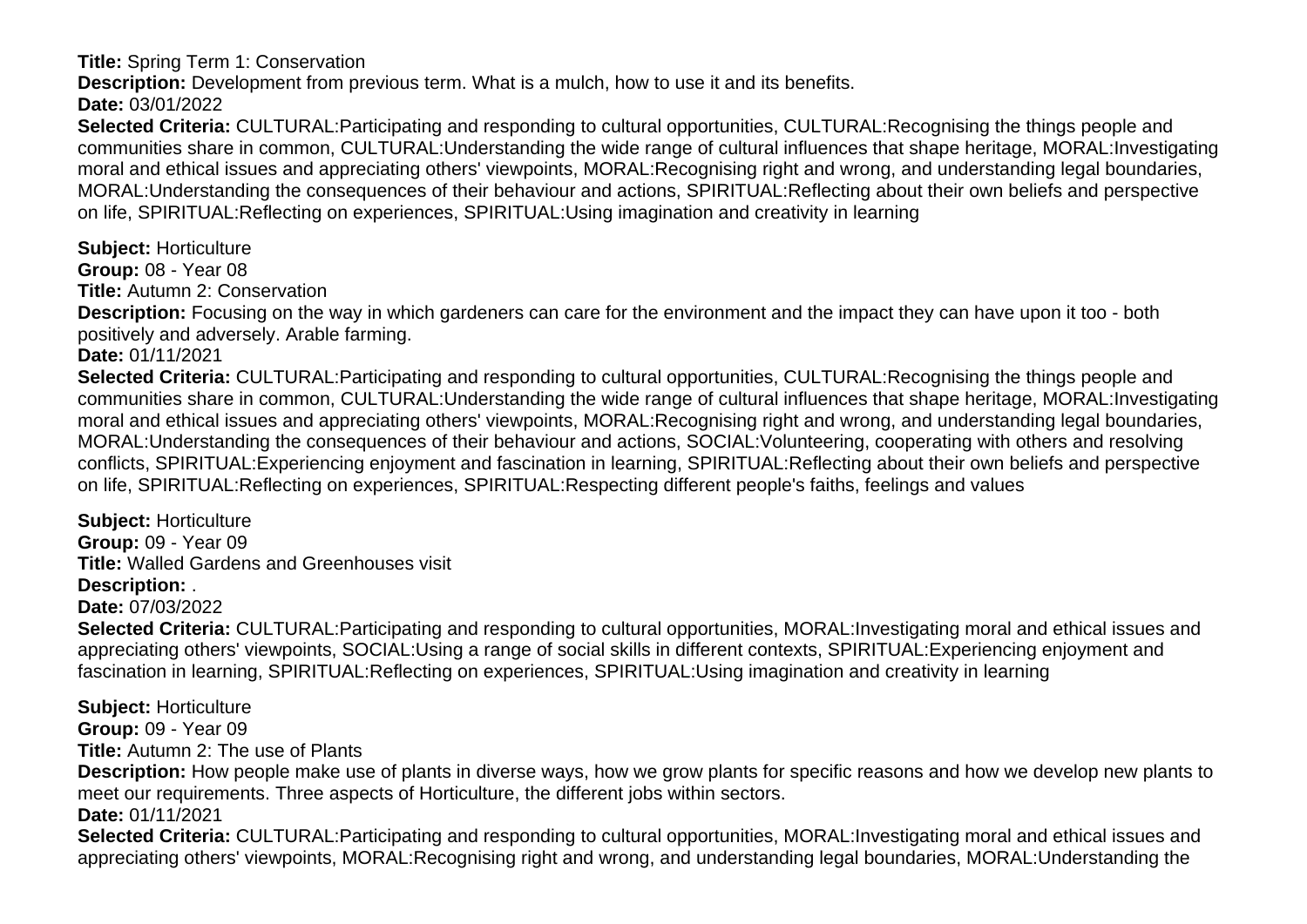**Title:** Spring Term 1: Conservation

**Description:** Development from previous term. What is a mulch, how to use it and its benefits.

**Date:** 03/01/2022

**Selected Criteria:** CULTURAL:Participating and responding to cultural opportunities, CULTURAL:Recognising the things people and communities share in common, CULTURAL:Understanding the wide range of cultural influences that shape heritage, MORAL:Investigating moral and ethical issues and appreciating others' viewpoints, MORAL:Recognising right and wrong, and understanding legal boundaries, MORAL:Understanding the consequences of their behaviour and actions, SPIRITUAL:Reflecting about their own beliefs and perspective on life, SPIRITUAL:Reflecting on experiences, SPIRITUAL:Using imagination and creativity in learning

**Subject:** Horticulture

**Group:** 08 - Year 08

**Title:** Autumn 2: Conservation

**Description:** Focusing on the way in which gardeners can care for the environment and the impact they can have upon it too - both positively and adversely. Arable farming.

**Date:** 01/11/2021

**Selected Criteria:** CULTURAL:Participating and responding to cultural opportunities, CULTURAL:Recognising the things people and communities share in common, CULTURAL:Understanding the wide range of cultural influences that shape heritage, MORAL:Investigating moral and ethical issues and appreciating others' viewpoints, MORAL:Recognising right and wrong, and understanding legal boundaries, MORAL:Understanding the consequences of their behaviour and actions, SOCIAL:Volunteering, cooperating with others and resolving conflicts, SPIRITUAL:Experiencing enjoyment and fascination in learning, SPIRITUAL:Reflecting about their own beliefs and perspective on life, SPIRITUAL:Reflecting on experiences, SPIRITUAL:Respecting different people's faiths, feelings and values

**Subject:** Horticulture

**Group:** 09 - Year 09

**Title:** Walled Gardens and Greenhouses visit

**Description:** .

**Date:** 07/03/2022

**Selected Criteria:** CULTURAL:Participating and responding to cultural opportunities, MORAL:Investigating moral and ethical issues and appreciating others' viewpoints, SOCIAL:Using a range of social skills in different contexts, SPIRITUAL:Experiencing enjoyment and fascination in learning, SPIRITUAL:Reflecting on experiences, SPIRITUAL:Using imagination and creativity in learning

**Subject:** Horticulture

**Group:** 09 - Year 09

**Title:** Autumn 2: The use of Plants

**Description:** How people make use of plants in diverse ways, how we grow plants for specific reasons and how we develop new plants to meet our requirements. Three aspects of Horticulture, the different jobs within sectors.

**Date:** 01/11/2021

**Selected Criteria:** CULTURAL:Participating and responding to cultural opportunities, MORAL:Investigating moral and ethical issues and appreciating others' viewpoints, MORAL:Recognising right and wrong, and understanding legal boundaries, MORAL:Understanding the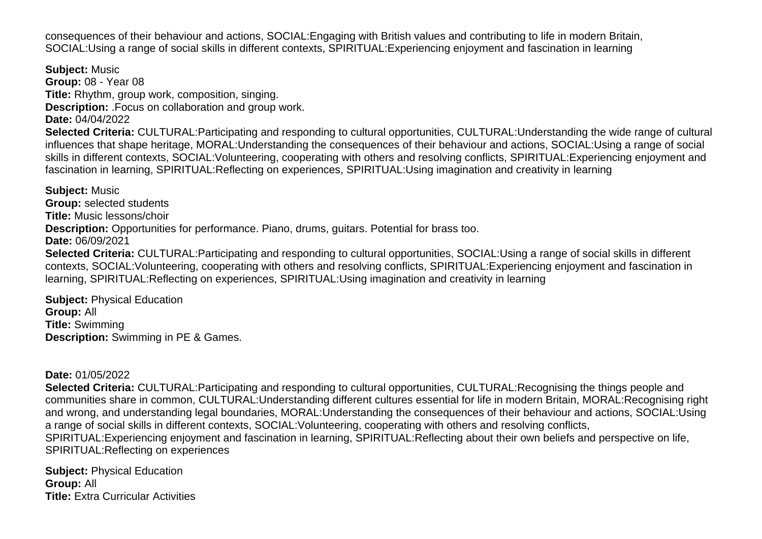consequences of their behaviour and actions, SOCIAL:Engaging with British values and contributing to life in modern Britain, SOCIAL:Using a range of social skills in different contexts, SPIRITUAL:Experiencing enjoyment and fascination in learning

**Subject:** Music
**Group:** 08 - Year 08
**Title:** Rhythm, group work, composition, singing.
**Description:** .Focus on collaboration and group work.
**Date:** 04/04/2022
**Selected Criteria:** CULTURAL:Participating and responding to cultural opportunities, CULTURAL:Understanding the wide range of cultural influences that shape heritage, MORAL:Understanding the consequences of their behaviour and actions, SOCIAL:Using a range of social skills in different contexts, SOCIAL:Volunteering, cooperating with others and resolving conflicts, SPIRITUAL:Experiencing enjoyment and fascination in learning, SPIRITUAL:Reflecting on experiences, SPIRITUAL:Using imagination and creativity in learning

**Subject:** Music
**Group:** selected students
**Title:** Music lessons/choir
**Description:** Opportunities for performance. Piano, drums, guitars. Potential for brass too.
**Date:** 06/09/2021
**Selected Criteria:** CULTURAL:Participating and responding to cultural opportunities, SOCIAL:Using a range of social skills in different contexts, SOCIAL:Volunteering, cooperating with others and resolving conflicts, SPIRITUAL:Experiencing enjoyment and fascination in learning, SPIRITUAL:Reflecting on experiences, SPIRITUAL:Using imagination and creativity in learning

**Subject:** Physical Education
**Group:** All
**Title:** Swimming
**Description:** Swimming in PE & Games.

**Date:** 01/05/2022
**Selected Criteria:** CULTURAL:Participating and responding to cultural opportunities, CULTURAL:Recognising the things people and communities share in common, CULTURAL:Understanding different cultures essential for life in modern Britain, MORAL:Recognising right and wrong, and understanding legal boundaries, MORAL:Understanding the consequences of their behaviour and actions, SOCIAL:Using a range of social skills in different contexts, SOCIAL:Volunteering, cooperating with others and resolving conflicts, SPIRITUAL:Experiencing enjoyment and fascination in learning, SPIRITUAL:Reflecting about their own beliefs and perspective on life, SPIRITUAL:Reflecting on experiences

**Subject:** Physical Education
**Group:** All
**Title:** Extra Curricular Activities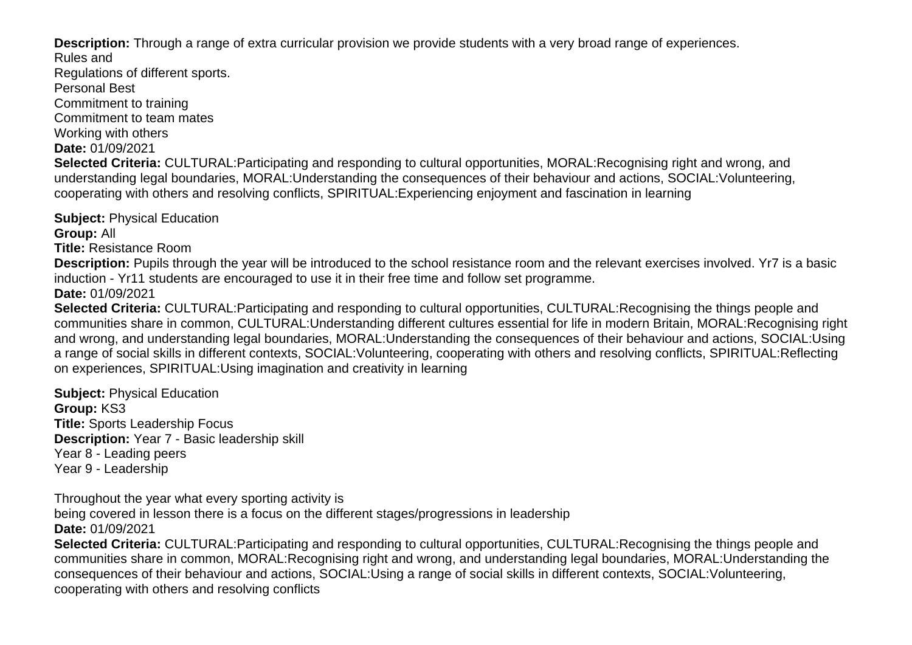**Description:** Through a range of extra curricular provision we provide students with a very broad range of experiences.
Rules and
Regulations of different sports.
Personal Best
Commitment to training
Commitment to team mates
Working with others
**Date:** 01/09/2021
**Selected Criteria:** CULTURAL:Participating and responding to cultural opportunities, MORAL:Recognising right and wrong, and understanding legal boundaries, MORAL:Understanding the consequences of their behaviour and actions, SOCIAL:Volunteering, cooperating with others and resolving conflicts, SPIRITUAL:Experiencing enjoyment and fascination in learning

**Subject:** Physical Education
**Group:** All
**Title:** Resistance Room
**Description:** Pupils through the year will be introduced to the school resistance room and the relevant exercises involved. Yr7 is a basic induction - Yr11 students are encouraged to use it in their free time and follow set programme.
**Date:** 01/09/2021
**Selected Criteria:** CULTURAL:Participating and responding to cultural opportunities, CULTURAL:Recognising the things people and communities share in common, CULTURAL:Understanding different cultures essential for life in modern Britain, MORAL:Recognising right and wrong, and understanding legal boundaries, MORAL:Understanding the consequences of their behaviour and actions, SOCIAL:Using a range of social skills in different contexts, SOCIAL:Volunteering, cooperating with others and resolving conflicts, SPIRITUAL:Reflecting on experiences, SPIRITUAL:Using imagination and creativity in learning

**Subject:** Physical Education
**Group:** KS3
**Title:** Sports Leadership Focus
**Description:** Year 7 - Basic leadership skill
Year 8 - Leading peers
Year 9 - Leadership

Throughout the year what every sporting activity is
being covered in lesson there is a focus on the different stages/progressions in leadership
**Date:** 01/09/2021
**Selected Criteria:** CULTURAL:Participating and responding to cultural opportunities, CULTURAL:Recognising the things people and communities share in common, MORAL:Recognising right and wrong, and understanding legal boundaries, MORAL:Understanding the consequences of their behaviour and actions, SOCIAL:Using a range of social skills in different contexts, SOCIAL:Volunteering, cooperating with others and resolving conflicts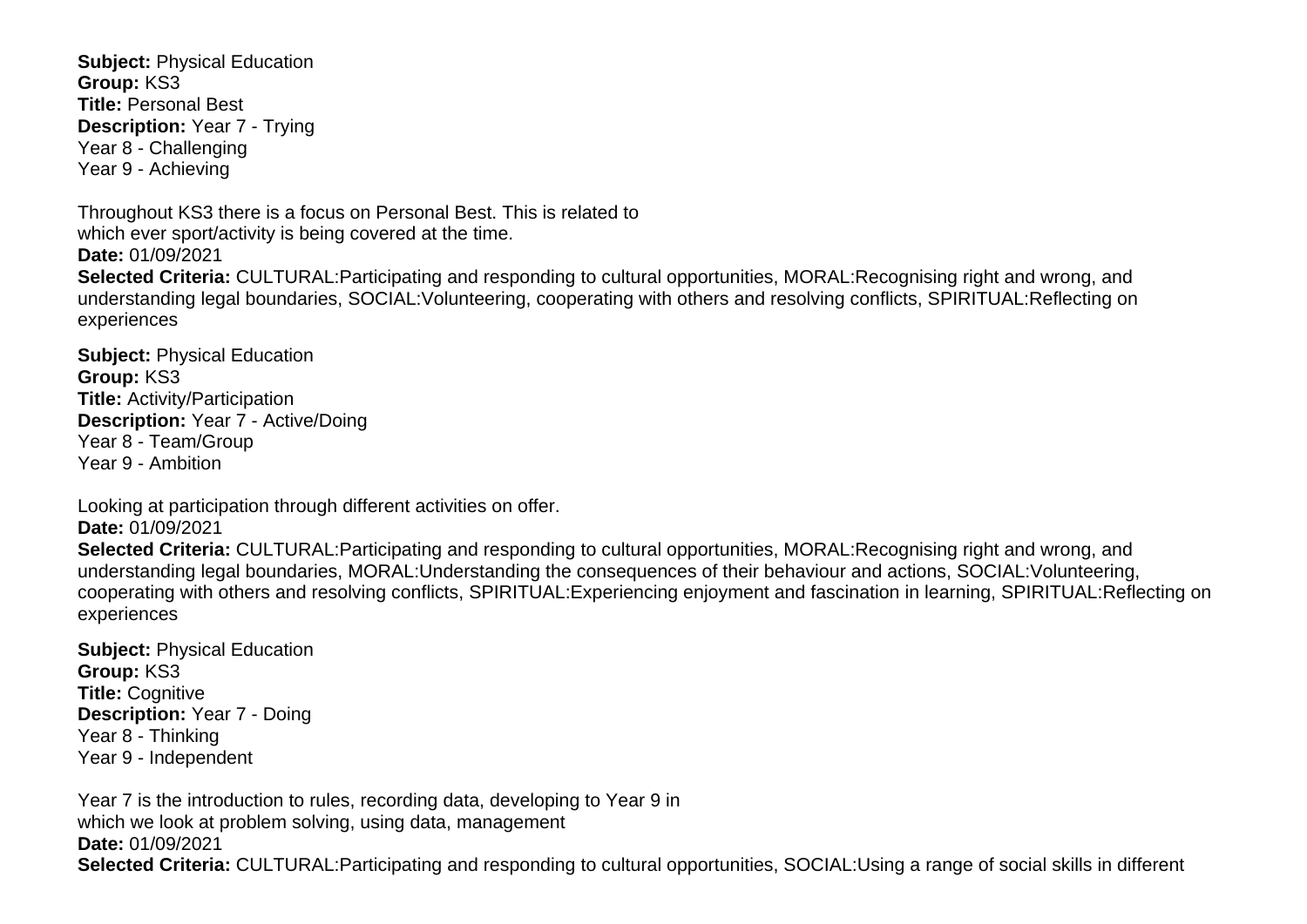**Subject:** Physical Education
**Group:** KS3
**Title:** Personal Best
**Description:** Year 7 - Trying
Year 8 - Challenging
Year 9 - Achieving

Throughout KS3 there is a focus on Personal Best. This is related to
which ever sport/activity is being covered at the time.
**Date:** 01/09/2021
**Selected Criteria:** CULTURAL:Participating and responding to cultural opportunities, MORAL:Recognising right and wrong, and understanding legal boundaries, SOCIAL:Volunteering, cooperating with others and resolving conflicts, SPIRITUAL:Reflecting on experiences

**Subject:** Physical Education
**Group:** KS3
**Title:** Activity/Participation
**Description:** Year 7 - Active/Doing
Year 8 - Team/Group
Year 9 - Ambition

Looking at participation through different activities on offer.
**Date:** 01/09/2021
**Selected Criteria:** CULTURAL:Participating and responding to cultural opportunities, MORAL:Recognising right and wrong, and understanding legal boundaries, MORAL:Understanding the consequences of their behaviour and actions, SOCIAL:Volunteering, cooperating with others and resolving conflicts, SPIRITUAL:Experiencing enjoyment and fascination in learning, SPIRITUAL:Reflecting on experiences

**Subject:** Physical Education
**Group:** KS3
**Title:** Cognitive
**Description:** Year 7 - Doing
Year 8 - Thinking
Year 9 - Independent

Year 7 is the introduction to rules, recording data, developing to Year 9 in
which we look at problem solving, using data, management
**Date:** 01/09/2021
**Selected Criteria:** CULTURAL:Participating and responding to cultural opportunities, SOCIAL:Using a range of social skills in different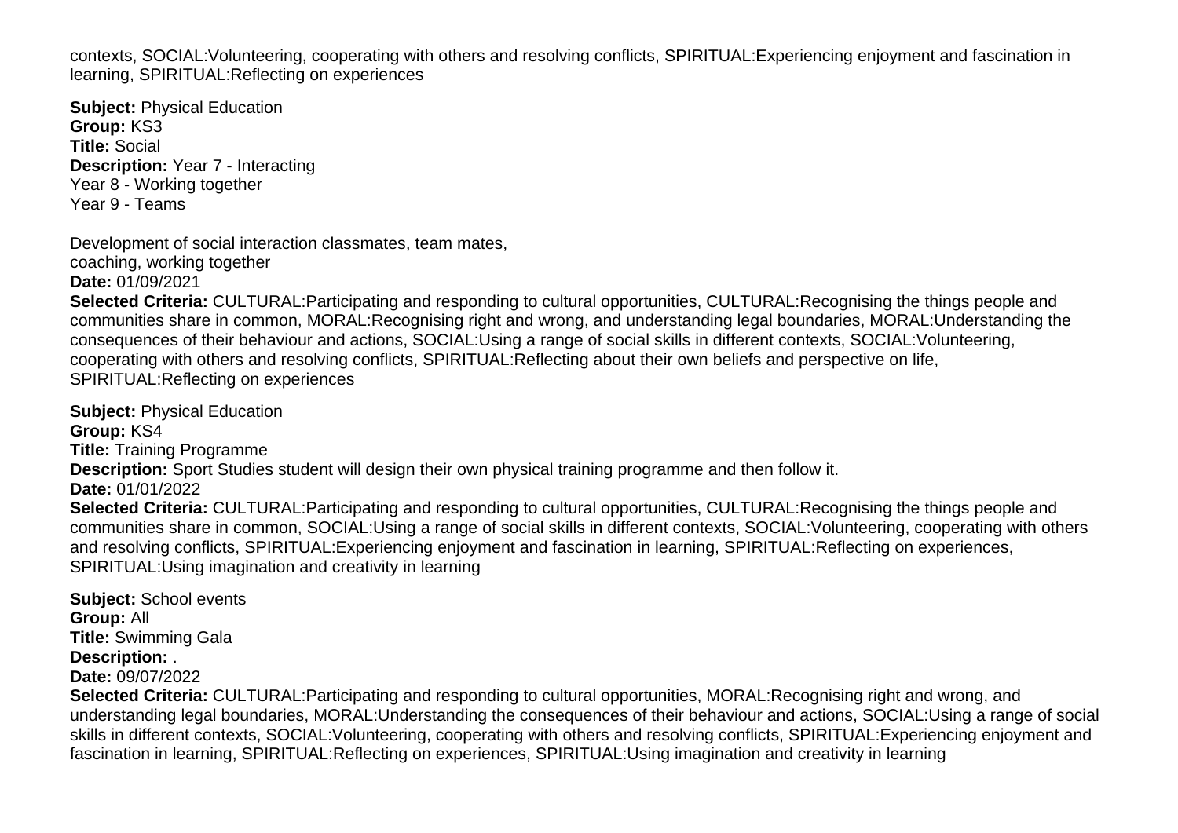contexts, SOCIAL:Volunteering, cooperating with others and resolving conflicts, SPIRITUAL:Experiencing enjoyment and fascination in learning, SPIRITUAL:Reflecting on experiences

**Subject:** Physical Education
**Group:** KS3
**Title:** Social
**Description:** Year 7 - Interacting
Year 8 - Working together
Year 9 - Teams

Development of social interaction classmates, team mates,
coaching, working together
**Date:** 01/09/2021
**Selected Criteria:** CULTURAL:Participating and responding to cultural opportunities, CULTURAL:Recognising the things people and communities share in common, MORAL:Recognising right and wrong, and understanding legal boundaries, MORAL:Understanding the consequences of their behaviour and actions, SOCIAL:Using a range of social skills in different contexts, SOCIAL:Volunteering, cooperating with others and resolving conflicts, SPIRITUAL:Reflecting about their own beliefs and perspective on life, SPIRITUAL:Reflecting on experiences

**Subject:** Physical Education
**Group:** KS4
**Title:** Training Programme
**Description:** Sport Studies student will design their own physical training programme and then follow it.
**Date:** 01/01/2022
**Selected Criteria:** CULTURAL:Participating and responding to cultural opportunities, CULTURAL:Recognising the things people and communities share in common, SOCIAL:Using a range of social skills in different contexts, SOCIAL:Volunteering, cooperating with others and resolving conflicts, SPIRITUAL:Experiencing enjoyment and fascination in learning, SPIRITUAL:Reflecting on experiences, SPIRITUAL:Using imagination and creativity in learning

**Subject:** School events
**Group:** All
**Title:** Swimming Gala
**Description:** .
**Date:** 09/07/2022
**Selected Criteria:** CULTURAL:Participating and responding to cultural opportunities, MORAL:Recognising right and wrong, and understanding legal boundaries, MORAL:Understanding the consequences of their behaviour and actions, SOCIAL:Using a range of social skills in different contexts, SOCIAL:Volunteering, cooperating with others and resolving conflicts, SPIRITUAL:Experiencing enjoyment and fascination in learning, SPIRITUAL:Reflecting on experiences, SPIRITUAL:Using imagination and creativity in learning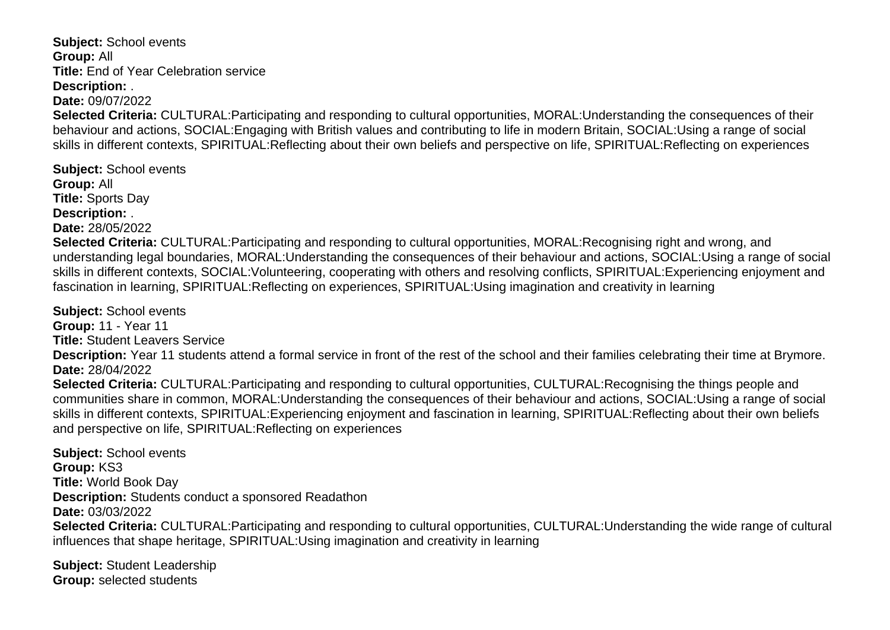**Subject:** School events
**Group:** All
**Title:** End of Year Celebration service
**Description:** .
**Date:** 09/07/2022
**Selected Criteria:** CULTURAL:Participating and responding to cultural opportunities, MORAL:Understanding the consequences of their behaviour and actions, SOCIAL:Engaging with British values and contributing to life in modern Britain, SOCIAL:Using a range of social skills in different contexts, SPIRITUAL:Reflecting about their own beliefs and perspective on life, SPIRITUAL:Reflecting on experiences

**Subject:** School events
**Group:** All
**Title:** Sports Day
**Description:** .
**Date:** 28/05/2022
**Selected Criteria:** CULTURAL:Participating and responding to cultural opportunities, MORAL:Recognising right and wrong, and understanding legal boundaries, MORAL:Understanding the consequences of their behaviour and actions, SOCIAL:Using a range of social skills in different contexts, SOCIAL:Volunteering, cooperating with others and resolving conflicts, SPIRITUAL:Experiencing enjoyment and fascination in learning, SPIRITUAL:Reflecting on experiences, SPIRITUAL:Using imagination and creativity in learning

**Subject:** School events
**Group:** 11 - Year 11
**Title:** Student Leavers Service
**Description:** Year 11 students attend a formal service in front of the rest of the school and their families celebrating their time at Brymore.
**Date:** 28/04/2022
**Selected Criteria:** CULTURAL:Participating and responding to cultural opportunities, CULTURAL:Recognising the things people and communities share in common, MORAL:Understanding the consequences of their behaviour and actions, SOCIAL:Using a range of social skills in different contexts, SPIRITUAL:Experiencing enjoyment and fascination in learning, SPIRITUAL:Reflecting about their own beliefs and perspective on life, SPIRITUAL:Reflecting on experiences

**Subject:** School events
**Group:** KS3
**Title:** World Book Day
**Description:** Students conduct a sponsored Readathon
**Date:** 03/03/2022
**Selected Criteria:** CULTURAL:Participating and responding to cultural opportunities, CULTURAL:Understanding the wide range of cultural influences that shape heritage, SPIRITUAL:Using imagination and creativity in learning

**Subject:** Student Leadership
**Group:** selected students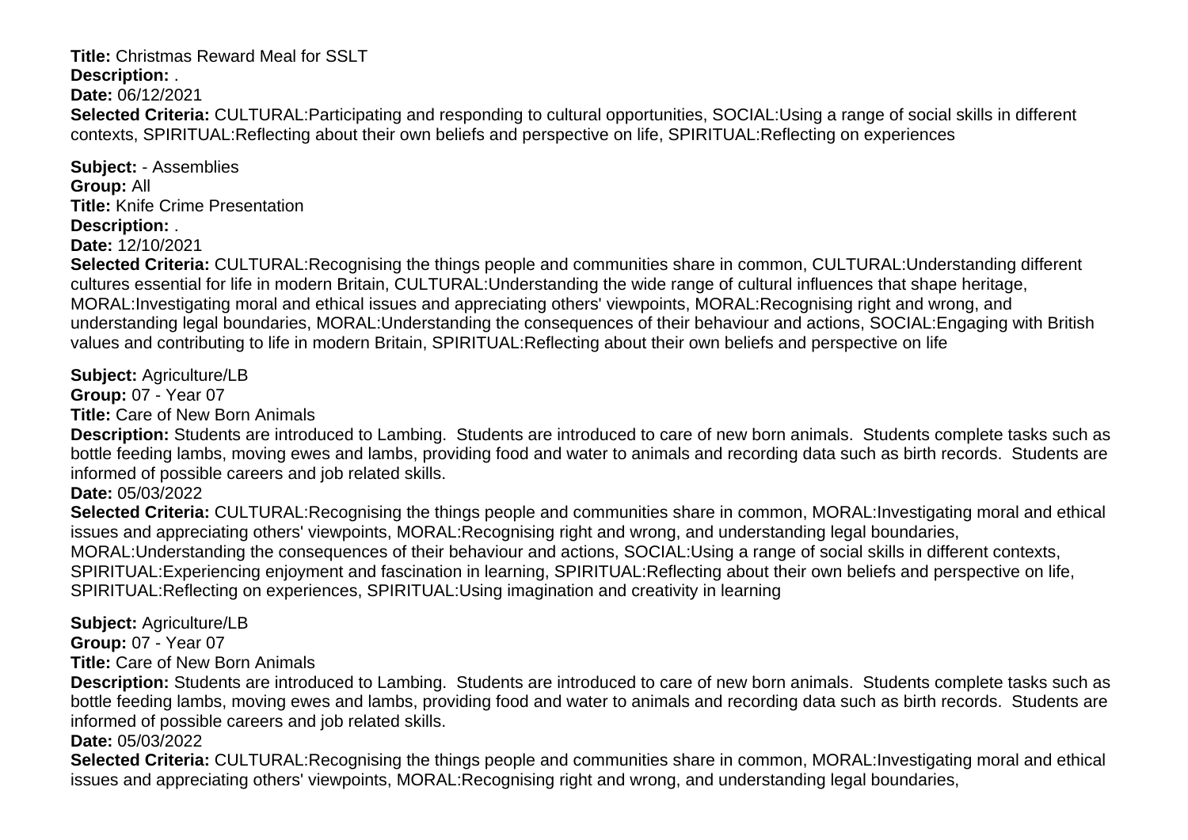**Title:** Christmas Reward Meal for SSLT
**Description:** .
**Date:** 06/12/2021
**Selected Criteria:** CULTURAL:Participating and responding to cultural opportunities, SOCIAL:Using a range of social skills in different contexts, SPIRITUAL:Reflecting about their own beliefs and perspective on life, SPIRITUAL:Reflecting on experiences

**Subject:** - Assemblies
**Group:** All
**Title:** Knife Crime Presentation
**Description:** .
**Date:** 12/10/2021
**Selected Criteria:** CULTURAL:Recognising the things people and communities share in common, CULTURAL:Understanding different cultures essential for life in modern Britain, CULTURAL:Understanding the wide range of cultural influences that shape heritage, MORAL:Investigating moral and ethical issues and appreciating others' viewpoints, MORAL:Recognising right and wrong, and understanding legal boundaries, MORAL:Understanding the consequences of their behaviour and actions, SOCIAL:Engaging with British values and contributing to life in modern Britain, SPIRITUAL:Reflecting about their own beliefs and perspective on life

**Subject:** Agriculture/LB
**Group:** 07 - Year 07
**Title:** Care of New Born Animals
**Description:** Students are introduced to Lambing. Students are introduced to care of new born animals. Students complete tasks such as bottle feeding lambs, moving ewes and lambs, providing food and water to animals and recording data such as birth records. Students are informed of possible careers and job related skills.
**Date:** 05/03/2022
**Selected Criteria:** CULTURAL:Recognising the things people and communities share in common, MORAL:Investigating moral and ethical issues and appreciating others' viewpoints, MORAL:Recognising right and wrong, and understanding legal boundaries, MORAL:Understanding the consequences of their behaviour and actions, SOCIAL:Using a range of social skills in different contexts, SPIRITUAL:Experiencing enjoyment and fascination in learning, SPIRITUAL:Reflecting about their own beliefs and perspective on life, SPIRITUAL:Reflecting on experiences, SPIRITUAL:Using imagination and creativity in learning

**Subject:** Agriculture/LB
**Group:** 07 - Year 07
**Title:** Care of New Born Animals
**Description:** Students are introduced to Lambing. Students are introduced to care of new born animals. Students complete tasks such as bottle feeding lambs, moving ewes and lambs, providing food and water to animals and recording data such as birth records. Students are informed of possible careers and job related skills.
**Date:** 05/03/2022
**Selected Criteria:** CULTURAL:Recognising the things people and communities share in common, MORAL:Investigating moral and ethical issues and appreciating others' viewpoints, MORAL:Recognising right and wrong, and understanding legal boundaries,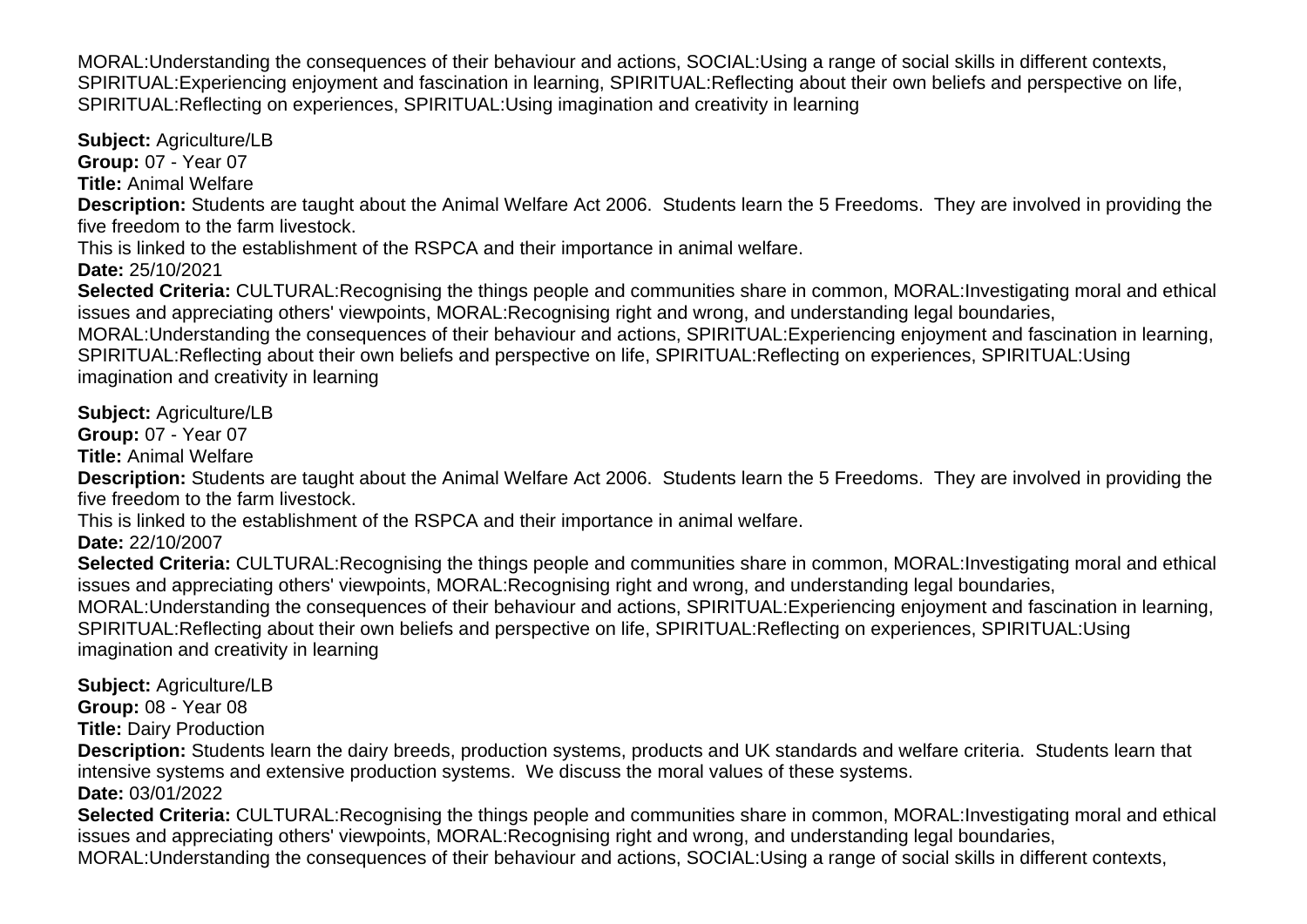MORAL:Understanding the consequences of their behaviour and actions, SOCIAL:Using a range of social skills in different contexts, SPIRITUAL:Experiencing enjoyment and fascination in learning, SPIRITUAL:Reflecting about their own beliefs and perspective on life, SPIRITUAL:Reflecting on experiences, SPIRITUAL:Using imagination and creativity in learning

**Subject:** Agriculture/LB
**Group:** 07 - Year 07
**Title:** Animal Welfare
**Description:** Students are taught about the Animal Welfare Act 2006. Students learn the 5 Freedoms. They are involved in providing the five freedom to the farm livestock.
This is linked to the establishment of the RSPCA and their importance in animal welfare.
**Date:** 25/10/2021
**Selected Criteria:** CULTURAL:Recognising the things people and communities share in common, MORAL:Investigating moral and ethical issues and appreciating others' viewpoints, MORAL:Recognising right and wrong, and understanding legal boundaries, MORAL:Understanding the consequences of their behaviour and actions, SPIRITUAL:Experiencing enjoyment and fascination in learning, SPIRITUAL:Reflecting about their own beliefs and perspective on life, SPIRITUAL:Reflecting on experiences, SPIRITUAL:Using imagination and creativity in learning

**Subject:** Agriculture/LB
**Group:** 07 - Year 07
**Title:** Animal Welfare
**Description:** Students are taught about the Animal Welfare Act 2006. Students learn the 5 Freedoms. They are involved in providing the five freedom to the farm livestock.
This is linked to the establishment of the RSPCA and their importance in animal welfare.
**Date:** 22/10/2007
**Selected Criteria:** CULTURAL:Recognising the things people and communities share in common, MORAL:Investigating moral and ethical issues and appreciating others' viewpoints, MORAL:Recognising right and wrong, and understanding legal boundaries, MORAL:Understanding the consequences of their behaviour and actions, SPIRITUAL:Experiencing enjoyment and fascination in learning, SPIRITUAL:Reflecting about their own beliefs and perspective on life, SPIRITUAL:Reflecting on experiences, SPIRITUAL:Using imagination and creativity in learning

**Subject:** Agriculture/LB
**Group:** 08 - Year 08
**Title:** Dairy Production
**Description:** Students learn the dairy breeds, production systems, products and UK standards and welfare criteria. Students learn that intensive systems and extensive production systems. We discuss the moral values of these systems.
**Date:** 03/01/2022
**Selected Criteria:** CULTURAL:Recognising the things people and communities share in common, MORAL:Investigating moral and ethical issues and appreciating others' viewpoints, MORAL:Recognising right and wrong, and understanding legal boundaries, MORAL:Understanding the consequences of their behaviour and actions, SOCIAL:Using a range of social skills in different contexts,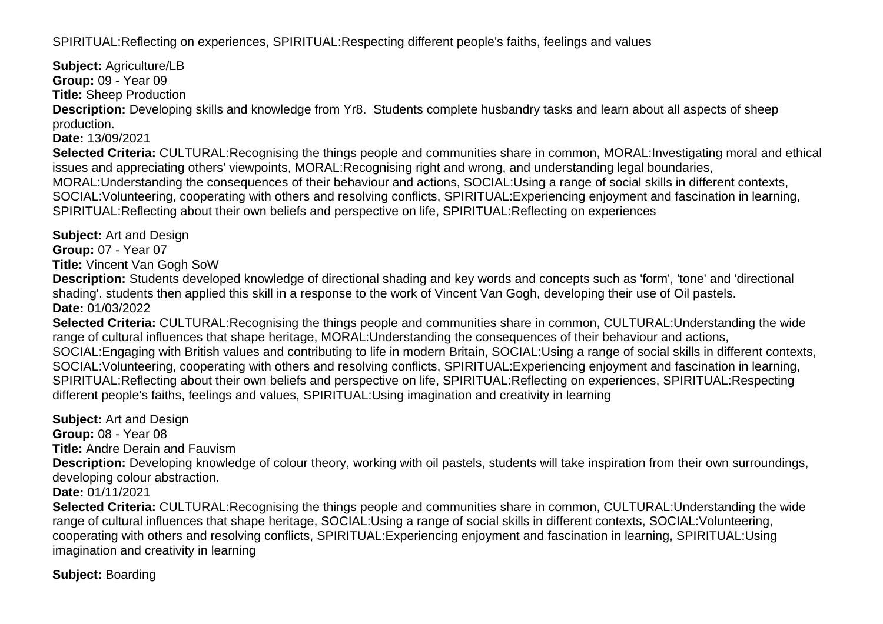SPIRITUAL:Reflecting on experiences, SPIRITUAL:Respecting different people's faiths, feelings and values

**Subject:** Agriculture/LB
**Group:** 09 - Year 09
**Title:** Sheep Production
**Description:** Developing skills and knowledge from Yr8.  Students complete husbandry tasks and learn about all aspects of sheep production.
**Date:** 13/09/2021
**Selected Criteria:** CULTURAL:Recognising the things people and communities share in common, MORAL:Investigating moral and ethical issues and appreciating others' viewpoints, MORAL:Recognising right and wrong, and understanding legal boundaries, MORAL:Understanding the consequences of their behaviour and actions, SOCIAL:Using a range of social skills in different contexts, SOCIAL:Volunteering, cooperating with others and resolving conflicts, SPIRITUAL:Experiencing enjoyment and fascination in learning, SPIRITUAL:Reflecting about their own beliefs and perspective on life, SPIRITUAL:Reflecting on experiences

**Subject:** Art and Design
**Group:** 07 - Year 07
**Title:** Vincent Van Gogh SoW
**Description:** Students developed knowledge of directional shading and key words and concepts such as 'form', 'tone' and 'directional shading'. students then applied this skill in a response to the work of Vincent Van Gogh, developing their use of Oil pastels.
**Date:** 01/03/2022
**Selected Criteria:** CULTURAL:Recognising the things people and communities share in common, CULTURAL:Understanding the wide range of cultural influences that shape heritage, MORAL:Understanding the consequences of their behaviour and actions, SOCIAL:Engaging with British values and contributing to life in modern Britain, SOCIAL:Using a range of social skills in different contexts, SOCIAL:Volunteering, cooperating with others and resolving conflicts, SPIRITUAL:Experiencing enjoyment and fascination in learning, SPIRITUAL:Reflecting about their own beliefs and perspective on life, SPIRITUAL:Reflecting on experiences, SPIRITUAL:Respecting different people's faiths, feelings and values, SPIRITUAL:Using imagination and creativity in learning

**Subject:** Art and Design
**Group:** 08 - Year 08
**Title:** Andre Derain and Fauvism
**Description:** Developing knowledge of colour theory, working with oil pastels, students will take inspiration from their own surroundings, developing colour abstraction.
**Date:** 01/11/2021
**Selected Criteria:** CULTURAL:Recognising the things people and communities share in common, CULTURAL:Understanding the wide range of cultural influences that shape heritage, SOCIAL:Using a range of social skills in different contexts, SOCIAL:Volunteering, cooperating with others and resolving conflicts, SPIRITUAL:Experiencing enjoyment and fascination in learning, SPIRITUAL:Using imagination and creativity in learning

**Subject:** Boarding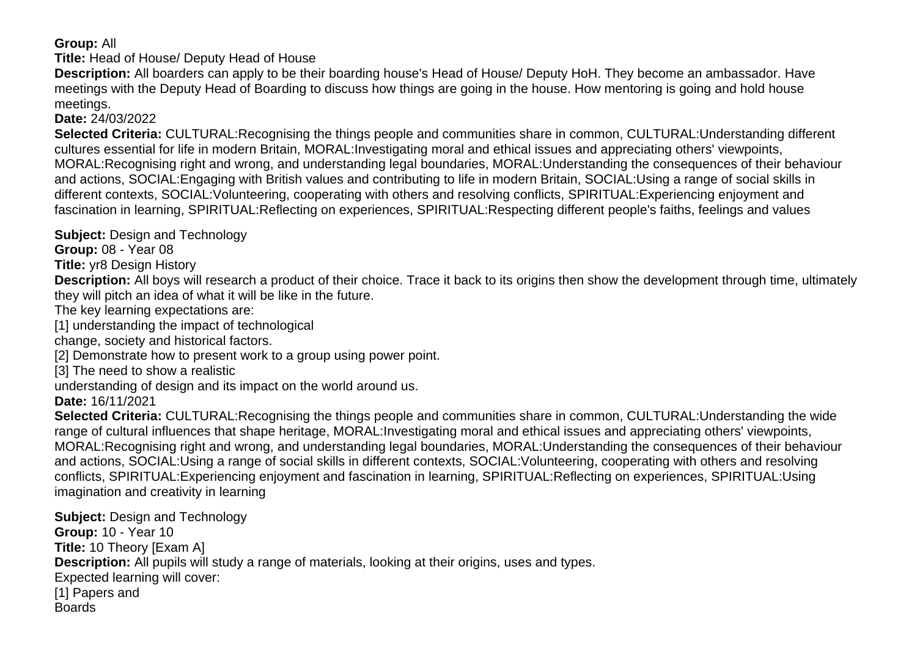**Group:** All

**Title:** Head of House/ Deputy Head of House

**Description:** All boarders can apply to be their boarding house's Head of House/ Deputy HoH. They become an ambassador. Have meetings with the Deputy Head of Boarding to discuss how things are going in the house. How mentoring is going and hold house meetings.

**Date:** 24/03/2022

**Selected Criteria:** CULTURAL:Recognising the things people and communities share in common, CULTURAL:Understanding different cultures essential for life in modern Britain, MORAL:Investigating moral and ethical issues and appreciating others' viewpoints, MORAL:Recognising right and wrong, and understanding legal boundaries, MORAL:Understanding the consequences of their behaviour and actions, SOCIAL:Engaging with British values and contributing to life in modern Britain, SOCIAL:Using a range of social skills in different contexts, SOCIAL:Volunteering, cooperating with others and resolving conflicts, SPIRITUAL:Experiencing enjoyment and fascination in learning, SPIRITUAL:Reflecting on experiences, SPIRITUAL:Respecting different people's faiths, feelings and values

**Subject:** Design and Technology

**Group:** 08 - Year 08

**Title:** yr8 Design History

**Description:** All boys will research a product of their choice. Trace it back to its origins then show the development through time, ultimately they will pitch an idea of what it will be like in the future.

The key learning expectations are:

[1] understanding the impact of technological
change, society and historical factors.

[2] Demonstrate how to present work to a group using power point.

[3] The need to show a realistic
understanding of design and its impact on the world around us.

**Date:** 16/11/2021

**Selected Criteria:** CULTURAL:Recognising the things people and communities share in common, CULTURAL:Understanding the wide range of cultural influences that shape heritage, MORAL:Investigating moral and ethical issues and appreciating others' viewpoints, MORAL:Recognising right and wrong, and understanding legal boundaries, MORAL:Understanding the consequences of their behaviour and actions, SOCIAL:Using a range of social skills in different contexts, SOCIAL:Volunteering, cooperating with others and resolving conflicts, SPIRITUAL:Experiencing enjoyment and fascination in learning, SPIRITUAL:Reflecting on experiences, SPIRITUAL:Using imagination and creativity in learning

**Subject:** Design and Technology

**Group:** 10 - Year 10

**Title:** 10 Theory [Exam A]

**Description:** All pupils will study a range of materials, looking at their origins, uses and types.

Expected learning will cover:

[1] Papers and
Boards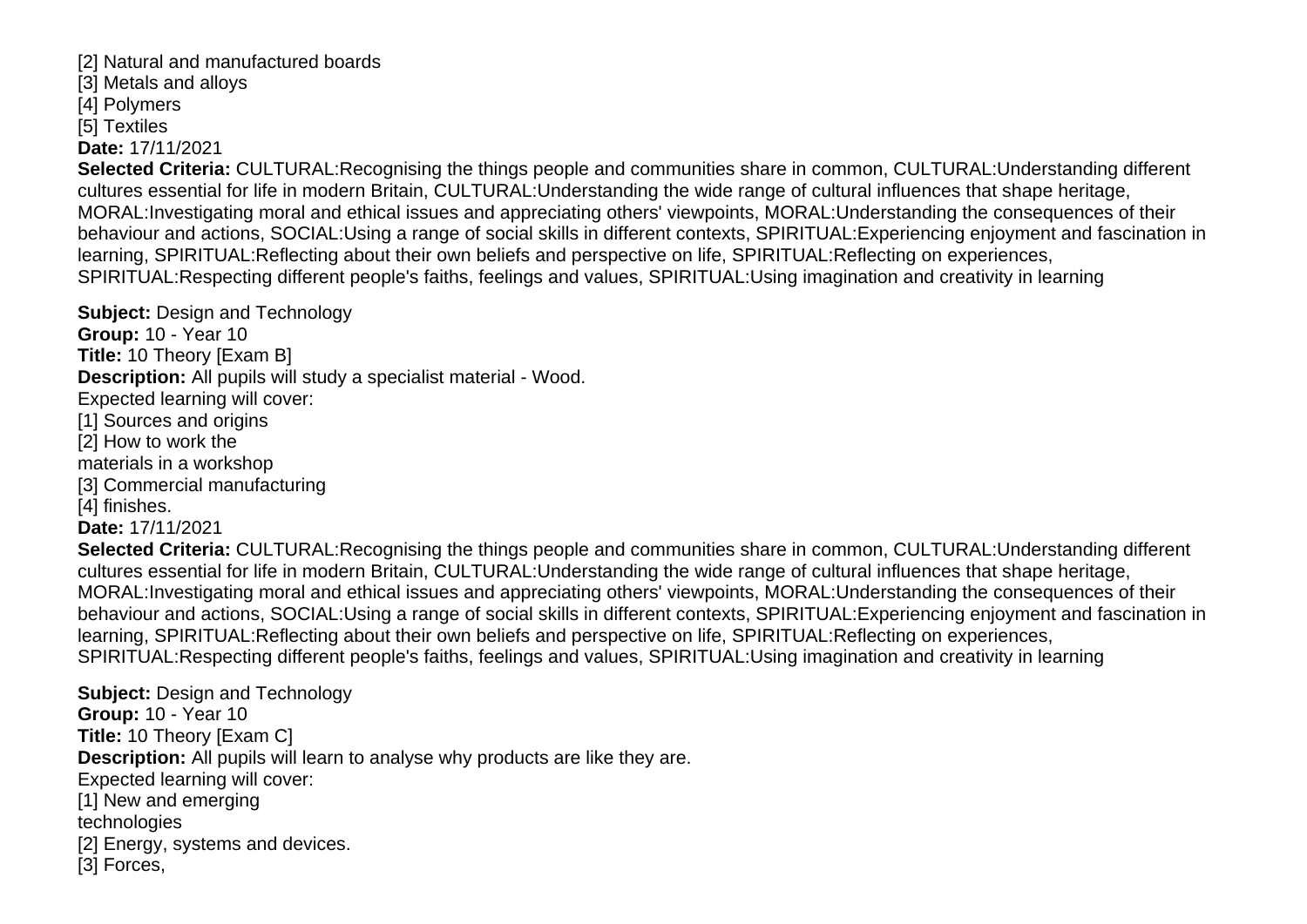[2] Natural and manufactured boards
[3] Metals and alloys
[4] Polymers
[5] Textiles
**Date:** 17/11/2021
**Selected Criteria:** CULTURAL:Recognising the things people and communities share in common, CULTURAL:Understanding different cultures essential for life in modern Britain, CULTURAL:Understanding the wide range of cultural influences that shape heritage, MORAL:Investigating moral and ethical issues and appreciating others' viewpoints, MORAL:Understanding the consequences of their behaviour and actions, SOCIAL:Using a range of social skills in different contexts, SPIRITUAL:Experiencing enjoyment and fascination in learning, SPIRITUAL:Reflecting about their own beliefs and perspective on life, SPIRITUAL:Reflecting on experiences, SPIRITUAL:Respecting different people's faiths, feelings and values, SPIRITUAL:Using imagination and creativity in learning

**Subject:** Design and Technology
**Group:** 10 - Year 10
**Title:** 10 Theory [Exam B]
**Description:** All pupils will study a specialist material - Wood.
Expected learning will cover:
[1] Sources and origins
[2] How to work the
materials in a workshop
[3] Commercial manufacturing
[4] finishes.
**Date:** 17/11/2021
**Selected Criteria:** CULTURAL:Recognising the things people and communities share in common, CULTURAL:Understanding different cultures essential for life in modern Britain, CULTURAL:Understanding the wide range of cultural influences that shape heritage, MORAL:Investigating moral and ethical issues and appreciating others' viewpoints, MORAL:Understanding the consequences of their behaviour and actions, SOCIAL:Using a range of social skills in different contexts, SPIRITUAL:Experiencing enjoyment and fascination in learning, SPIRITUAL:Reflecting about their own beliefs and perspective on life, SPIRITUAL:Reflecting on experiences, SPIRITUAL:Respecting different people's faiths, feelings and values, SPIRITUAL:Using imagination and creativity in learning

**Subject:** Design and Technology
**Group:** 10 - Year 10
**Title:** 10 Theory [Exam C]
**Description:** All pupils will learn to analyse why products are like they are.
Expected learning will cover:
[1] New and emerging
technologies
[2] Energy, systems and devices.
[3] Forces,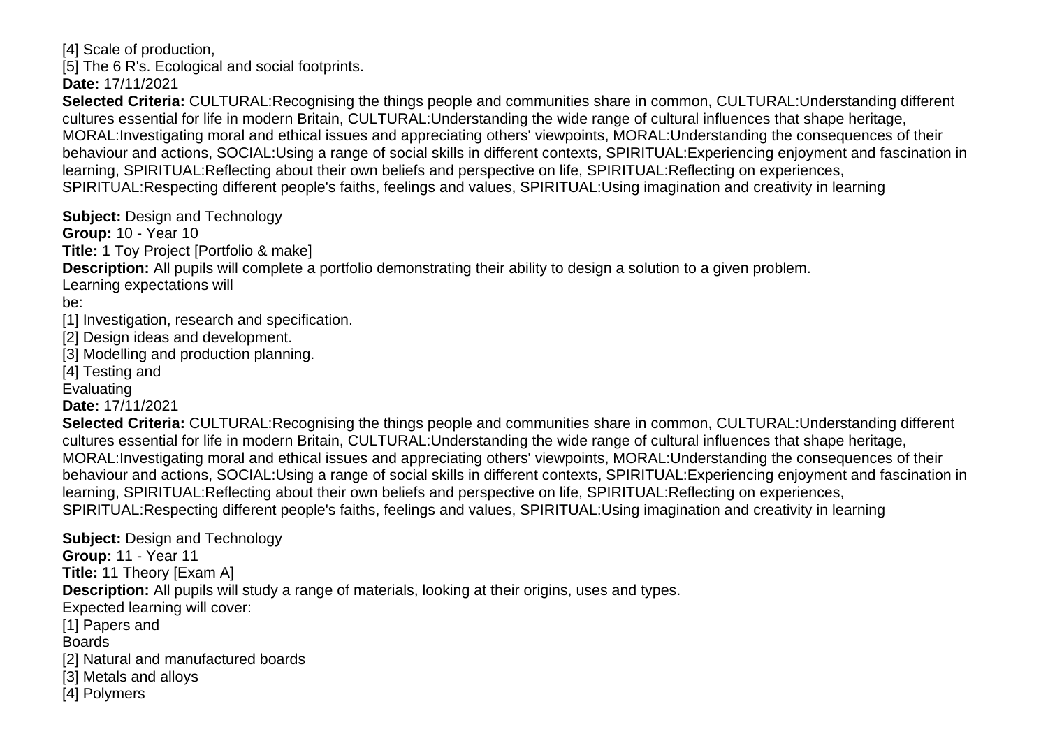[4] Scale of production,
[5] The 6 R's. Ecological and social footprints.
**Date:** 17/11/2021
**Selected Criteria:** CULTURAL:Recognising the things people and communities share in common, CULTURAL:Understanding different cultures essential for life in modern Britain, CULTURAL:Understanding the wide range of cultural influences that shape heritage, MORAL:Investigating moral and ethical issues and appreciating others' viewpoints, MORAL:Understanding the consequences of their behaviour and actions, SOCIAL:Using a range of social skills in different contexts, SPIRITUAL:Experiencing enjoyment and fascination in learning, SPIRITUAL:Reflecting about their own beliefs and perspective on life, SPIRITUAL:Reflecting on experiences, SPIRITUAL:Respecting different people's faiths, feelings and values, SPIRITUAL:Using imagination and creativity in learning

**Subject:** Design and Technology
**Group:** 10 - Year 10
**Title:** 1 Toy Project [Portfolio & make]
**Description:** All pupils will complete a portfolio demonstrating their ability to design a solution to a given problem.
Learning expectations will
be:
[1] Investigation, research and specification.
[2] Design ideas and development.
[3] Modelling and production planning.
[4] Testing and
Evaluating
**Date:** 17/11/2021
**Selected Criteria:** CULTURAL:Recognising the things people and communities share in common, CULTURAL:Understanding different cultures essential for life in modern Britain, CULTURAL:Understanding the wide range of cultural influences that shape heritage, MORAL:Investigating moral and ethical issues and appreciating others' viewpoints, MORAL:Understanding the consequences of their behaviour and actions, SOCIAL:Using a range of social skills in different contexts, SPIRITUAL:Experiencing enjoyment and fascination in learning, SPIRITUAL:Reflecting about their own beliefs and perspective on life, SPIRITUAL:Reflecting on experiences, SPIRITUAL:Respecting different people's faiths, feelings and values, SPIRITUAL:Using imagination and creativity in learning

**Subject:** Design and Technology
**Group:** 11 - Year 11
**Title:** 11 Theory [Exam A]
**Description:** All pupils will study a range of materials, looking at their origins, uses and types.
Expected learning will cover:
[1] Papers and
Boards
[2] Natural and manufactured boards
[3] Metals and alloys
[4] Polymers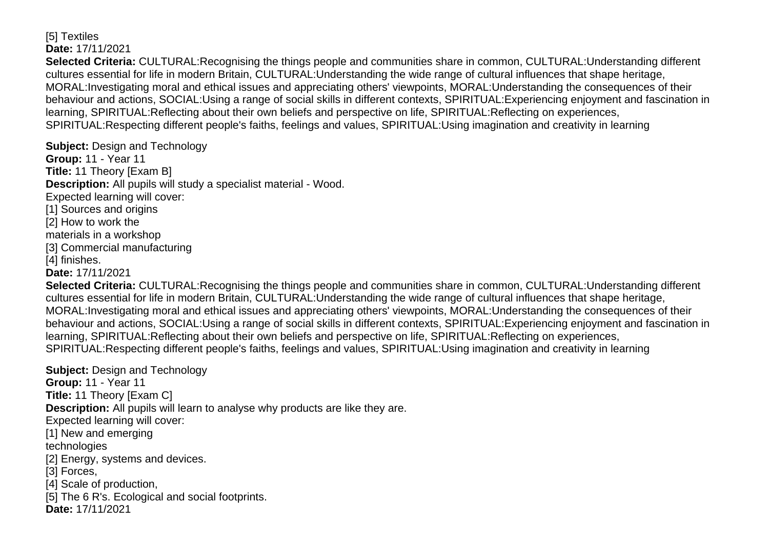[5] Textiles
**Date:** 17/11/2021
**Selected Criteria:** CULTURAL:Recognising the things people and communities share in common, CULTURAL:Understanding different cultures essential for life in modern Britain, CULTURAL:Understanding the wide range of cultural influences that shape heritage, MORAL:Investigating moral and ethical issues and appreciating others' viewpoints, MORAL:Understanding the consequences of their behaviour and actions, SOCIAL:Using a range of social skills in different contexts, SPIRITUAL:Experiencing enjoyment and fascination in learning, SPIRITUAL:Reflecting about their own beliefs and perspective on life, SPIRITUAL:Reflecting on experiences, SPIRITUAL:Respecting different people's faiths, feelings and values, SPIRITUAL:Using imagination and creativity in learning

**Subject:** Design and Technology
**Group:** 11 - Year 11
**Title:** 11 Theory [Exam B]
**Description:** All pupils will study a specialist material - Wood.
Expected learning will cover:
[1] Sources and origins
[2] How to work the
materials in a workshop
[3] Commercial manufacturing
[4] finishes.
**Date:** 17/11/2021
**Selected Criteria:** CULTURAL:Recognising the things people and communities share in common, CULTURAL:Understanding different cultures essential for life in modern Britain, CULTURAL:Understanding the wide range of cultural influences that shape heritage, MORAL:Investigating moral and ethical issues and appreciating others' viewpoints, MORAL:Understanding the consequences of their behaviour and actions, SOCIAL:Using a range of social skills in different contexts, SPIRITUAL:Experiencing enjoyment and fascination in learning, SPIRITUAL:Reflecting about their own beliefs and perspective on life, SPIRITUAL:Reflecting on experiences, SPIRITUAL:Respecting different people's faiths, feelings and values, SPIRITUAL:Using imagination and creativity in learning

**Subject:** Design and Technology
**Group:** 11 - Year 11
**Title:** 11 Theory [Exam C]
**Description:** All pupils will learn to analyse why products are like they are.
Expected learning will cover:
[1] New and emerging
technologies
[2] Energy, systems and devices.
[3] Forces,
[4] Scale of production,
[5] The 6 R's. Ecological and social footprints.
**Date:** 17/11/2021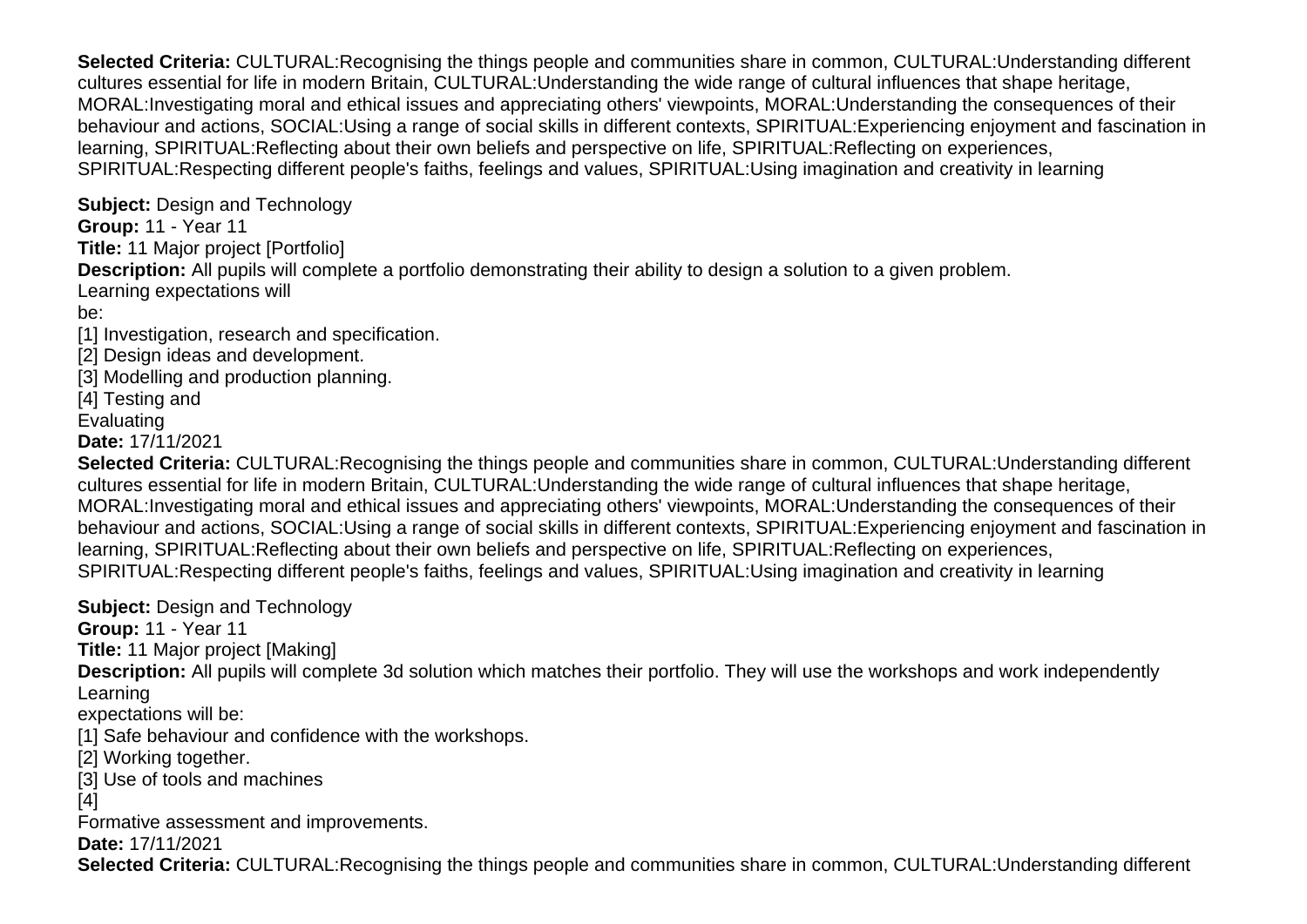**Selected Criteria:** CULTURAL:Recognising the things people and communities share in common, CULTURAL:Understanding different cultures essential for life in modern Britain, CULTURAL:Understanding the wide range of cultural influences that shape heritage, MORAL:Investigating moral and ethical issues and appreciating others' viewpoints, MORAL:Understanding the consequences of their behaviour and actions, SOCIAL:Using a range of social skills in different contexts, SPIRITUAL:Experiencing enjoyment and fascination in learning, SPIRITUAL:Reflecting about their own beliefs and perspective on life, SPIRITUAL:Reflecting on experiences, SPIRITUAL:Respecting different people's faiths, feelings and values, SPIRITUAL:Using imagination and creativity in learning

**Subject:** Design and Technology
**Group:** 11 - Year 11
**Title:** 11 Major project [Portfolio]
**Description:** All pupils will complete a portfolio demonstrating their ability to design a solution to a given problem.
Learning expectations will
be:
[1] Investigation, research and specification.
[2] Design ideas and development.
[3] Modelling and production planning.
[4] Testing and
Evaluating
**Date:** 17/11/2021
**Selected Criteria:** CULTURAL:Recognising the things people and communities share in common, CULTURAL:Understanding different cultures essential for life in modern Britain, CULTURAL:Understanding the wide range of cultural influences that shape heritage, MORAL:Investigating moral and ethical issues and appreciating others' viewpoints, MORAL:Understanding the consequences of their behaviour and actions, SOCIAL:Using a range of social skills in different contexts, SPIRITUAL:Experiencing enjoyment and fascination in learning, SPIRITUAL:Reflecting about their own beliefs and perspective on life, SPIRITUAL:Reflecting on experiences, SPIRITUAL:Respecting different people's faiths, feelings and values, SPIRITUAL:Using imagination and creativity in learning

**Subject:** Design and Technology
**Group:** 11 - Year 11
**Title:** 11 Major project [Making]
**Description:** All pupils will complete 3d solution which matches their portfolio. They will use the workshops and work independently
Learning
expectations will be:
[1] Safe behaviour and confidence with the workshops.
[2] Working together.
[3] Use of tools and machines
[4]
Formative assessment and improvements.
**Date:** 17/11/2021
**Selected Criteria:** CULTURAL:Recognising the things people and communities share in common, CULTURAL:Understanding different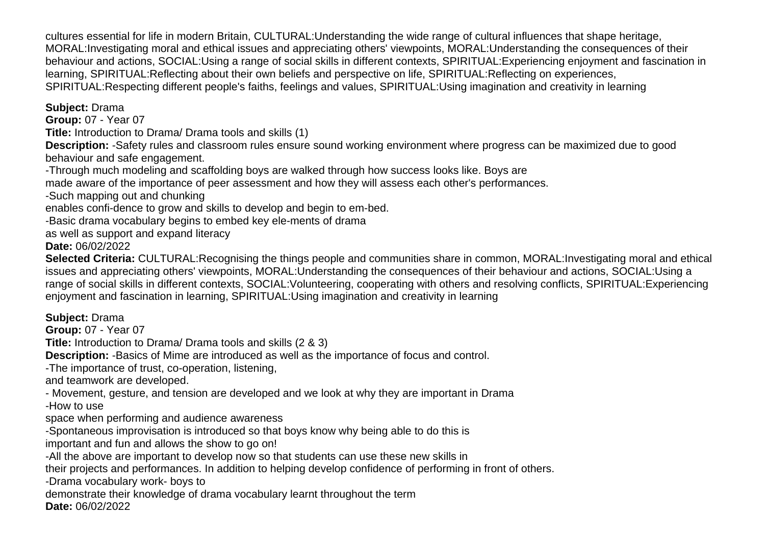cultures essential for life in modern Britain, CULTURAL:Understanding the wide range of cultural influences that shape heritage, MORAL:Investigating moral and ethical issues and appreciating others' viewpoints, MORAL:Understanding the consequences of their behaviour and actions, SOCIAL:Using a range of social skills in different contexts, SPIRITUAL:Experiencing enjoyment and fascination in learning, SPIRITUAL:Reflecting about their own beliefs and perspective on life, SPIRITUAL:Reflecting on experiences, SPIRITUAL:Respecting different people's faiths, feelings and values, SPIRITUAL:Using imagination and creativity in learning

**Subject:** Drama
**Group:** 07 - Year 07
**Title:** Introduction to Drama/ Drama tools and skills (1)
**Description:** -Safety rules and classroom rules ensure sound working environment where progress can be maximized due to good behaviour and safe engagement.
-Through much modeling and scaffolding boys are walked through how success looks like. Boys are
made aware of the importance of peer assessment and how they will assess each other's performances.
-Such mapping out and chunking
enables confi-dence to grow and skills to develop and begin to em-bed.
-Basic drama vocabulary begins to embed key ele-ments of drama
as well as support and expand literacy
**Date:** 06/02/2022
**Selected Criteria:** CULTURAL:Recognising the things people and communities share in common, MORAL:Investigating moral and ethical issues and appreciating others' viewpoints, MORAL:Understanding the consequences of their behaviour and actions, SOCIAL:Using a range of social skills in different contexts, SOCIAL:Volunteering, cooperating with others and resolving conflicts, SPIRITUAL:Experiencing enjoyment and fascination in learning, SPIRITUAL:Using imagination and creativity in learning

**Subject:** Drama
**Group:** 07 - Year 07
**Title:** Introduction to Drama/ Drama tools and skills (2 & 3)
**Description:** -Basics of Mime are introduced as well as the importance of focus and control.
-The importance of trust, co-operation, listening,
and teamwork are developed.
- Movement, gesture, and tension are developed and we look at why they are important in Drama
-How to use
space when performing and audience awareness
-Spontaneous improvisation is introduced so that boys know why being able to do this is
important and fun and allows the show to go on!
-All the above are important to develop now so that students can use these new skills in
their projects and performances. In addition to helping develop confidence of performing in front of others.
-Drama vocabulary work- boys to
demonstrate their knowledge of drama vocabulary learnt throughout the term
**Date:** 06/02/2022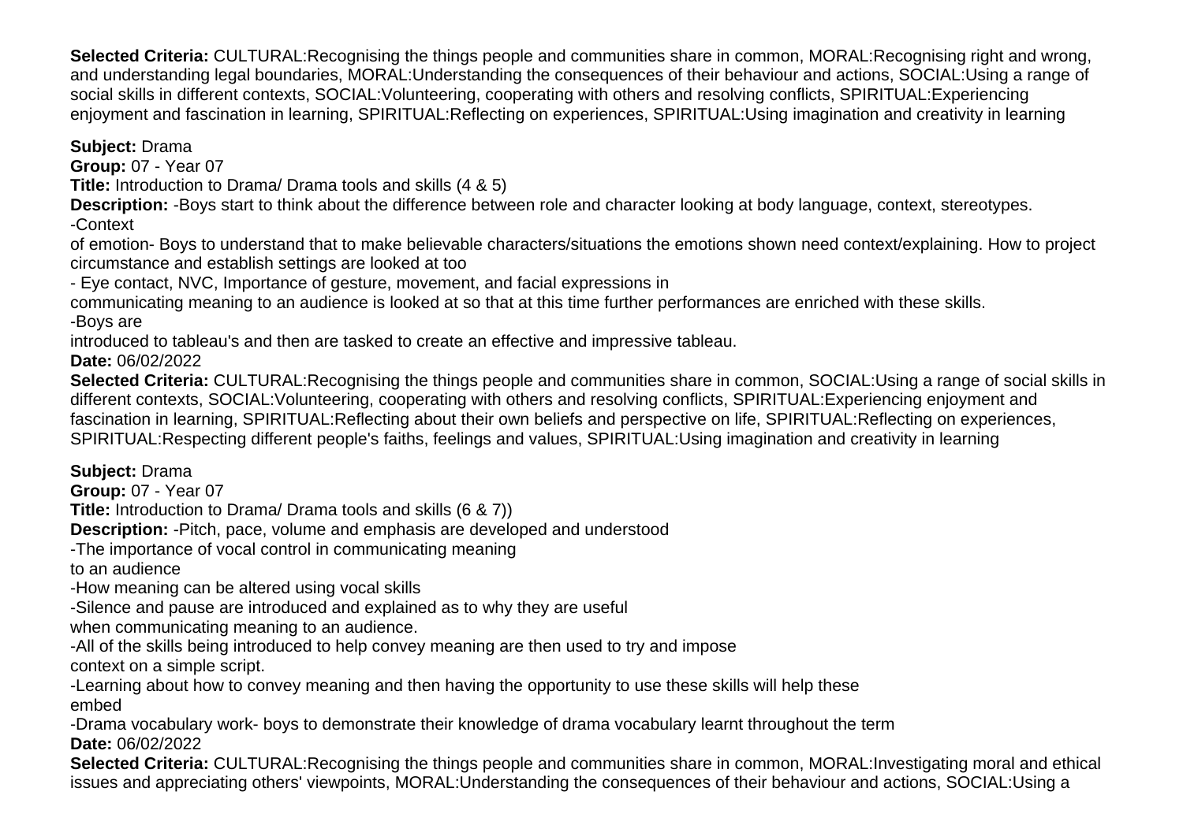**Selected Criteria:** CULTURAL:Recognising the things people and communities share in common, MORAL:Recognising right and wrong, and understanding legal boundaries, MORAL:Understanding the consequences of their behaviour and actions, SOCIAL:Using a range of social skills in different contexts, SOCIAL:Volunteering, cooperating with others and resolving conflicts, SPIRITUAL:Experiencing enjoyment and fascination in learning, SPIRITUAL:Reflecting on experiences, SPIRITUAL:Using imagination and creativity in learning

**Subject:** Drama
**Group:** 07 - Year 07
**Title:** Introduction to Drama/ Drama tools and skills (4 & 5)
**Description:** -Boys start to think about the difference between role and character looking at body language, context, stereotypes.
-Context
of emotion- Boys to understand that to make believable characters/situations the emotions shown need context/explaining. How to project circumstance and establish settings are looked at too
- Eye contact, NVC, Importance of gesture, movement, and facial expressions in
communicating meaning to an audience is looked at so that at this time further performances are enriched with these skills.
-Boys are
introduced to tableau's and then are tasked to create an effective and impressive tableau.
**Date:** 06/02/2022
**Selected Criteria:** CULTURAL:Recognising the things people and communities share in common, SOCIAL:Using a range of social skills in different contexts, SOCIAL:Volunteering, cooperating with others and resolving conflicts, SPIRITUAL:Experiencing enjoyment and fascination in learning, SPIRITUAL:Reflecting about their own beliefs and perspective on life, SPIRITUAL:Reflecting on experiences, SPIRITUAL:Respecting different people's faiths, feelings and values, SPIRITUAL:Using imagination and creativity in learning

**Subject:** Drama
**Group:** 07 - Year 07
**Title:** Introduction to Drama/ Drama tools and skills (6 & 7))
**Description:** -Pitch, pace, volume and emphasis are developed and understood
-The importance of vocal control in communicating meaning
to an audience
-How meaning can be altered using vocal skills
-Silence and pause are introduced and explained as to why they are useful
when communicating meaning to an audience.
-All of the skills being introduced to help convey meaning are then used to try and impose
context on a simple script.
-Learning about how to convey meaning and then having the opportunity to use these skills will help these
embed
-Drama vocabulary work- boys to demonstrate their knowledge of drama vocabulary learnt throughout the term
**Date:** 06/02/2022
**Selected Criteria:** CULTURAL:Recognising the things people and communities share in common, MORAL:Investigating moral and ethical issues and appreciating others' viewpoints, MORAL:Understanding the consequences of their behaviour and actions, SOCIAL:Using a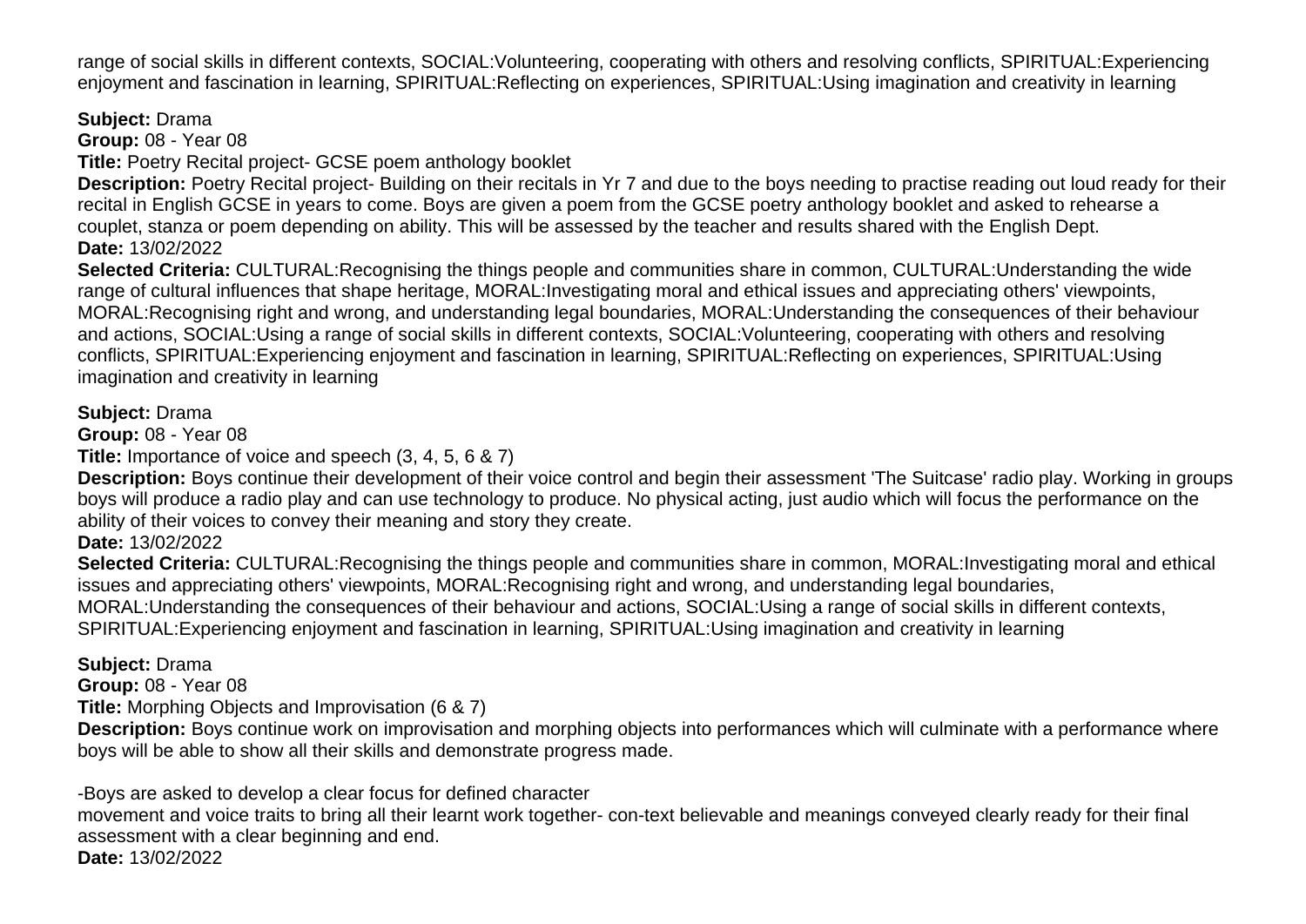range of social skills in different contexts, SOCIAL:Volunteering, cooperating with others and resolving conflicts, SPIRITUAL:Experiencing enjoyment and fascination in learning, SPIRITUAL:Reflecting on experiences, SPIRITUAL:Using imagination and creativity in learning

**Subject:** Drama
**Group:** 08 - Year 08
**Title:** Poetry Recital project- GCSE poem anthology booklet
**Description:** Poetry Recital project- Building on their recitals in Yr 7 and due to the boys needing to practise reading out loud ready for their recital in English GCSE in years to come. Boys are given a poem from the GCSE poetry anthology booklet and asked to rehearse a couplet, stanza or poem depending on ability. This will be assessed by the teacher and results shared with the English Dept.
**Date:** 13/02/2022
**Selected Criteria:** CULTURAL:Recognising the things people and communities share in common, CULTURAL:Understanding the wide range of cultural influences that shape heritage, MORAL:Investigating moral and ethical issues and appreciating others' viewpoints, MORAL:Recognising right and wrong, and understanding legal boundaries, MORAL:Understanding the consequences of their behaviour and actions, SOCIAL:Using a range of social skills in different contexts, SOCIAL:Volunteering, cooperating with others and resolving conflicts, SPIRITUAL:Experiencing enjoyment and fascination in learning, SPIRITUAL:Reflecting on experiences, SPIRITUAL:Using imagination and creativity in learning

**Subject:** Drama
**Group:** 08 - Year 08
**Title:** Importance of voice and speech (3, 4, 5, 6 & 7)
**Description:** Boys continue their development of their voice control and begin their assessment 'The Suitcase' radio play. Working in groups boys will produce a radio play and can use technology to produce. No physical acting, just audio which will focus the performance on the ability of their voices to convey their meaning and story they create.
**Date:** 13/02/2022
**Selected Criteria:** CULTURAL:Recognising the things people and communities share in common, MORAL:Investigating moral and ethical issues and appreciating others' viewpoints, MORAL:Recognising right and wrong, and understanding legal boundaries, MORAL:Understanding the consequences of their behaviour and actions, SOCIAL:Using a range of social skills in different contexts, SPIRITUAL:Experiencing enjoyment and fascination in learning, SPIRITUAL:Using imagination and creativity in learning

**Subject:** Drama
**Group:** 08 - Year 08
**Title:** Morphing Objects and Improvisation (6 & 7)
**Description:** Boys continue work on improvisation and morphing objects into performances which will culminate with a performance where boys will be able to show all their skills and demonstrate progress made.

-Boys are asked to develop a clear focus for defined character
movement and voice traits to bring all their learnt work together- con-text believable and meanings conveyed clearly ready for their final assessment with a clear beginning and end.
**Date:** 13/02/2022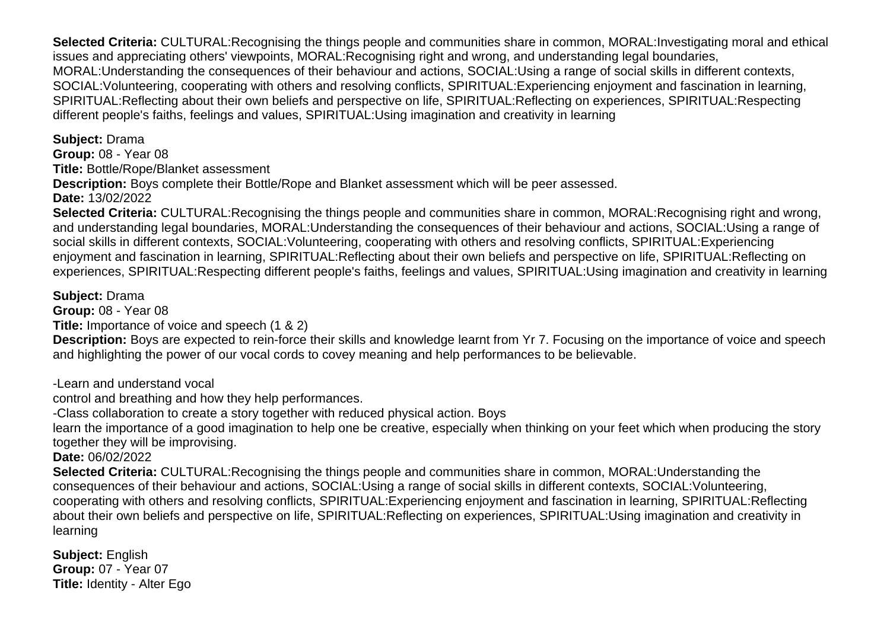**Selected Criteria:** CULTURAL:Recognising the things people and communities share in common, MORAL:Investigating moral and ethical issues and appreciating others' viewpoints, MORAL:Recognising right and wrong, and understanding legal boundaries, MORAL:Understanding the consequences of their behaviour and actions, SOCIAL:Using a range of social skills in different contexts, SOCIAL:Volunteering, cooperating with others and resolving conflicts, SPIRITUAL:Experiencing enjoyment and fascination in learning, SPIRITUAL:Reflecting about their own beliefs and perspective on life, SPIRITUAL:Reflecting on experiences, SPIRITUAL:Respecting different people's faiths, feelings and values, SPIRITUAL:Using imagination and creativity in learning

**Subject:** Drama
**Group:** 08 - Year 08
**Title:** Bottle/Rope/Blanket assessment
**Description:** Boys complete their Bottle/Rope and Blanket assessment which will be peer assessed.
**Date:** 13/02/2022
**Selected Criteria:** CULTURAL:Recognising the things people and communities share in common, MORAL:Recognising right and wrong, and understanding legal boundaries, MORAL:Understanding the consequences of their behaviour and actions, SOCIAL:Using a range of social skills in different contexts, SOCIAL:Volunteering, cooperating with others and resolving conflicts, SPIRITUAL:Experiencing enjoyment and fascination in learning, SPIRITUAL:Reflecting about their own beliefs and perspective on life, SPIRITUAL:Reflecting on experiences, SPIRITUAL:Respecting different people's faiths, feelings and values, SPIRITUAL:Using imagination and creativity in learning

**Subject:** Drama
**Group:** 08 - Year 08
**Title:** Importance of voice and speech (1 & 2)
**Description:** Boys are expected to rein-force their skills and knowledge learnt from Yr 7. Focusing on the importance of voice and speech and highlighting the power of our vocal cords to covey meaning and help performances to be believable.

-Learn and understand vocal
control and breathing and how they help performances.
-Class collaboration to create a story together with reduced physical action. Boys
learn the importance of a good imagination to help one be creative, especially when thinking on your feet which when producing the story together they will be improvising.
**Date:** 06/02/2022
**Selected Criteria:** CULTURAL:Recognising the things people and communities share in common, MORAL:Understanding the consequences of their behaviour and actions, SOCIAL:Using a range of social skills in different contexts, SOCIAL:Volunteering, cooperating with others and resolving conflicts, SPIRITUAL:Experiencing enjoyment and fascination in learning, SPIRITUAL:Reflecting about their own beliefs and perspective on life, SPIRITUAL:Reflecting on experiences, SPIRITUAL:Using imagination and creativity in learning

**Subject:** English
**Group:** 07 - Year 07
**Title:** Identity - Alter Ego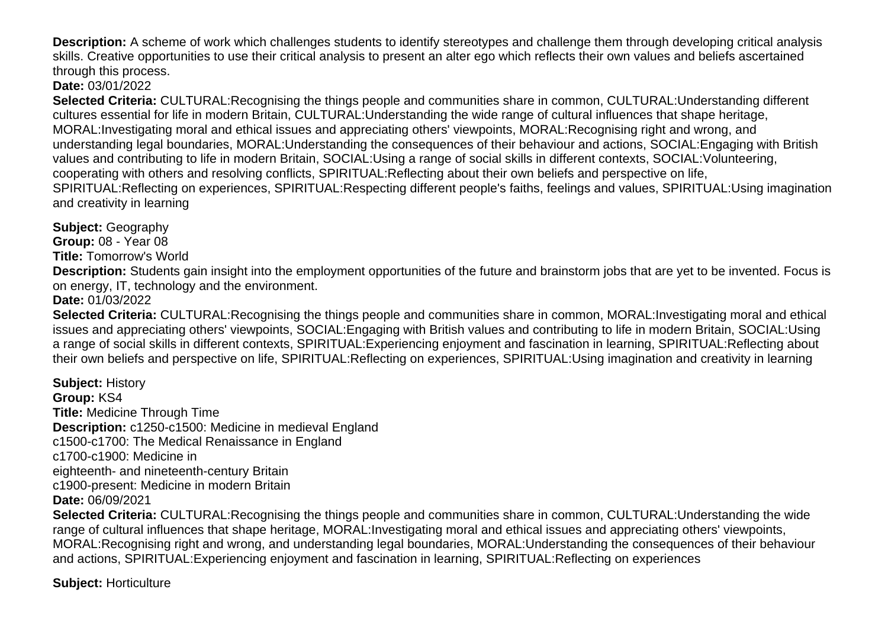**Description:** A scheme of work which challenges students to identify stereotypes and challenge them through developing critical analysis skills. Creative opportunities to use their critical analysis to present an alter ego which reflects their own values and beliefs ascertained through this process.
**Date:** 03/01/2022
**Selected Criteria:** CULTURAL:Recognising the things people and communities share in common, CULTURAL:Understanding different cultures essential for life in modern Britain, CULTURAL:Understanding the wide range of cultural influences that shape heritage, MORAL:Investigating moral and ethical issues and appreciating others' viewpoints, MORAL:Recognising right and wrong, and understanding legal boundaries, MORAL:Understanding the consequences of their behaviour and actions, SOCIAL:Engaging with British values and contributing to life in modern Britain, SOCIAL:Using a range of social skills in different contexts, SOCIAL:Volunteering, cooperating with others and resolving conflicts, SPIRITUAL:Reflecting about their own beliefs and perspective on life, SPIRITUAL:Reflecting on experiences, SPIRITUAL:Respecting different people's faiths, feelings and values, SPIRITUAL:Using imagination and creativity in learning

**Subject:** Geography
**Group:** 08 - Year 08
**Title:** Tomorrow's World
**Description:** Students gain insight into the employment opportunities of the future and brainstorm jobs that are yet to be invented. Focus is on energy, IT, technology and the environment.
**Date:** 01/03/2022
**Selected Criteria:** CULTURAL:Recognising the things people and communities share in common, MORAL:Investigating moral and ethical issues and appreciating others' viewpoints, SOCIAL:Engaging with British values and contributing to life in modern Britain, SOCIAL:Using a range of social skills in different contexts, SPIRITUAL:Experiencing enjoyment and fascination in learning, SPIRITUAL:Reflecting about their own beliefs and perspective on life, SPIRITUAL:Reflecting on experiences, SPIRITUAL:Using imagination and creativity in learning

**Subject:** History
**Group:** KS4
**Title:** Medicine Through Time
**Description:** c1250-c1500: Medicine in medieval England
c1500-c1700: The Medical Renaissance in England
c1700-c1900: Medicine in
eighteenth- and nineteenth-century Britain
c1900-present: Medicine in modern Britain
**Date:** 06/09/2021
**Selected Criteria:** CULTURAL:Recognising the things people and communities share in common, CULTURAL:Understanding the wide range of cultural influences that shape heritage, MORAL:Investigating moral and ethical issues and appreciating others' viewpoints, MORAL:Recognising right and wrong, and understanding legal boundaries, MORAL:Understanding the consequences of their behaviour and actions, SPIRITUAL:Experiencing enjoyment and fascination in learning, SPIRITUAL:Reflecting on experiences

**Subject:** Horticulture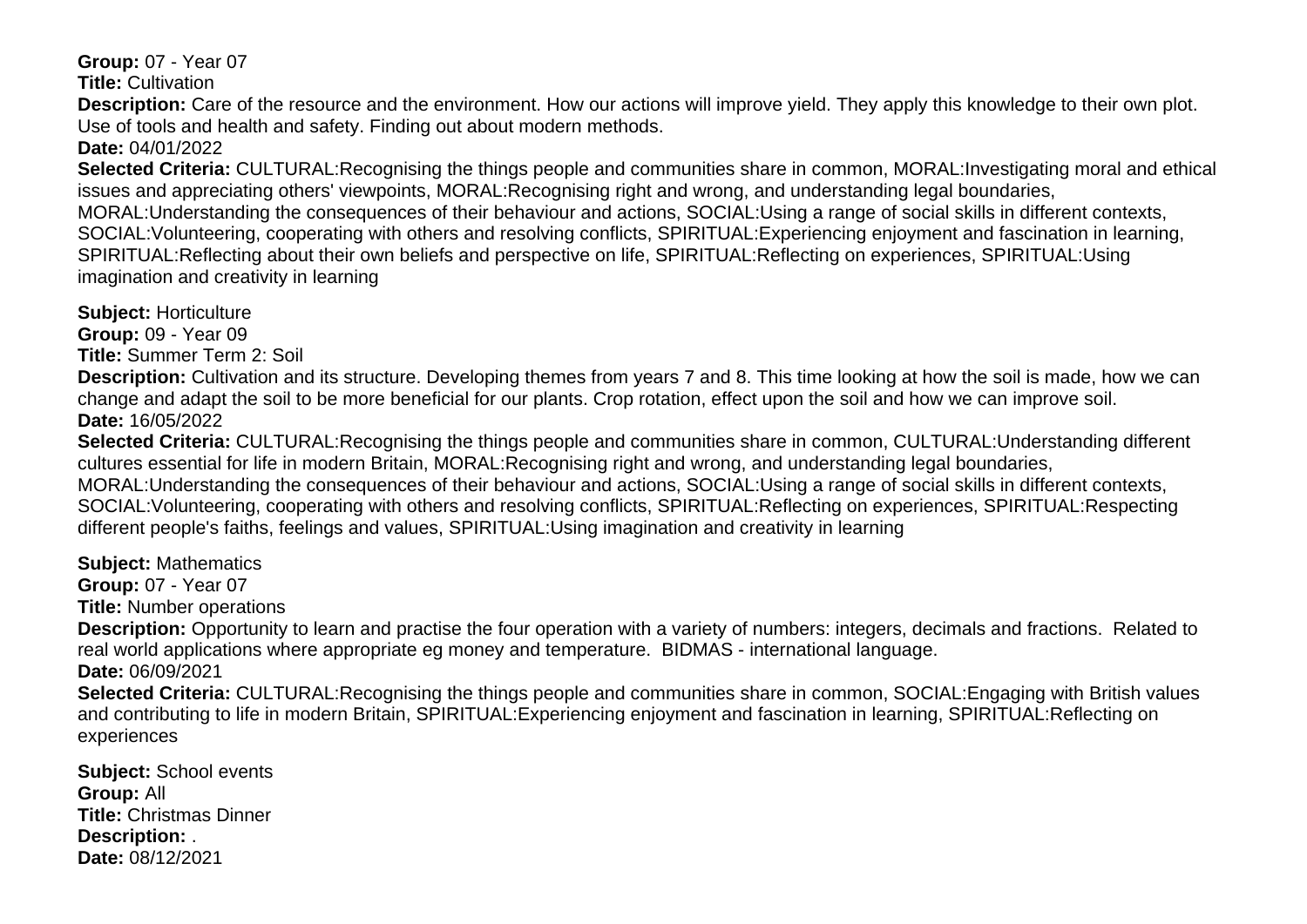**Group:** 07 - Year 07
**Title:** Cultivation
**Description:** Care of the resource and the environment. How our actions will improve yield. They apply this knowledge to their own plot. Use of tools and health and safety. Finding out about modern methods.
**Date:** 04/01/2022
**Selected Criteria:** CULTURAL:Recognising the things people and communities share in common, MORAL:Investigating moral and ethical issues and appreciating others' viewpoints, MORAL:Recognising right and wrong, and understanding legal boundaries, MORAL:Understanding the consequences of their behaviour and actions, SOCIAL:Using a range of social skills in different contexts, SOCIAL:Volunteering, cooperating with others and resolving conflicts, SPIRITUAL:Experiencing enjoyment and fascination in learning, SPIRITUAL:Reflecting about their own beliefs and perspective on life, SPIRITUAL:Reflecting on experiences, SPIRITUAL:Using imagination and creativity in learning

**Subject:** Horticulture
**Group:** 09 - Year 09
**Title:** Summer Term 2: Soil
**Description:** Cultivation and its structure. Developing themes from years 7 and 8. This time looking at how the soil is made, how we can change and adapt the soil to be more beneficial for our plants. Crop rotation, effect upon the soil and how we can improve soil.
**Date:** 16/05/2022
**Selected Criteria:** CULTURAL:Recognising the things people and communities share in common, CULTURAL:Understanding different cultures essential for life in modern Britain, MORAL:Recognising right and wrong, and understanding legal boundaries, MORAL:Understanding the consequences of their behaviour and actions, SOCIAL:Using a range of social skills in different contexts, SOCIAL:Volunteering, cooperating with others and resolving conflicts, SPIRITUAL:Reflecting on experiences, SPIRITUAL:Respecting different people's faiths, feelings and values, SPIRITUAL:Using imagination and creativity in learning

**Subject:** Mathematics
**Group:** 07 - Year 07
**Title:** Number operations
**Description:** Opportunity to learn and practise the four operation with a variety of numbers: integers, decimals and fractions. Related to real world applications where appropriate eg money and temperature. BIDMAS - international language.
**Date:** 06/09/2021
**Selected Criteria:** CULTURAL:Recognising the things people and communities share in common, SOCIAL:Engaging with British values and contributing to life in modern Britain, SPIRITUAL:Experiencing enjoyment and fascination in learning, SPIRITUAL:Reflecting on experiences

**Subject:** School events
**Group:** All
**Title:** Christmas Dinner
**Description:** .
**Date:** 08/12/2021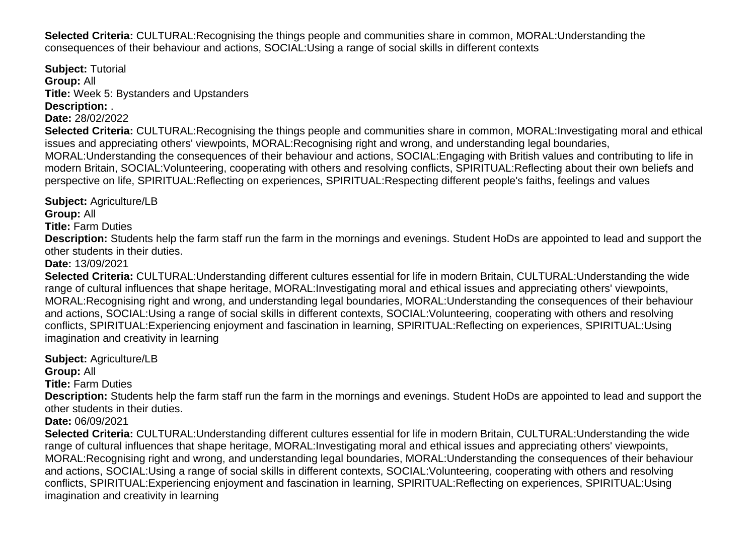**Selected Criteria:** CULTURAL:Recognising the things people and communities share in common, MORAL:Understanding the consequences of their behaviour and actions, SOCIAL:Using a range of social skills in different contexts

**Subject:** Tutorial
**Group:** All
**Title:** Week 5: Bystanders and Upstanders
**Description:** .
**Date:** 28/02/2022
**Selected Criteria:** CULTURAL:Recognising the things people and communities share in common, MORAL:Investigating moral and ethical issues and appreciating others' viewpoints, MORAL:Recognising right and wrong, and understanding legal boundaries, MORAL:Understanding the consequences of their behaviour and actions, SOCIAL:Engaging with British values and contributing to life in modern Britain, SOCIAL:Volunteering, cooperating with others and resolving conflicts, SPIRITUAL:Reflecting about their own beliefs and perspective on life, SPIRITUAL:Reflecting on experiences, SPIRITUAL:Respecting different people's faiths, feelings and values

**Subject:** Agriculture/LB
**Group:** All
**Title:** Farm Duties
**Description:** Students help the farm staff run the farm in the mornings and evenings. Student HoDs are appointed to lead and support the other students in their duties.
**Date:** 13/09/2021
**Selected Criteria:** CULTURAL:Understanding different cultures essential for life in modern Britain, CULTURAL:Understanding the wide range of cultural influences that shape heritage, MORAL:Investigating moral and ethical issues and appreciating others' viewpoints, MORAL:Recognising right and wrong, and understanding legal boundaries, MORAL:Understanding the consequences of their behaviour and actions, SOCIAL:Using a range of social skills in different contexts, SOCIAL:Volunteering, cooperating with others and resolving conflicts, SPIRITUAL:Experiencing enjoyment and fascination in learning, SPIRITUAL:Reflecting on experiences, SPIRITUAL:Using imagination and creativity in learning

**Subject:** Agriculture/LB
**Group:** All
**Title:** Farm Duties
**Description:** Students help the farm staff run the farm in the mornings and evenings. Student HoDs are appointed to lead and support the other students in their duties.
**Date:** 06/09/2021
**Selected Criteria:** CULTURAL:Understanding different cultures essential for life in modern Britain, CULTURAL:Understanding the wide range of cultural influences that shape heritage, MORAL:Investigating moral and ethical issues and appreciating others' viewpoints, MORAL:Recognising right and wrong, and understanding legal boundaries, MORAL:Understanding the consequences of their behaviour and actions, SOCIAL:Using a range of social skills in different contexts, SOCIAL:Volunteering, cooperating with others and resolving conflicts, SPIRITUAL:Experiencing enjoyment and fascination in learning, SPIRITUAL:Reflecting on experiences, SPIRITUAL:Using imagination and creativity in learning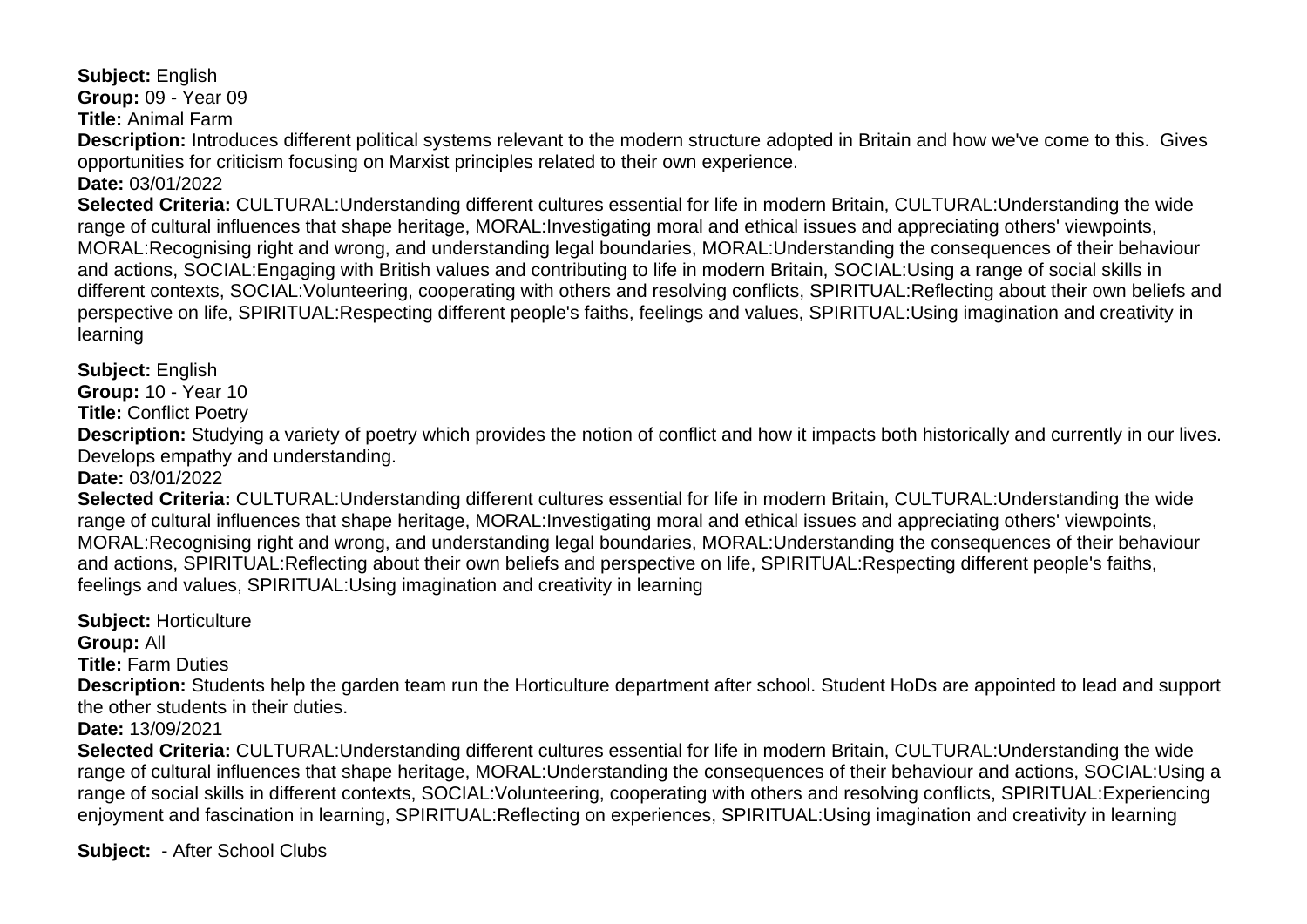**Subject:** English
**Group:** 09 - Year 09
**Title:** Animal Farm
**Description:** Introduces different political systems relevant to the modern structure adopted in Britain and how we've come to this. Gives opportunities for criticism focusing on Marxist principles related to their own experience.
**Date:** 03/01/2022
**Selected Criteria:** CULTURAL:Understanding different cultures essential for life in modern Britain, CULTURAL:Understanding the wide range of cultural influences that shape heritage, MORAL:Investigating moral and ethical issues and appreciating others' viewpoints, MORAL:Recognising right and wrong, and understanding legal boundaries, MORAL:Understanding the consequences of their behaviour and actions, SOCIAL:Engaging with British values and contributing to life in modern Britain, SOCIAL:Using a range of social skills in different contexts, SOCIAL:Volunteering, cooperating with others and resolving conflicts, SPIRITUAL:Reflecting about their own beliefs and perspective on life, SPIRITUAL:Respecting different people's faiths, feelings and values, SPIRITUAL:Using imagination and creativity in learning

**Subject:** English
**Group:** 10 - Year 10
**Title:** Conflict Poetry
**Description:** Studying a variety of poetry which provides the notion of conflict and how it impacts both historically and currently in our lives. Develops empathy and understanding.
**Date:** 03/01/2022
**Selected Criteria:** CULTURAL:Understanding different cultures essential for life in modern Britain, CULTURAL:Understanding the wide range of cultural influences that shape heritage, MORAL:Investigating moral and ethical issues and appreciating others' viewpoints, MORAL:Recognising right and wrong, and understanding legal boundaries, MORAL:Understanding the consequences of their behaviour and actions, SPIRITUAL:Reflecting about their own beliefs and perspective on life, SPIRITUAL:Respecting different people's faiths, feelings and values, SPIRITUAL:Using imagination and creativity in learning

**Subject:** Horticulture
**Group:** All
**Title:** Farm Duties
**Description:** Students help the garden team run the Horticulture department after school. Student HoDs are appointed to lead and support the other students in their duties.
**Date:** 13/09/2021
**Selected Criteria:** CULTURAL:Understanding different cultures essential for life in modern Britain, CULTURAL:Understanding the wide range of cultural influences that shape heritage, MORAL:Understanding the consequences of their behaviour and actions, SOCIAL:Using a range of social skills in different contexts, SOCIAL:Volunteering, cooperating with others and resolving conflicts, SPIRITUAL:Experiencing enjoyment and fascination in learning, SPIRITUAL:Reflecting on experiences, SPIRITUAL:Using imagination and creativity in learning

**Subject:** - After School Clubs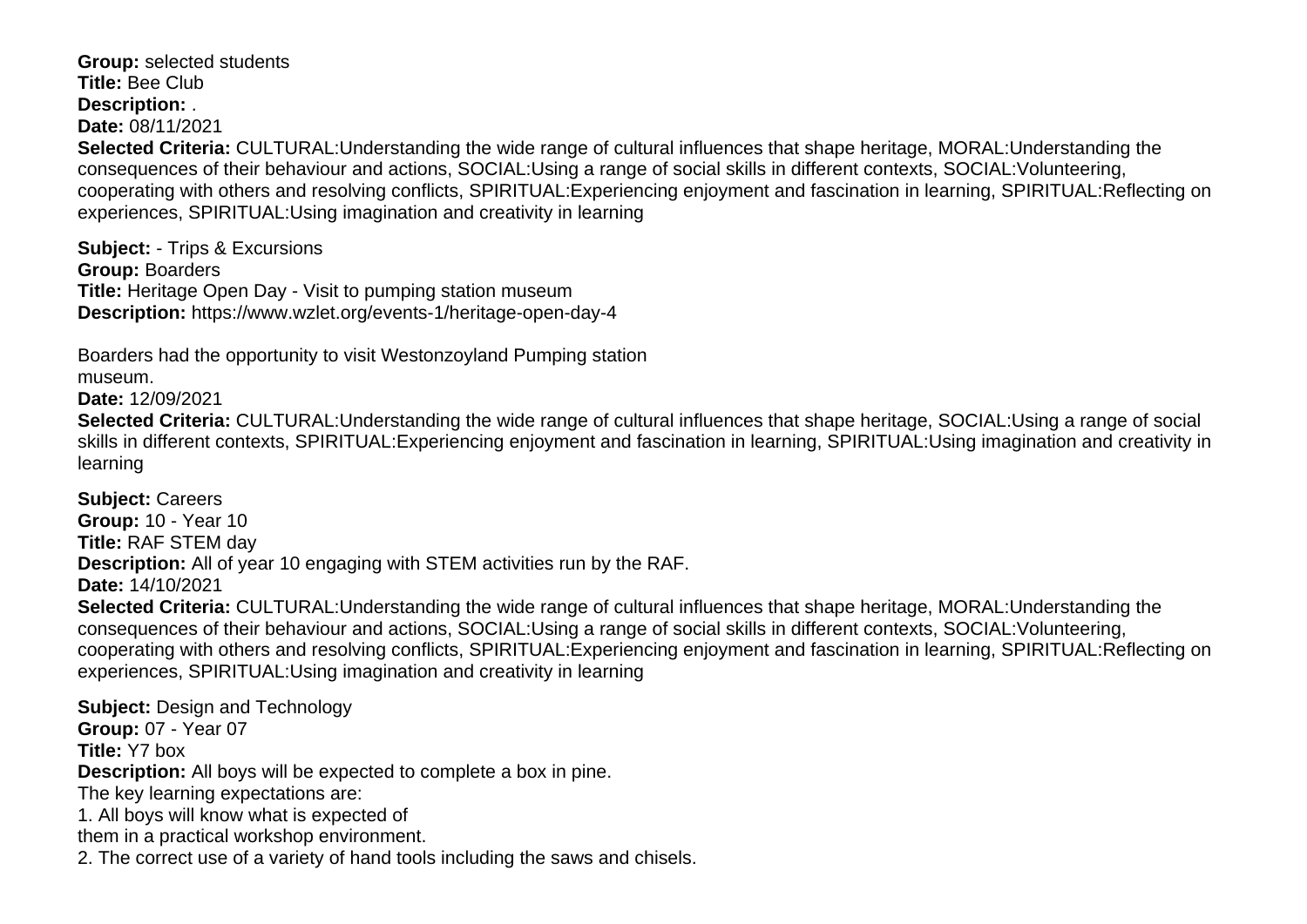**Group:** selected students
**Title:** Bee Club
**Description:** .
**Date:** 08/11/2021
**Selected Criteria:** CULTURAL:Understanding the wide range of cultural influences that shape heritage, MORAL:Understanding the consequences of their behaviour and actions, SOCIAL:Using a range of social skills in different contexts, SOCIAL:Volunteering, cooperating with others and resolving conflicts, SPIRITUAL:Experiencing enjoyment and fascination in learning, SPIRITUAL:Reflecting on experiences, SPIRITUAL:Using imagination and creativity in learning

**Subject:** - Trips & Excursions
**Group:** Boarders
**Title:** Heritage Open Day - Visit to pumping station museum
**Description:** https://www.wzlet.org/events-1/heritage-open-day-4

Boarders had the opportunity to visit Westonzoyland Pumping station
museum.
**Date:** 12/09/2021
**Selected Criteria:** CULTURAL:Understanding the wide range of cultural influences that shape heritage, SOCIAL:Using a range of social skills in different contexts, SPIRITUAL:Experiencing enjoyment and fascination in learning, SPIRITUAL:Using imagination and creativity in learning

**Subject:** Careers
**Group:** 10 - Year 10
**Title:** RAF STEM day
**Description:** All of year 10 engaging with STEM activities run by the RAF.
**Date:** 14/10/2021
**Selected Criteria:** CULTURAL:Understanding the wide range of cultural influences that shape heritage, MORAL:Understanding the consequences of their behaviour and actions, SOCIAL:Using a range of social skills in different contexts, SOCIAL:Volunteering, cooperating with others and resolving conflicts, SPIRITUAL:Experiencing enjoyment and fascination in learning, SPIRITUAL:Reflecting on experiences, SPIRITUAL:Using imagination and creativity in learning

**Subject:** Design and Technology
**Group:** 07 - Year 07
**Title:** Y7 box
**Description:** All boys will be expected to complete a box in pine.
The key learning expectations are:
1. All boys will know what is expected of
them in a practical workshop environment.
2. The correct use of a variety of hand tools including the saws and chisels.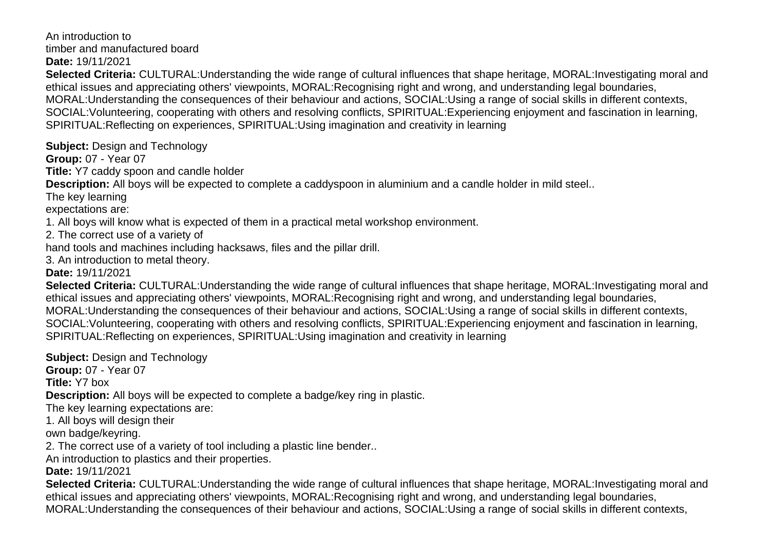An introduction to
timber and manufactured board

**Date:** 19/11/2021

**Selected Criteria:** CULTURAL:Understanding the wide range of cultural influences that shape heritage, MORAL:Investigating moral and ethical issues and appreciating others' viewpoints, MORAL:Recognising right and wrong, and understanding legal boundaries, MORAL:Understanding the consequences of their behaviour and actions, SOCIAL:Using a range of social skills in different contexts, SOCIAL:Volunteering, cooperating with others and resolving conflicts, SPIRITUAL:Experiencing enjoyment and fascination in learning, SPIRITUAL:Reflecting on experiences, SPIRITUAL:Using imagination and creativity in learning

**Subject:** Design and Technology

**Group:** 07 - Year 07

**Title:** Y7 caddy spoon and candle holder

**Description:** All boys will be expected to complete a caddyspoon in aluminium and a candle holder in mild steel..

The key learning
expectations are:

1. All boys will know what is expected of them in a practical metal workshop environment.
2. The correct use of a variety of
hand tools and machines including hacksaws, files and the pillar drill.
3. An introduction to metal theory.

**Date:** 19/11/2021

**Selected Criteria:** CULTURAL:Understanding the wide range of cultural influences that shape heritage, MORAL:Investigating moral and ethical issues and appreciating others' viewpoints, MORAL:Recognising right and wrong, and understanding legal boundaries, MORAL:Understanding the consequences of their behaviour and actions, SOCIAL:Using a range of social skills in different contexts, SOCIAL:Volunteering, cooperating with others and resolving conflicts, SPIRITUAL:Experiencing enjoyment and fascination in learning, SPIRITUAL:Reflecting on experiences, SPIRITUAL:Using imagination and creativity in learning

**Subject:** Design and Technology

**Group:** 07 - Year 07

**Title:** Y7 box

**Description:** All boys will be expected to complete a badge/key ring in plastic.

The key learning expectations are:

1. All boys will design their
own badge/keyring.
2. The correct use of a variety of tool including a plastic line bender..

An introduction to plastics and their properties.

**Date:** 19/11/2021

**Selected Criteria:** CULTURAL:Understanding the wide range of cultural influences that shape heritage, MORAL:Investigating moral and ethical issues and appreciating others' viewpoints, MORAL:Recognising right and wrong, and understanding legal boundaries, MORAL:Understanding the consequences of their behaviour and actions, SOCIAL:Using a range of social skills in different contexts,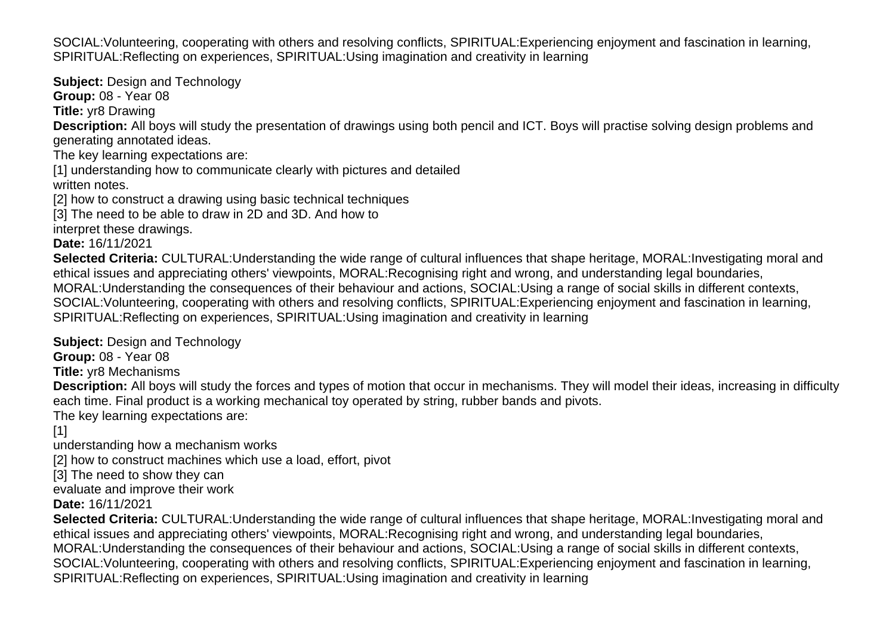SOCIAL:Volunteering, cooperating with others and resolving conflicts, SPIRITUAL:Experiencing enjoyment and fascination in learning, SPIRITUAL:Reflecting on experiences, SPIRITUAL:Using imagination and creativity in learning

**Subject:** Design and Technology
**Group:** 08 - Year 08
**Title:** yr8 Drawing
**Description:** All boys will study the presentation of drawings using both pencil and ICT. Boys will practise solving design problems and generating annotated ideas.
The key learning expectations are:
[1] understanding how to communicate clearly with pictures and detailed
written notes.
[2] how to construct a drawing using basic technical techniques
[3] The need to be able to draw in 2D and 3D. And how to
interpret these drawings.
**Date:** 16/11/2021
**Selected Criteria:** CULTURAL:Understanding the wide range of cultural influences that shape heritage, MORAL:Investigating moral and ethical issues and appreciating others' viewpoints, MORAL:Recognising right and wrong, and understanding legal boundaries, MORAL:Understanding the consequences of their behaviour and actions, SOCIAL:Using a range of social skills in different contexts, SOCIAL:Volunteering, cooperating with others and resolving conflicts, SPIRITUAL:Experiencing enjoyment and fascination in learning, SPIRITUAL:Reflecting on experiences, SPIRITUAL:Using imagination and creativity in learning

**Subject:** Design and Technology
**Group:** 08 - Year 08
**Title:** yr8 Mechanisms
**Description:** All boys will study the forces and types of motion that occur in mechanisms. They will model their ideas, increasing in difficulty each time. Final product is a working mechanical toy operated by string, rubber bands and pivots.
The key learning expectations are:
[1]
understanding how a mechanism works
[2] how to construct machines which use a load, effort, pivot
[3] The need to show they can
evaluate and improve their work
**Date:** 16/11/2021
**Selected Criteria:** CULTURAL:Understanding the wide range of cultural influences that shape heritage, MORAL:Investigating moral and ethical issues and appreciating others' viewpoints, MORAL:Recognising right and wrong, and understanding legal boundaries, MORAL:Understanding the consequences of their behaviour and actions, SOCIAL:Using a range of social skills in different contexts, SOCIAL:Volunteering, cooperating with others and resolving conflicts, SPIRITUAL:Experiencing enjoyment and fascination in learning, SPIRITUAL:Reflecting on experiences, SPIRITUAL:Using imagination and creativity in learning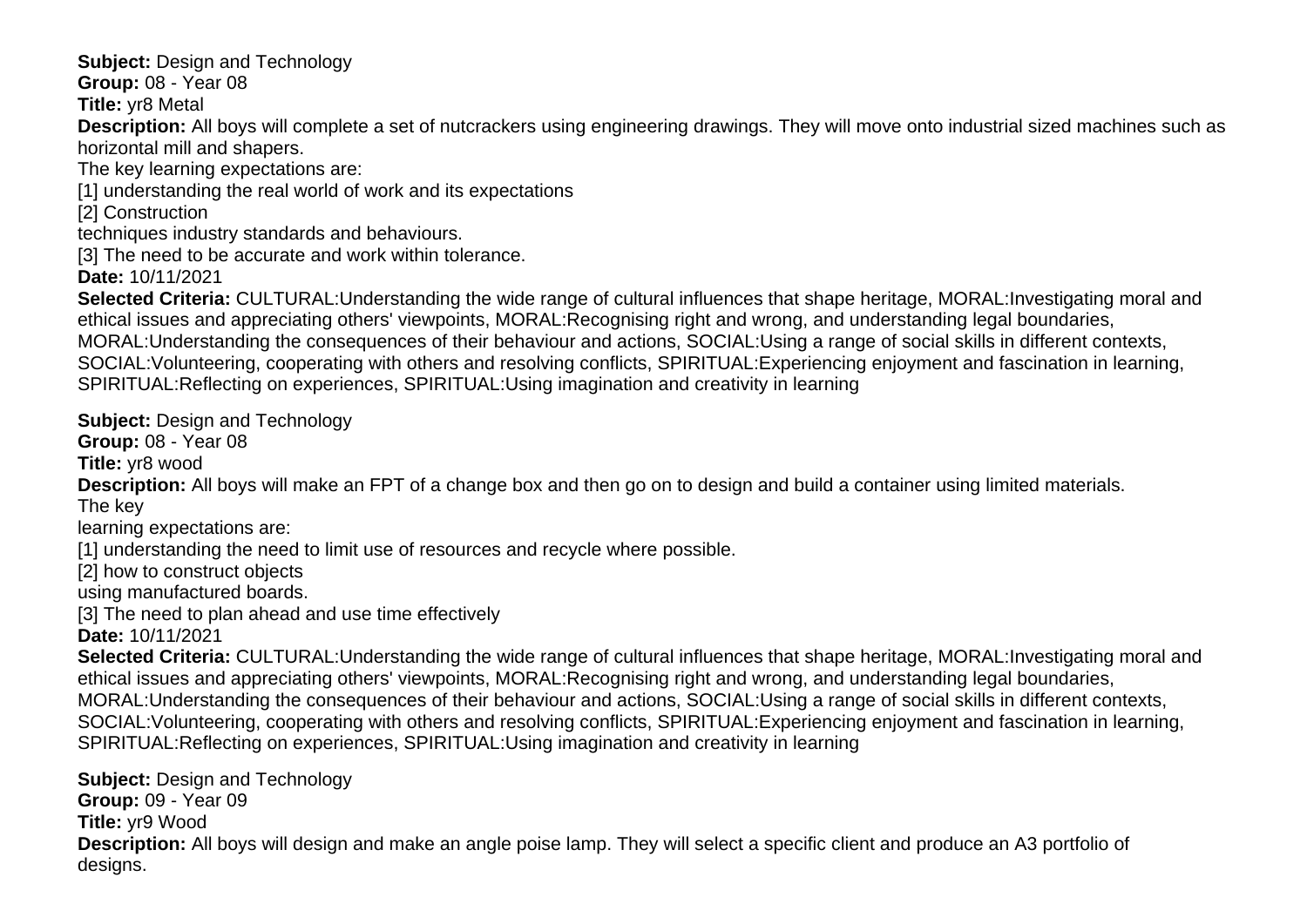**Subject:** Design and Technology
**Group:** 08 - Year 08
**Title:** yr8 Metal
**Description:** All boys will complete a set of nutcrackers using engineering drawings. They will move onto industrial sized machines such as horizontal mill and shapers.
The key learning expectations are:
[1] understanding the real world of work and its expectations
[2] Construction
techniques industry standards and behaviours.
[3] The need to be accurate and work within tolerance.
**Date:** 10/11/2021
**Selected Criteria:** CULTURAL:Understanding the wide range of cultural influences that shape heritage, MORAL:Investigating moral and ethical issues and appreciating others' viewpoints, MORAL:Recognising right and wrong, and understanding legal boundaries, MORAL:Understanding the consequences of their behaviour and actions, SOCIAL:Using a range of social skills in different contexts, SOCIAL:Volunteering, cooperating with others and resolving conflicts, SPIRITUAL:Experiencing enjoyment and fascination in learning, SPIRITUAL:Reflecting on experiences, SPIRITUAL:Using imagination and creativity in learning

**Subject:** Design and Technology
**Group:** 08 - Year 08
**Title:** yr8 wood
**Description:** All boys will make an FPT of a change box and then go on to design and build a container using limited materials.
The key
learning expectations are:
[1] understanding the need to limit use of resources and recycle where possible.
[2] how to construct objects
using manufactured boards.
[3] The need to plan ahead and use time effectively
**Date:** 10/11/2021
**Selected Criteria:** CULTURAL:Understanding the wide range of cultural influences that shape heritage, MORAL:Investigating moral and ethical issues and appreciating others' viewpoints, MORAL:Recognising right and wrong, and understanding legal boundaries, MORAL:Understanding the consequences of their behaviour and actions, SOCIAL:Using a range of social skills in different contexts, SOCIAL:Volunteering, cooperating with others and resolving conflicts, SPIRITUAL:Experiencing enjoyment and fascination in learning, SPIRITUAL:Reflecting on experiences, SPIRITUAL:Using imagination and creativity in learning

**Subject:** Design and Technology
**Group:** 09 - Year 09
**Title:** yr9 Wood
**Description:** All boys will design and make an angle poise lamp. They will select a specific client and produce an A3 portfolio of designs.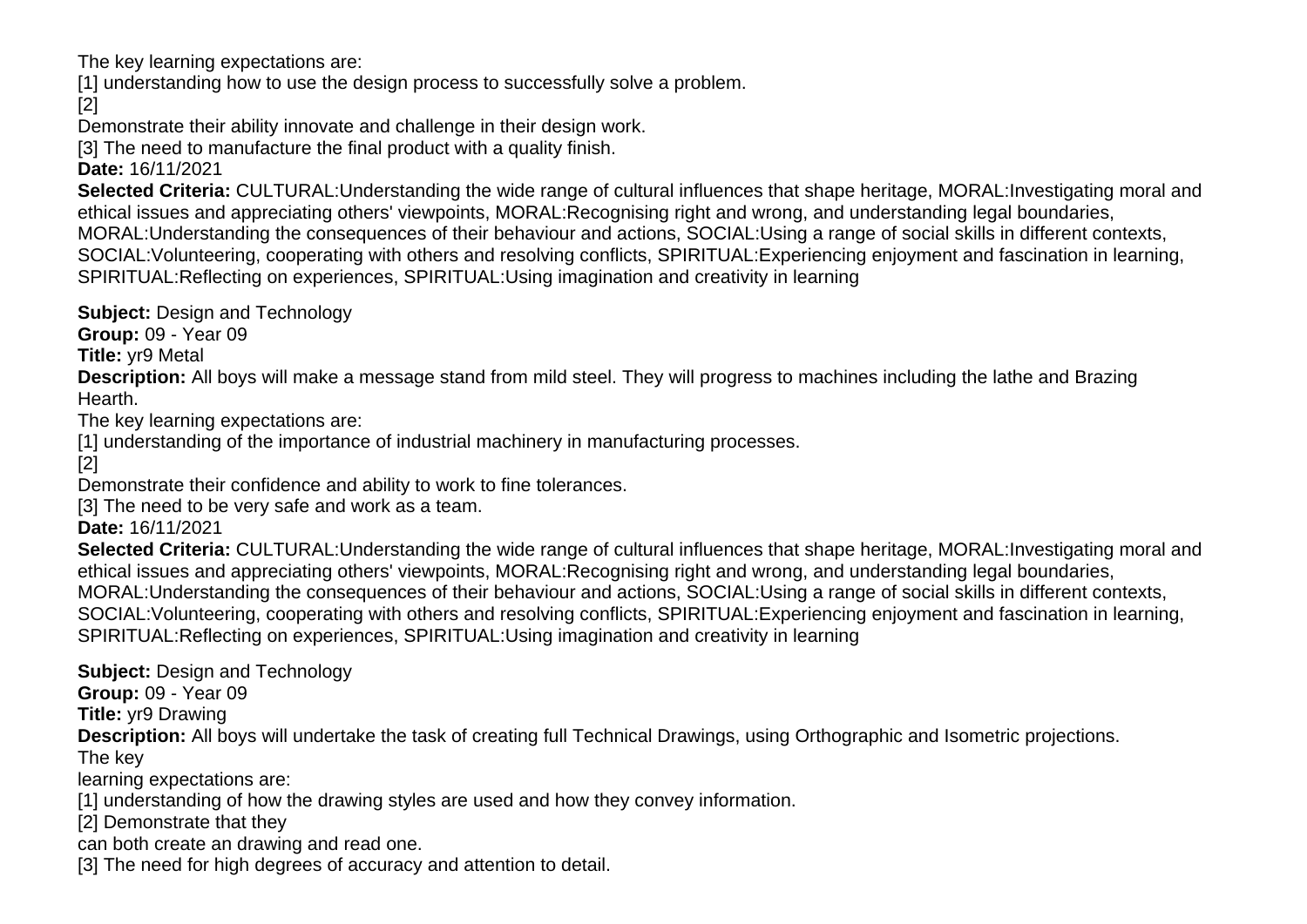The key learning expectations are:

[1] understanding how to use the design process to successfully solve a problem.

[2]

Demonstrate their ability innovate and challenge in their design work.

[3] The need to manufacture the final product with a quality finish.

**Date:** 16/11/2021

**Selected Criteria:** CULTURAL:Understanding the wide range of cultural influences that shape heritage, MORAL:Investigating moral and ethical issues and appreciating others' viewpoints, MORAL:Recognising right and wrong, and understanding legal boundaries, MORAL:Understanding the consequences of their behaviour and actions, SOCIAL:Using a range of social skills in different contexts, SOCIAL:Volunteering, cooperating with others and resolving conflicts, SPIRITUAL:Experiencing enjoyment and fascination in learning, SPIRITUAL:Reflecting on experiences, SPIRITUAL:Using imagination and creativity in learning

**Subject:** Design and Technology

**Group:** 09 - Year 09

**Title:** yr9 Metal

**Description:** All boys will make a message stand from mild steel. They will progress to machines including the lathe and Brazing Hearth.

The key learning expectations are:

[1] understanding of the importance of industrial machinery in manufacturing processes.

[2]

Demonstrate their confidence and ability to work to fine tolerances.

[3] The need to be very safe and work as a team.

**Date:** 16/11/2021

**Selected Criteria:** CULTURAL:Understanding the wide range of cultural influences that shape heritage, MORAL:Investigating moral and ethical issues and appreciating others' viewpoints, MORAL:Recognising right and wrong, and understanding legal boundaries, MORAL:Understanding the consequences of their behaviour and actions, SOCIAL:Using a range of social skills in different contexts, SOCIAL:Volunteering, cooperating with others and resolving conflicts, SPIRITUAL:Experiencing enjoyment and fascination in learning, SPIRITUAL:Reflecting on experiences, SPIRITUAL:Using imagination and creativity in learning

**Subject:** Design and Technology

**Group:** 09 - Year 09

**Title:** yr9 Drawing

**Description:** All boys will undertake the task of creating full Technical Drawings, using Orthographic and Isometric projections.

The key

learning expectations are:

[1] understanding of how the drawing styles are used and how they convey information.

[2] Demonstrate that they

can both create an drawing and read one.

[3] The need for high degrees of accuracy and attention to detail.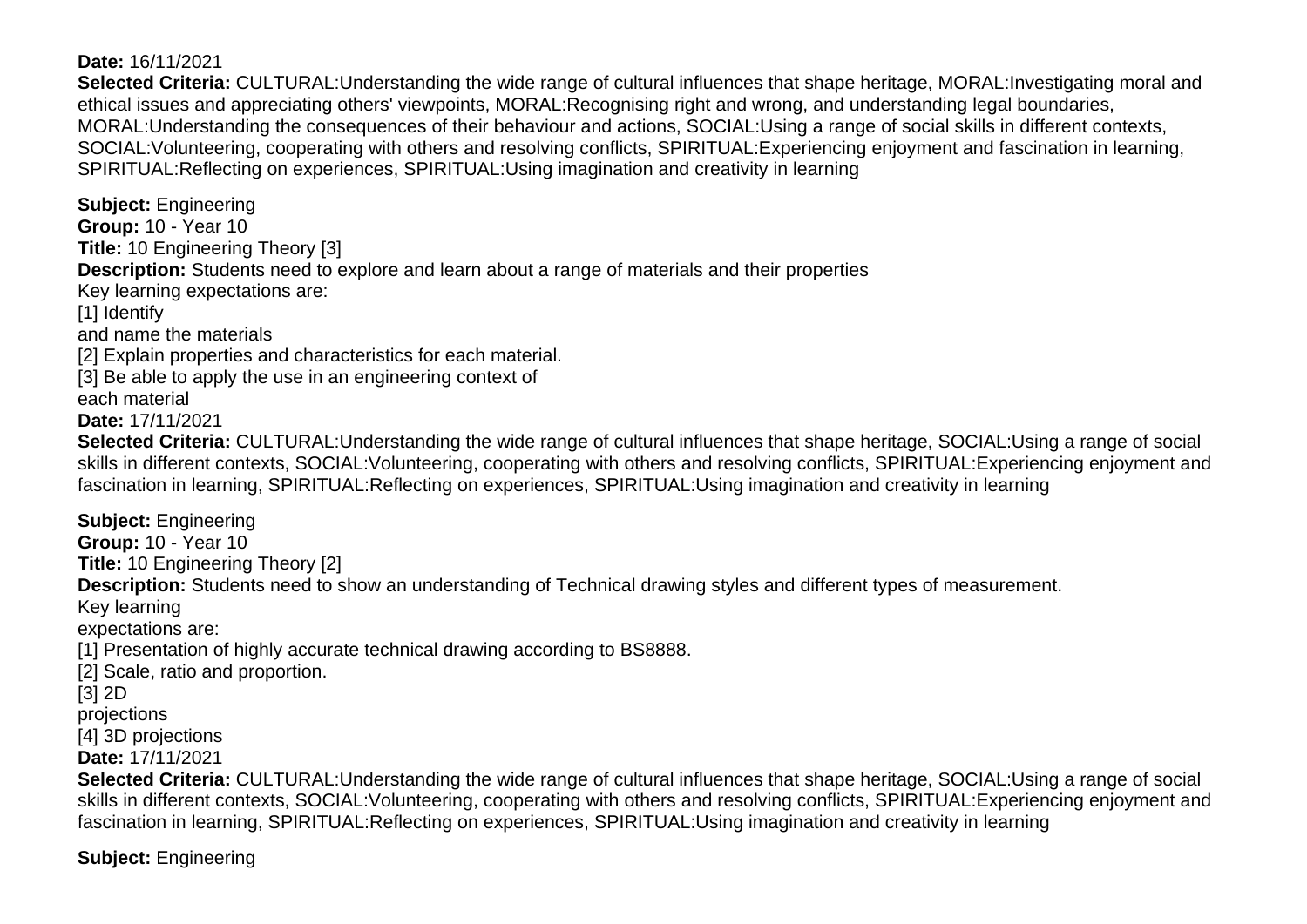**Date:** 16/11/2021
**Selected Criteria:** CULTURAL:Understanding the wide range of cultural influences that shape heritage, MORAL:Investigating moral and ethical issues and appreciating others' viewpoints, MORAL:Recognising right and wrong, and understanding legal boundaries, MORAL:Understanding the consequences of their behaviour and actions, SOCIAL:Using a range of social skills in different contexts, SOCIAL:Volunteering, cooperating with others and resolving conflicts, SPIRITUAL:Experiencing enjoyment and fascination in learning, SPIRITUAL:Reflecting on experiences, SPIRITUAL:Using imagination and creativity in learning

**Subject:** Engineering
**Group:** 10 - Year 10
**Title:** 10 Engineering Theory [3]
**Description:** Students need to explore and learn about a range of materials and their properties
Key learning expectations are:
[1] Identify
and name the materials
[2] Explain properties and characteristics for each material.
[3] Be able to apply the use in an engineering context of
each material
**Date:** 17/11/2021
**Selected Criteria:** CULTURAL:Understanding the wide range of cultural influences that shape heritage, SOCIAL:Using a range of social skills in different contexts, SOCIAL:Volunteering, cooperating with others and resolving conflicts, SPIRITUAL:Experiencing enjoyment and fascination in learning, SPIRITUAL:Reflecting on experiences, SPIRITUAL:Using imagination and creativity in learning

**Subject:** Engineering
**Group:** 10 - Year 10
**Title:** 10 Engineering Theory [2]
**Description:** Students need to show an understanding of Technical drawing styles and different types of measurement.
Key learning
expectations are:
[1] Presentation of highly accurate technical drawing according to BS8888.
[2] Scale, ratio and proportion.
[3] 2D
projections
[4] 3D projections
**Date:** 17/11/2021
**Selected Criteria:** CULTURAL:Understanding the wide range of cultural influences that shape heritage, SOCIAL:Using a range of social skills in different contexts, SOCIAL:Volunteering, cooperating with others and resolving conflicts, SPIRITUAL:Experiencing enjoyment and fascination in learning, SPIRITUAL:Reflecting on experiences, SPIRITUAL:Using imagination and creativity in learning

**Subject:** Engineering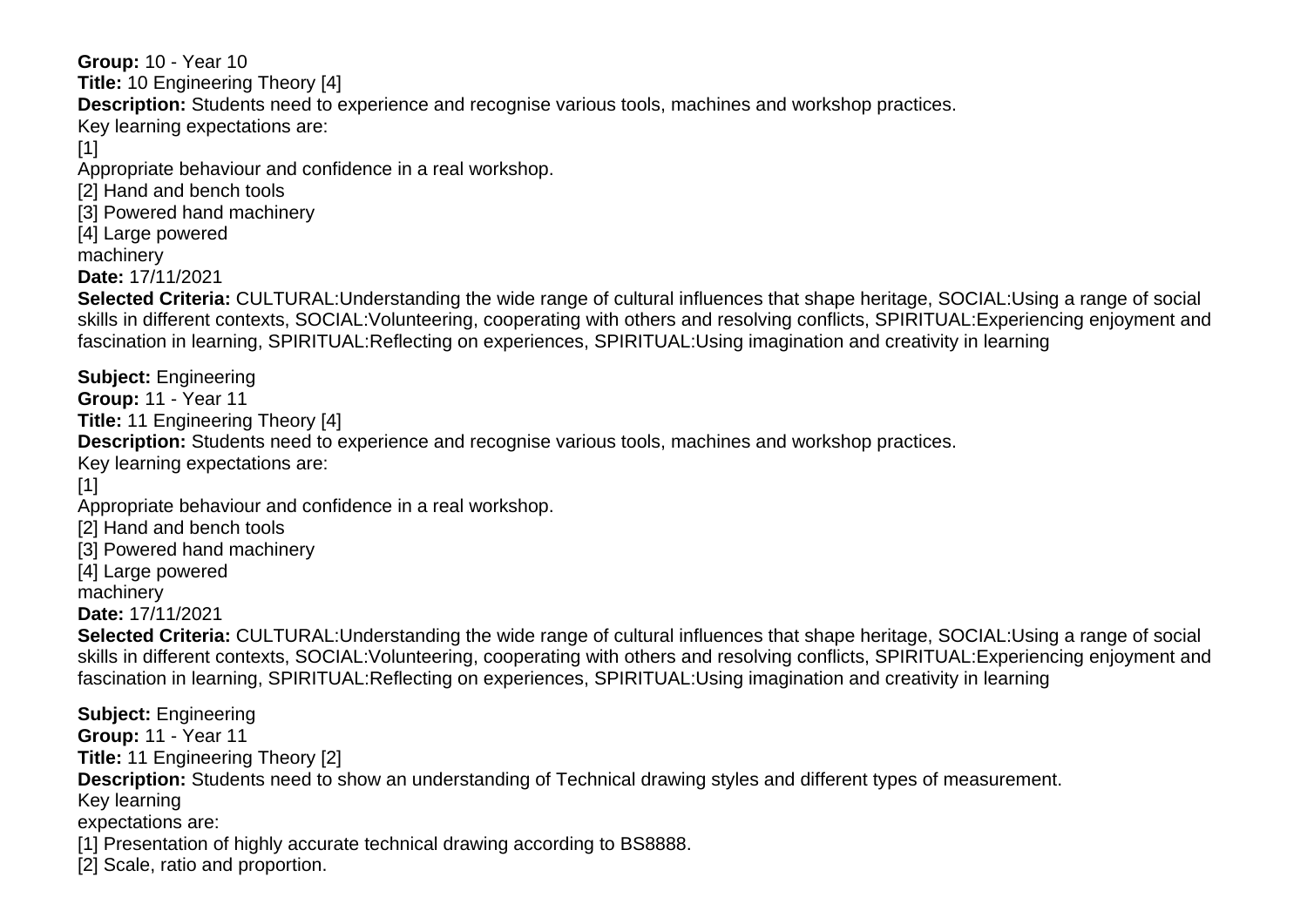**Group:** 10 - Year 10
**Title:** 10 Engineering Theory [4]
**Description:** Students need to experience and recognise various tools, machines and workshop practices.
Key learning expectations are:
[1]
Appropriate behaviour and confidence in a real workshop.
[2] Hand and bench tools
[3] Powered hand machinery
[4] Large powered
machinery
**Date:** 17/11/2021
**Selected Criteria:** CULTURAL:Understanding the wide range of cultural influences that shape heritage, SOCIAL:Using a range of social skills in different contexts, SOCIAL:Volunteering, cooperating with others and resolving conflicts, SPIRITUAL:Experiencing enjoyment and fascination in learning, SPIRITUAL:Reflecting on experiences, SPIRITUAL:Using imagination and creativity in learning

**Subject:** Engineering
**Group:** 11 - Year 11
**Title:** 11 Engineering Theory [4]
**Description:** Students need to experience and recognise various tools, machines and workshop practices.
Key learning expectations are:
[1]
Appropriate behaviour and confidence in a real workshop.
[2] Hand and bench tools
[3] Powered hand machinery
[4] Large powered
machinery
**Date:** 17/11/2021
**Selected Criteria:** CULTURAL:Understanding the wide range of cultural influences that shape heritage, SOCIAL:Using a range of social skills in different contexts, SOCIAL:Volunteering, cooperating with others and resolving conflicts, SPIRITUAL:Experiencing enjoyment and fascination in learning, SPIRITUAL:Reflecting on experiences, SPIRITUAL:Using imagination and creativity in learning

**Subject:** Engineering
**Group:** 11 - Year 11
**Title:** 11 Engineering Theory [2]
**Description:** Students need to show an understanding of Technical drawing styles and different types of measurement.
Key learning
expectations are:
[1] Presentation of highly accurate technical drawing according to BS8888.
[2] Scale, ratio and proportion.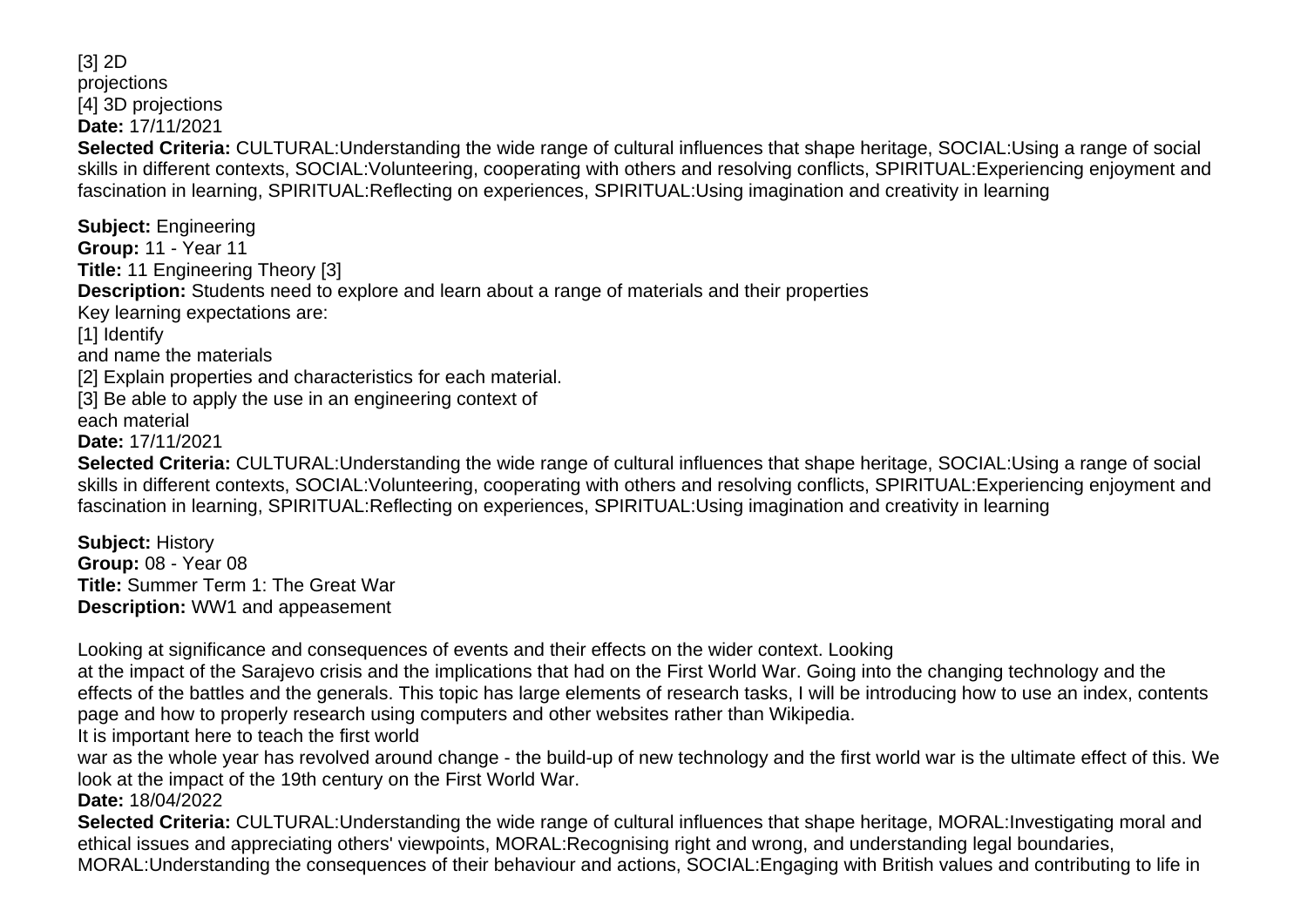[3] 2D
projections
[4] 3D projections
**Date:** 17/11/2021
**Selected Criteria:** CULTURAL:Understanding the wide range of cultural influences that shape heritage, SOCIAL:Using a range of social skills in different contexts, SOCIAL:Volunteering, cooperating with others and resolving conflicts, SPIRITUAL:Experiencing enjoyment and fascination in learning, SPIRITUAL:Reflecting on experiences, SPIRITUAL:Using imagination and creativity in learning

**Subject:** Engineering
**Group:** 11 - Year 11
**Title:** 11 Engineering Theory [3]
**Description:** Students need to explore and learn about a range of materials and their properties
Key learning expectations are:
[1] Identify
and name the materials
[2] Explain properties and characteristics for each material.
[3] Be able to apply the use in an engineering context of
each material
**Date:** 17/11/2021
**Selected Criteria:** CULTURAL:Understanding the wide range of cultural influences that shape heritage, SOCIAL:Using a range of social skills in different contexts, SOCIAL:Volunteering, cooperating with others and resolving conflicts, SPIRITUAL:Experiencing enjoyment and fascination in learning, SPIRITUAL:Reflecting on experiences, SPIRITUAL:Using imagination and creativity in learning

**Subject:** History
**Group:** 08 - Year 08
**Title:** Summer Term 1: The Great War
**Description:** WW1 and appeasement

Looking at significance and consequences of events and their effects on the wider context. Looking
at the impact of the Sarajevo crisis and the implications that had on the First World War. Going into the changing technology and the effects of the battles and the generals. This topic has large elements of research tasks, I will be introducing how to use an index, contents page and how to properly research using computers and other websites rather than Wikipedia.
It is important here to teach the first world
war as the whole year has revolved around change - the build-up of new technology and the first world war is the ultimate effect of this. We look at the impact of the 19th century on the First World War.
**Date:** 18/04/2022
**Selected Criteria:** CULTURAL:Understanding the wide range of cultural influences that shape heritage, MORAL:Investigating moral and ethical issues and appreciating others' viewpoints, MORAL:Recognising right and wrong, and understanding legal boundaries, MORAL:Understanding the consequences of their behaviour and actions, SOCIAL:Engaging with British values and contributing to life in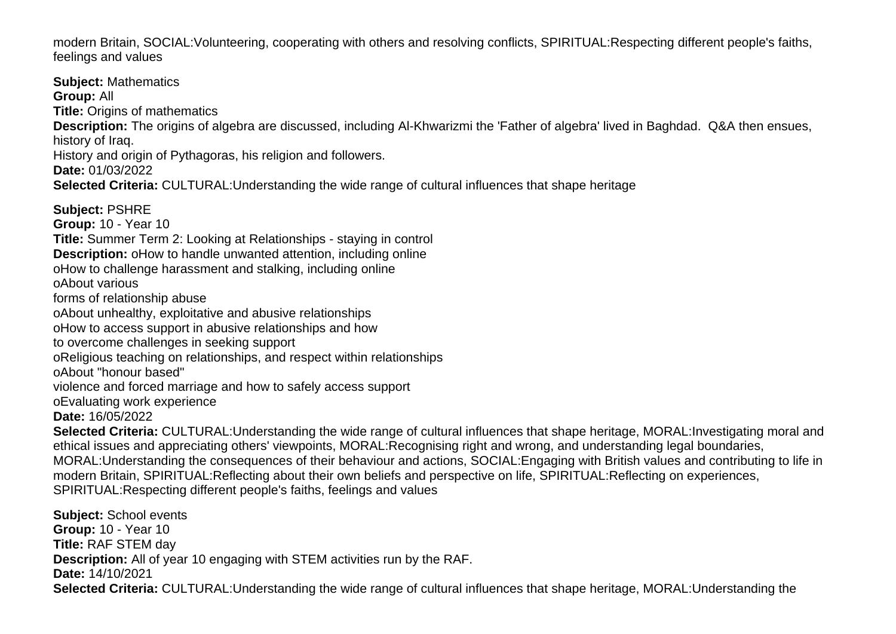modern Britain, SOCIAL:Volunteering, cooperating with others and resolving conflicts, SPIRITUAL:Respecting different people's faiths, feelings and values

**Subject:** Mathematics
**Group:** All
**Title:** Origins of mathematics
**Description:** The origins of algebra are discussed, including Al-Khwarizmi the 'Father of algebra' lived in Baghdad. Q&A then ensues, history of Iraq.
History and origin of Pythagoras, his religion and followers.
**Date:** 01/03/2022
**Selected Criteria:** CULTURAL:Understanding the wide range of cultural influences that shape heritage

**Subject:** PSHRE
**Group:** 10 - Year 10
**Title:** Summer Term 2: Looking at Relationships - staying in control
**Description:** oHow to handle unwanted attention, including online
oHow to challenge harassment and stalking, including online
oAbout various
forms of relationship abuse
oAbout unhealthy, exploitative and abusive relationships
oHow to access support in abusive relationships and how
to overcome challenges in seeking support
oReligious teaching on relationships, and respect within relationships
oAbout "honour based"
violence and forced marriage and how to safely access support
oEvaluating work experience
**Date:** 16/05/2022
**Selected Criteria:** CULTURAL:Understanding the wide range of cultural influences that shape heritage, MORAL:Investigating moral and ethical issues and appreciating others' viewpoints, MORAL:Recognising right and wrong, and understanding legal boundaries, MORAL:Understanding the consequences of their behaviour and actions, SOCIAL:Engaging with British values and contributing to life in modern Britain, SPIRITUAL:Reflecting about their own beliefs and perspective on life, SPIRITUAL:Reflecting on experiences, SPIRITUAL:Respecting different people's faiths, feelings and values

**Subject:** School events
**Group:** 10 - Year 10
**Title:** RAF STEM day
**Description:** All of year 10 engaging with STEM activities run by the RAF.
**Date:** 14/10/2021
**Selected Criteria:** CULTURAL:Understanding the wide range of cultural influences that shape heritage, MORAL:Understanding the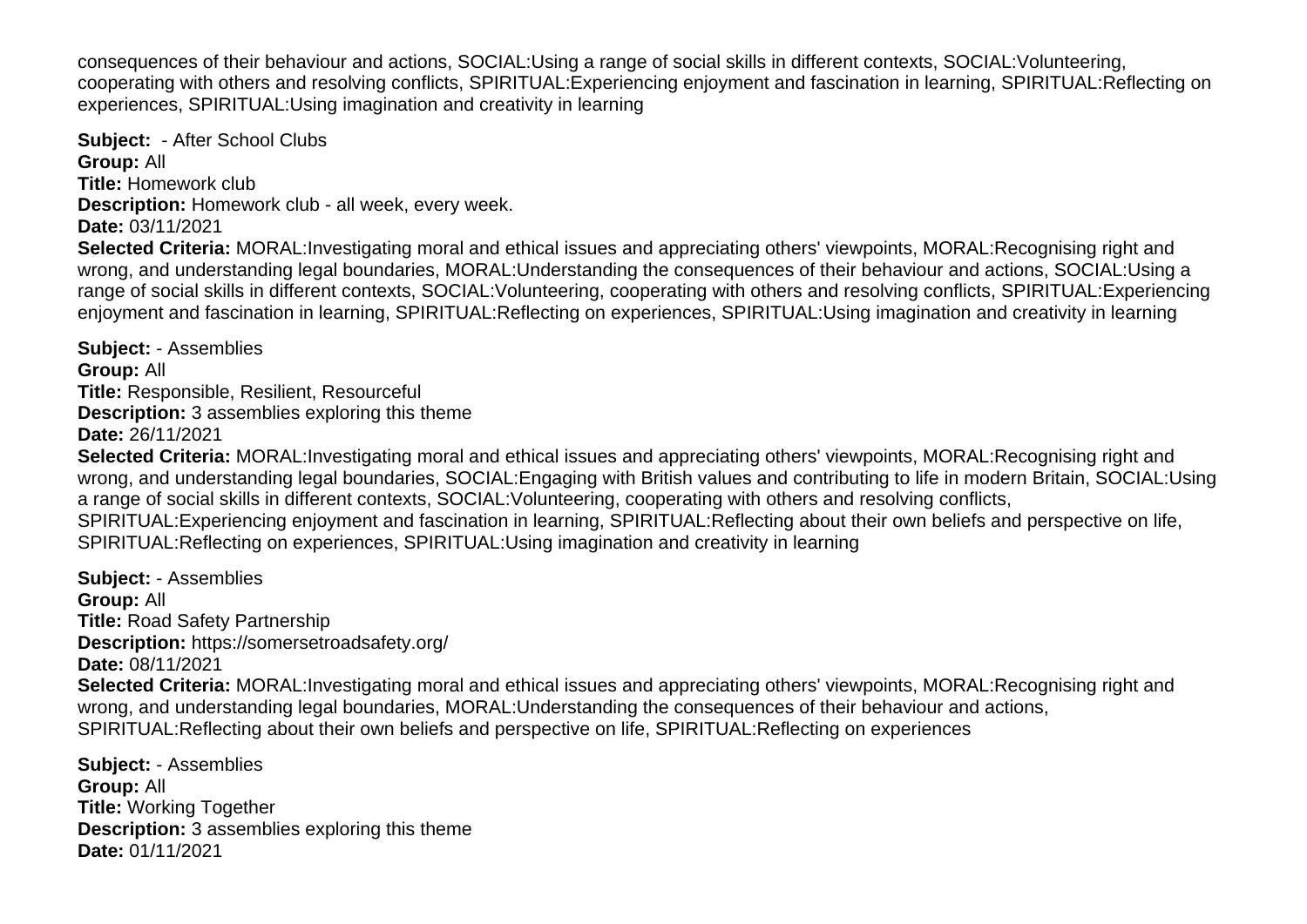consequences of their behaviour and actions, SOCIAL:Using a range of social skills in different contexts, SOCIAL:Volunteering, cooperating with others and resolving conflicts, SPIRITUAL:Experiencing enjoyment and fascination in learning, SPIRITUAL:Reflecting on experiences, SPIRITUAL:Using imagination and creativity in learning

**Subject:** - After School Clubs
**Group:** All
**Title:** Homework club
**Description:** Homework club - all week, every week.
**Date:** 03/11/2021
**Selected Criteria:** MORAL:Investigating moral and ethical issues and appreciating others' viewpoints, MORAL:Recognising right and wrong, and understanding legal boundaries, MORAL:Understanding the consequences of their behaviour and actions, SOCIAL:Using a range of social skills in different contexts, SOCIAL:Volunteering, cooperating with others and resolving conflicts, SPIRITUAL:Experiencing enjoyment and fascination in learning, SPIRITUAL:Reflecting on experiences, SPIRITUAL:Using imagination and creativity in learning

**Subject:** - Assemblies
**Group:** All
**Title:** Responsible, Resilient, Resourceful
**Description:** 3 assemblies exploring this theme
**Date:** 26/11/2021
**Selected Criteria:** MORAL:Investigating moral and ethical issues and appreciating others' viewpoints, MORAL:Recognising right and wrong, and understanding legal boundaries, SOCIAL:Engaging with British values and contributing to life in modern Britain, SOCIAL:Using a range of social skills in different contexts, SOCIAL:Volunteering, cooperating with others and resolving conflicts, SPIRITUAL:Experiencing enjoyment and fascination in learning, SPIRITUAL:Reflecting about their own beliefs and perspective on life, SPIRITUAL:Reflecting on experiences, SPIRITUAL:Using imagination and creativity in learning

**Subject:** - Assemblies
**Group:** All
**Title:** Road Safety Partnership
**Description:** https://somersetroadsafety.org/
**Date:** 08/11/2021
**Selected Criteria:** MORAL:Investigating moral and ethical issues and appreciating others' viewpoints, MORAL:Recognising right and wrong, and understanding legal boundaries, MORAL:Understanding the consequences of their behaviour and actions, SPIRITUAL:Reflecting about their own beliefs and perspective on life, SPIRITUAL:Reflecting on experiences

**Subject:** - Assemblies
**Group:** All
**Title:** Working Together
**Description:** 3 assemblies exploring this theme
**Date:** 01/11/2021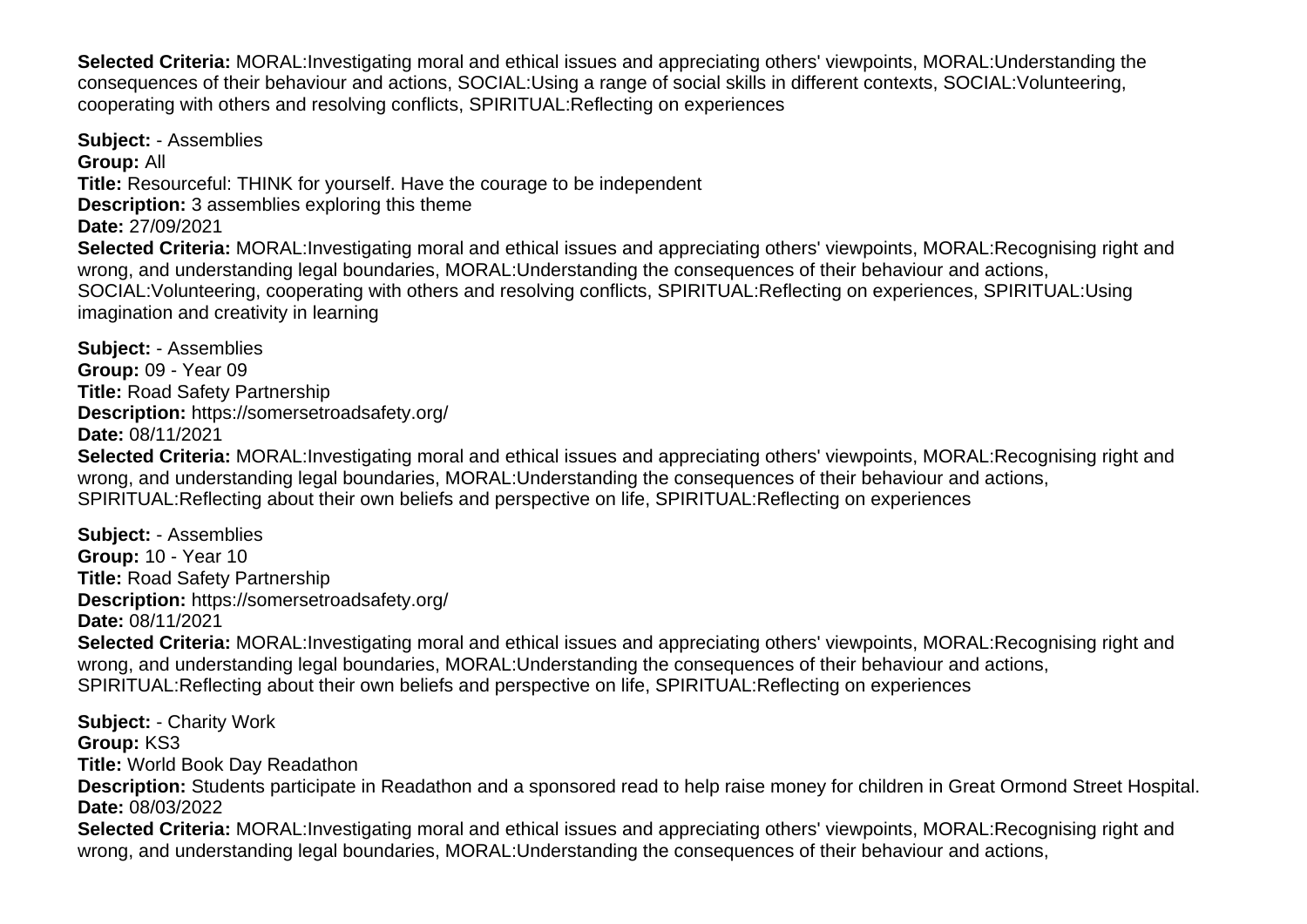**Selected Criteria:** MORAL:Investigating moral and ethical issues and appreciating others' viewpoints, MORAL:Understanding the consequences of their behaviour and actions, SOCIAL:Using a range of social skills in different contexts, SOCIAL:Volunteering, cooperating with others and resolving conflicts, SPIRITUAL:Reflecting on experiences

**Subject:** - Assemblies
**Group:** All
**Title:** Resourceful: THINK for yourself. Have the courage to be independent
**Description:** 3 assemblies exploring this theme
**Date:** 27/09/2021
**Selected Criteria:** MORAL:Investigating moral and ethical issues and appreciating others' viewpoints, MORAL:Recognising right and wrong, and understanding legal boundaries, MORAL:Understanding the consequences of their behaviour and actions, SOCIAL:Volunteering, cooperating with others and resolving conflicts, SPIRITUAL:Reflecting on experiences, SPIRITUAL:Using imagination and creativity in learning

**Subject:** - Assemblies
**Group:** 09 - Year 09
**Title:** Road Safety Partnership
**Description:** https://somersetroadsafety.org/
**Date:** 08/11/2021
**Selected Criteria:** MORAL:Investigating moral and ethical issues and appreciating others' viewpoints, MORAL:Recognising right and wrong, and understanding legal boundaries, MORAL:Understanding the consequences of their behaviour and actions, SPIRITUAL:Reflecting about their own beliefs and perspective on life, SPIRITUAL:Reflecting on experiences

**Subject:** - Assemblies
**Group:** 10 - Year 10
**Title:** Road Safety Partnership
**Description:** https://somersetroadsafety.org/
**Date:** 08/11/2021
**Selected Criteria:** MORAL:Investigating moral and ethical issues and appreciating others' viewpoints, MORAL:Recognising right and wrong, and understanding legal boundaries, MORAL:Understanding the consequences of their behaviour and actions, SPIRITUAL:Reflecting about their own beliefs and perspective on life, SPIRITUAL:Reflecting on experiences

**Subject:** - Charity Work
**Group:** KS3
**Title:** World Book Day Readathon
**Description:** Students participate in Readathon and a sponsored read to help raise money for children in Great Ormond Street Hospital.
**Date:** 08/03/2022
**Selected Criteria:** MORAL:Investigating moral and ethical issues and appreciating others' viewpoints, MORAL:Recognising right and wrong, and understanding legal boundaries, MORAL:Understanding the consequences of their behaviour and actions,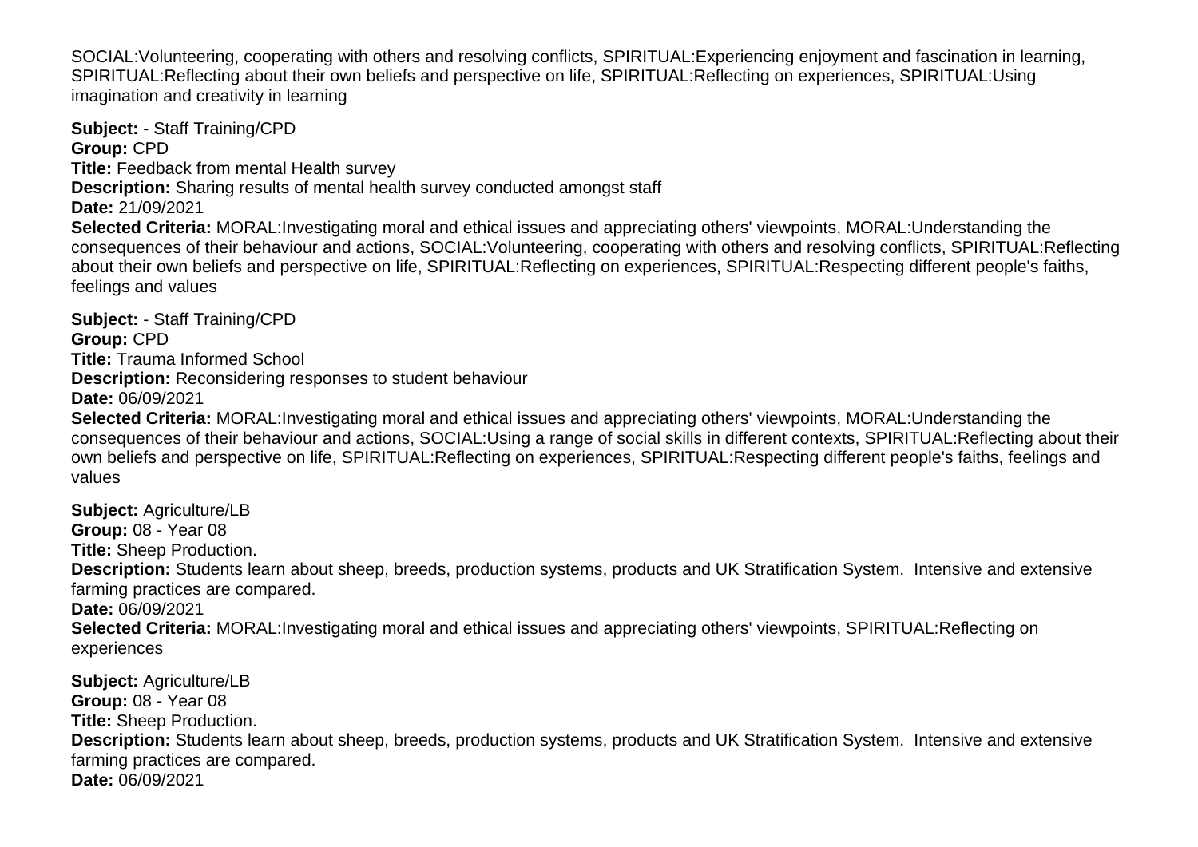SOCIAL:Volunteering, cooperating with others and resolving conflicts, SPIRITUAL:Experiencing enjoyment and fascination in learning, SPIRITUAL:Reflecting about their own beliefs and perspective on life, SPIRITUAL:Reflecting on experiences, SPIRITUAL:Using imagination and creativity in learning

**Subject:** - Staff Training/CPD
**Group:** CPD
**Title:** Feedback from mental Health survey
**Description:** Sharing results of mental health survey conducted amongst staff
**Date:** 21/09/2021
**Selected Criteria:** MORAL:Investigating moral and ethical issues and appreciating others' viewpoints, MORAL:Understanding the consequences of their behaviour and actions, SOCIAL:Volunteering, cooperating with others and resolving conflicts, SPIRITUAL:Reflecting about their own beliefs and perspective on life, SPIRITUAL:Reflecting on experiences, SPIRITUAL:Respecting different people's faiths, feelings and values

**Subject:** - Staff Training/CPD
**Group:** CPD
**Title:** Trauma Informed School
**Description:** Reconsidering responses to student behaviour
**Date:** 06/09/2021
**Selected Criteria:** MORAL:Investigating moral and ethical issues and appreciating others' viewpoints, MORAL:Understanding the consequences of their behaviour and actions, SOCIAL:Using a range of social skills in different contexts, SPIRITUAL:Reflecting about their own beliefs and perspective on life, SPIRITUAL:Reflecting on experiences, SPIRITUAL:Respecting different people's faiths, feelings and values

**Subject:** Agriculture/LB
**Group:** 08 - Year 08
**Title:** Sheep Production.
**Description:** Students learn about sheep, breeds, production systems, products and UK Stratification System. Intensive and extensive farming practices are compared.
**Date:** 06/09/2021
**Selected Criteria:** MORAL:Investigating moral and ethical issues and appreciating others' viewpoints, SPIRITUAL:Reflecting on experiences

**Subject:** Agriculture/LB
**Group:** 08 - Year 08
**Title:** Sheep Production.
**Description:** Students learn about sheep, breeds, production systems, products and UK Stratification System. Intensive and extensive farming practices are compared.
**Date:** 06/09/2021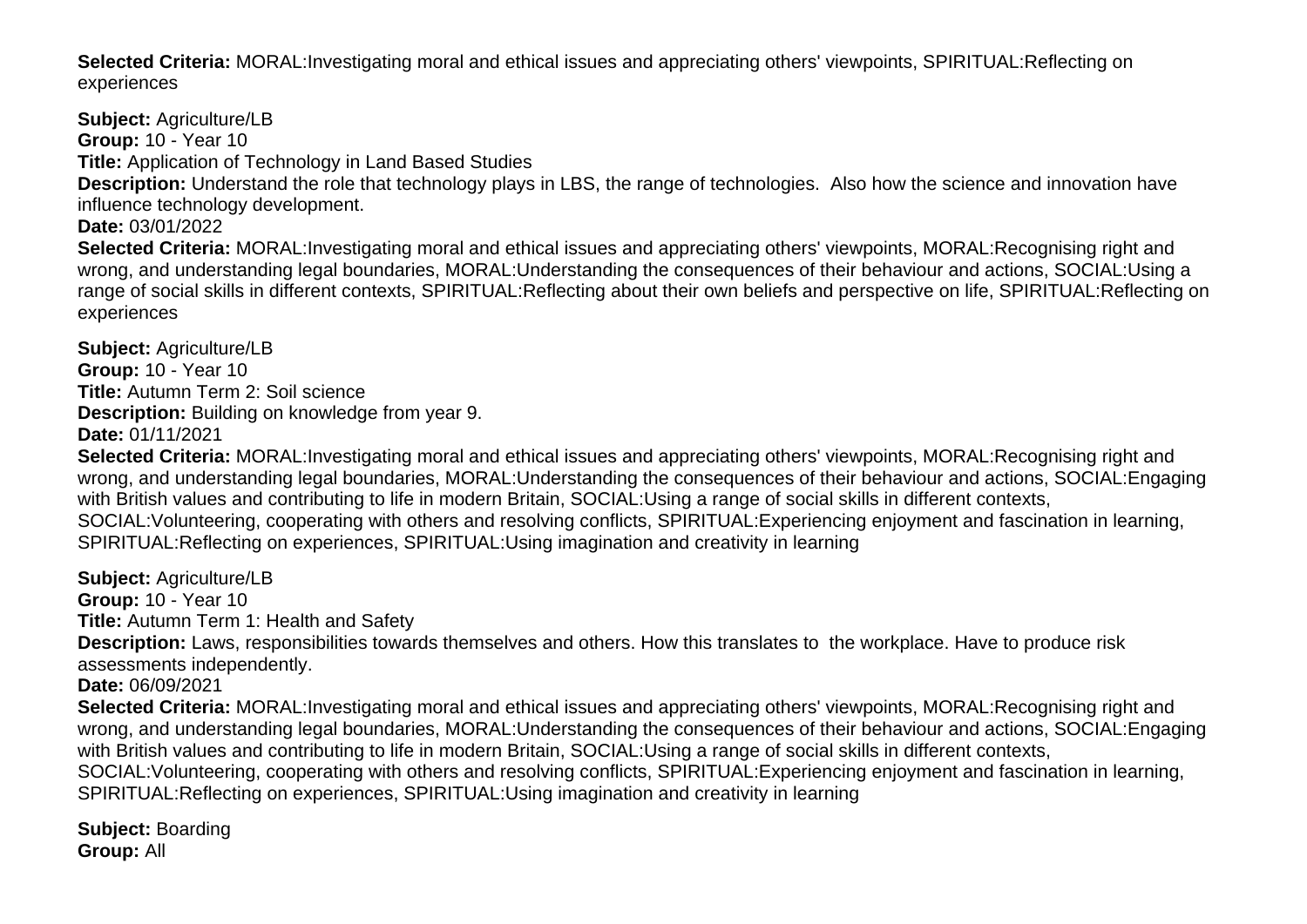**Selected Criteria:** MORAL:Investigating moral and ethical issues and appreciating others' viewpoints, SPIRITUAL:Reflecting on experiences

**Subject:** Agriculture/LB
**Group:** 10 - Year 10
**Title:** Application of Technology in Land Based Studies
**Description:** Understand the role that technology plays in LBS, the range of technologies.  Also how the science and innovation have influence technology development.
**Date:** 03/01/2022
**Selected Criteria:** MORAL:Investigating moral and ethical issues and appreciating others' viewpoints, MORAL:Recognising right and wrong, and understanding legal boundaries, MORAL:Understanding the consequences of their behaviour and actions, SOCIAL:Using a range of social skills in different contexts, SPIRITUAL:Reflecting about their own beliefs and perspective on life, SPIRITUAL:Reflecting on experiences

**Subject:** Agriculture/LB
**Group:** 10 - Year 10
**Title:** Autumn Term 2: Soil science
**Description:** Building on knowledge from year 9.
**Date:** 01/11/2021
**Selected Criteria:** MORAL:Investigating moral and ethical issues and appreciating others' viewpoints, MORAL:Recognising right and wrong, and understanding legal boundaries, MORAL:Understanding the consequences of their behaviour and actions, SOCIAL:Engaging with British values and contributing to life in modern Britain, SOCIAL:Using a range of social skills in different contexts, SOCIAL:Volunteering, cooperating with others and resolving conflicts, SPIRITUAL:Experiencing enjoyment and fascination in learning, SPIRITUAL:Reflecting on experiences, SPIRITUAL:Using imagination and creativity in learning

**Subject:** Agriculture/LB
**Group:** 10 - Year 10
**Title:** Autumn Term 1: Health and Safety
**Description:** Laws, responsibilities towards themselves and others. How this translates to  the workplace. Have to produce risk assessments independently.
**Date:** 06/09/2021
**Selected Criteria:** MORAL:Investigating moral and ethical issues and appreciating others' viewpoints, MORAL:Recognising right and wrong, and understanding legal boundaries, MORAL:Understanding the consequences of their behaviour and actions, SOCIAL:Engaging with British values and contributing to life in modern Britain, SOCIAL:Using a range of social skills in different contexts, SOCIAL:Volunteering, cooperating with others and resolving conflicts, SPIRITUAL:Experiencing enjoyment and fascination in learning, SPIRITUAL:Reflecting on experiences, SPIRITUAL:Using imagination and creativity in learning

**Subject:** Boarding
**Group:** All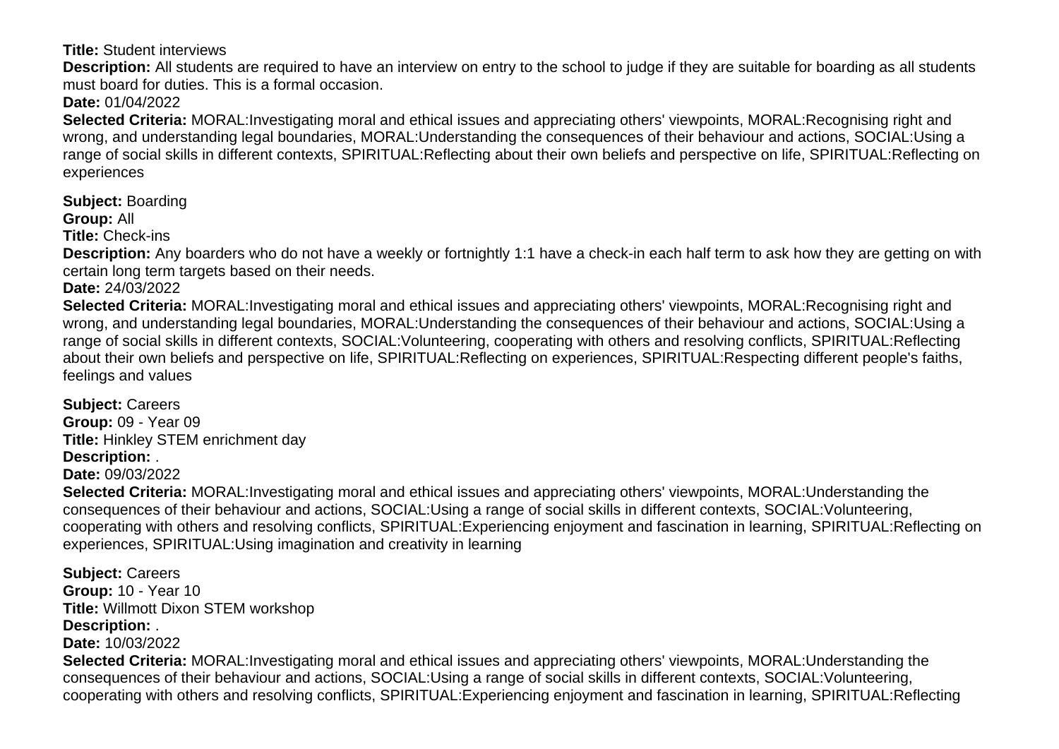**Title:** Student interviews
**Description:** All students are required to have an interview on entry to the school to judge if they are suitable for boarding as all students must board for duties. This is a formal occasion.
**Date:** 01/04/2022
**Selected Criteria:** MORAL:Investigating moral and ethical issues and appreciating others' viewpoints, MORAL:Recognising right and wrong, and understanding legal boundaries, MORAL:Understanding the consequences of their behaviour and actions, SOCIAL:Using a range of social skills in different contexts, SPIRITUAL:Reflecting about their own beliefs and perspective on life, SPIRITUAL:Reflecting on experiences

**Subject:** Boarding
**Group:** All
**Title:** Check-ins
**Description:** Any boarders who do not have a weekly or fortnightly 1:1 have a check-in each half term to ask how they are getting on with certain long term targets based on their needs.
**Date:** 24/03/2022
**Selected Criteria:** MORAL:Investigating moral and ethical issues and appreciating others' viewpoints, MORAL:Recognising right and wrong, and understanding legal boundaries, MORAL:Understanding the consequences of their behaviour and actions, SOCIAL:Using a range of social skills in different contexts, SOCIAL:Volunteering, cooperating with others and resolving conflicts, SPIRITUAL:Reflecting about their own beliefs and perspective on life, SPIRITUAL:Reflecting on experiences, SPIRITUAL:Respecting different people's faiths, feelings and values

**Subject:** Careers
**Group:** 09 - Year 09
**Title:** Hinkley STEM enrichment day
**Description:** .
**Date:** 09/03/2022
**Selected Criteria:** MORAL:Investigating moral and ethical issues and appreciating others' viewpoints, MORAL:Understanding the consequences of their behaviour and actions, SOCIAL:Using a range of social skills in different contexts, SOCIAL:Volunteering, cooperating with others and resolving conflicts, SPIRITUAL:Experiencing enjoyment and fascination in learning, SPIRITUAL:Reflecting on experiences, SPIRITUAL:Using imagination and creativity in learning

**Subject:** Careers
**Group:** 10 - Year 10
**Title:** Willmott Dixon STEM workshop
**Description:** .
**Date:** 10/03/2022
**Selected Criteria:** MORAL:Investigating moral and ethical issues and appreciating others' viewpoints, MORAL:Understanding the consequences of their behaviour and actions, SOCIAL:Using a range of social skills in different contexts, SOCIAL:Volunteering, cooperating with others and resolving conflicts, SPIRITUAL:Experiencing enjoyment and fascination in learning, SPIRITUAL:Reflecting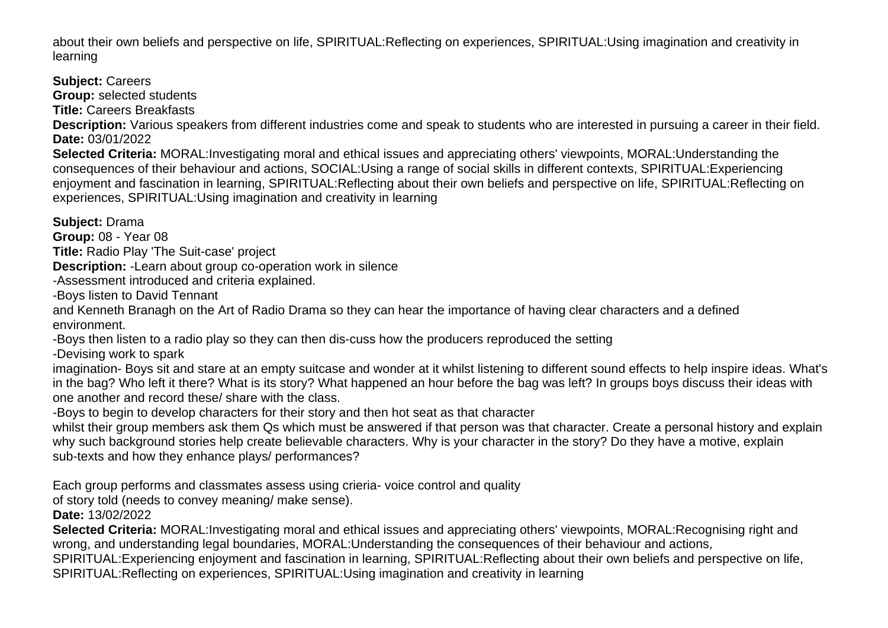about their own beliefs and perspective on life, SPIRITUAL:Reflecting on experiences, SPIRITUAL:Using imagination and creativity in learning

**Subject:** Careers
**Group:** selected students
**Title:** Careers Breakfasts
**Description:** Various speakers from different industries come and speak to students who are interested in pursuing a career in their field.
**Date:** 03/01/2022
**Selected Criteria:** MORAL:Investigating moral and ethical issues and appreciating others' viewpoints, MORAL:Understanding the consequences of their behaviour and actions, SOCIAL:Using a range of social skills in different contexts, SPIRITUAL:Experiencing enjoyment and fascination in learning, SPIRITUAL:Reflecting about their own beliefs and perspective on life, SPIRITUAL:Reflecting on experiences, SPIRITUAL:Using imagination and creativity in learning

**Subject:** Drama
**Group:** 08 - Year 08
**Title:** Radio Play 'The Suit-case' project
**Description:** -Learn about group co-operation work in silence
-Assessment introduced and criteria explained.
-Boys listen to David Tennant
and Kenneth Branagh on the Art of Radio Drama so they can hear the importance of having clear characters and a defined environment.
-Boys then listen to a radio play so they can then dis-cuss how the producers reproduced the setting
-Devising work to spark
imagination- Boys sit and stare at an empty suitcase and wonder at it whilst listening to different sound effects to help inspire ideas. What's in the bag? Who left it there? What is its story? What happened an hour before the bag was left? In groups boys discuss their ideas with one another and record these/ share with the class.
-Boys to begin to develop characters for their story and then hot seat as that character
whilst their group members ask them Qs which must be answered if that person was that character. Create a personal history and explain why such background stories help create believable characters. Why is your character in the story? Do they have a motive, explain sub-texts and how they enhance plays/ performances?

Each group performs and classmates assess using crieria- voice control and quality
of story told (needs to convey meaning/ make sense).
**Date:** 13/02/2022
**Selected Criteria:** MORAL:Investigating moral and ethical issues and appreciating others' viewpoints, MORAL:Recognising right and wrong, and understanding legal boundaries, MORAL:Understanding the consequences of their behaviour and actions, SPIRITUAL:Experiencing enjoyment and fascination in learning, SPIRITUAL:Reflecting about their own beliefs and perspective on life, SPIRITUAL:Reflecting on experiences, SPIRITUAL:Using imagination and creativity in learning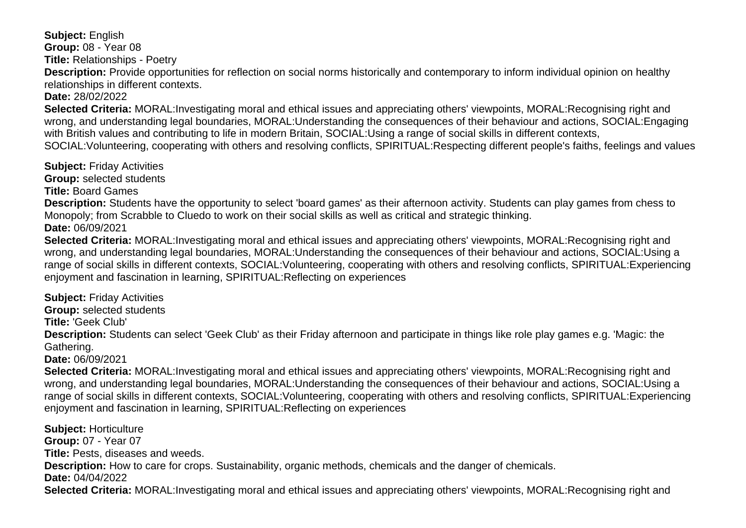**Subject:** English
**Group:** 08 - Year 08
**Title:** Relationships - Poetry
**Description:** Provide opportunities for reflection on social norms historically and contemporary to inform individual opinion on healthy relationships in different contexts.
**Date:** 28/02/2022
**Selected Criteria:** MORAL:Investigating moral and ethical issues and appreciating others' viewpoints, MORAL:Recognising right and wrong, and understanding legal boundaries, MORAL:Understanding the consequences of their behaviour and actions, SOCIAL:Engaging with British values and contributing to life in modern Britain, SOCIAL:Using a range of social skills in different contexts, SOCIAL:Volunteering, cooperating with others and resolving conflicts, SPIRITUAL:Respecting different people's faiths, feelings and values

**Subject:** Friday Activities
**Group:** selected students
**Title:** Board Games
**Description:** Students have the opportunity to select 'board games' as their afternoon activity. Students can play games from chess to Monopoly; from Scrabble to Cluedo to work on their social skills as well as critical and strategic thinking.
**Date:** 06/09/2021
**Selected Criteria:** MORAL:Investigating moral and ethical issues and appreciating others' viewpoints, MORAL:Recognising right and wrong, and understanding legal boundaries, MORAL:Understanding the consequences of their behaviour and actions, SOCIAL:Using a range of social skills in different contexts, SOCIAL:Volunteering, cooperating with others and resolving conflicts, SPIRITUAL:Experiencing enjoyment and fascination in learning, SPIRITUAL:Reflecting on experiences

**Subject:** Friday Activities
**Group:** selected students
**Title:** 'Geek Club'
**Description:** Students can select 'Geek Club' as their Friday afternoon and participate in things like role play games e.g. 'Magic: the Gathering.
**Date:** 06/09/2021
**Selected Criteria:** MORAL:Investigating moral and ethical issues and appreciating others' viewpoints, MORAL:Recognising right and wrong, and understanding legal boundaries, MORAL:Understanding the consequences of their behaviour and actions, SOCIAL:Using a range of social skills in different contexts, SOCIAL:Volunteering, cooperating with others and resolving conflicts, SPIRITUAL:Experiencing enjoyment and fascination in learning, SPIRITUAL:Reflecting on experiences

**Subject:** Horticulture
**Group:** 07 - Year 07
**Title:** Pests, diseases and weeds.
**Description:** How to care for crops. Sustainability, organic methods, chemicals and the danger of chemicals.
**Date:** 04/04/2022
**Selected Criteria:** MORAL:Investigating moral and ethical issues and appreciating others' viewpoints, MORAL:Recognising right and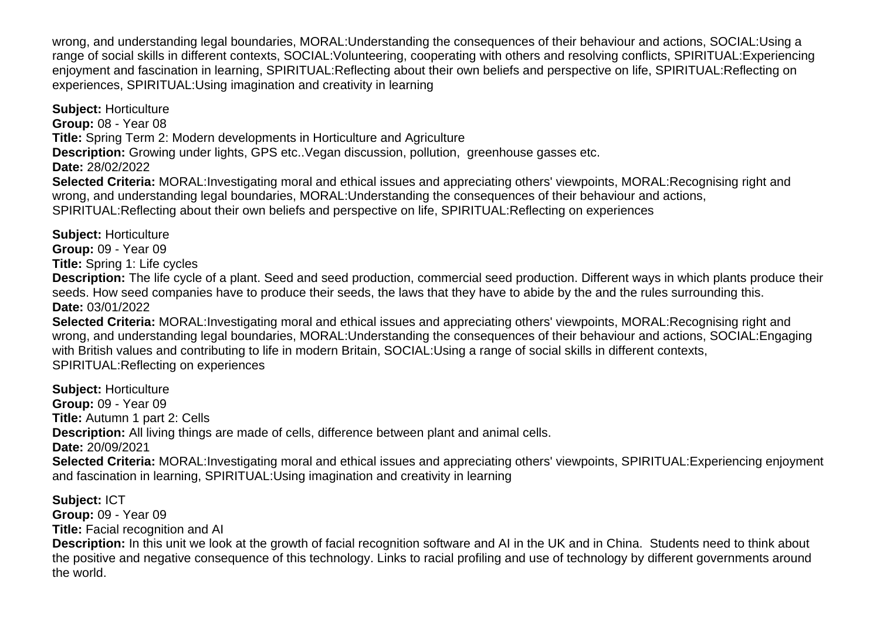wrong, and understanding legal boundaries, MORAL:Understanding the consequences of their behaviour and actions, SOCIAL:Using a range of social skills in different contexts, SOCIAL:Volunteering, cooperating with others and resolving conflicts, SPIRITUAL:Experiencing enjoyment and fascination in learning, SPIRITUAL:Reflecting about their own beliefs and perspective on life, SPIRITUAL:Reflecting on experiences, SPIRITUAL:Using imagination and creativity in learning

**Subject:** Horticulture
**Group:** 08 - Year 08
**Title:** Spring Term 2: Modern developments in Horticulture and Agriculture
**Description:** Growing under lights, GPS etc..Vegan discussion, pollution,  greenhouse gasses etc.
**Date:** 28/02/2022
**Selected Criteria:** MORAL:Investigating moral and ethical issues and appreciating others' viewpoints, MORAL:Recognising right and wrong, and understanding legal boundaries, MORAL:Understanding the consequences of their behaviour and actions, SPIRITUAL:Reflecting about their own beliefs and perspective on life, SPIRITUAL:Reflecting on experiences

**Subject:** Horticulture
**Group:** 09 - Year 09
**Title:** Spring 1: Life cycles
**Description:** The life cycle of a plant. Seed and seed production, commercial seed production. Different ways in which plants produce their seeds. How seed companies have to produce their seeds, the laws that they have to abide by the and the rules surrounding this.
**Date:** 03/01/2022
**Selected Criteria:** MORAL:Investigating moral and ethical issues and appreciating others' viewpoints, MORAL:Recognising right and wrong, and understanding legal boundaries, MORAL:Understanding the consequences of their behaviour and actions, SOCIAL:Engaging with British values and contributing to life in modern Britain, SOCIAL:Using a range of social skills in different contexts, SPIRITUAL:Reflecting on experiences

**Subject:** Horticulture
**Group:** 09 - Year 09
**Title:** Autumn 1 part 2: Cells
**Description:** All living things are made of cells, difference between plant and animal cells.
**Date:** 20/09/2021
**Selected Criteria:** MORAL:Investigating moral and ethical issues and appreciating others' viewpoints, SPIRITUAL:Experiencing enjoyment and fascination in learning, SPIRITUAL:Using imagination and creativity in learning

**Subject:** ICT
**Group:** 09 - Year 09
**Title:** Facial recognition and AI
**Description:** In this unit we look at the growth of facial recognition software and AI in the UK and in China.  Students need to think about the positive and negative consequence of this technology. Links to racial profiling and use of technology by different governments around the world.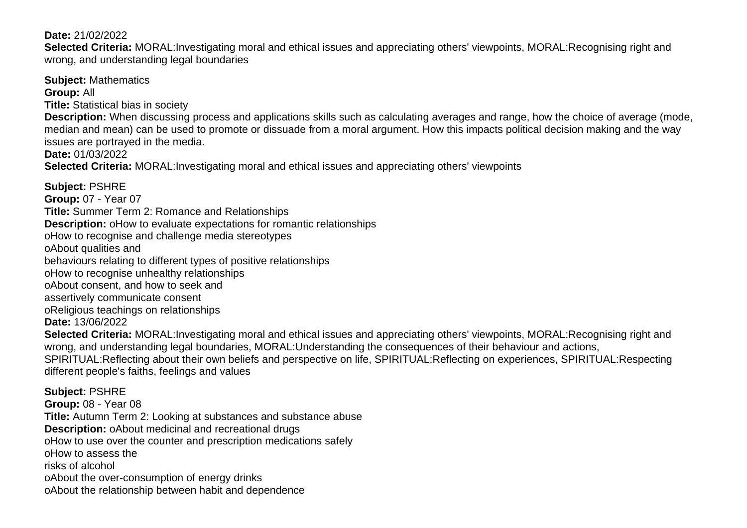**Date:** 21/02/2022
**Selected Criteria:** MORAL:Investigating moral and ethical issues and appreciating others' viewpoints, MORAL:Recognising right and wrong, and understanding legal boundaries

**Subject:** Mathematics
**Group:** All
**Title:** Statistical bias in society
**Description:** When discussing process and applications skills such as calculating averages and range, how the choice of average (mode, median and mean) can be used to promote or dissuade from a moral argument. How this impacts political decision making and the way issues are portrayed in the media.
**Date:** 01/03/2022
**Selected Criteria:** MORAL:Investigating moral and ethical issues and appreciating others' viewpoints

**Subject:** PSHRE
**Group:** 07 - Year 07
**Title:** Summer Term 2: Romance and Relationships
**Description:** oHow to evaluate expectations for romantic relationships
oHow to recognise and challenge media stereotypes
oAbout qualities and
behaviours relating to different types of positive relationships
oHow to recognise unhealthy relationships
oAbout consent, and how to seek and
assertively communicate consent
oReligious teachings on relationships
**Date:** 13/06/2022
**Selected Criteria:** MORAL:Investigating moral and ethical issues and appreciating others' viewpoints, MORAL:Recognising right and wrong, and understanding legal boundaries, MORAL:Understanding the consequences of their behaviour and actions, SPIRITUAL:Reflecting about their own beliefs and perspective on life, SPIRITUAL:Reflecting on experiences, SPIRITUAL:Respecting different people's faiths, feelings and values

**Subject:** PSHRE
**Group:** 08 - Year 08
**Title:** Autumn Term 2: Looking at substances and substance abuse
**Description:** oAbout medicinal and recreational drugs
oHow to use over the counter and prescription medications safely
oHow to assess the
risks of alcohol
oAbout the over-consumption of energy drinks
oAbout the relationship between habit and dependence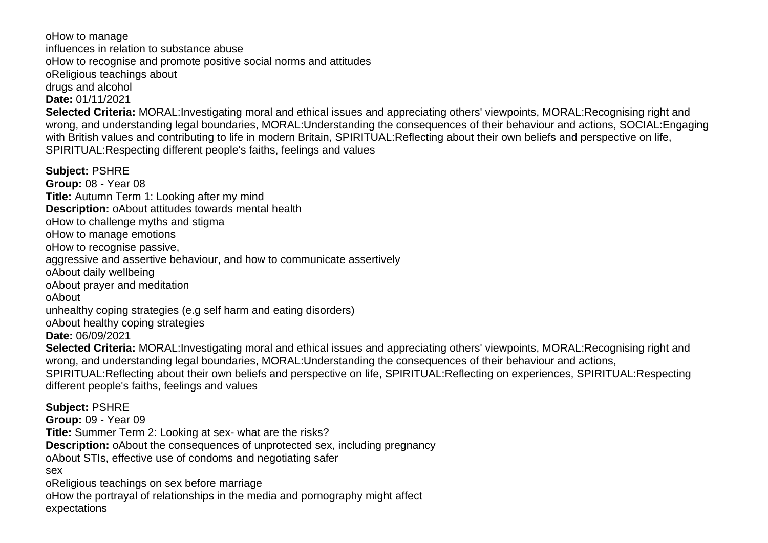oHow to manage
influences in relation to substance abuse
oHow to recognise and promote positive social norms and attitudes
oReligious teachings about
drugs and alcohol
**Date:** 01/11/2021
**Selected Criteria:** MORAL:Investigating moral and ethical issues and appreciating others' viewpoints, MORAL:Recognising right and wrong, and understanding legal boundaries, MORAL:Understanding the consequences of their behaviour and actions, SOCIAL:Engaging with British values and contributing to life in modern Britain, SPIRITUAL:Reflecting about their own beliefs and perspective on life, SPIRITUAL:Respecting different people's faiths, feelings and values

**Subject:** PSHRE
**Group:** 08 - Year 08
**Title:** Autumn Term 1: Looking after my mind
**Description:** oAbout attitudes towards mental health
oHow to challenge myths and stigma
oHow to manage emotions
oHow to recognise passive,
aggressive and assertive behaviour, and how to communicate assertively
oAbout daily wellbeing
oAbout prayer and meditation
oAbout
unhealthy coping strategies (e.g self harm and eating disorders)
oAbout healthy coping strategies
**Date:** 06/09/2021
**Selected Criteria:** MORAL:Investigating moral and ethical issues and appreciating others' viewpoints, MORAL:Recognising right and wrong, and understanding legal boundaries, MORAL:Understanding the consequences of their behaviour and actions, SPIRITUAL:Reflecting about their own beliefs and perspective on life, SPIRITUAL:Reflecting on experiences, SPIRITUAL:Respecting different people's faiths, feelings and values

**Subject:** PSHRE
**Group:** 09 - Year 09
**Title:** Summer Term 2: Looking at sex- what are the risks?
**Description:** oAbout the consequences of unprotected sex, including pregnancy
oAbout STIs, effective use of condoms and negotiating safer
sex
oReligious teachings on sex before marriage
oHow the portrayal of relationships in the media and pornography might affect
expectations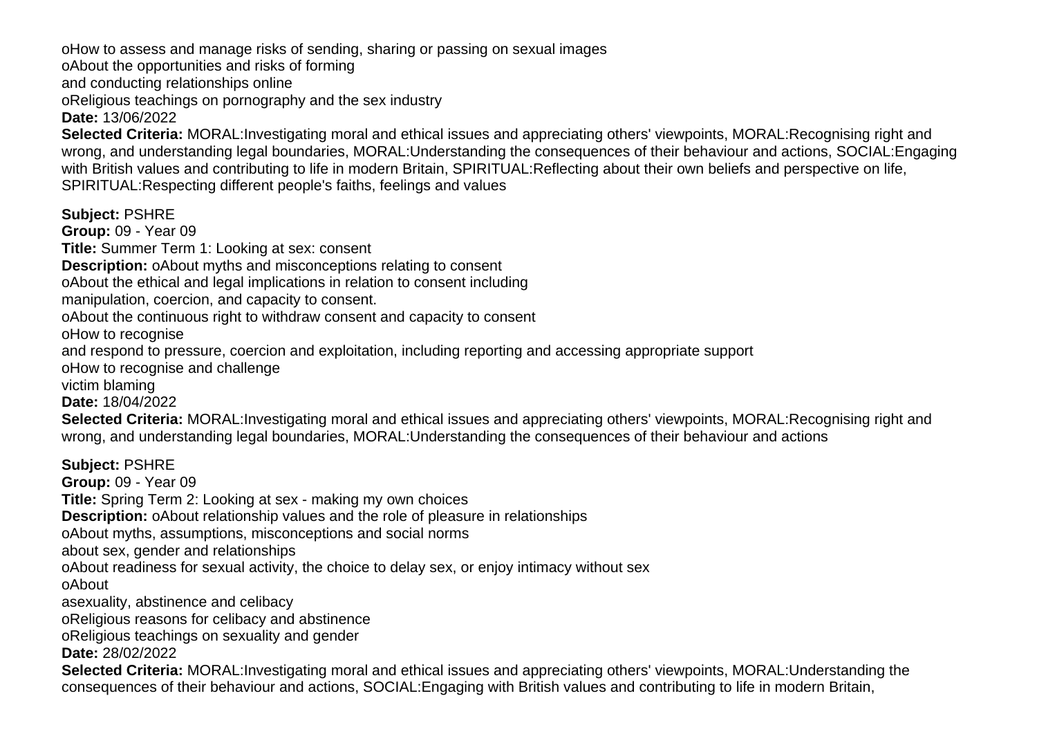oHow to assess and manage risks of sending, sharing or passing on sexual images
oAbout the opportunities and risks of forming
and conducting relationships online
oReligious teachings on pornography and the sex industry
**Date:** 13/06/2022
**Selected Criteria:** MORAL:Investigating moral and ethical issues and appreciating others' viewpoints, MORAL:Recognising right and wrong, and understanding legal boundaries, MORAL:Understanding the consequences of their behaviour and actions, SOCIAL:Engaging with British values and contributing to life in modern Britain, SPIRITUAL:Reflecting about their own beliefs and perspective on life, SPIRITUAL:Respecting different people's faiths, feelings and values

**Subject:** PSHRE
**Group:** 09 - Year 09
**Title:** Summer Term 1: Looking at sex: consent
**Description:** oAbout myths and misconceptions relating to consent
oAbout the ethical and legal implications in relation to consent including
manipulation, coercion, and capacity to consent.
oAbout the continuous right to withdraw consent and capacity to consent
oHow to recognise
and respond to pressure, coercion and exploitation, including reporting and accessing appropriate support
oHow to recognise and challenge
victim blaming
**Date:** 18/04/2022
**Selected Criteria:** MORAL:Investigating moral and ethical issues and appreciating others' viewpoints, MORAL:Recognising right and wrong, and understanding legal boundaries, MORAL:Understanding the consequences of their behaviour and actions

**Subject:** PSHRE
**Group:** 09 - Year 09
**Title:** Spring Term 2: Looking at sex - making my own choices
**Description:** oAbout relationship values and the role of pleasure in relationships
oAbout myths, assumptions, misconceptions and social norms
about sex, gender and relationships
oAbout readiness for sexual activity, the choice to delay sex, or enjoy intimacy without sex
oAbout
asexuality, abstinence and celibacy
oReligious reasons for celibacy and abstinence
oReligious teachings on sexuality and gender
**Date:** 28/02/2022
**Selected Criteria:** MORAL:Investigating moral and ethical issues and appreciating others' viewpoints, MORAL:Understanding the consequences of their behaviour and actions, SOCIAL:Engaging with British values and contributing to life in modern Britain,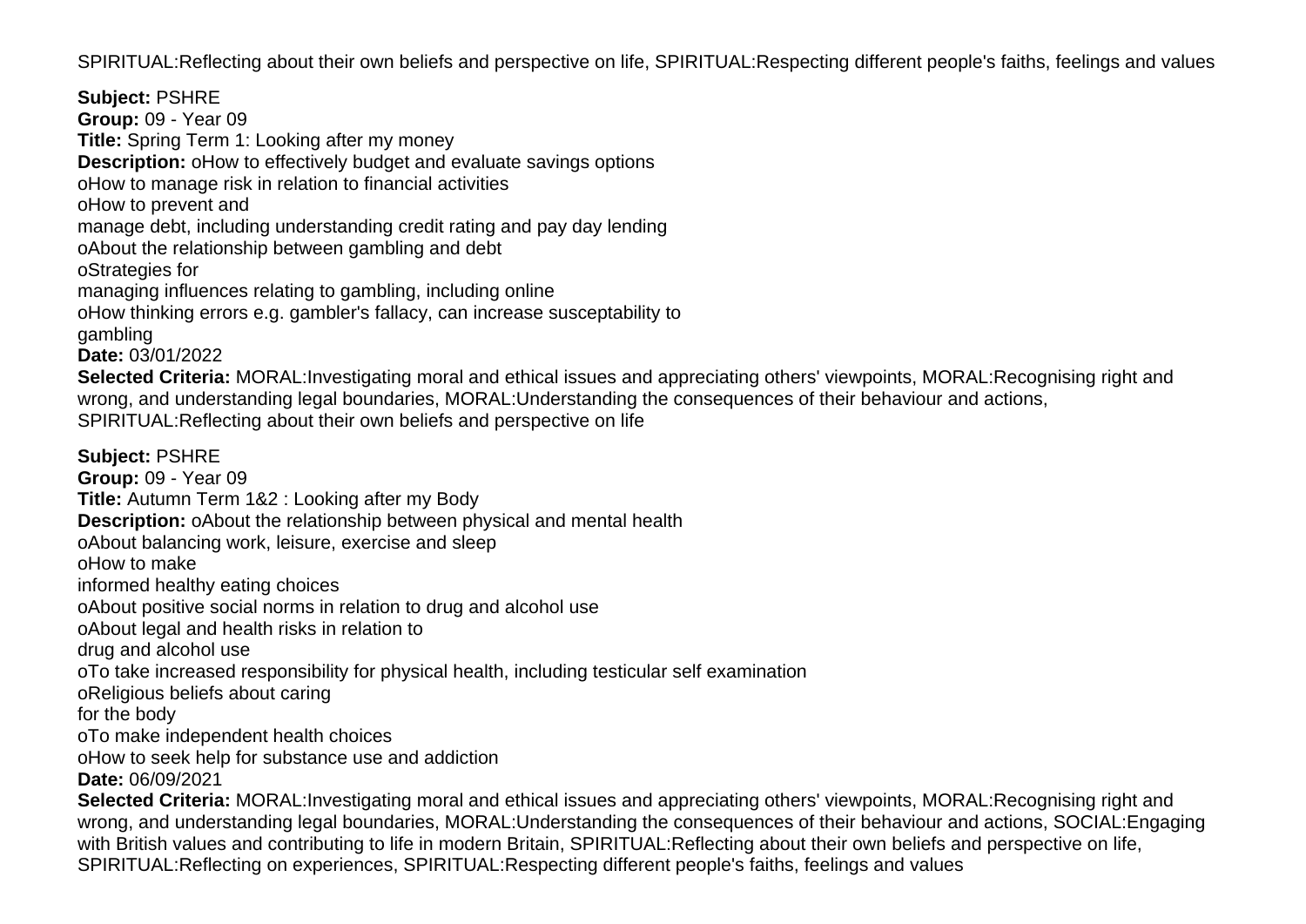SPIRITUAL:Reflecting about their own beliefs and perspective on life, SPIRITUAL:Respecting different people's faiths, feelings and values

**Subject:** PSHRE
**Group:** 09 - Year 09
**Title:** Spring Term 1: Looking after my money
**Description:** oHow to effectively budget and evaluate savings options
oHow to manage risk in relation to financial activities
oHow to prevent and
manage debt, including understanding credit rating and pay day lending
oAbout the relationship between gambling and debt
oStrategies for
managing influences relating to gambling, including online
oHow thinking errors e.g. gambler's fallacy, can increase susceptability to
gambling
**Date:** 03/01/2022
**Selected Criteria:** MORAL:Investigating moral and ethical issues and appreciating others' viewpoints, MORAL:Recognising right and wrong, and understanding legal boundaries, MORAL:Understanding the consequences of their behaviour and actions, SPIRITUAL:Reflecting about their own beliefs and perspective on life

**Subject:** PSHRE
**Group:** 09 - Year 09
**Title:** Autumn Term 1&2 : Looking after my Body
**Description:** oAbout the relationship between physical and mental health
oAbout balancing work, leisure, exercise and sleep
oHow to make
informed healthy eating choices
oAbout positive social norms in relation to drug and alcohol use
oAbout legal and health risks in relation to
drug and alcohol use
oTo take increased responsibility for physical health, including testicular self examination
oReligious beliefs about caring
for the body
oTo make independent health choices
oHow to seek help for substance use and addiction
**Date:** 06/09/2021
**Selected Criteria:** MORAL:Investigating moral and ethical issues and appreciating others' viewpoints, MORAL:Recognising right and wrong, and understanding legal boundaries, MORAL:Understanding the consequences of their behaviour and actions, SOCIAL:Engaging with British values and contributing to life in modern Britain, SPIRITUAL:Reflecting about their own beliefs and perspective on life, SPIRITUAL:Reflecting on experiences, SPIRITUAL:Respecting different people's faiths, feelings and values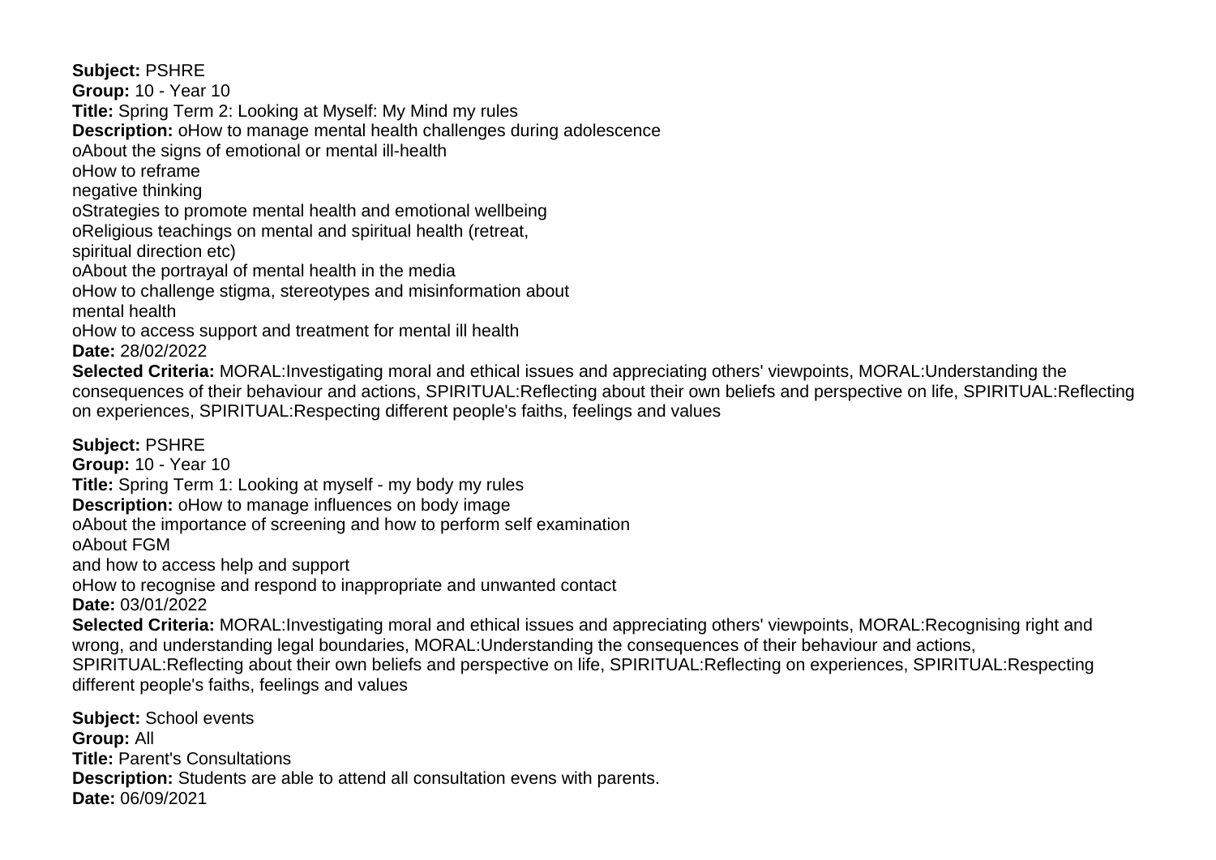**Subject:** PSHRE
**Group:** 10 - Year 10
**Title:** Spring Term 2: Looking at Myself: My Mind my rules
**Description:** oHow to manage mental health challenges during adolescence
oAbout the signs of emotional or mental ill-health
oHow to reframe
negative thinking
oStrategies to promote mental health and emotional wellbeing
oReligious teachings on mental and spiritual health (retreat,
spiritual direction etc)
oAbout the portrayal of mental health in the media
oHow to challenge stigma, stereotypes and misinformation about
mental health
oHow to access support and treatment for mental ill health
**Date:** 28/02/2022
**Selected Criteria:** MORAL:Investigating moral and ethical issues and appreciating others' viewpoints, MORAL:Understanding the consequences of their behaviour and actions, SPIRITUAL:Reflecting about their own beliefs and perspective on life, SPIRITUAL:Reflecting on experiences, SPIRITUAL:Respecting different people's faiths, feelings and values

**Subject:** PSHRE
**Group:** 10 - Year 10
**Title:** Spring Term 1: Looking at myself - my body my rules
**Description:** oHow to manage influences on body image
oAbout the importance of screening and how to perform self examination
oAbout FGM
and how to access help and support
oHow to recognise and respond to inappropriate and unwanted contact
**Date:** 03/01/2022
**Selected Criteria:** MORAL:Investigating moral and ethical issues and appreciating others' viewpoints, MORAL:Recognising right and wrong, and understanding legal boundaries, MORAL:Understanding the consequences of their behaviour and actions, SPIRITUAL:Reflecting about their own beliefs and perspective on life, SPIRITUAL:Reflecting on experiences, SPIRITUAL:Respecting different people's faiths, feelings and values

**Subject:** School events
**Group:** All
**Title:** Parent's Consultations
**Description:** Students are able to attend all consultation evens with parents.
**Date:** 06/09/2021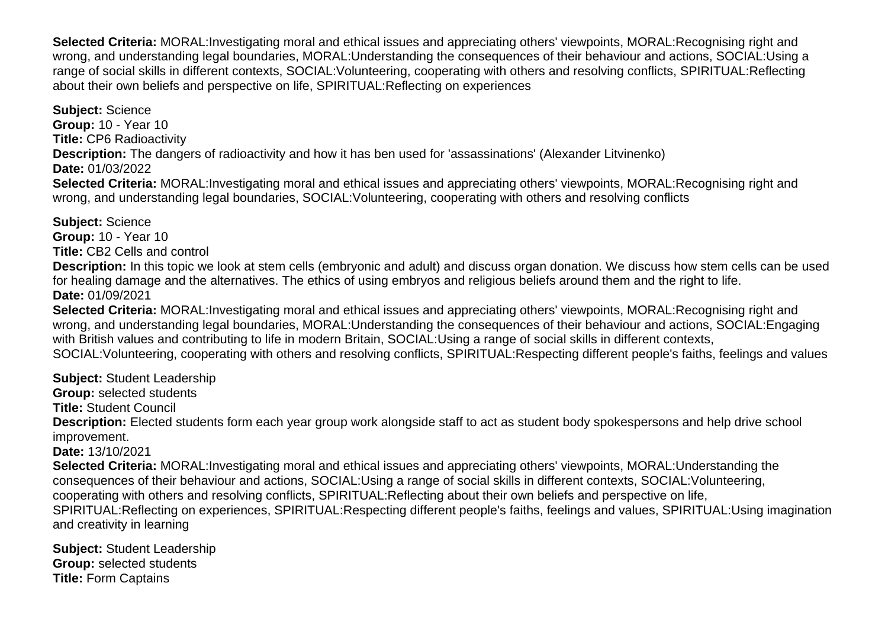**Selected Criteria:** MORAL:Investigating moral and ethical issues and appreciating others' viewpoints, MORAL:Recognising right and wrong, and understanding legal boundaries, MORAL:Understanding the consequences of their behaviour and actions, SOCIAL:Using a range of social skills in different contexts, SOCIAL:Volunteering, cooperating with others and resolving conflicts, SPIRITUAL:Reflecting about their own beliefs and perspective on life, SPIRITUAL:Reflecting on experiences

**Subject:** Science
**Group:** 10 - Year 10
**Title:** CP6 Radioactivity
**Description:** The dangers of radioactivity and how it has ben used for 'assassinations' (Alexander Litvinenko)
**Date:** 01/03/2022
**Selected Criteria:** MORAL:Investigating moral and ethical issues and appreciating others' viewpoints, MORAL:Recognising right and wrong, and understanding legal boundaries, SOCIAL:Volunteering, cooperating with others and resolving conflicts

**Subject:** Science
**Group:** 10 - Year 10
**Title:** CB2 Cells and control
**Description:** In this topic we look at stem cells (embryonic and adult) and discuss organ donation. We discuss how stem cells can be used for healing damage and the alternatives. The ethics of using embryos and religious beliefs around them and the right to life.
**Date:** 01/09/2021
**Selected Criteria:** MORAL:Investigating moral and ethical issues and appreciating others' viewpoints, MORAL:Recognising right and wrong, and understanding legal boundaries, MORAL:Understanding the consequences of their behaviour and actions, SOCIAL:Engaging with British values and contributing to life in modern Britain, SOCIAL:Using a range of social skills in different contexts, SOCIAL:Volunteering, cooperating with others and resolving conflicts, SPIRITUAL:Respecting different people's faiths, feelings and values

**Subject:** Student Leadership
**Group:** selected students
**Title:** Student Council
**Description:** Elected students form each year group work alongside staff to act as student body spokespersons and help drive school improvement.
**Date:** 13/10/2021
**Selected Criteria:** MORAL:Investigating moral and ethical issues and appreciating others' viewpoints, MORAL:Understanding the consequences of their behaviour and actions, SOCIAL:Using a range of social skills in different contexts, SOCIAL:Volunteering, cooperating with others and resolving conflicts, SPIRITUAL:Reflecting about their own beliefs and perspective on life, SPIRITUAL:Reflecting on experiences, SPIRITUAL:Respecting different people's faiths, feelings and values, SPIRITUAL:Using imagination and creativity in learning

**Subject:** Student Leadership
**Group:** selected students
**Title:** Form Captains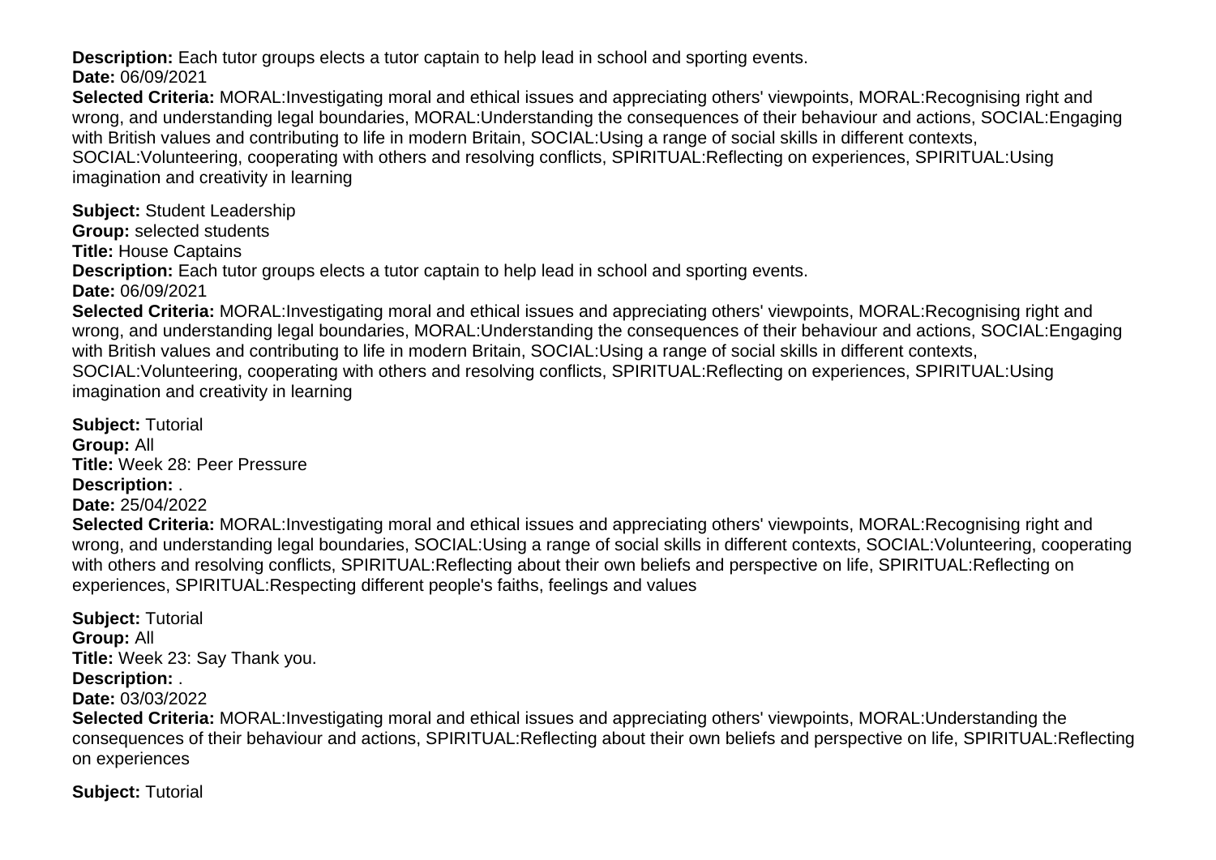**Description:** Each tutor groups elects a tutor captain to help lead in school and sporting events.
**Date:** 06/09/2021
**Selected Criteria:** MORAL:Investigating moral and ethical issues and appreciating others' viewpoints, MORAL:Recognising right and wrong, and understanding legal boundaries, MORAL:Understanding the consequences of their behaviour and actions, SOCIAL:Engaging with British values and contributing to life in modern Britain, SOCIAL:Using a range of social skills in different contexts, SOCIAL:Volunteering, cooperating with others and resolving conflicts, SPIRITUAL:Reflecting on experiences, SPIRITUAL:Using imagination and creativity in learning

**Subject:** Student Leadership
**Group:** selected students
**Title:** House Captains
**Description:** Each tutor groups elects a tutor captain to help lead in school and sporting events.
**Date:** 06/09/2021
**Selected Criteria:** MORAL:Investigating moral and ethical issues and appreciating others' viewpoints, MORAL:Recognising right and wrong, and understanding legal boundaries, MORAL:Understanding the consequences of their behaviour and actions, SOCIAL:Engaging with British values and contributing to life in modern Britain, SOCIAL:Using a range of social skills in different contexts, SOCIAL:Volunteering, cooperating with others and resolving conflicts, SPIRITUAL:Reflecting on experiences, SPIRITUAL:Using imagination and creativity in learning

**Subject:** Tutorial
**Group:** All
**Title:** Week 28: Peer Pressure
**Description:** .
**Date:** 25/04/2022
**Selected Criteria:** MORAL:Investigating moral and ethical issues and appreciating others' viewpoints, MORAL:Recognising right and wrong, and understanding legal boundaries, SOCIAL:Using a range of social skills in different contexts, SOCIAL:Volunteering, cooperating with others and resolving conflicts, SPIRITUAL:Reflecting about their own beliefs and perspective on life, SPIRITUAL:Reflecting on experiences, SPIRITUAL:Respecting different people's faiths, feelings and values

**Subject:** Tutorial
**Group:** All
**Title:** Week 23: Say Thank you.
**Description:** .
**Date:** 03/03/2022
**Selected Criteria:** MORAL:Investigating moral and ethical issues and appreciating others' viewpoints, MORAL:Understanding the consequences of their behaviour and actions, SPIRITUAL:Reflecting about their own beliefs and perspective on life, SPIRITUAL:Reflecting on experiences

**Subject:** Tutorial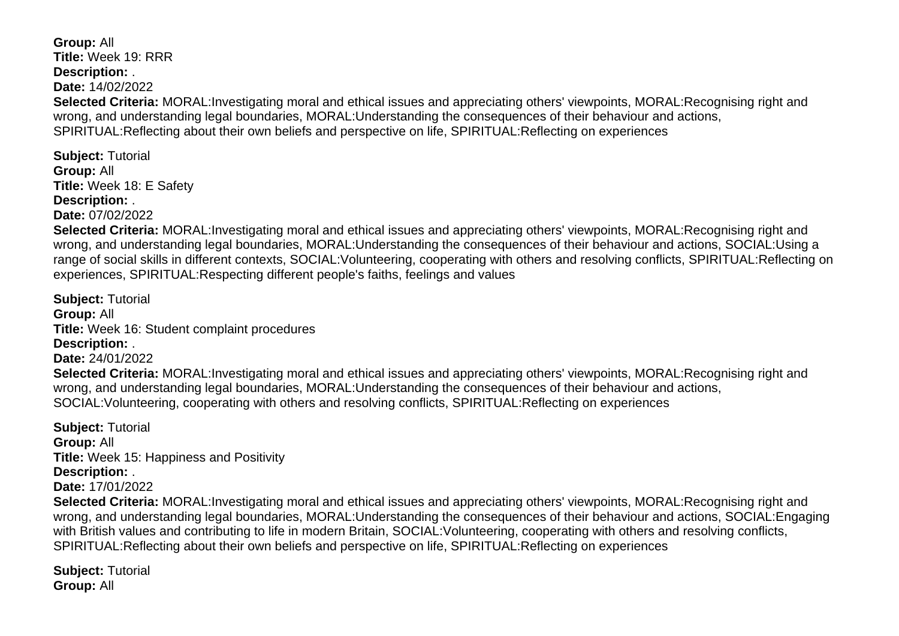**Group:** All
**Title:** Week 19: RRR
**Description:** .
**Date:** 14/02/2022
**Selected Criteria:** MORAL:Investigating moral and ethical issues and appreciating others' viewpoints, MORAL:Recognising right and wrong, and understanding legal boundaries, MORAL:Understanding the consequences of their behaviour and actions, SPIRITUAL:Reflecting about their own beliefs and perspective on life, SPIRITUAL:Reflecting on experiences

**Subject:** Tutorial
**Group:** All
**Title:** Week 18: E Safety
**Description:** .
**Date:** 07/02/2022
**Selected Criteria:** MORAL:Investigating moral and ethical issues and appreciating others' viewpoints, MORAL:Recognising right and wrong, and understanding legal boundaries, MORAL:Understanding the consequences of their behaviour and actions, SOCIAL:Using a range of social skills in different contexts, SOCIAL:Volunteering, cooperating with others and resolving conflicts, SPIRITUAL:Reflecting on experiences, SPIRITUAL:Respecting different people's faiths, feelings and values

**Subject:** Tutorial
**Group:** All
**Title:** Week 16: Student complaint procedures
**Description:** .
**Date:** 24/01/2022
**Selected Criteria:** MORAL:Investigating moral and ethical issues and appreciating others' viewpoints, MORAL:Recognising right and wrong, and understanding legal boundaries, MORAL:Understanding the consequences of their behaviour and actions, SOCIAL:Volunteering, cooperating with others and resolving conflicts, SPIRITUAL:Reflecting on experiences

**Subject:** Tutorial
**Group:** All
**Title:** Week 15: Happiness and Positivity
**Description:** .
**Date:** 17/01/2022
**Selected Criteria:** MORAL:Investigating moral and ethical issues and appreciating others' viewpoints, MORAL:Recognising right and wrong, and understanding legal boundaries, MORAL:Understanding the consequences of their behaviour and actions, SOCIAL:Engaging with British values and contributing to life in modern Britain, SOCIAL:Volunteering, cooperating with others and resolving conflicts, SPIRITUAL:Reflecting about their own beliefs and perspective on life, SPIRITUAL:Reflecting on experiences

**Subject:** Tutorial
**Group:** All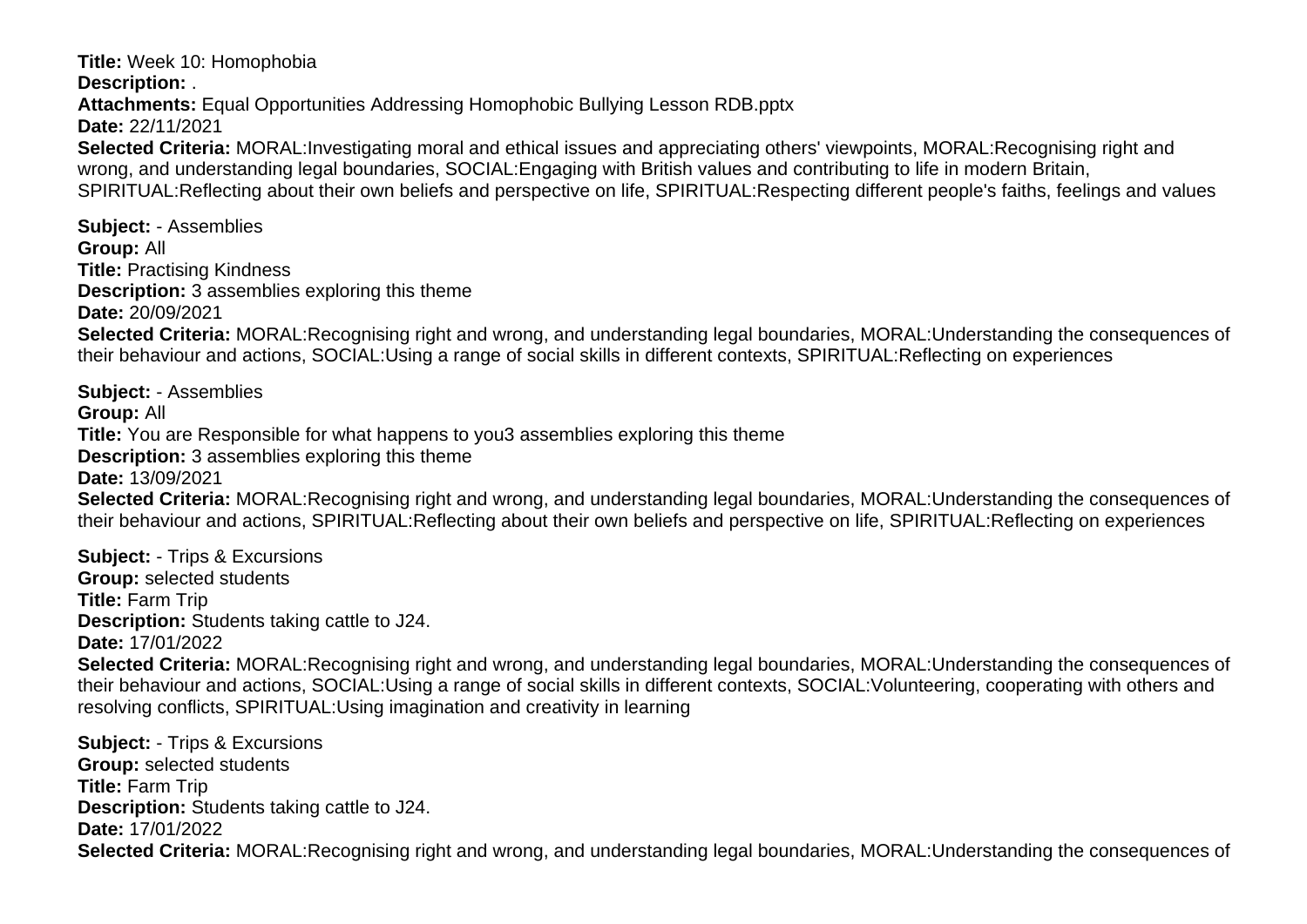**Title:** Week 10: Homophobia
**Description:** .
**Attachments:** Equal Opportunities Addressing Homophobic Bullying Lesson RDB.pptx
**Date:** 22/11/2021
**Selected Criteria:** MORAL:Investigating moral and ethical issues and appreciating others' viewpoints, MORAL:Recognising right and wrong, and understanding legal boundaries, SOCIAL:Engaging with British values and contributing to life in modern Britain, SPIRITUAL:Reflecting about their own beliefs and perspective on life, SPIRITUAL:Respecting different people's faiths, feelings and values

**Subject:** - Assemblies
**Group:** All
**Title:** Practising Kindness
**Description:** 3 assemblies exploring this theme
**Date:** 20/09/2021
**Selected Criteria:** MORAL:Recognising right and wrong, and understanding legal boundaries, MORAL:Understanding the consequences of their behaviour and actions, SOCIAL:Using a range of social skills in different contexts, SPIRITUAL:Reflecting on experiences

**Subject:** - Assemblies
**Group:** All
**Title:** You are Responsible for what happens to you3 assemblies exploring this theme
**Description:** 3 assemblies exploring this theme
**Date:** 13/09/2021
**Selected Criteria:** MORAL:Recognising right and wrong, and understanding legal boundaries, MORAL:Understanding the consequences of their behaviour and actions, SPIRITUAL:Reflecting about their own beliefs and perspective on life, SPIRITUAL:Reflecting on experiences

**Subject:** - Trips & Excursions
**Group:** selected students
**Title:** Farm Trip
**Description:** Students taking cattle to J24.
**Date:** 17/01/2022
**Selected Criteria:** MORAL:Recognising right and wrong, and understanding legal boundaries, MORAL:Understanding the consequences of their behaviour and actions, SOCIAL:Using a range of social skills in different contexts, SOCIAL:Volunteering, cooperating with others and resolving conflicts, SPIRITUAL:Using imagination and creativity in learning

**Subject:** - Trips & Excursions
**Group:** selected students
**Title:** Farm Trip
**Description:** Students taking cattle to J24.
**Date:** 17/01/2022
**Selected Criteria:** MORAL:Recognising right and wrong, and understanding legal boundaries, MORAL:Understanding the consequences of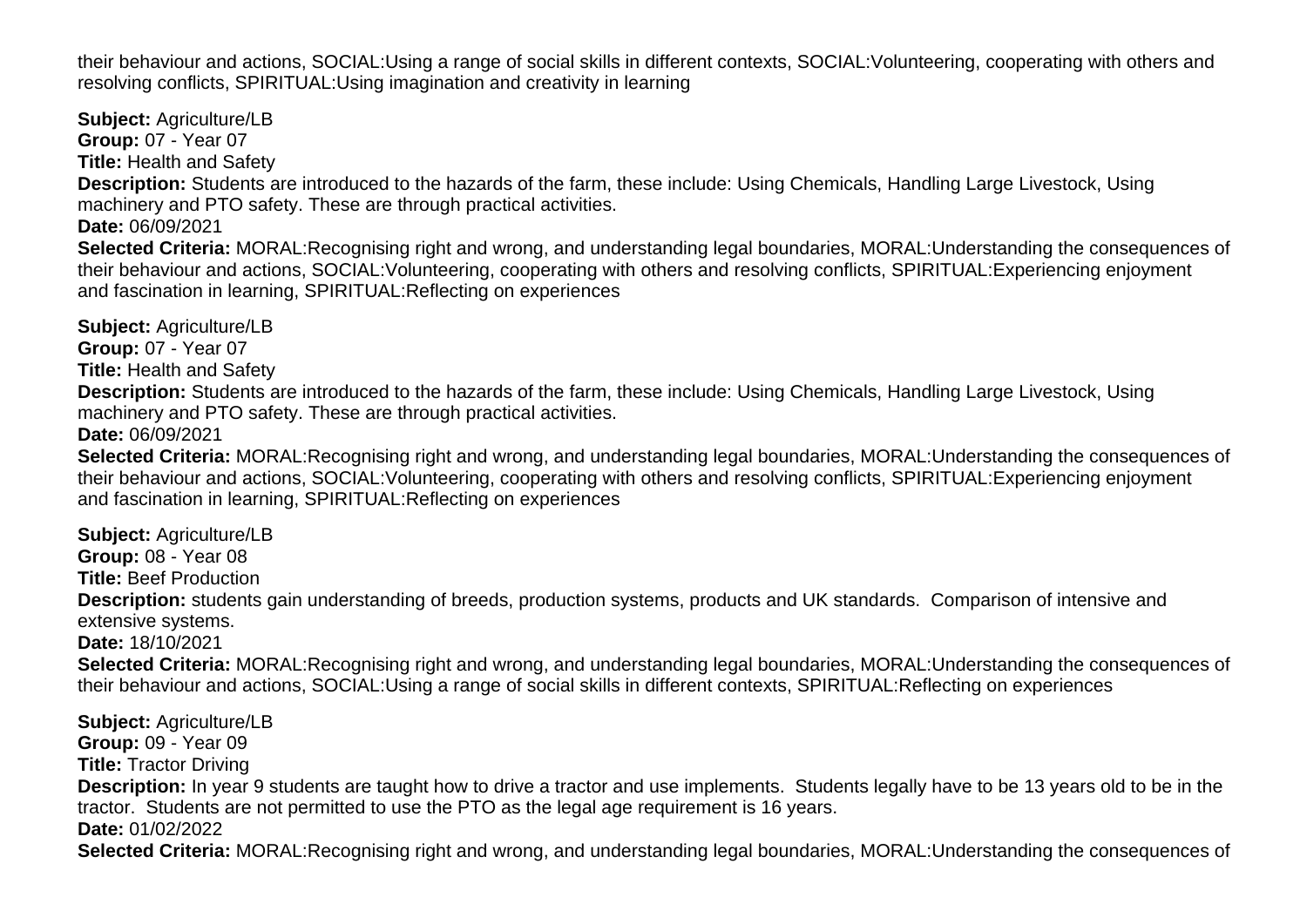their behaviour and actions, SOCIAL:Using a range of social skills in different contexts, SOCIAL:Volunteering, cooperating with others and resolving conflicts, SPIRITUAL:Using imagination and creativity in learning

**Subject:** Agriculture/LB
**Group:** 07 - Year 07
**Title:** Health and Safety
**Description:** Students are introduced to the hazards of the farm, these include: Using Chemicals, Handling Large Livestock, Using machinery and PTO safety. These are through practical activities.
**Date:** 06/09/2021
**Selected Criteria:** MORAL:Recognising right and wrong, and understanding legal boundaries, MORAL:Understanding the consequences of their behaviour and actions, SOCIAL:Volunteering, cooperating with others and resolving conflicts, SPIRITUAL:Experiencing enjoyment and fascination in learning, SPIRITUAL:Reflecting on experiences

**Subject:** Agriculture/LB
**Group:** 07 - Year 07
**Title:** Health and Safety
**Description:** Students are introduced to the hazards of the farm, these include: Using Chemicals, Handling Large Livestock, Using machinery and PTO safety. These are through practical activities.
**Date:** 06/09/2021
**Selected Criteria:** MORAL:Recognising right and wrong, and understanding legal boundaries, MORAL:Understanding the consequences of their behaviour and actions, SOCIAL:Volunteering, cooperating with others and resolving conflicts, SPIRITUAL:Experiencing enjoyment and fascination in learning, SPIRITUAL:Reflecting on experiences

**Subject:** Agriculture/LB
**Group:** 08 - Year 08
**Title:** Beef Production
**Description:** students gain understanding of breeds, production systems, products and UK standards. Comparison of intensive and extensive systems.
**Date:** 18/10/2021
**Selected Criteria:** MORAL:Recognising right and wrong, and understanding legal boundaries, MORAL:Understanding the consequences of their behaviour and actions, SOCIAL:Using a range of social skills in different contexts, SPIRITUAL:Reflecting on experiences

**Subject:** Agriculture/LB
**Group:** 09 - Year 09
**Title:** Tractor Driving
**Description:** In year 9 students are taught how to drive a tractor and use implements. Students legally have to be 13 years old to be in the tractor. Students are not permitted to use the PTO as the legal age requirement is 16 years.
**Date:** 01/02/2022
**Selected Criteria:** MORAL:Recognising right and wrong, and understanding legal boundaries, MORAL:Understanding the consequences of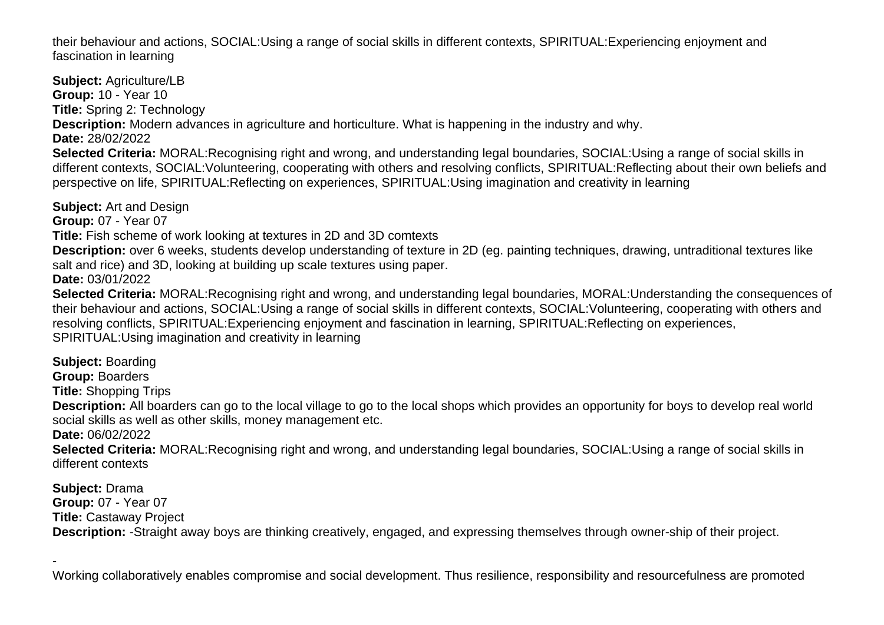their behaviour and actions, SOCIAL:Using a range of social skills in different contexts, SPIRITUAL:Experiencing enjoyment and fascination in learning

**Subject:** Agriculture/LB
**Group:** 10 - Year 10
**Title:** Spring 2: Technology
**Description:** Modern advances in agriculture and horticulture. What is happening in the industry and why.
**Date:** 28/02/2022
**Selected Criteria:** MORAL:Recognising right and wrong, and understanding legal boundaries, SOCIAL:Using a range of social skills in different contexts, SOCIAL:Volunteering, cooperating with others and resolving conflicts, SPIRITUAL:Reflecting about their own beliefs and perspective on life, SPIRITUAL:Reflecting on experiences, SPIRITUAL:Using imagination and creativity in learning

**Subject:** Art and Design
**Group:** 07 - Year 07
**Title:** Fish scheme of work looking at textures in 2D and 3D comtexts
**Description:** over 6 weeks, students develop understanding of texture in 2D (eg. painting techniques, drawing, untraditional textures like salt and rice) and 3D, looking at building up scale textures using paper.
**Date:** 03/01/2022
**Selected Criteria:** MORAL:Recognising right and wrong, and understanding legal boundaries, MORAL:Understanding the consequences of their behaviour and actions, SOCIAL:Using a range of social skills in different contexts, SOCIAL:Volunteering, cooperating with others and resolving conflicts, SPIRITUAL:Experiencing enjoyment and fascination in learning, SPIRITUAL:Reflecting on experiences, SPIRITUAL:Using imagination and creativity in learning

**Subject:** Boarding
**Group:** Boarders
**Title:** Shopping Trips
**Description:** All boarders can go to the local village to go to the local shops which provides an opportunity for boys to develop real world social skills as well as other skills, money management etc.
**Date:** 06/02/2022
**Selected Criteria:** MORAL:Recognising right and wrong, and understanding legal boundaries, SOCIAL:Using a range of social skills in different contexts

**Subject:** Drama
**Group:** 07 - Year 07
**Title:** Castaway Project
**Description:** -Straight away boys are thinking creatively, engaged, and expressing themselves through owner-ship of their project.

-
Working collaboratively enables compromise and social development. Thus resilience, responsibility and resourcefulness are promoted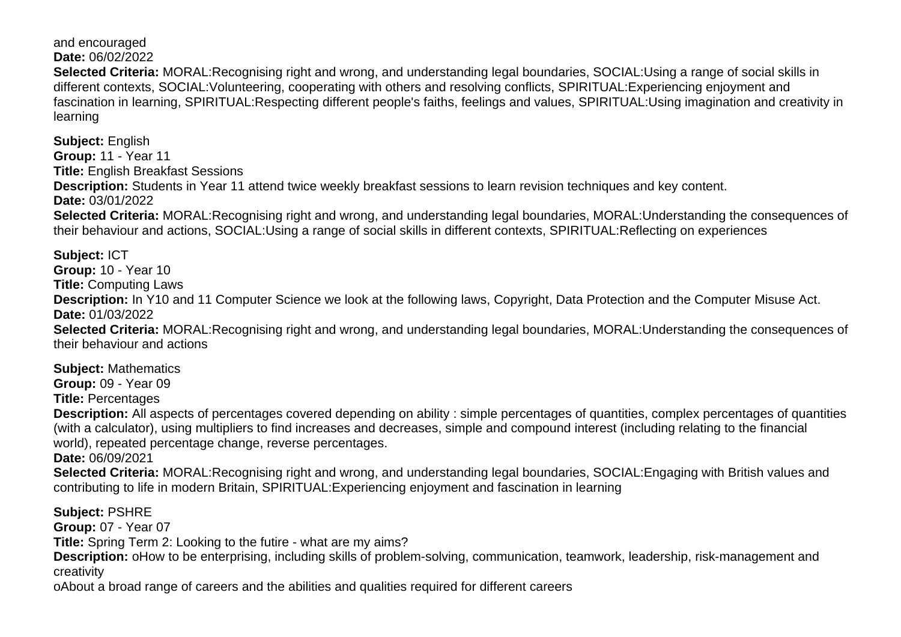and encouraged
**Date:** 06/02/2022
**Selected Criteria:** MORAL:Recognising right and wrong, and understanding legal boundaries, SOCIAL:Using a range of social skills in different contexts, SOCIAL:Volunteering, cooperating with others and resolving conflicts, SPIRITUAL:Experiencing enjoyment and fascination in learning, SPIRITUAL:Respecting different people's faiths, feelings and values, SPIRITUAL:Using imagination and creativity in learning

**Subject:** English
**Group:** 11 - Year 11
**Title:** English Breakfast Sessions
**Description:** Students in Year 11 attend twice weekly breakfast sessions to learn revision techniques and key content.
**Date:** 03/01/2022
**Selected Criteria:** MORAL:Recognising right and wrong, and understanding legal boundaries, MORAL:Understanding the consequences of their behaviour and actions, SOCIAL:Using a range of social skills in different contexts, SPIRITUAL:Reflecting on experiences

**Subject:** ICT
**Group:** 10 - Year 10
**Title:** Computing Laws
**Description:** In Y10 and 11 Computer Science we look at the following laws, Copyright, Data Protection and the Computer Misuse Act.
**Date:** 01/03/2022
**Selected Criteria:** MORAL:Recognising right and wrong, and understanding legal boundaries, MORAL:Understanding the consequences of their behaviour and actions

**Subject:** Mathematics
**Group:** 09 - Year 09
**Title:** Percentages
**Description:** All aspects of percentages covered depending on ability : simple percentages of quantities, complex percentages of quantities (with a calculator), using multipliers to find increases and decreases, simple and compound interest (including relating to the financial world), repeated percentage change, reverse percentages.
**Date:** 06/09/2021
**Selected Criteria:** MORAL:Recognising right and wrong, and understanding legal boundaries, SOCIAL:Engaging with British values and contributing to life in modern Britain, SPIRITUAL:Experiencing enjoyment and fascination in learning

**Subject:** PSHRE
**Group:** 07 - Year 07
**Title:** Spring Term 2: Looking to the futire - what are my aims?
**Description:** oHow to be enterprising, including skills of problem-solving, communication, teamwork, leadership, risk-management and creativity
oAbout a broad range of careers and the abilities and qualities required for different careers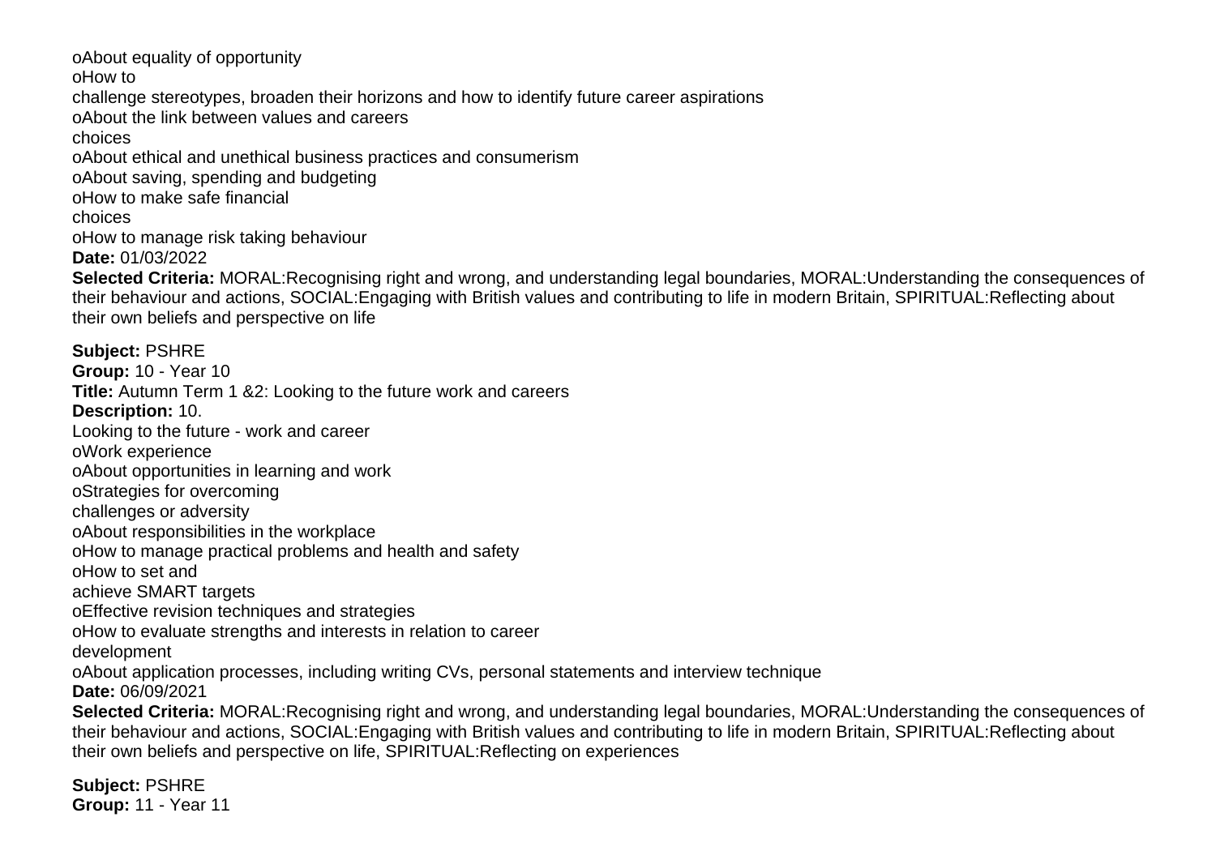oAbout equality of opportunity
oHow to
challenge stereotypes, broaden their horizons and how to identify future career aspirations
oAbout the link between values and careers
choices
oAbout ethical and unethical business practices and consumerism
oAbout saving, spending and budgeting
oHow to make safe financial
choices
oHow to manage risk taking behaviour
**Date:** 01/03/2022
**Selected Criteria:** MORAL:Recognising right and wrong, and understanding legal boundaries, MORAL:Understanding the consequences of their behaviour and actions, SOCIAL:Engaging with British values and contributing to life in modern Britain, SPIRITUAL:Reflecting about their own beliefs and perspective on life

**Subject:** PSHRE
**Group:** 10 - Year 10
**Title:** Autumn Term 1 &2: Looking to the future work and careers
**Description:** 10.
Looking to the future - work and career
oWork experience
oAbout opportunities in learning and work
oStrategies for overcoming
challenges or adversity
oAbout responsibilities in the workplace
oHow to manage practical problems and health and safety
oHow to set and
achieve SMART targets
oEffective revision techniques and strategies
oHow to evaluate strengths and interests in relation to career
development
oAbout application processes, including writing CVs, personal statements and interview technique
**Date:** 06/09/2021
**Selected Criteria:** MORAL:Recognising right and wrong, and understanding legal boundaries, MORAL:Understanding the consequences of their behaviour and actions, SOCIAL:Engaging with British values and contributing to life in modern Britain, SPIRITUAL:Reflecting about their own beliefs and perspective on life, SPIRITUAL:Reflecting on experiences

**Subject:** PSHRE
**Group:** 11 - Year 11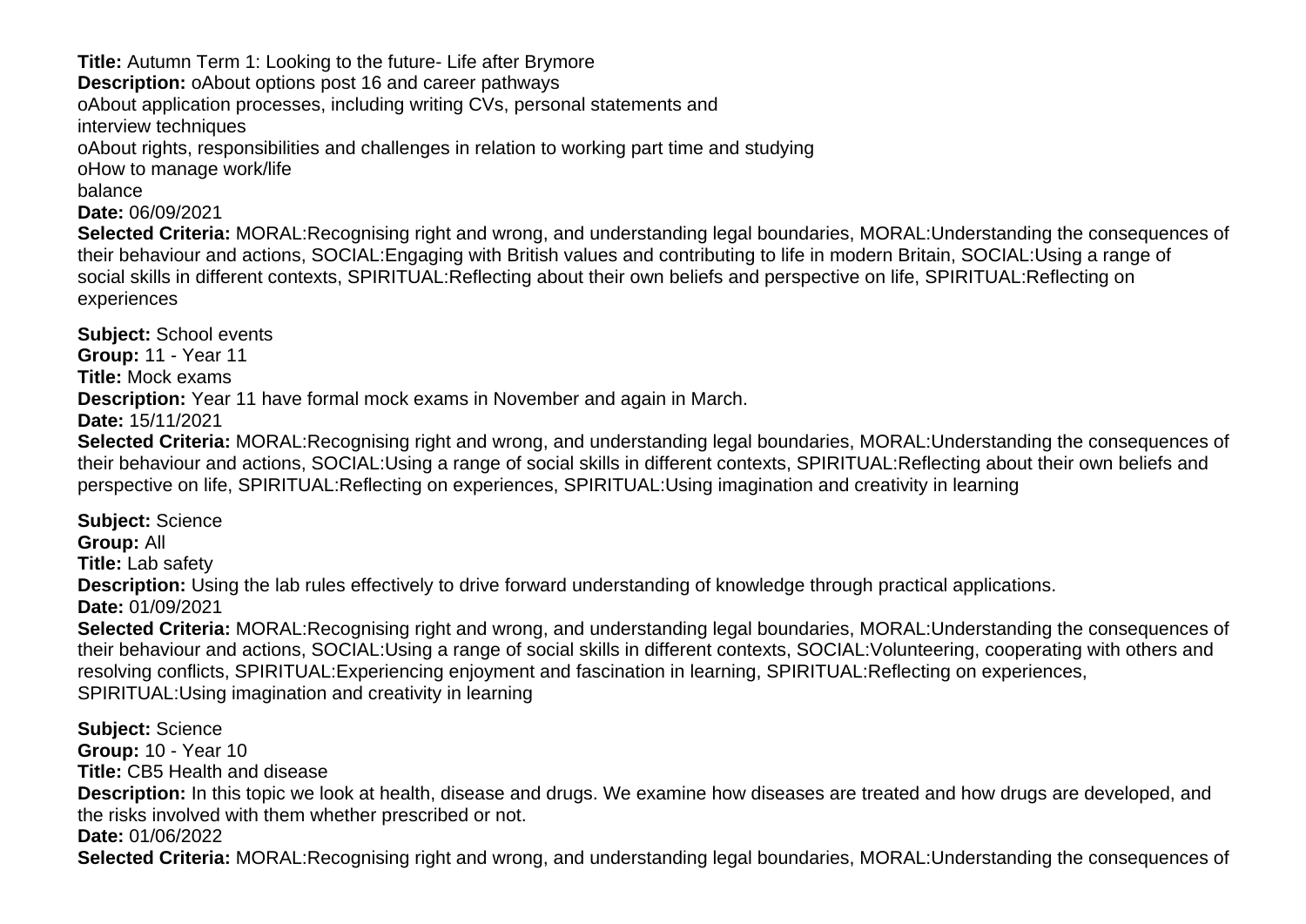**Title:** Autumn Term 1: Looking to the future- Life after Brymore
**Description:** oAbout options post 16 and career pathways
oAbout application processes, including writing CVs, personal statements and
interview techniques
oAbout rights, responsibilities and challenges in relation to working part time and studying
oHow to manage work/life
balance
**Date:** 06/09/2021
**Selected Criteria:** MORAL:Recognising right and wrong, and understanding legal boundaries, MORAL:Understanding the consequences of their behaviour and actions, SOCIAL:Engaging with British values and contributing to life in modern Britain, SOCIAL:Using a range of social skills in different contexts, SPIRITUAL:Reflecting about their own beliefs and perspective on life, SPIRITUAL:Reflecting on experiences

**Subject:** School events
**Group:** 11 - Year 11
**Title:** Mock exams
**Description:** Year 11 have formal mock exams in November and again in March.
**Date:** 15/11/2021
**Selected Criteria:** MORAL:Recognising right and wrong, and understanding legal boundaries, MORAL:Understanding the consequences of their behaviour and actions, SOCIAL:Using a range of social skills in different contexts, SPIRITUAL:Reflecting about their own beliefs and perspective on life, SPIRITUAL:Reflecting on experiences, SPIRITUAL:Using imagination and creativity in learning

**Subject:** Science
**Group:** All
**Title:** Lab safety
**Description:** Using the lab rules effectively to drive forward understanding of knowledge through practical applications.
**Date:** 01/09/2021
**Selected Criteria:** MORAL:Recognising right and wrong, and understanding legal boundaries, MORAL:Understanding the consequences of their behaviour and actions, SOCIAL:Using a range of social skills in different contexts, SOCIAL:Volunteering, cooperating with others and resolving conflicts, SPIRITUAL:Experiencing enjoyment and fascination in learning, SPIRITUAL:Reflecting on experiences, SPIRITUAL:Using imagination and creativity in learning

**Subject:** Science
**Group:** 10 - Year 10
**Title:** CB5 Health and disease
**Description:** In this topic we look at health, disease and drugs. We examine how diseases are treated and how drugs are developed, and the risks involved with them whether prescribed or not.
**Date:** 01/06/2022
**Selected Criteria:** MORAL:Recognising right and wrong, and understanding legal boundaries, MORAL:Understanding the consequences of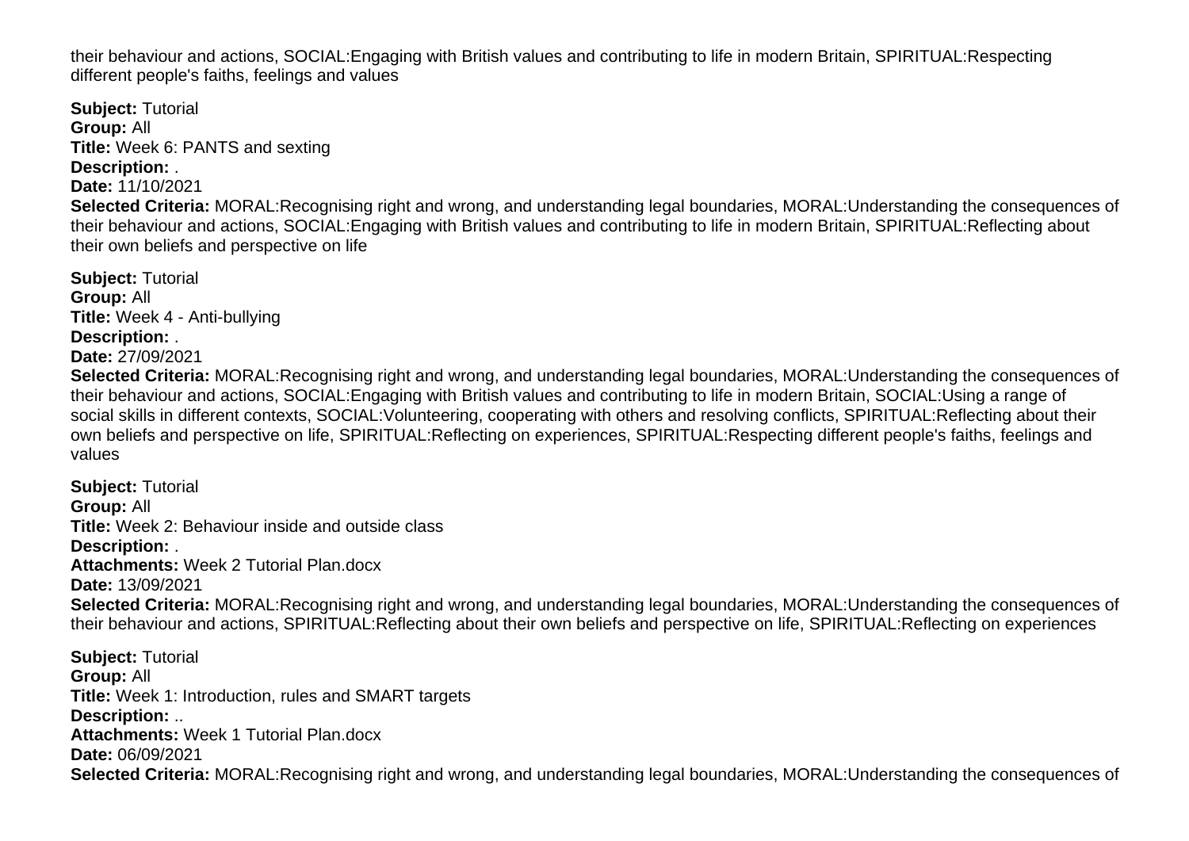their behaviour and actions, SOCIAL:Engaging with British values and contributing to life in modern Britain, SPIRITUAL:Respecting different people's faiths, feelings and values

**Subject:** Tutorial
**Group:** All
**Title:** Week 6: PANTS and sexting
**Description:** .
**Date:** 11/10/2021
**Selected Criteria:** MORAL:Recognising right and wrong, and understanding legal boundaries, MORAL:Understanding the consequences of their behaviour and actions, SOCIAL:Engaging with British values and contributing to life in modern Britain, SPIRITUAL:Reflecting about their own beliefs and perspective on life

**Subject:** Tutorial
**Group:** All
**Title:** Week 4 - Anti-bullying
**Description:** .
**Date:** 27/09/2021
**Selected Criteria:** MORAL:Recognising right and wrong, and understanding legal boundaries, MORAL:Understanding the consequences of their behaviour and actions, SOCIAL:Engaging with British values and contributing to life in modern Britain, SOCIAL:Using a range of social skills in different contexts, SOCIAL:Volunteering, cooperating with others and resolving conflicts, SPIRITUAL:Reflecting about their own beliefs and perspective on life, SPIRITUAL:Reflecting on experiences, SPIRITUAL:Respecting different people's faiths, feelings and values

**Subject:** Tutorial
**Group:** All
**Title:** Week 2: Behaviour inside and outside class
**Description:** .
**Attachments:** Week 2 Tutorial Plan.docx
**Date:** 13/09/2021
**Selected Criteria:** MORAL:Recognising right and wrong, and understanding legal boundaries, MORAL:Understanding the consequences of their behaviour and actions, SPIRITUAL:Reflecting about their own beliefs and perspective on life, SPIRITUAL:Reflecting on experiences

**Subject:** Tutorial
**Group:** All
**Title:** Week 1: Introduction, rules and SMART targets
**Description:** ..
**Attachments:** Week 1 Tutorial Plan.docx
**Date:** 06/09/2021
**Selected Criteria:** MORAL:Recognising right and wrong, and understanding legal boundaries, MORAL:Understanding the consequences of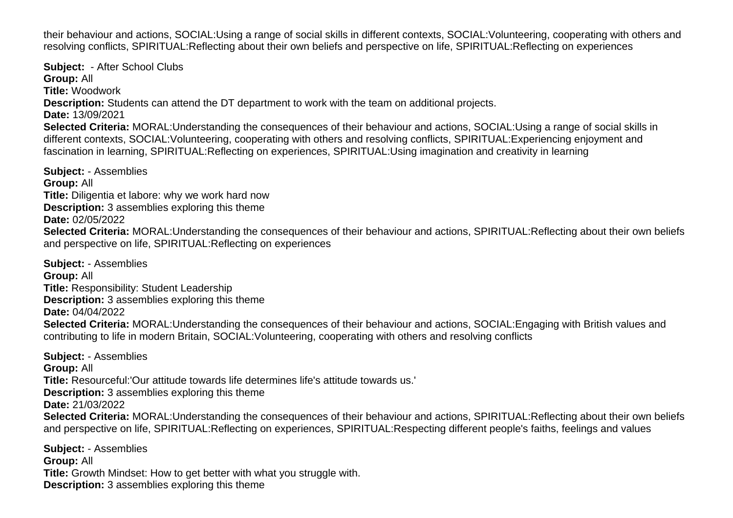their behaviour and actions, SOCIAL:Using a range of social skills in different contexts, SOCIAL:Volunteering, cooperating with others and resolving conflicts, SPIRITUAL:Reflecting about their own beliefs and perspective on life, SPIRITUAL:Reflecting on experiences

**Subject:** - After School Clubs
**Group:** All
**Title:** Woodwork
**Description:** Students can attend the DT department to work with the team on additional projects.
**Date:** 13/09/2021
**Selected Criteria:** MORAL:Understanding the consequences of their behaviour and actions, SOCIAL:Using a range of social skills in different contexts, SOCIAL:Volunteering, cooperating with others and resolving conflicts, SPIRITUAL:Experiencing enjoyment and fascination in learning, SPIRITUAL:Reflecting on experiences, SPIRITUAL:Using imagination and creativity in learning

**Subject:** - Assemblies
**Group:** All
**Title:** Diligentia et labore: why we work hard now
**Description:** 3 assemblies exploring this theme
**Date:** 02/05/2022
**Selected Criteria:** MORAL:Understanding the consequences of their behaviour and actions, SPIRITUAL:Reflecting about their own beliefs and perspective on life, SPIRITUAL:Reflecting on experiences

**Subject:** - Assemblies
**Group:** All
**Title:** Responsibility: Student Leadership
**Description:** 3 assemblies exploring this theme
**Date:** 04/04/2022
**Selected Criteria:** MORAL:Understanding the consequences of their behaviour and actions, SOCIAL:Engaging with British values and contributing to life in modern Britain, SOCIAL:Volunteering, cooperating with others and resolving conflicts

**Subject:** - Assemblies
**Group:** All
**Title:** Resourceful:'Our attitude towards life determines life's attitude towards us.'
**Description:** 3 assemblies exploring this theme
**Date:** 21/03/2022
**Selected Criteria:** MORAL:Understanding the consequences of their behaviour and actions, SPIRITUAL:Reflecting about their own beliefs and perspective on life, SPIRITUAL:Reflecting on experiences, SPIRITUAL:Respecting different people's faiths, feelings and values

**Subject:** - Assemblies
**Group:** All
**Title:** Growth Mindset: How to get better with what you struggle with.
**Description:** 3 assemblies exploring this theme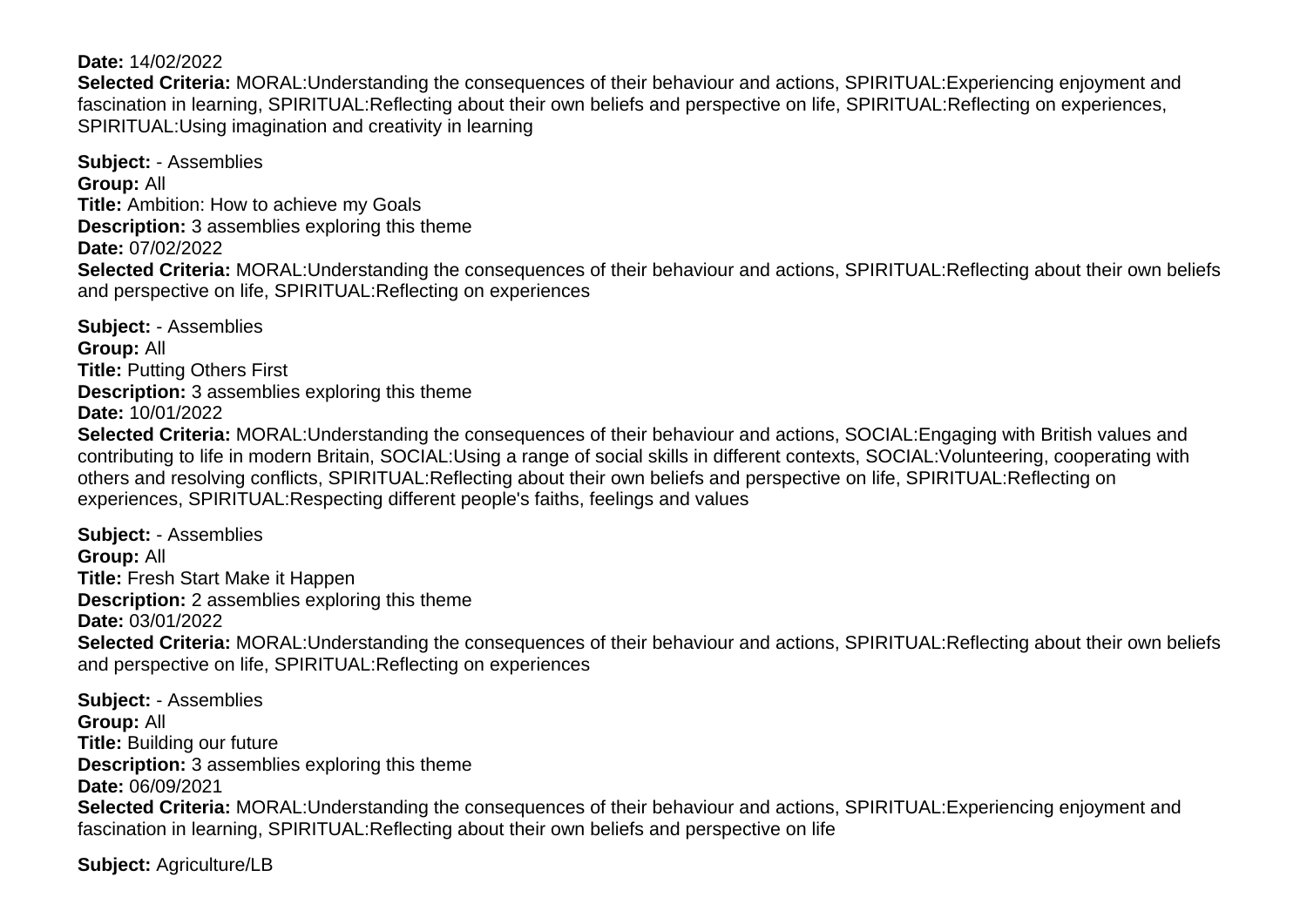**Date:** 14/02/2022
**Selected Criteria:** MORAL:Understanding the consequences of their behaviour and actions, SPIRITUAL:Experiencing enjoyment and fascination in learning, SPIRITUAL:Reflecting about their own beliefs and perspective on life, SPIRITUAL:Reflecting on experiences, SPIRITUAL:Using imagination and creativity in learning

**Subject:** - Assemblies
**Group:** All
**Title:** Ambition: How to achieve my Goals
**Description:** 3 assemblies exploring this theme
**Date:** 07/02/2022
**Selected Criteria:** MORAL:Understanding the consequences of their behaviour and actions, SPIRITUAL:Reflecting about their own beliefs and perspective on life, SPIRITUAL:Reflecting on experiences

**Subject:** - Assemblies
**Group:** All
**Title:** Putting Others First
**Description:** 3 assemblies exploring this theme
**Date:** 10/01/2022
**Selected Criteria:** MORAL:Understanding the consequences of their behaviour and actions, SOCIAL:Engaging with British values and contributing to life in modern Britain, SOCIAL:Using a range of social skills in different contexts, SOCIAL:Volunteering, cooperating with others and resolving conflicts, SPIRITUAL:Reflecting about their own beliefs and perspective on life, SPIRITUAL:Reflecting on experiences, SPIRITUAL:Respecting different people's faiths, feelings and values

**Subject:** - Assemblies
**Group:** All
**Title:** Fresh Start Make it Happen
**Description:** 2 assemblies exploring this theme
**Date:** 03/01/2022
**Selected Criteria:** MORAL:Understanding the consequences of their behaviour and actions, SPIRITUAL:Reflecting about their own beliefs and perspective on life, SPIRITUAL:Reflecting on experiences

**Subject:** - Assemblies
**Group:** All
**Title:** Building our future
**Description:** 3 assemblies exploring this theme
**Date:** 06/09/2021
**Selected Criteria:** MORAL:Understanding the consequences of their behaviour and actions, SPIRITUAL:Experiencing enjoyment and fascination in learning, SPIRITUAL:Reflecting about their own beliefs and perspective on life

**Subject:** Agriculture/LB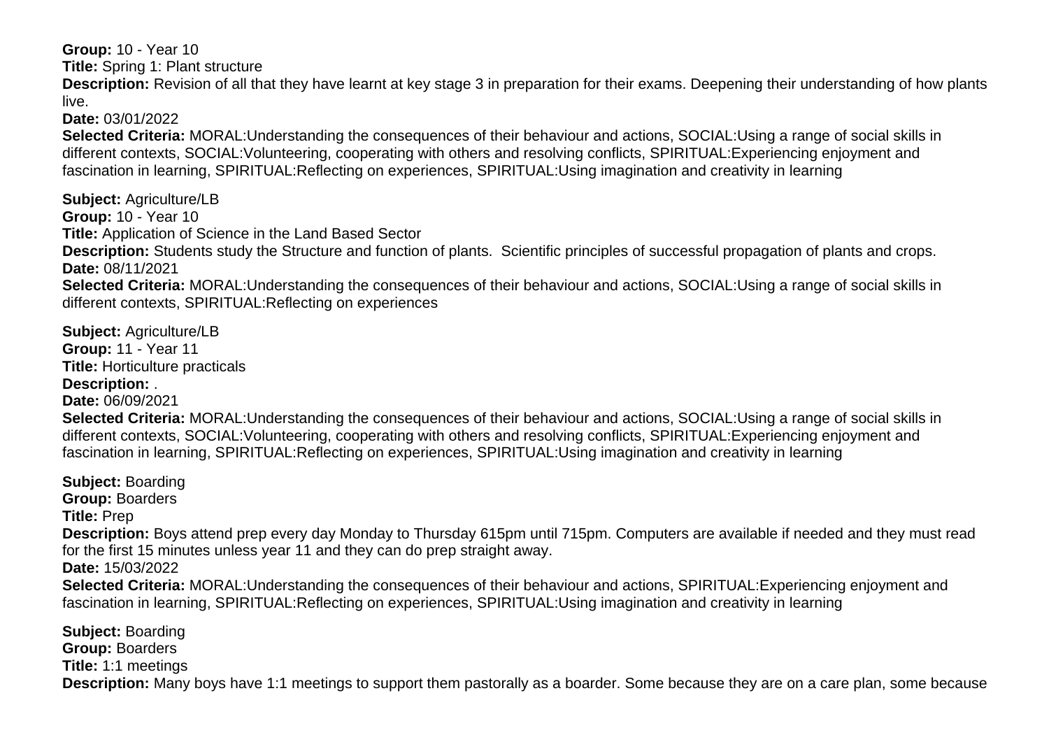**Group:** 10 - Year 10
**Title:** Spring 1: Plant structure
**Description:** Revision of all that they have learnt at key stage 3 in preparation for their exams. Deepening their understanding of how plants live.
**Date:** 03/01/2022
**Selected Criteria:** MORAL:Understanding the consequences of their behaviour and actions, SOCIAL:Using a range of social skills in different contexts, SOCIAL:Volunteering, cooperating with others and resolving conflicts, SPIRITUAL:Experiencing enjoyment and fascination in learning, SPIRITUAL:Reflecting on experiences, SPIRITUAL:Using imagination and creativity in learning

**Subject:** Agriculture/LB
**Group:** 10 - Year 10
**Title:** Application of Science in the Land Based Sector
**Description:** Students study the Structure and function of plants.  Scientific principles of successful propagation of plants and crops.
**Date:** 08/11/2021
**Selected Criteria:** MORAL:Understanding the consequences of their behaviour and actions, SOCIAL:Using a range of social skills in different contexts, SPIRITUAL:Reflecting on experiences

**Subject:** Agriculture/LB
**Group:** 11 - Year 11
**Title:** Horticulture practicals
**Description:** .
**Date:** 06/09/2021
**Selected Criteria:** MORAL:Understanding the consequences of their behaviour and actions, SOCIAL:Using a range of social skills in different contexts, SOCIAL:Volunteering, cooperating with others and resolving conflicts, SPIRITUAL:Experiencing enjoyment and fascination in learning, SPIRITUAL:Reflecting on experiences, SPIRITUAL:Using imagination and creativity in learning

**Subject:** Boarding
**Group:** Boarders
**Title:** Prep
**Description:** Boys attend prep every day Monday to Thursday 615pm until 715pm. Computers are available if needed and they must read for the first 15 minutes unless year 11 and they can do prep straight away.
**Date:** 15/03/2022
**Selected Criteria:** MORAL:Understanding the consequences of their behaviour and actions, SPIRITUAL:Experiencing enjoyment and fascination in learning, SPIRITUAL:Reflecting on experiences, SPIRITUAL:Using imagination and creativity in learning

**Subject:** Boarding
**Group:** Boarders
**Title:** 1:1 meetings
**Description:** Many boys have 1:1 meetings to support them pastorally as a boarder. Some because they are on a care plan, some because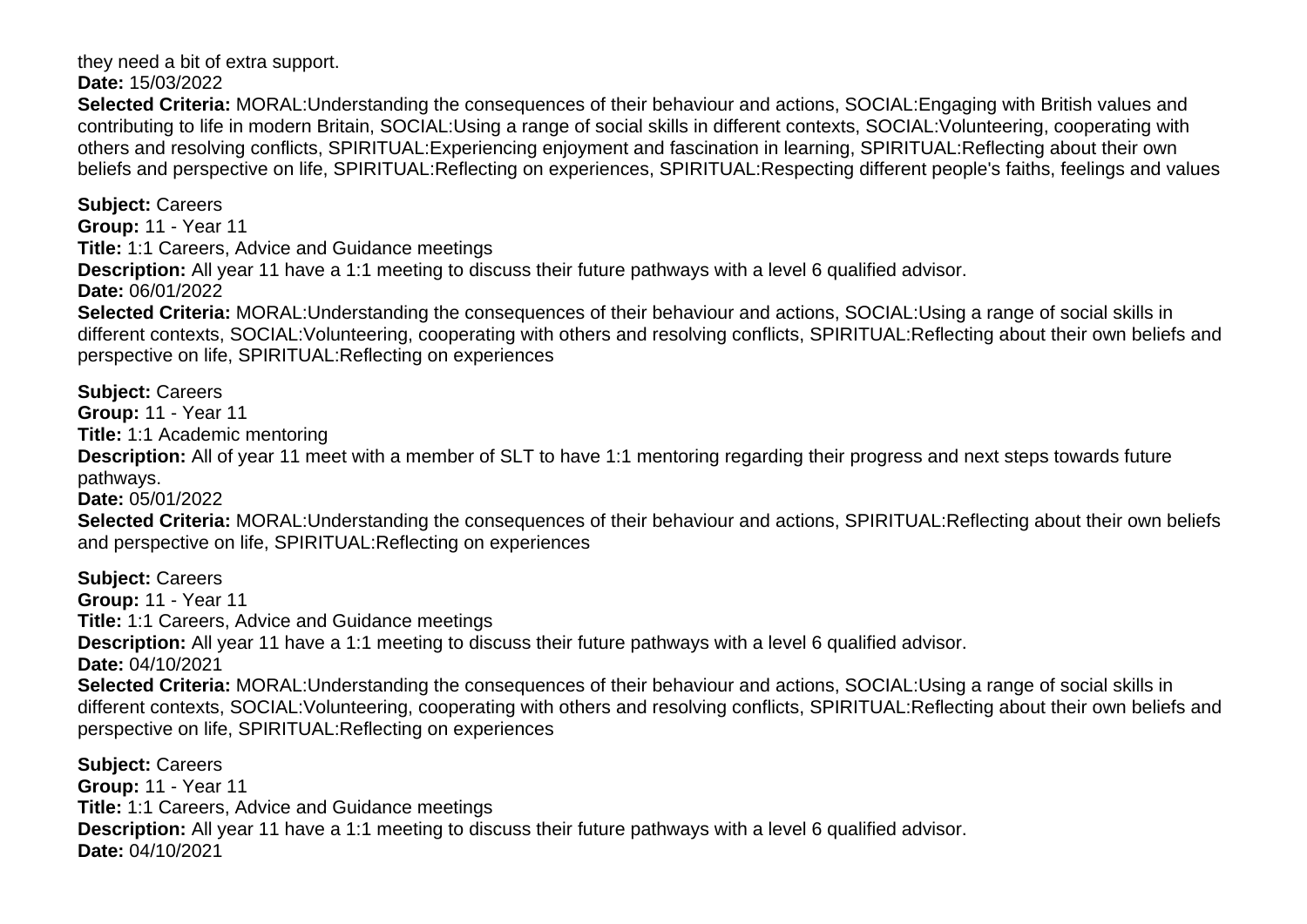they need a bit of extra support.
**Date:** 15/03/2022
**Selected Criteria:** MORAL:Understanding the consequences of their behaviour and actions, SOCIAL:Engaging with British values and contributing to life in modern Britain, SOCIAL:Using a range of social skills in different contexts, SOCIAL:Volunteering, cooperating with others and resolving conflicts, SPIRITUAL:Experiencing enjoyment and fascination in learning, SPIRITUAL:Reflecting about their own beliefs and perspective on life, SPIRITUAL:Reflecting on experiences, SPIRITUAL:Respecting different people's faiths, feelings and values

**Subject:** Careers
**Group:** 11 - Year 11
**Title:** 1:1 Careers, Advice and Guidance meetings
**Description:** All year 11 have a 1:1 meeting to discuss their future pathways with a level 6 qualified advisor.
**Date:** 06/01/2022
**Selected Criteria:** MORAL:Understanding the consequences of their behaviour and actions, SOCIAL:Using a range of social skills in different contexts, SOCIAL:Volunteering, cooperating with others and resolving conflicts, SPIRITUAL:Reflecting about their own beliefs and perspective on life, SPIRITUAL:Reflecting on experiences

**Subject:** Careers
**Group:** 11 - Year 11
**Title:** 1:1 Academic mentoring
**Description:** All of year 11 meet with a member of SLT to have 1:1 mentoring regarding their progress and next steps towards future pathways.
**Date:** 05/01/2022
**Selected Criteria:** MORAL:Understanding the consequences of their behaviour and actions, SPIRITUAL:Reflecting about their own beliefs and perspective on life, SPIRITUAL:Reflecting on experiences

**Subject:** Careers
**Group:** 11 - Year 11
**Title:** 1:1 Careers, Advice and Guidance meetings
**Description:** All year 11 have a 1:1 meeting to discuss their future pathways with a level 6 qualified advisor.
**Date:** 04/10/2021
**Selected Criteria:** MORAL:Understanding the consequences of their behaviour and actions, SOCIAL:Using a range of social skills in different contexts, SOCIAL:Volunteering, cooperating with others and resolving conflicts, SPIRITUAL:Reflecting about their own beliefs and perspective on life, SPIRITUAL:Reflecting on experiences

**Subject:** Careers
**Group:** 11 - Year 11
**Title:** 1:1 Careers, Advice and Guidance meetings
**Description:** All year 11 have a 1:1 meeting to discuss their future pathways with a level 6 qualified advisor.
**Date:** 04/10/2021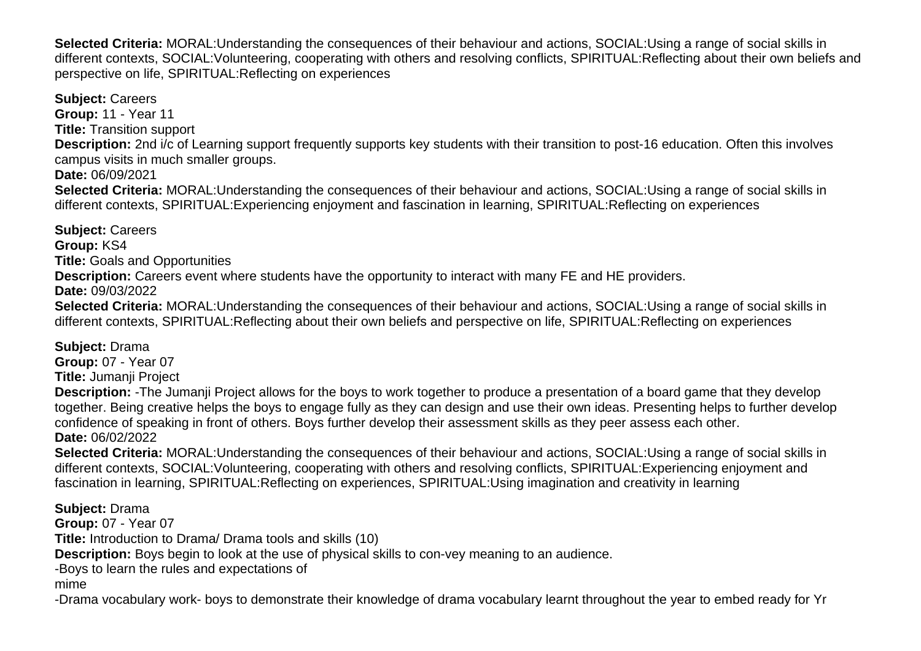**Selected Criteria:** MORAL:Understanding the consequences of their behaviour and actions, SOCIAL:Using a range of social skills in different contexts, SOCIAL:Volunteering, cooperating with others and resolving conflicts, SPIRITUAL:Reflecting about their own beliefs and perspective on life, SPIRITUAL:Reflecting on experiences

**Subject:** Careers
**Group:** 11 - Year 11
**Title:** Transition support
**Description:** 2nd i/c of Learning support frequently supports key students with their transition to post-16 education. Often this involves campus visits in much smaller groups.
**Date:** 06/09/2021
**Selected Criteria:** MORAL:Understanding the consequences of their behaviour and actions, SOCIAL:Using a range of social skills in different contexts, SPIRITUAL:Experiencing enjoyment and fascination in learning, SPIRITUAL:Reflecting on experiences

**Subject:** Careers
**Group:** KS4
**Title:** Goals and Opportunities
**Description:** Careers event where students have the opportunity to interact with many FE and HE providers.
**Date:** 09/03/2022
**Selected Criteria:** MORAL:Understanding the consequences of their behaviour and actions, SOCIAL:Using a range of social skills in different contexts, SPIRITUAL:Reflecting about their own beliefs and perspective on life, SPIRITUAL:Reflecting on experiences

**Subject:** Drama
**Group:** 07 - Year 07
**Title:** Jumanji Project
**Description:** -The Jumanji Project allows for the boys to work together to produce a presentation of a board game that they develop together. Being creative helps the boys to engage fully as they can design and use their own ideas. Presenting helps to further develop confidence of speaking in front of others. Boys further develop their assessment skills as they peer assess each other.
**Date:** 06/02/2022
**Selected Criteria:** MORAL:Understanding the consequences of their behaviour and actions, SOCIAL:Using a range of social skills in different contexts, SOCIAL:Volunteering, cooperating with others and resolving conflicts, SPIRITUAL:Experiencing enjoyment and fascination in learning, SPIRITUAL:Reflecting on experiences, SPIRITUAL:Using imagination and creativity in learning

**Subject:** Drama
**Group:** 07 - Year 07
**Title:** Introduction to Drama/ Drama tools and skills (10)
**Description:** Boys begin to look at the use of physical skills to con-vey meaning to an audience.
-Boys to learn the rules and expectations of
mime
-Drama vocabulary work- boys to demonstrate their knowledge of drama vocabulary learnt throughout the year to embed ready for Yr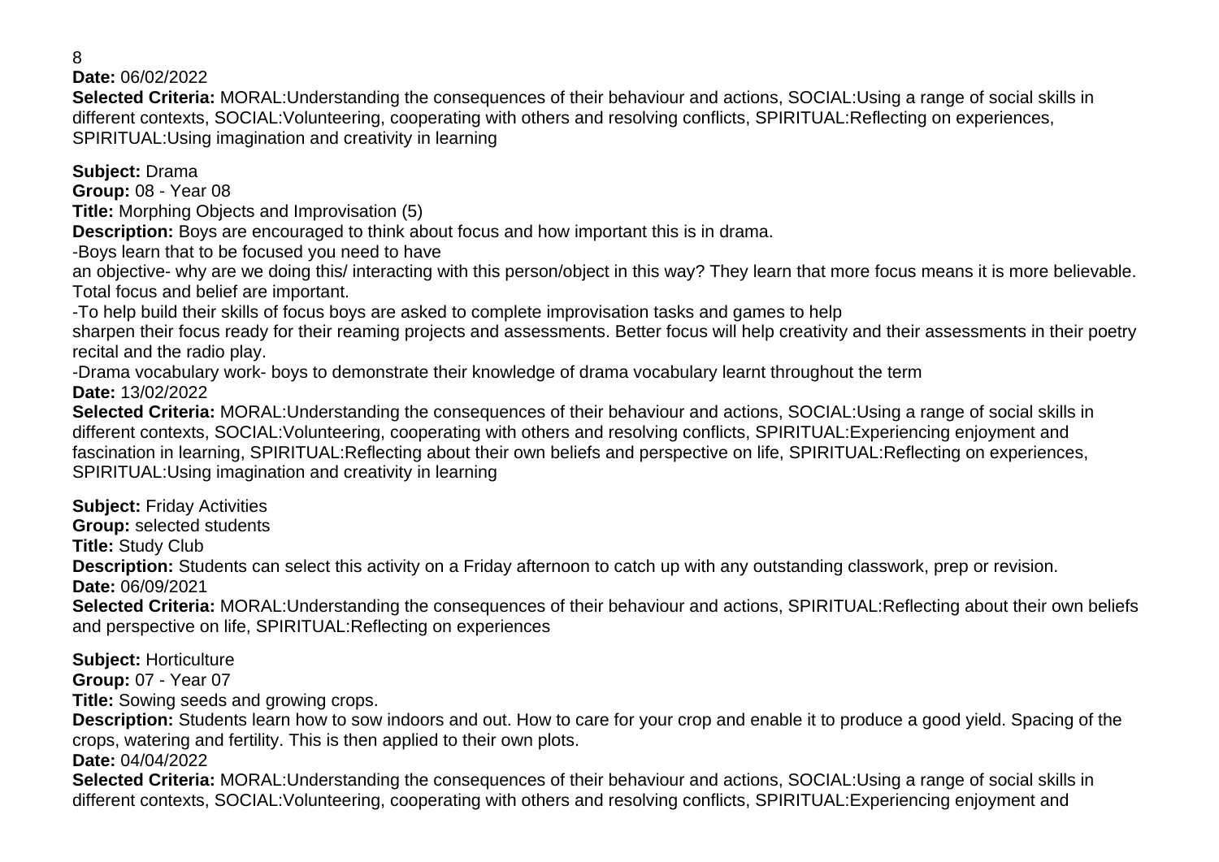8
**Date:** 06/02/2022
**Selected Criteria:** MORAL:Understanding the consequences of their behaviour and actions, SOCIAL:Using a range of social skills in different contexts, SOCIAL:Volunteering, cooperating with others and resolving conflicts, SPIRITUAL:Reflecting on experiences, SPIRITUAL:Using imagination and creativity in learning

**Subject:** Drama
**Group:** 08 - Year 08
**Title:** Morphing Objects and Improvisation (5)
**Description:** Boys are encouraged to think about focus and how important this is in drama.
-Boys learn that to be focused you need to have
an objective- why are we doing this/ interacting with this person/object in this way? They learn that more focus means it is more believable. Total focus and belief are important.
-To help build their skills of focus boys are asked to complete improvisation tasks and games to help
sharpen their focus ready for their reaming projects and assessments. Better focus will help creativity and their assessments in their poetry recital and the radio play.
-Drama vocabulary work- boys to demonstrate their knowledge of drama vocabulary learnt throughout the term
**Date:** 13/02/2022
**Selected Criteria:** MORAL:Understanding the consequences of their behaviour and actions, SOCIAL:Using a range of social skills in different contexts, SOCIAL:Volunteering, cooperating with others and resolving conflicts, SPIRITUAL:Experiencing enjoyment and fascination in learning, SPIRITUAL:Reflecting about their own beliefs and perspective on life, SPIRITUAL:Reflecting on experiences, SPIRITUAL:Using imagination and creativity in learning

**Subject:** Friday Activities
**Group:** selected students
**Title:** Study Club
**Description:** Students can select this activity on a Friday afternoon to catch up with any outstanding classwork, prep or revision.
**Date:** 06/09/2021
**Selected Criteria:** MORAL:Understanding the consequences of their behaviour and actions, SPIRITUAL:Reflecting about their own beliefs and perspective on life, SPIRITUAL:Reflecting on experiences

**Subject:** Horticulture
**Group:** 07 - Year 07
**Title:** Sowing seeds and growing crops.
**Description:** Students learn how to sow indoors and out. How to care for your crop and enable it to produce a good yield. Spacing of the crops, watering and fertility. This is then applied to their own plots.
**Date:** 04/04/2022
**Selected Criteria:** MORAL:Understanding the consequences of their behaviour and actions, SOCIAL:Using a range of social skills in different contexts, SOCIAL:Volunteering, cooperating with others and resolving conflicts, SPIRITUAL:Experiencing enjoyment and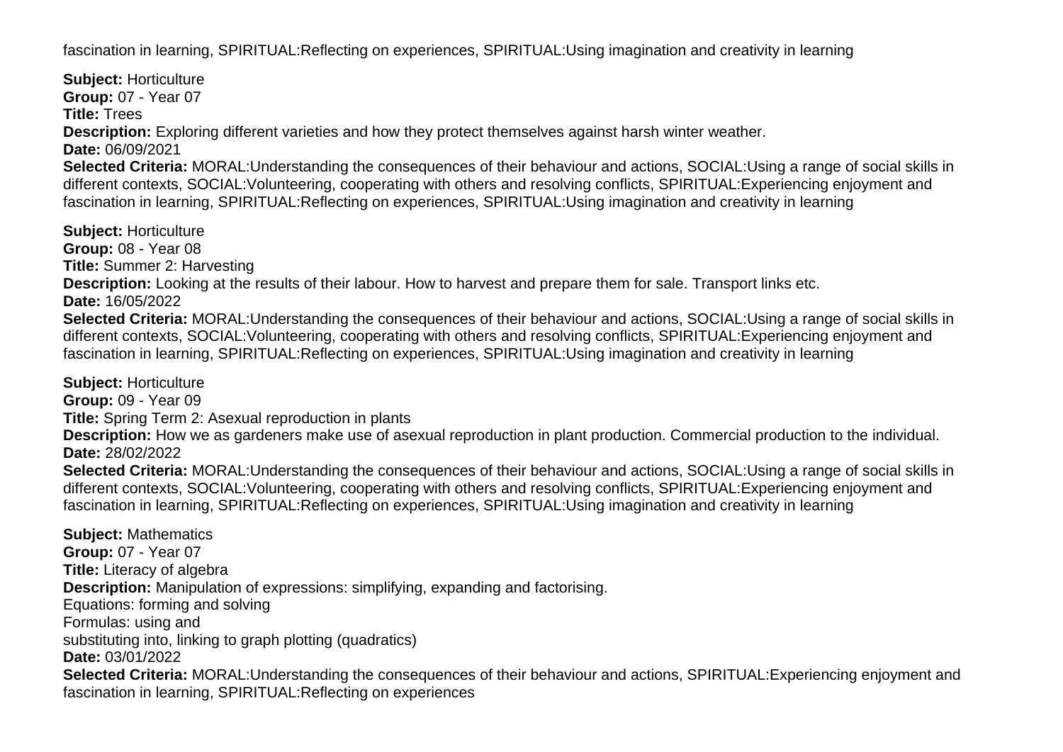fascination in learning, SPIRITUAL:Reflecting on experiences, SPIRITUAL:Using imagination and creativity in learning

**Subject:** Horticulture
**Group:** 07 - Year 07
**Title:** Trees
**Description:** Exploring different varieties and how they protect themselves against harsh winter weather.
**Date:** 06/09/2021
**Selected Criteria:** MORAL:Understanding the consequences of their behaviour and actions, SOCIAL:Using a range of social skills in different contexts, SOCIAL:Volunteering, cooperating with others and resolving conflicts, SPIRITUAL:Experiencing enjoyment and fascination in learning, SPIRITUAL:Reflecting on experiences, SPIRITUAL:Using imagination and creativity in learning

**Subject:** Horticulture
**Group:** 08 - Year 08
**Title:** Summer 2: Harvesting
**Description:** Looking at the results of their labour. How to harvest and prepare them for sale. Transport links etc.
**Date:** 16/05/2022
**Selected Criteria:** MORAL:Understanding the consequences of their behaviour and actions, SOCIAL:Using a range of social skills in different contexts, SOCIAL:Volunteering, cooperating with others and resolving conflicts, SPIRITUAL:Experiencing enjoyment and fascination in learning, SPIRITUAL:Reflecting on experiences, SPIRITUAL:Using imagination and creativity in learning

**Subject:** Horticulture
**Group:** 09 - Year 09
**Title:** Spring Term 2: Asexual reproduction in plants
**Description:** How we as gardeners make use of asexual reproduction in plant production. Commercial production to the individual.
**Date:** 28/02/2022
**Selected Criteria:** MORAL:Understanding the consequences of their behaviour and actions, SOCIAL:Using a range of social skills in different contexts, SOCIAL:Volunteering, cooperating with others and resolving conflicts, SPIRITUAL:Experiencing enjoyment and fascination in learning, SPIRITUAL:Reflecting on experiences, SPIRITUAL:Using imagination and creativity in learning

**Subject:** Mathematics
**Group:** 07 - Year 07
**Title:** Literacy of algebra
**Description:** Manipulation of expressions: simplifying, expanding and factorising.
Equations: forming and solving
Formulas: using and
substituting into, linking to graph plotting (quadratics)
**Date:** 03/01/2022
**Selected Criteria:** MORAL:Understanding the consequences of their behaviour and actions, SPIRITUAL:Experiencing enjoyment and fascination in learning, SPIRITUAL:Reflecting on experiences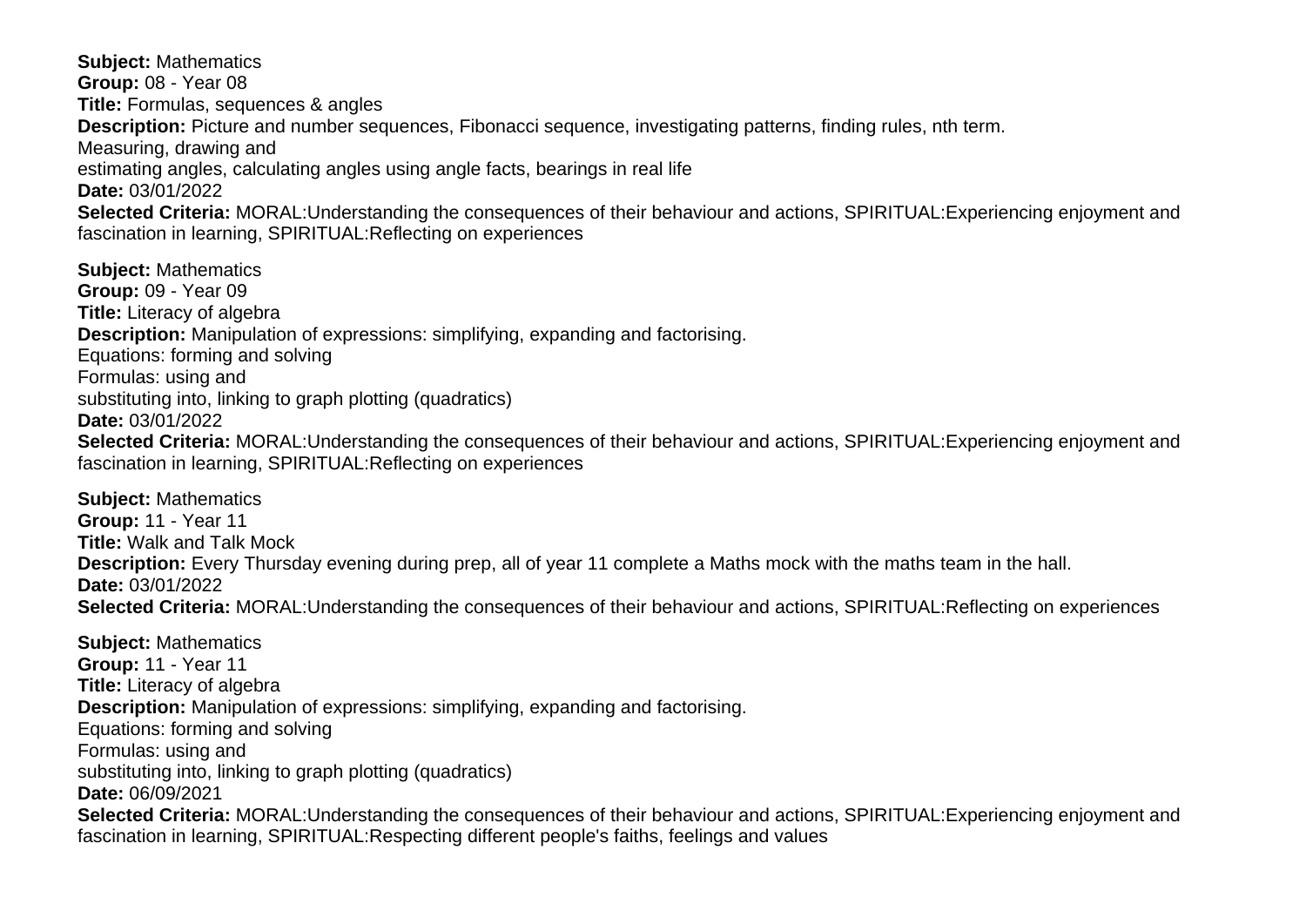**Subject:** Mathematics
**Group:** 08 - Year 08
**Title:** Formulas, sequences & angles
**Description:** Picture and number sequences, Fibonacci sequence, investigating patterns, finding rules, nth term.
Measuring, drawing and
estimating angles, calculating angles using angle facts, bearings in real life
**Date:** 03/01/2022
**Selected Criteria:** MORAL:Understanding the consequences of their behaviour and actions, SPIRITUAL:Experiencing enjoyment and fascination in learning, SPIRITUAL:Reflecting on experiences

**Subject:** Mathematics
**Group:** 09 - Year 09
**Title:** Literacy of algebra
**Description:** Manipulation of expressions: simplifying, expanding and factorising.
Equations: forming and solving
Formulas: using and
substituting into, linking to graph plotting (quadratics)
**Date:** 03/01/2022
**Selected Criteria:** MORAL:Understanding the consequences of their behaviour and actions, SPIRITUAL:Experiencing enjoyment and fascination in learning, SPIRITUAL:Reflecting on experiences

**Subject:** Mathematics
**Group:** 11 - Year 11
**Title:** Walk and Talk Mock
**Description:** Every Thursday evening during prep, all of year 11 complete a Maths mock with the maths team in the hall.
**Date:** 03/01/2022
**Selected Criteria:** MORAL:Understanding the consequences of their behaviour and actions, SPIRITUAL:Reflecting on experiences

**Subject:** Mathematics
**Group:** 11 - Year 11
**Title:** Literacy of algebra
**Description:** Manipulation of expressions: simplifying, expanding and factorising.
Equations: forming and solving
Formulas: using and
substituting into, linking to graph plotting (quadratics)
**Date:** 06/09/2021
**Selected Criteria:** MORAL:Understanding the consequences of their behaviour and actions, SPIRITUAL:Experiencing enjoyment and fascination in learning, SPIRITUAL:Respecting different people's faiths, feelings and values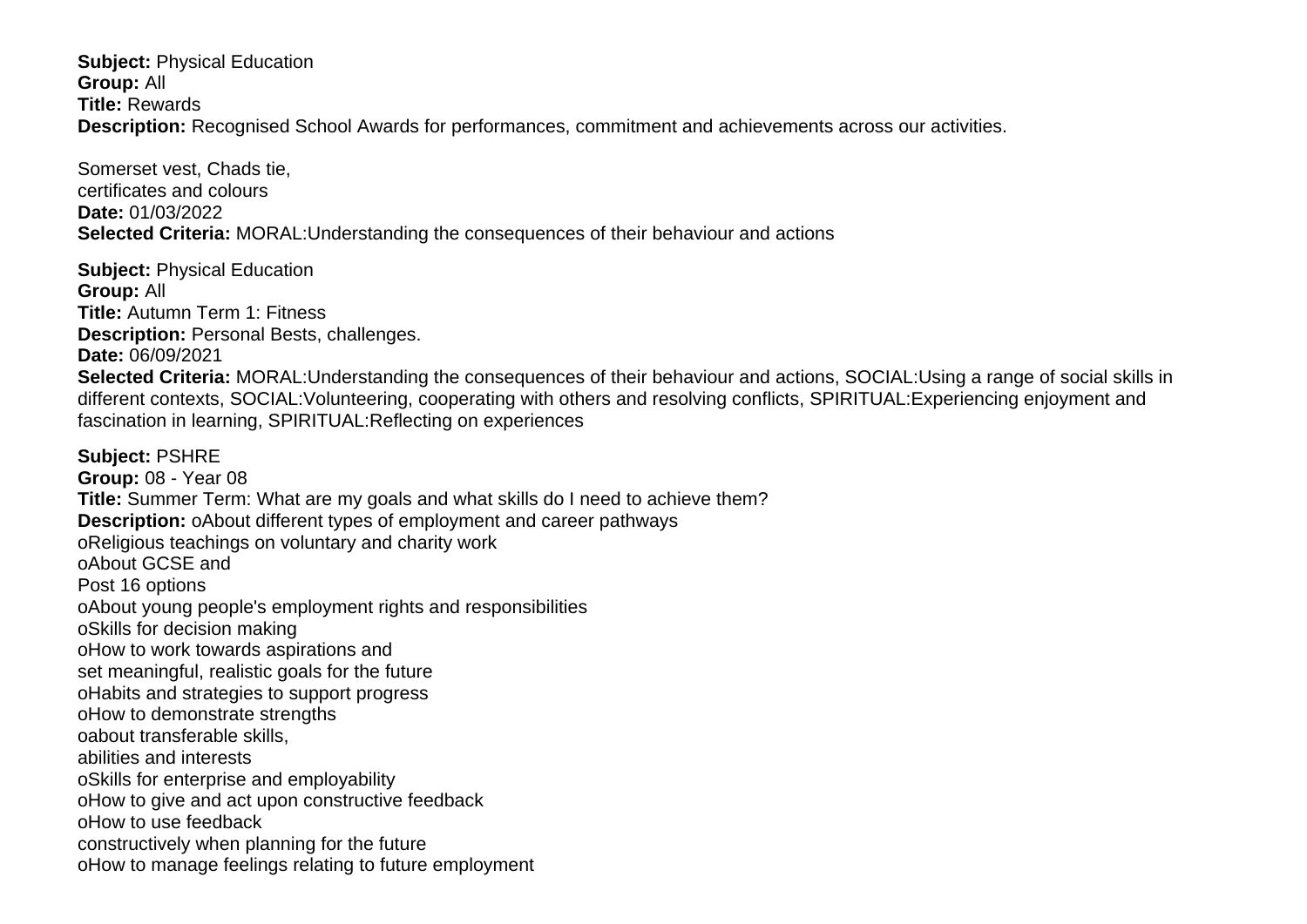**Subject:** Physical Education
**Group:** All
**Title:** Rewards
**Description:** Recognised School Awards for performances, commitment and achievements across our activities.

Somerset vest, Chads tie,
certificates and colours
**Date:** 01/03/2022
**Selected Criteria:** MORAL:Understanding the consequences of their behaviour and actions

**Subject:** Physical Education
**Group:** All
**Title:** Autumn Term 1: Fitness
**Description:** Personal Bests, challenges.
**Date:** 06/09/2021
**Selected Criteria:** MORAL:Understanding the consequences of their behaviour and actions, SOCIAL:Using a range of social skills in different contexts, SOCIAL:Volunteering, cooperating with others and resolving conflicts, SPIRITUAL:Experiencing enjoyment and fascination in learning, SPIRITUAL:Reflecting on experiences

**Subject:** PSHRE
**Group:** 08 - Year 08
**Title:** Summer Term: What are my goals and what skills do I need to achieve them?
**Description:** oAbout different types of employment and career pathways
oReligious teachings on voluntary and charity work
oAbout GCSE and
Post 16 options
oAbout young people's employment rights and responsibilities
oSkills for decision making
oHow to work towards aspirations and
set meaningful, realistic goals for the future
oHabits and strategies to support progress
oHow to demonstrate strengths
oabout transferable skills,
abilities and interests
oSkills for enterprise and employability
oHow to give and act upon constructive feedback
oHow to use feedback
constructively when planning for the future
oHow to manage feelings relating to future employment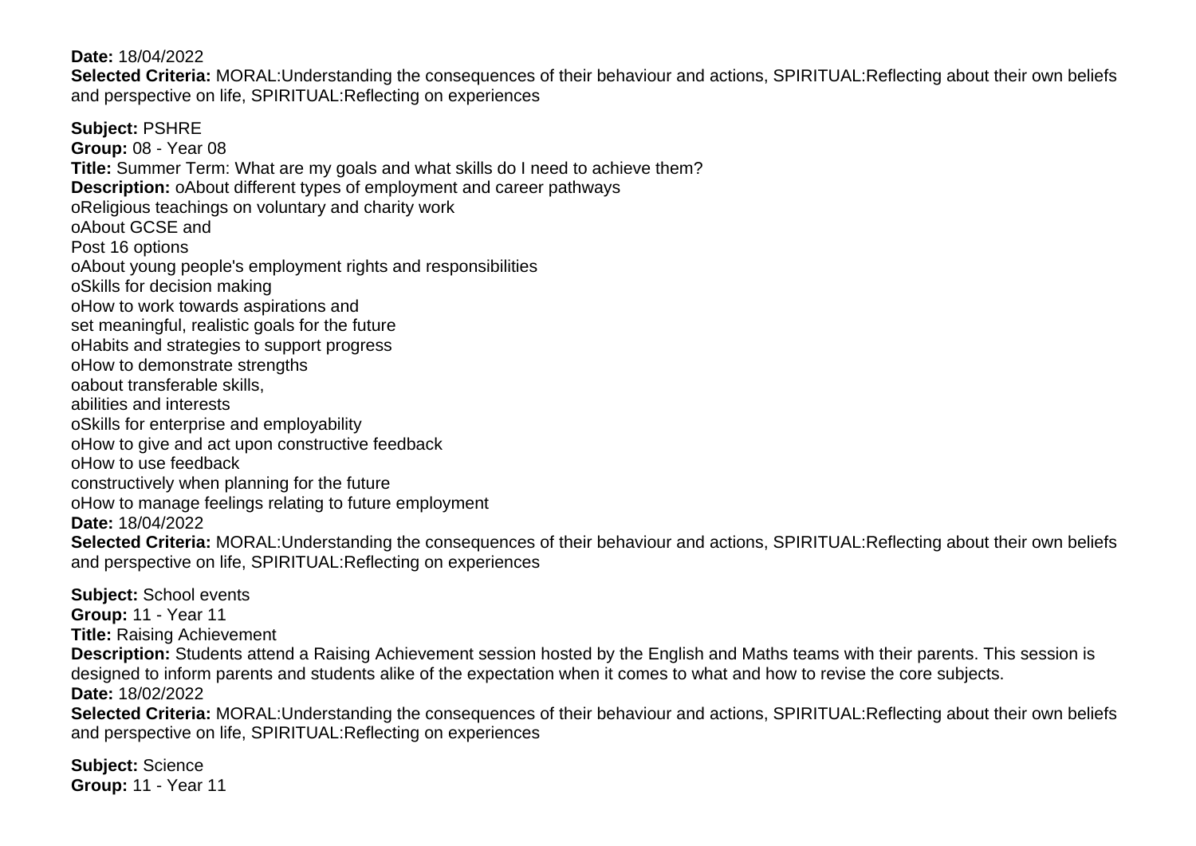**Date:** 18/04/2022
**Selected Criteria:** MORAL:Understanding the consequences of their behaviour and actions, SPIRITUAL:Reflecting about their own beliefs and perspective on life, SPIRITUAL:Reflecting on experiences

**Subject:** PSHRE
**Group:** 08 - Year 08
**Title:** Summer Term: What are my goals and what skills do I need to achieve them?
**Description:** oAbout different types of employment and career pathways
oReligious teachings on voluntary and charity work
oAbout GCSE and
Post 16 options
oAbout young people's employment rights and responsibilities
oSkills for decision making
oHow to work towards aspirations and
set meaningful, realistic goals for the future
oHabits and strategies to support progress
oHow to demonstrate strengths
oabout transferable skills,
abilities and interests
oSkills for enterprise and employability
oHow to give and act upon constructive feedback
oHow to use feedback
constructively when planning for the future
oHow to manage feelings relating to future employment
**Date:** 18/04/2022
**Selected Criteria:** MORAL:Understanding the consequences of their behaviour and actions, SPIRITUAL:Reflecting about their own beliefs and perspective on life, SPIRITUAL:Reflecting on experiences

**Subject:** School events
**Group:** 11 - Year 11
**Title:** Raising Achievement
**Description:** Students attend a Raising Achievement session hosted by the English and Maths teams with their parents. This session is designed to inform parents and students alike of the expectation when it comes to what and how to revise the core subjects.
**Date:** 18/02/2022
**Selected Criteria:** MORAL:Understanding the consequences of their behaviour and actions, SPIRITUAL:Reflecting about their own beliefs and perspective on life, SPIRITUAL:Reflecting on experiences

**Subject:** Science
**Group:** 11 - Year 11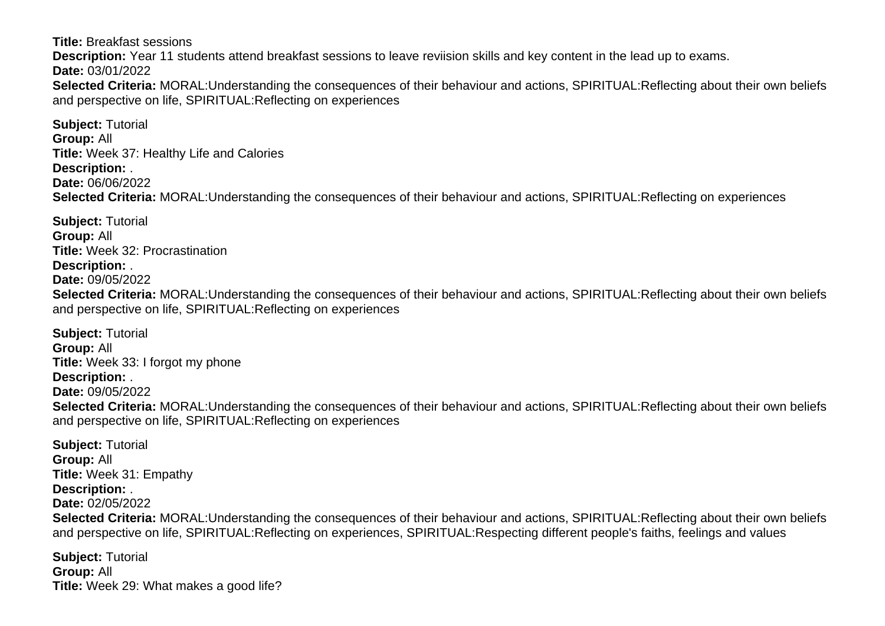**Title:** Breakfast sessions
**Description:** Year 11 students attend breakfast sessions to leave reviision skills and key content in the lead up to exams.
**Date:** 03/01/2022
**Selected Criteria:** MORAL:Understanding the consequences of their behaviour and actions, SPIRITUAL:Reflecting about their own beliefs and perspective on life, SPIRITUAL:Reflecting on experiences

**Subject:** Tutorial
**Group:** All
**Title:** Week 37: Healthy Life and Calories
**Description:** .
**Date:** 06/06/2022
**Selected Criteria:** MORAL:Understanding the consequences of their behaviour and actions, SPIRITUAL:Reflecting on experiences

**Subject:** Tutorial
**Group:** All
**Title:** Week 32: Procrastination
**Description:** .
**Date:** 09/05/2022
**Selected Criteria:** MORAL:Understanding the consequences of their behaviour and actions, SPIRITUAL:Reflecting about their own beliefs and perspective on life, SPIRITUAL:Reflecting on experiences

**Subject:** Tutorial
**Group:** All
**Title:** Week 33: I forgot my phone
**Description:** .
**Date:** 09/05/2022
**Selected Criteria:** MORAL:Understanding the consequences of their behaviour and actions, SPIRITUAL:Reflecting about their own beliefs and perspective on life, SPIRITUAL:Reflecting on experiences

**Subject:** Tutorial
**Group:** All
**Title:** Week 31: Empathy
**Description:** .
**Date:** 02/05/2022
**Selected Criteria:** MORAL:Understanding the consequences of their behaviour and actions, SPIRITUAL:Reflecting about their own beliefs and perspective on life, SPIRITUAL:Reflecting on experiences, SPIRITUAL:Respecting different people's faiths, feelings and values

**Subject:** Tutorial
**Group:** All
**Title:** Week 29: What makes a good life?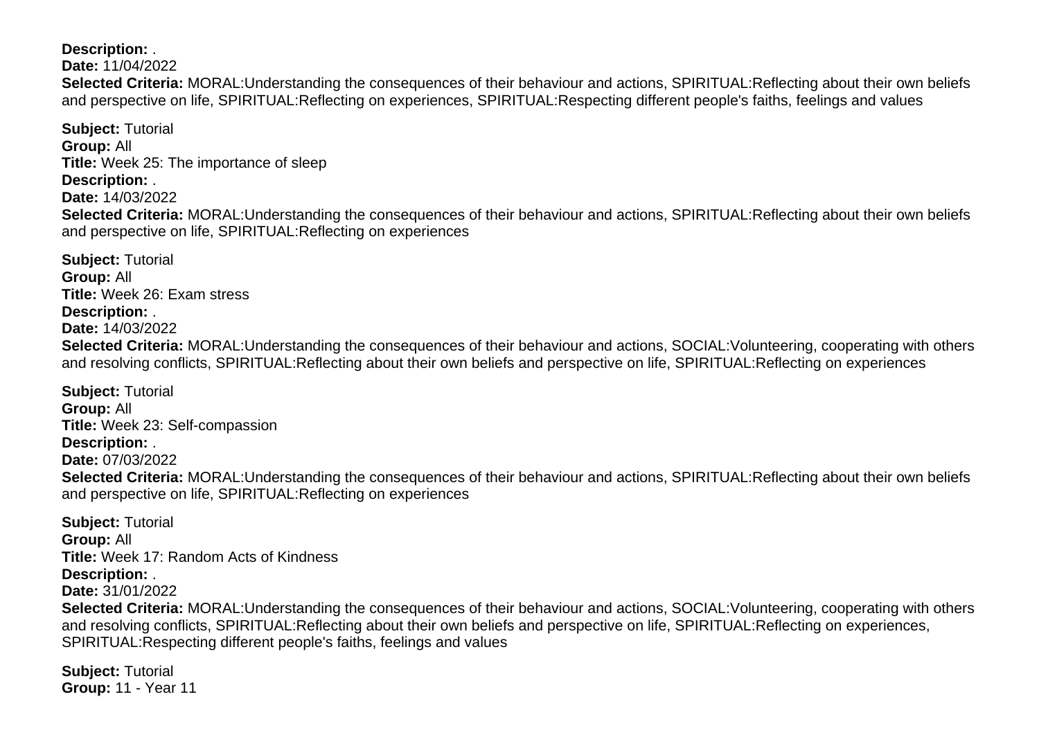**Description:** .
**Date:** 11/04/2022
**Selected Criteria:** MORAL:Understanding the consequences of their behaviour and actions, SPIRITUAL:Reflecting about their own beliefs and perspective on life, SPIRITUAL:Reflecting on experiences, SPIRITUAL:Respecting different people's faiths, feelings and values

**Subject:** Tutorial
**Group:** All
**Title:** Week 25: The importance of sleep
**Description:** .
**Date:** 14/03/2022
**Selected Criteria:** MORAL:Understanding the consequences of their behaviour and actions, SPIRITUAL:Reflecting about their own beliefs and perspective on life, SPIRITUAL:Reflecting on experiences

**Subject:** Tutorial
**Group:** All
**Title:** Week 26: Exam stress
**Description:** .
**Date:** 14/03/2022
**Selected Criteria:** MORAL:Understanding the consequences of their behaviour and actions, SOCIAL:Volunteering, cooperating with others and resolving conflicts, SPIRITUAL:Reflecting about their own beliefs and perspective on life, SPIRITUAL:Reflecting on experiences

**Subject:** Tutorial
**Group:** All
**Title:** Week 23: Self-compassion
**Description:** .
**Date:** 07/03/2022
**Selected Criteria:** MORAL:Understanding the consequences of their behaviour and actions, SPIRITUAL:Reflecting about their own beliefs and perspective on life, SPIRITUAL:Reflecting on experiences

**Subject:** Tutorial
**Group:** All
**Title:** Week 17: Random Acts of Kindness
**Description:** .
**Date:** 31/01/2022
**Selected Criteria:** MORAL:Understanding the consequences of their behaviour and actions, SOCIAL:Volunteering, cooperating with others and resolving conflicts, SPIRITUAL:Reflecting about their own beliefs and perspective on life, SPIRITUAL:Reflecting on experiences, SPIRITUAL:Respecting different people's faiths, feelings and values

**Subject:** Tutorial
**Group:** 11 - Year 11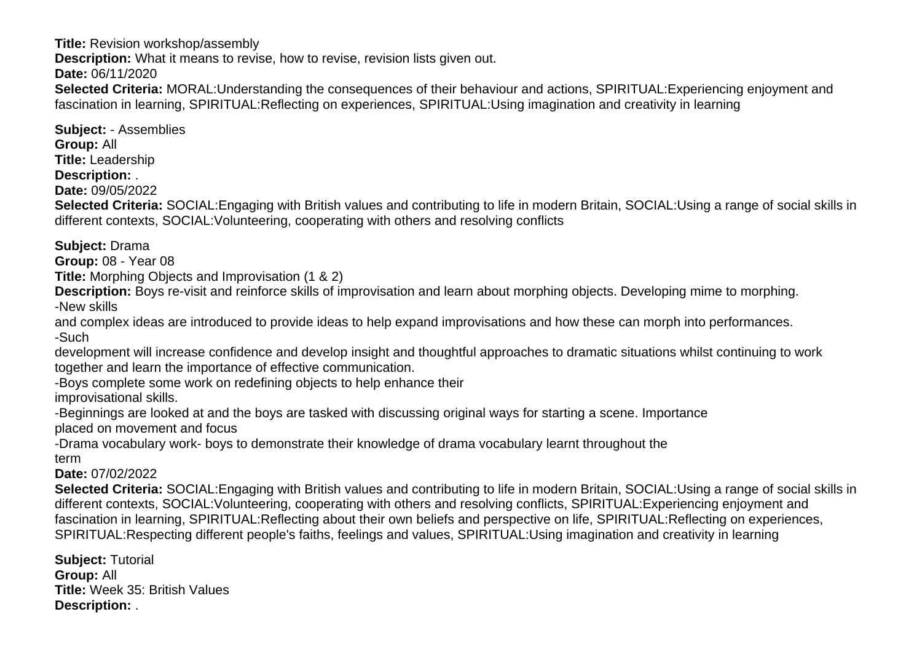**Title:** Revision workshop/assembly
**Description:** What it means to revise, how to revise, revision lists given out.
**Date:** 06/11/2020
**Selected Criteria:** MORAL:Understanding the consequences of their behaviour and actions, SPIRITUAL:Experiencing enjoyment and fascination in learning, SPIRITUAL:Reflecting on experiences, SPIRITUAL:Using imagination and creativity in learning

**Subject:** - Assemblies
**Group:** All
**Title:** Leadership
**Description:** .
**Date:** 09/05/2022
**Selected Criteria:** SOCIAL:Engaging with British values and contributing to life in modern Britain, SOCIAL:Using a range of social skills in different contexts, SOCIAL:Volunteering, cooperating with others and resolving conflicts

**Subject:** Drama
**Group:** 08 - Year 08
**Title:** Morphing Objects and Improvisation (1 & 2)
**Description:** Boys re-visit and reinforce skills of improvisation and learn about morphing objects. Developing mime to morphing.
-New skills
and complex ideas are introduced to provide ideas to help expand improvisations and how these can morph into performances.
-Such
development will increase confidence and develop insight and thoughtful approaches to dramatic situations whilst continuing to work together and learn the importance of effective communication.
-Boys complete some work on redefining objects to help enhance their
improvisational skills.
-Beginnings are looked at and the boys are tasked with discussing original ways for starting a scene. Importance
placed on movement and focus
-Drama vocabulary work- boys to demonstrate their knowledge of drama vocabulary learnt throughout the
term
**Date:** 07/02/2022
**Selected Criteria:** SOCIAL:Engaging with British values and contributing to life in modern Britain, SOCIAL:Using a range of social skills in different contexts, SOCIAL:Volunteering, cooperating with others and resolving conflicts, SPIRITUAL:Experiencing enjoyment and fascination in learning, SPIRITUAL:Reflecting about their own beliefs and perspective on life, SPIRITUAL:Reflecting on experiences, SPIRITUAL:Respecting different people's faiths, feelings and values, SPIRITUAL:Using imagination and creativity in learning

**Subject:** Tutorial
**Group:** All
**Title:** Week 35: British Values
**Description:** .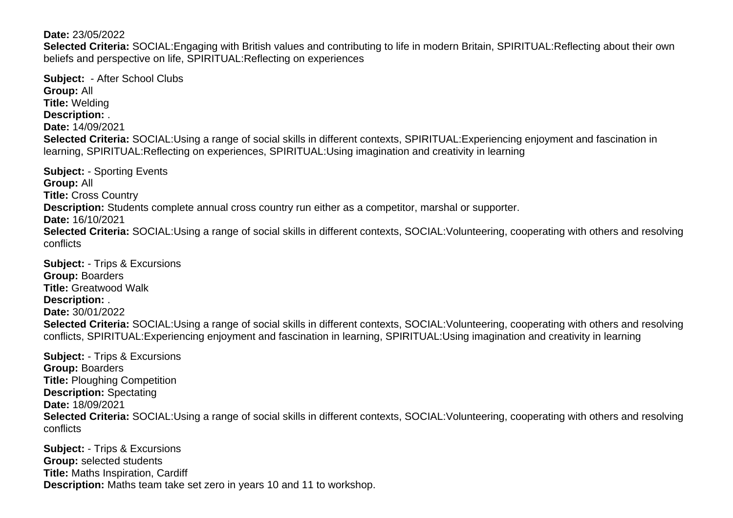**Date:** 23/05/2022
**Selected Criteria:** SOCIAL:Engaging with British values and contributing to life in modern Britain, SPIRITUAL:Reflecting about their own beliefs and perspective on life, SPIRITUAL:Reflecting on experiences

**Subject:** - After School Clubs
**Group:** All
**Title:** Welding
**Description:** .
**Date:** 14/09/2021
**Selected Criteria:** SOCIAL:Using a range of social skills in different contexts, SPIRITUAL:Experiencing enjoyment and fascination in learning, SPIRITUAL:Reflecting on experiences, SPIRITUAL:Using imagination and creativity in learning

**Subject:** - Sporting Events
**Group:** All
**Title:** Cross Country
**Description:** Students complete annual cross country run either as a competitor, marshal or supporter.
**Date:** 16/10/2021
**Selected Criteria:** SOCIAL:Using a range of social skills in different contexts, SOCIAL:Volunteering, cooperating with others and resolving conflicts

**Subject:** - Trips & Excursions
**Group:** Boarders
**Title:** Greatwood Walk
**Description:** .
**Date:** 30/01/2022
**Selected Criteria:** SOCIAL:Using a range of social skills in different contexts, SOCIAL:Volunteering, cooperating with others and resolving conflicts, SPIRITUAL:Experiencing enjoyment and fascination in learning, SPIRITUAL:Using imagination and creativity in learning

**Subject:** - Trips & Excursions
**Group:** Boarders
**Title:** Ploughing Competition
**Description:** Spectating
**Date:** 18/09/2021
**Selected Criteria:** SOCIAL:Using a range of social skills in different contexts, SOCIAL:Volunteering, cooperating with others and resolving conflicts

**Subject:** - Trips & Excursions
**Group:** selected students
**Title:** Maths Inspiration, Cardiff
**Description:** Maths team take set zero in years 10 and 11 to workshop.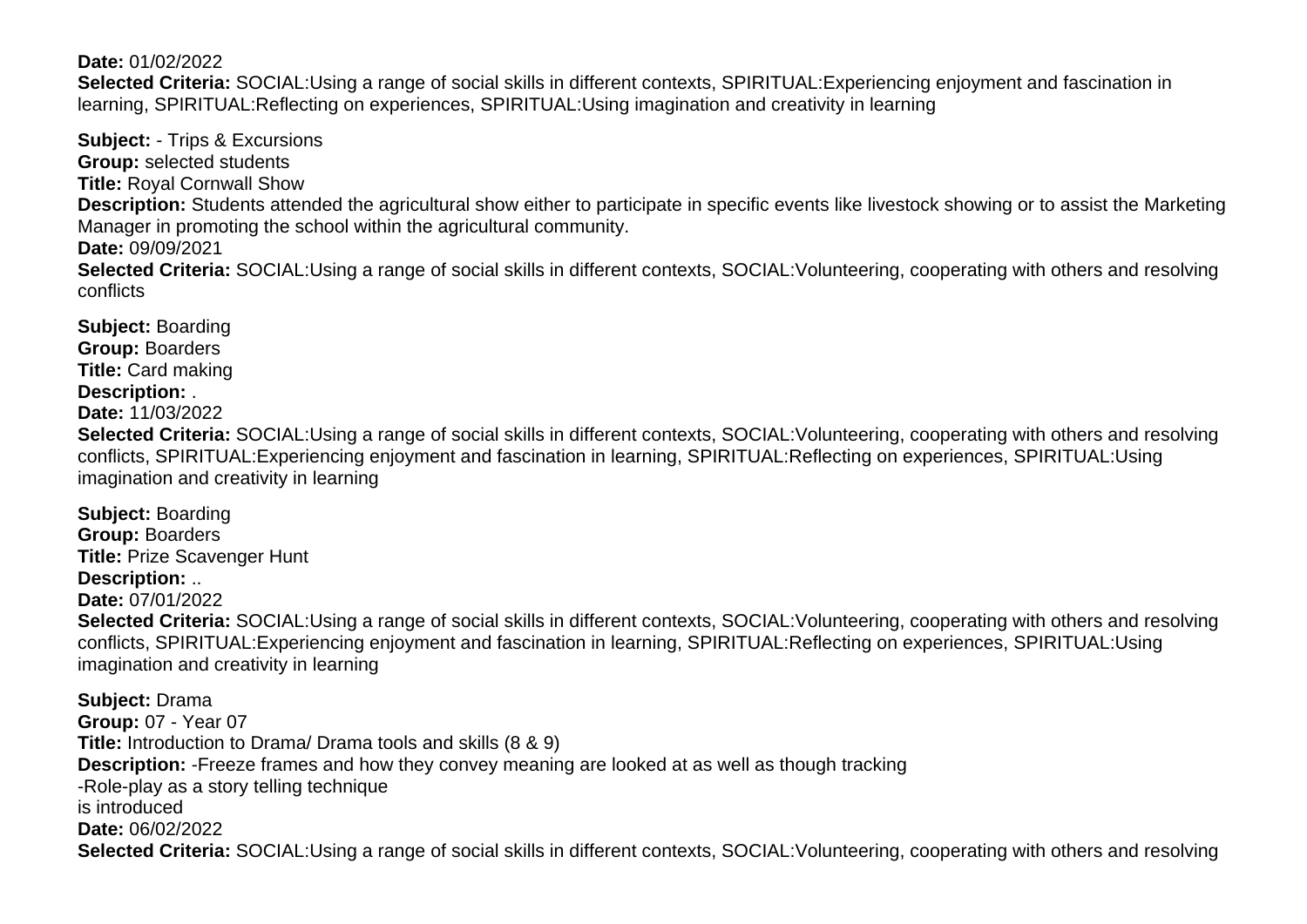**Date:** 01/02/2022
**Selected Criteria:** SOCIAL:Using a range of social skills in different contexts, SPIRITUAL:Experiencing enjoyment and fascination in learning, SPIRITUAL:Reflecting on experiences, SPIRITUAL:Using imagination and creativity in learning

**Subject:** - Trips & Excursions
**Group:** selected students
**Title:** Royal Cornwall Show
**Description:** Students attended the agricultural show either to participate in specific events like livestock showing or to assist the Marketing Manager in promoting the school within the agricultural community.
**Date:** 09/09/2021
**Selected Criteria:** SOCIAL:Using a range of social skills in different contexts, SOCIAL:Volunteering, cooperating with others and resolving conflicts

**Subject:** Boarding
**Group:** Boarders
**Title:** Card making
**Description:** .
**Date:** 11/03/2022
**Selected Criteria:** SOCIAL:Using a range of social skills in different contexts, SOCIAL:Volunteering, cooperating with others and resolving conflicts, SPIRITUAL:Experiencing enjoyment and fascination in learning, SPIRITUAL:Reflecting on experiences, SPIRITUAL:Using imagination and creativity in learning

**Subject:** Boarding
**Group:** Boarders
**Title:** Prize Scavenger Hunt
**Description:** ..
**Date:** 07/01/2022
**Selected Criteria:** SOCIAL:Using a range of social skills in different contexts, SOCIAL:Volunteering, cooperating with others and resolving conflicts, SPIRITUAL:Experiencing enjoyment and fascination in learning, SPIRITUAL:Reflecting on experiences, SPIRITUAL:Using imagination and creativity in learning

**Subject:** Drama
**Group:** 07 - Year 07
**Title:** Introduction to Drama/ Drama tools and skills (8 & 9)
**Description:** -Freeze frames and how they convey meaning are looked at as well as though tracking
-Role-play as a story telling technique
is introduced
**Date:** 06/02/2022
**Selected Criteria:** SOCIAL:Using a range of social skills in different contexts, SOCIAL:Volunteering, cooperating with others and resolving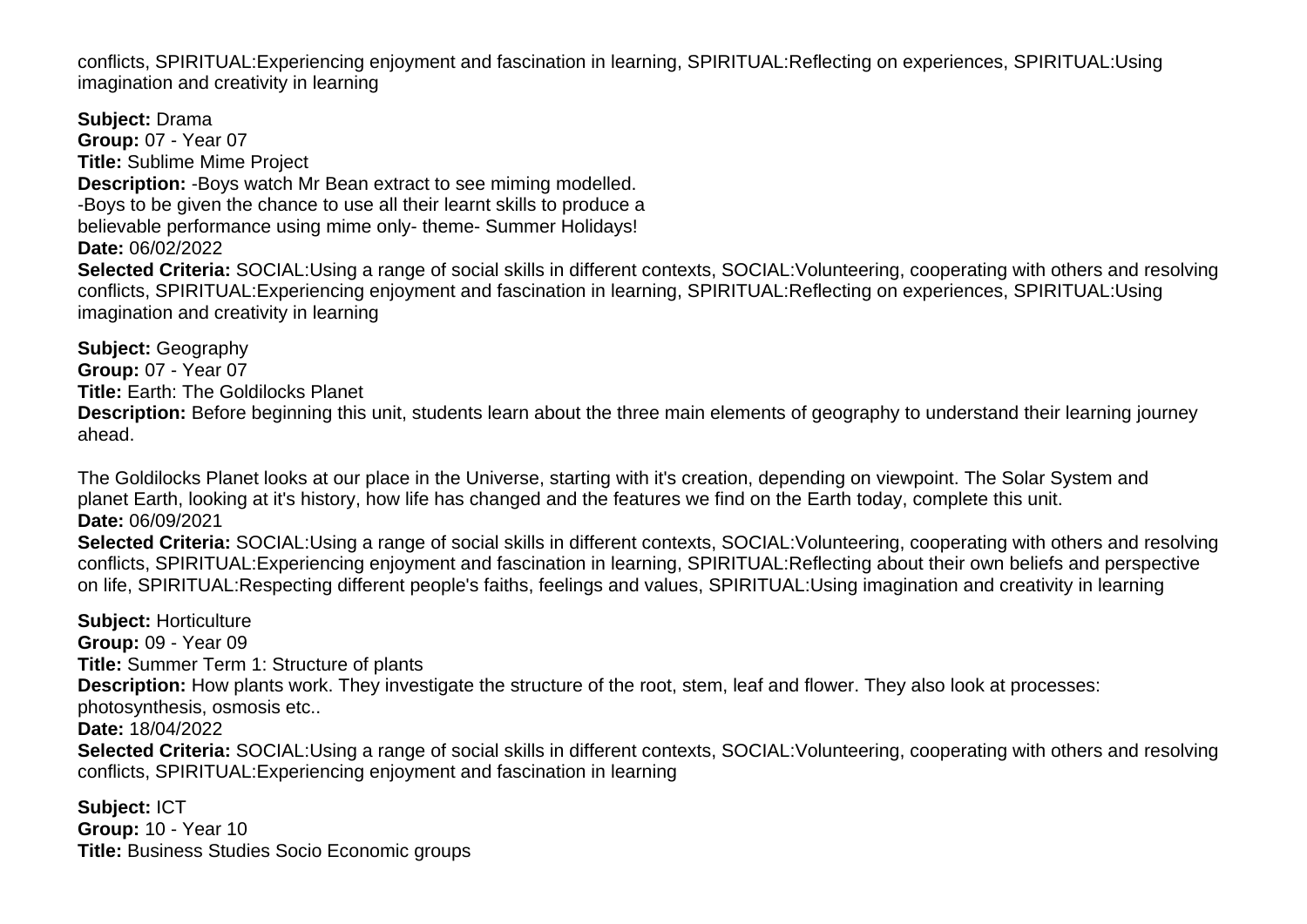conflicts, SPIRITUAL:Experiencing enjoyment and fascination in learning, SPIRITUAL:Reflecting on experiences, SPIRITUAL:Using imagination and creativity in learning

**Subject:** Drama
**Group:** 07 - Year 07
**Title:** Sublime Mime Project
**Description:** -Boys watch Mr Bean extract to see miming modelled.
-Boys to be given the chance to use all their learnt skills to produce a
believable performance using mime only- theme- Summer Holidays!
**Date:** 06/02/2022
**Selected Criteria:** SOCIAL:Using a range of social skills in different contexts, SOCIAL:Volunteering, cooperating with others and resolving conflicts, SPIRITUAL:Experiencing enjoyment and fascination in learning, SPIRITUAL:Reflecting on experiences, SPIRITUAL:Using imagination and creativity in learning

**Subject:** Geography
**Group:** 07 - Year 07
**Title:** Earth: The Goldilocks Planet
**Description:** Before beginning this unit, students learn about the three main elements of geography to understand their learning journey ahead.

The Goldilocks Planet looks at our place in the Universe, starting with it's creation, depending on viewpoint. The Solar System and planet Earth, looking at it's history, how life has changed and the features we find on the Earth today, complete this unit.
**Date:** 06/09/2021
**Selected Criteria:** SOCIAL:Using a range of social skills in different contexts, SOCIAL:Volunteering, cooperating with others and resolving conflicts, SPIRITUAL:Experiencing enjoyment and fascination in learning, SPIRITUAL:Reflecting about their own beliefs and perspective on life, SPIRITUAL:Respecting different people's faiths, feelings and values, SPIRITUAL:Using imagination and creativity in learning

**Subject:** Horticulture
**Group:** 09 - Year 09
**Title:** Summer Term 1: Structure of plants
**Description:** How plants work. They investigate the structure of the root, stem, leaf and flower. They also look at processes: photosynthesis, osmosis etc..
**Date:** 18/04/2022
**Selected Criteria:** SOCIAL:Using a range of social skills in different contexts, SOCIAL:Volunteering, cooperating with others and resolving conflicts, SPIRITUAL:Experiencing enjoyment and fascination in learning

**Subject:** ICT
**Group:** 10 - Year 10
**Title:** Business Studies Socio Economic groups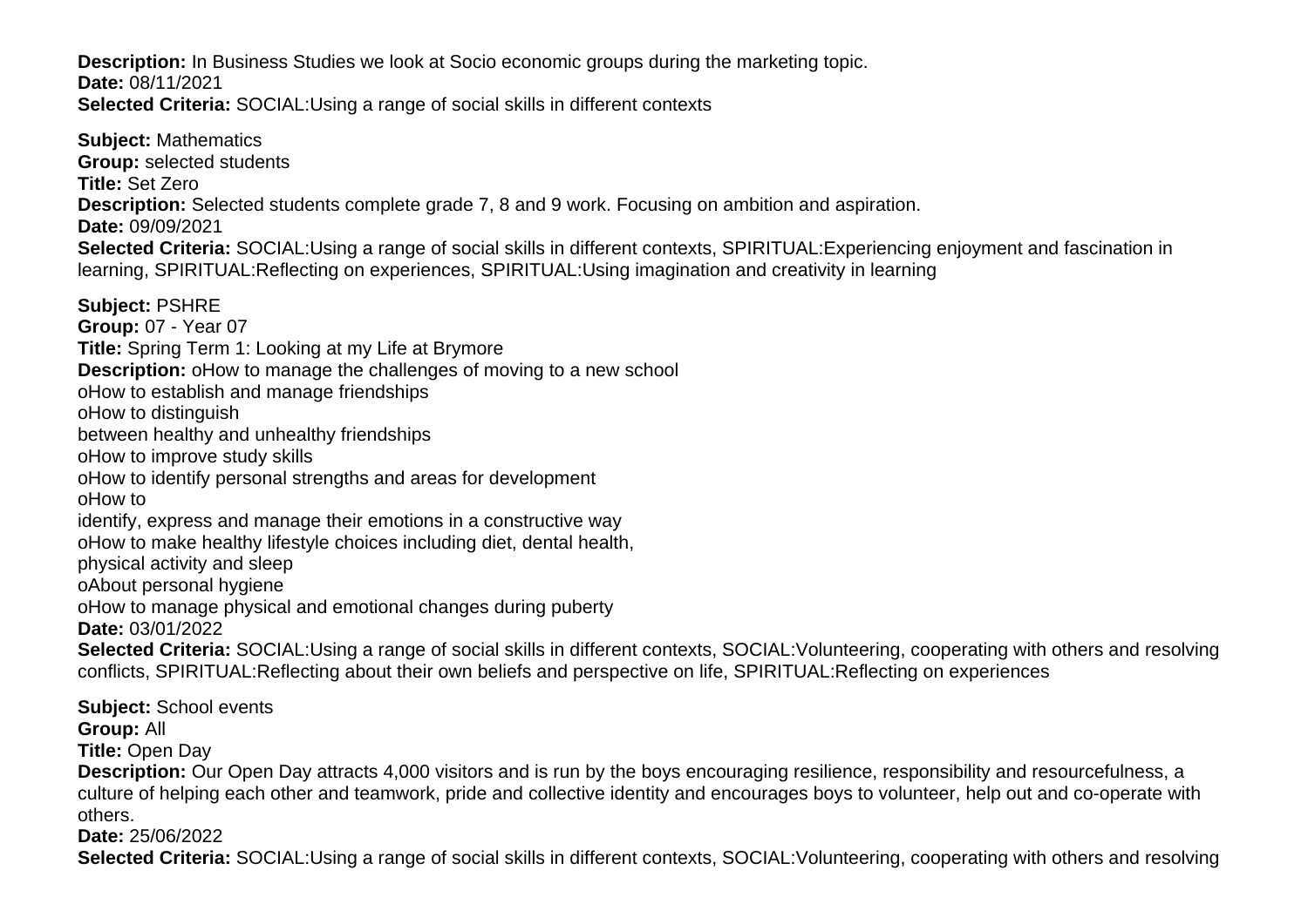**Description:** In Business Studies we look at Socio economic groups during the marketing topic.
**Date:** 08/11/2021
**Selected Criteria:** SOCIAL:Using a range of social skills in different contexts

**Subject:** Mathematics
**Group:** selected students
**Title:** Set Zero
**Description:** Selected students complete grade 7, 8 and 9 work. Focusing on ambition and aspiration.
**Date:** 09/09/2021
**Selected Criteria:** SOCIAL:Using a range of social skills in different contexts, SPIRITUAL:Experiencing enjoyment and fascination in learning, SPIRITUAL:Reflecting on experiences, SPIRITUAL:Using imagination and creativity in learning

**Subject:** PSHRE
**Group:** 07 - Year 07
**Title:** Spring Term 1: Looking at my Life at Brymore
**Description:** oHow to manage the challenges of moving to a new school
oHow to establish and manage friendships
oHow to distinguish
between healthy and unhealthy friendships
oHow to improve study skills
oHow to identify personal strengths and areas for development
oHow to
identify, express and manage their emotions in a constructive way
oHow to make healthy lifestyle choices including diet, dental health,
physical activity and sleep
oAbout personal hygiene
oHow to manage physical and emotional changes during puberty
**Date:** 03/01/2022
**Selected Criteria:** SOCIAL:Using a range of social skills in different contexts, SOCIAL:Volunteering, cooperating with others and resolving conflicts, SPIRITUAL:Reflecting about their own beliefs and perspective on life, SPIRITUAL:Reflecting on experiences

**Subject:** School events
**Group:** All
**Title:** Open Day
**Description:** Our Open Day attracts 4,000 visitors and is run by the boys encouraging resilience, responsibility and resourcefulness, a culture of helping each other and teamwork, pride and collective identity and encourages boys to volunteer, help out and co-operate with others.
**Date:** 25/06/2022
**Selected Criteria:** SOCIAL:Using a range of social skills in different contexts, SOCIAL:Volunteering, cooperating with others and resolving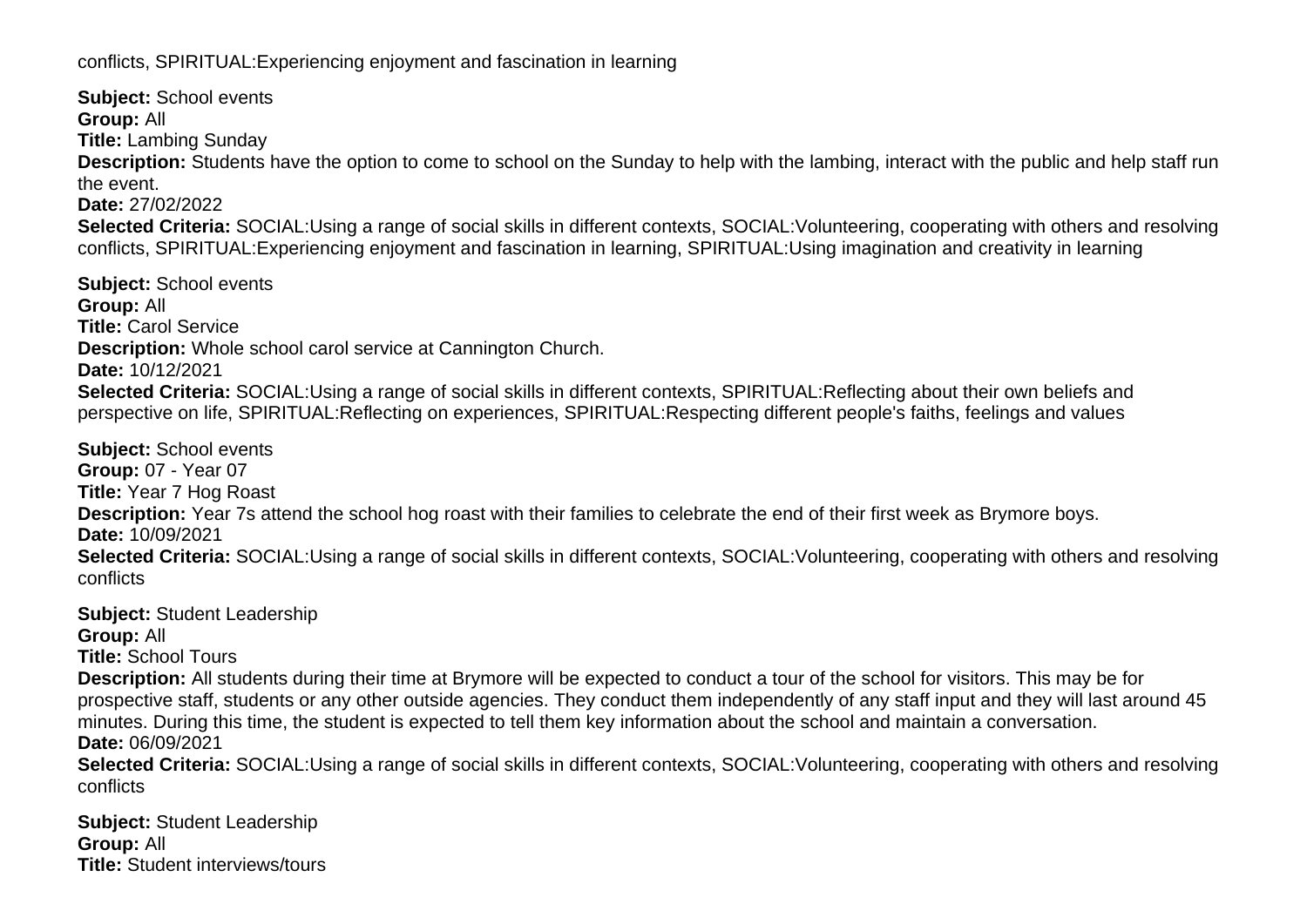conflicts, SPIRITUAL:Experiencing enjoyment and fascination in learning

**Subject:** School events
**Group:** All
**Title:** Lambing Sunday
**Description:** Students have the option to come to school on the Sunday to help with the lambing, interact with the public and help staff run the event.
**Date:** 27/02/2022
**Selected Criteria:** SOCIAL:Using a range of social skills in different contexts, SOCIAL:Volunteering, cooperating with others and resolving conflicts, SPIRITUAL:Experiencing enjoyment and fascination in learning, SPIRITUAL:Using imagination and creativity in learning

**Subject:** School events
**Group:** All
**Title:** Carol Service
**Description:** Whole school carol service at Cannington Church.
**Date:** 10/12/2021
**Selected Criteria:** SOCIAL:Using a range of social skills in different contexts, SPIRITUAL:Reflecting about their own beliefs and perspective on life, SPIRITUAL:Reflecting on experiences, SPIRITUAL:Respecting different people's faiths, feelings and values

**Subject:** School events
**Group:** 07 - Year 07
**Title:** Year 7 Hog Roast
**Description:** Year 7s attend the school hog roast with their families to celebrate the end of their first week as Brymore boys.
**Date:** 10/09/2021
**Selected Criteria:** SOCIAL:Using a range of social skills in different contexts, SOCIAL:Volunteering, cooperating with others and resolving conflicts

**Subject:** Student Leadership
**Group:** All
**Title:** School Tours
**Description:** All students during their time at Brymore will be expected to conduct a tour of the school for visitors. This may be for prospective staff, students or any other outside agencies. They conduct them independently of any staff input and they will last around 45 minutes. During this time, the student is expected to tell them key information about the school and maintain a conversation.
**Date:** 06/09/2021
**Selected Criteria:** SOCIAL:Using a range of social skills in different contexts, SOCIAL:Volunteering, cooperating with others and resolving conflicts

**Subject:** Student Leadership
**Group:** All
**Title:** Student interviews/tours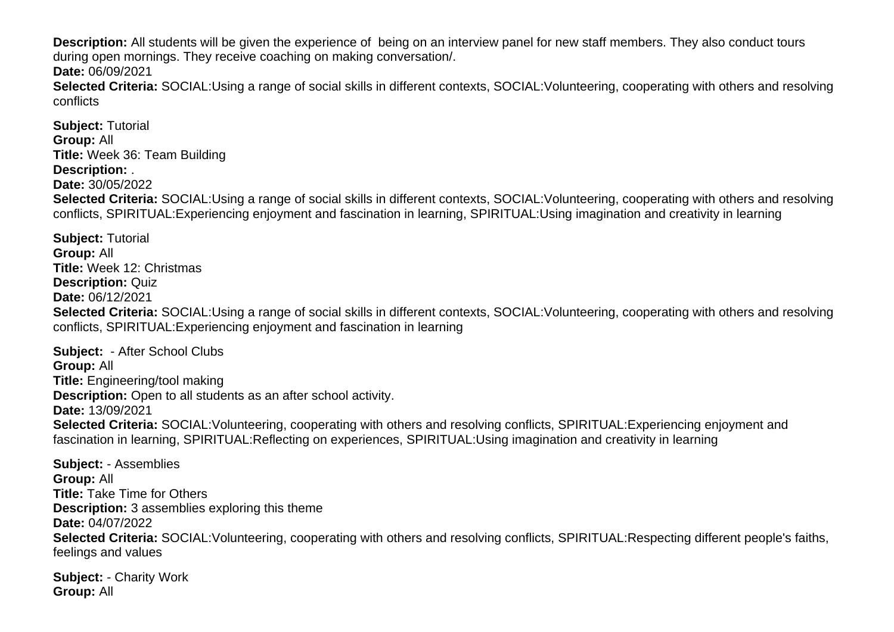**Description:** All students will be given the experience of  being on an interview panel for new staff members. They also conduct tours during open mornings. They receive coaching on making conversation/.
**Date:** 06/09/2021
**Selected Criteria:** SOCIAL:Using a range of social skills in different contexts, SOCIAL:Volunteering, cooperating with others and resolving conflicts

**Subject:** Tutorial
**Group:** All
**Title:** Week 36: Team Building
**Description:** .
**Date:** 30/05/2022
**Selected Criteria:** SOCIAL:Using a range of social skills in different contexts, SOCIAL:Volunteering, cooperating with others and resolving conflicts, SPIRITUAL:Experiencing enjoyment and fascination in learning, SPIRITUAL:Using imagination and creativity in learning

**Subject:** Tutorial
**Group:** All
**Title:** Week 12: Christmas
**Description:** Quiz
**Date:** 06/12/2021
**Selected Criteria:** SOCIAL:Using a range of social skills in different contexts, SOCIAL:Volunteering, cooperating with others and resolving conflicts, SPIRITUAL:Experiencing enjoyment and fascination in learning

**Subject:**  - After School Clubs
**Group:** All
**Title:** Engineering/tool making
**Description:** Open to all students as an after school activity.
**Date:** 13/09/2021
**Selected Criteria:** SOCIAL:Volunteering, cooperating with others and resolving conflicts, SPIRITUAL:Experiencing enjoyment and fascination in learning, SPIRITUAL:Reflecting on experiences, SPIRITUAL:Using imagination and creativity in learning

**Subject:** - Assemblies
**Group:** All
**Title:** Take Time for Others
**Description:** 3 assemblies exploring this theme
**Date:** 04/07/2022
**Selected Criteria:** SOCIAL:Volunteering, cooperating with others and resolving conflicts, SPIRITUAL:Respecting different people's faiths, feelings and values

**Subject:** - Charity Work
**Group:** All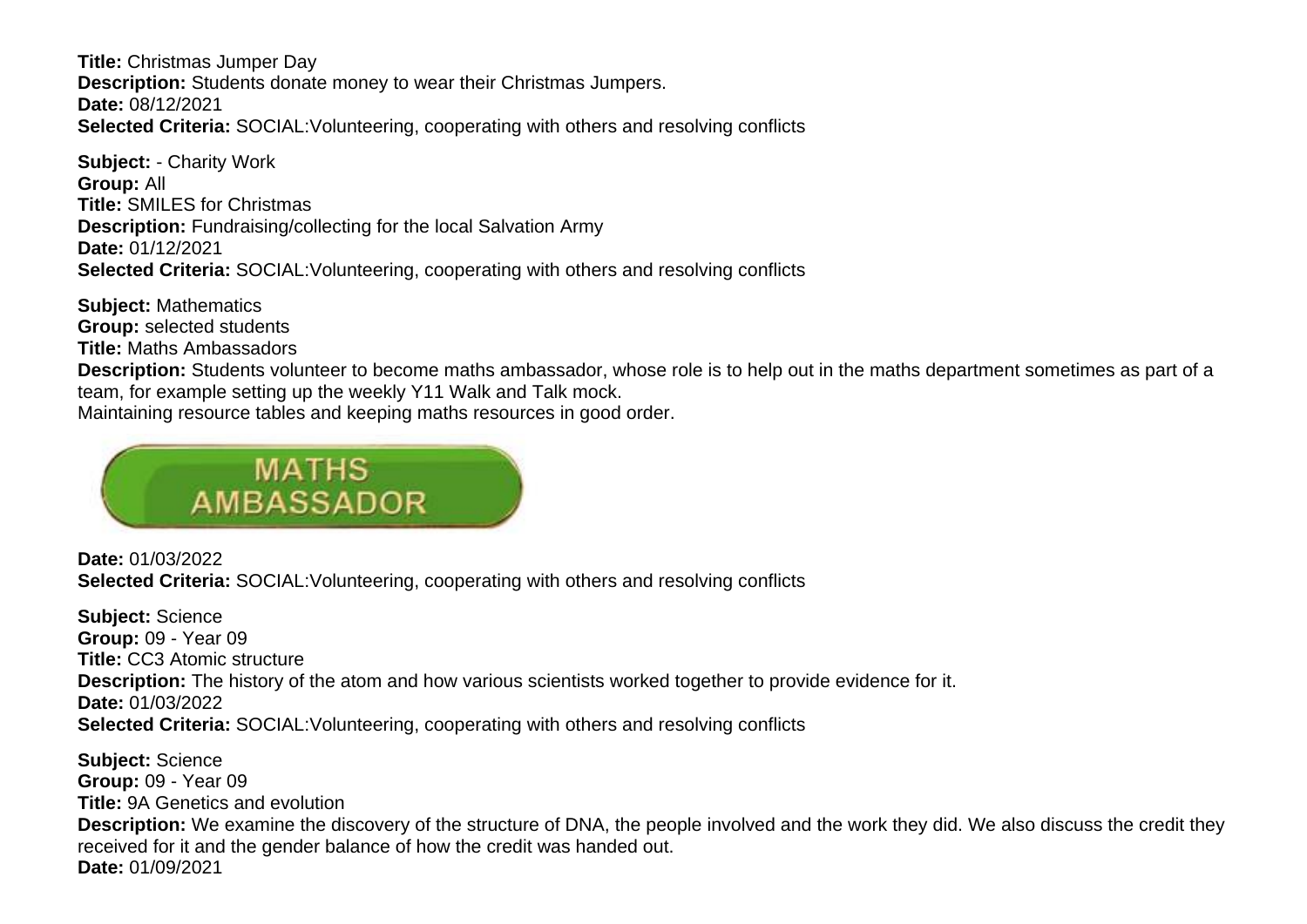**Title:** Christmas Jumper Day
**Description:** Students donate money to wear their Christmas Jumpers.
**Date:** 08/12/2021
**Selected Criteria:** SOCIAL:Volunteering, cooperating with others and resolving conflicts

**Subject:** - Charity Work
**Group:** All
**Title:** SMILES for Christmas
**Description:** Fundraising/collecting for the local Salvation Army
**Date:** 01/12/2021
**Selected Criteria:** SOCIAL:Volunteering, cooperating with others and resolving conflicts

**Subject:** Mathematics
**Group:** selected students
**Title:** Maths Ambassadors
**Description:** Students volunteer to become maths ambassador, whose role is to help out in the maths department sometimes as part of a team, for example setting up the weekly Y11 Walk and Talk mock.
Maintaining resource tables and keeping maths resources in good order.

MATHS AMBASSADOR

**Date:** 01/03/2022
**Selected Criteria:** SOCIAL:Volunteering, cooperating with others and resolving conflicts

**Subject:** Science
**Group:** 09 - Year 09
**Title:** CC3 Atomic structure
**Description:** The history of the atom and how various scientists worked together to provide evidence for it.
**Date:** 01/03/2022
**Selected Criteria:** SOCIAL:Volunteering, cooperating with others and resolving conflicts

**Subject:** Science
**Group:** 09 - Year 09
**Title:** 9A Genetics and evolution
**Description:** We examine the discovery of the structure of DNA, the people involved and the work they did. We also discuss the credit they received for it and the gender balance of how the credit was handed out.
**Date:** 01/09/2021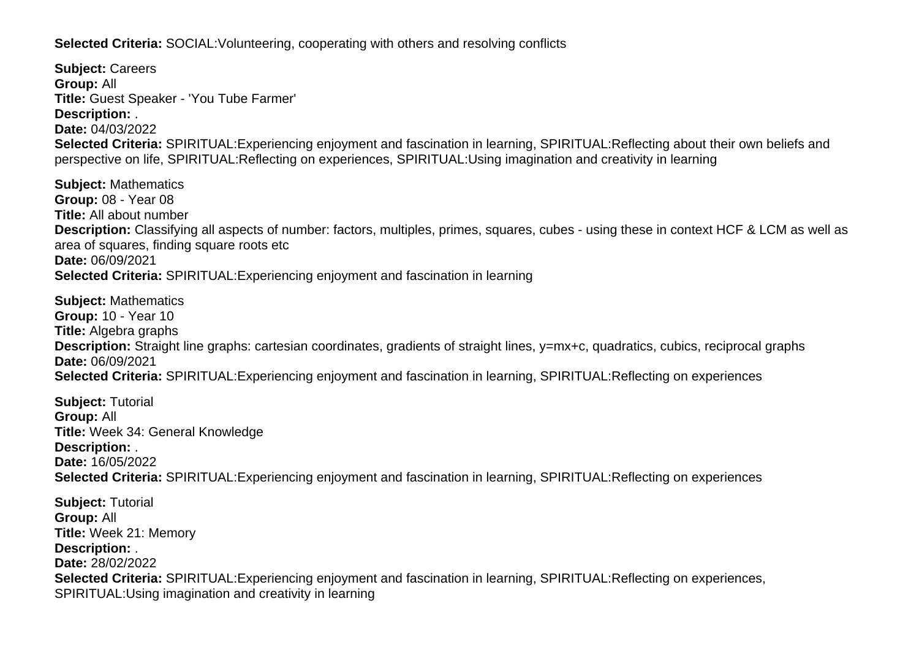**Selected Criteria:** SOCIAL:Volunteering, cooperating with others and resolving conflicts

**Subject:** Careers
**Group:** All
**Title:** Guest Speaker - 'You Tube Farmer'
**Description:** .
**Date:** 04/03/2022
**Selected Criteria:** SPIRITUAL:Experiencing enjoyment and fascination in learning, SPIRITUAL:Reflecting about their own beliefs and perspective on life, SPIRITUAL:Reflecting on experiences, SPIRITUAL:Using imagination and creativity in learning

**Subject:** Mathematics
**Group:** 08 - Year 08
**Title:** All about number
**Description:** Classifying all aspects of number: factors, multiples, primes, squares, cubes - using these in context HCF & LCM as well as area of squares, finding square roots etc
**Date:** 06/09/2021
**Selected Criteria:** SPIRITUAL:Experiencing enjoyment and fascination in learning

**Subject:** Mathematics
**Group:** 10 - Year 10
**Title:** Algebra graphs
**Description:** Straight line graphs: cartesian coordinates, gradients of straight lines, y=mx+c, quadratics, cubics, reciprocal graphs
**Date:** 06/09/2021
**Selected Criteria:** SPIRITUAL:Experiencing enjoyment and fascination in learning, SPIRITUAL:Reflecting on experiences

**Subject:** Tutorial
**Group:** All
**Title:** Week 34: General Knowledge
**Description:** .
**Date:** 16/05/2022
**Selected Criteria:** SPIRITUAL:Experiencing enjoyment and fascination in learning, SPIRITUAL:Reflecting on experiences

**Subject:** Tutorial
**Group:** All
**Title:** Week 21: Memory
**Description:** .
**Date:** 28/02/2022
**Selected Criteria:** SPIRITUAL:Experiencing enjoyment and fascination in learning, SPIRITUAL:Reflecting on experiences, SPIRITUAL:Using imagination and creativity in learning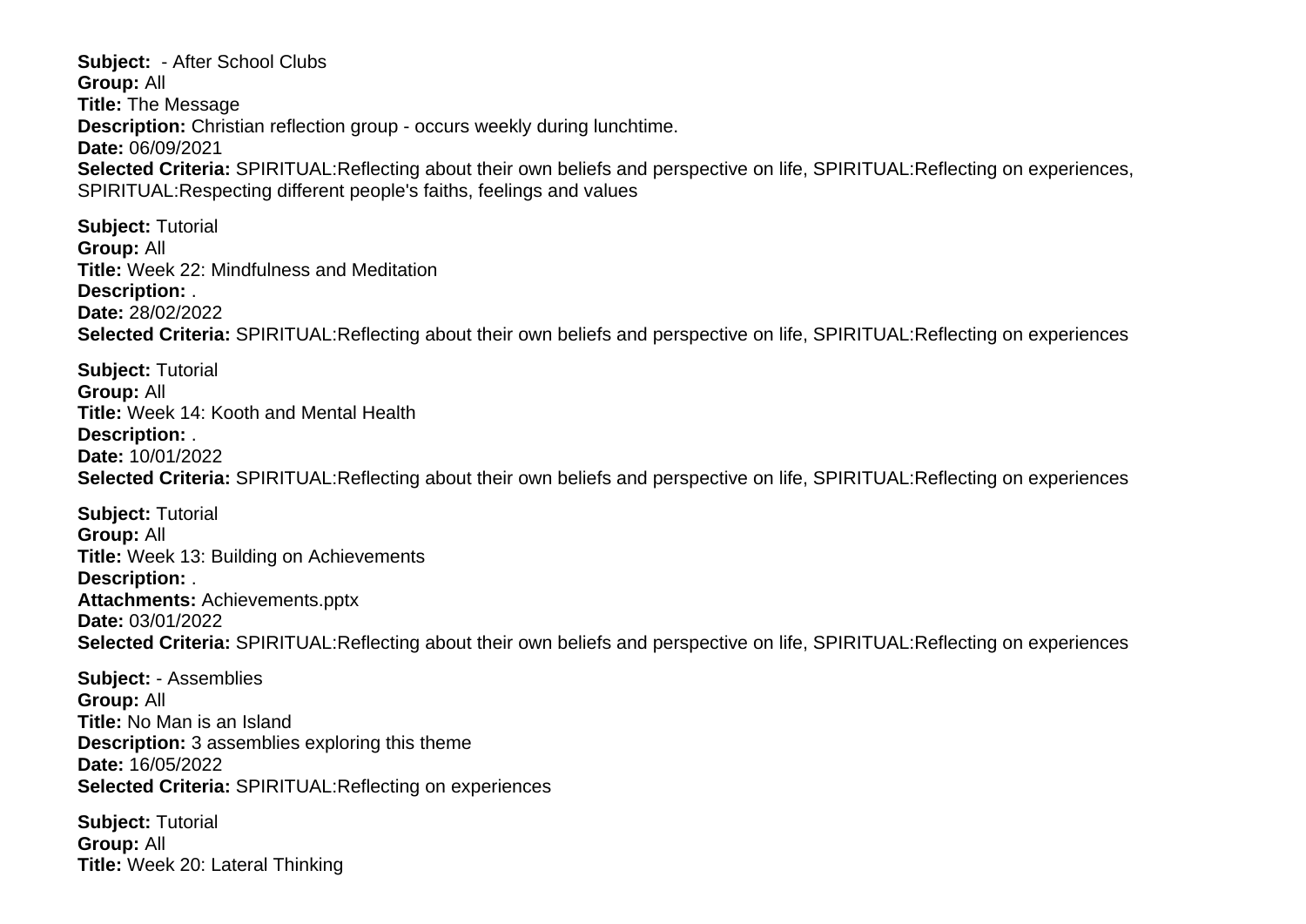**Subject:**  - After School Clubs
**Group:** All
**Title:** The Message
**Description:** Christian reflection group - occurs weekly during lunchtime.
**Date:** 06/09/2021
**Selected Criteria:** SPIRITUAL:Reflecting about their own beliefs and perspective on life, SPIRITUAL:Reflecting on experiences, SPIRITUAL:Respecting different people's faiths, feelings and values

**Subject:** Tutorial
**Group:** All
**Title:** Week 22: Mindfulness and Meditation
**Description:** .
**Date:** 28/02/2022
**Selected Criteria:** SPIRITUAL:Reflecting about their own beliefs and perspective on life, SPIRITUAL:Reflecting on experiences

**Subject:** Tutorial
**Group:** All
**Title:** Week 14: Kooth and Mental Health
**Description:** .
**Date:** 10/01/2022
**Selected Criteria:** SPIRITUAL:Reflecting about their own beliefs and perspective on life, SPIRITUAL:Reflecting on experiences

**Subject:** Tutorial
**Group:** All
**Title:** Week 13: Building on Achievements
**Description:** .
**Attachments:** Achievements.pptx
**Date:** 03/01/2022
**Selected Criteria:** SPIRITUAL:Reflecting about their own beliefs and perspective on life, SPIRITUAL:Reflecting on experiences

**Subject:** - Assemblies
**Group:** All
**Title:** No Man is an Island
**Description:** 3 assemblies exploring this theme
**Date:** 16/05/2022
**Selected Criteria:** SPIRITUAL:Reflecting on experiences

**Subject:** Tutorial
**Group:** All
**Title:** Week 20: Lateral Thinking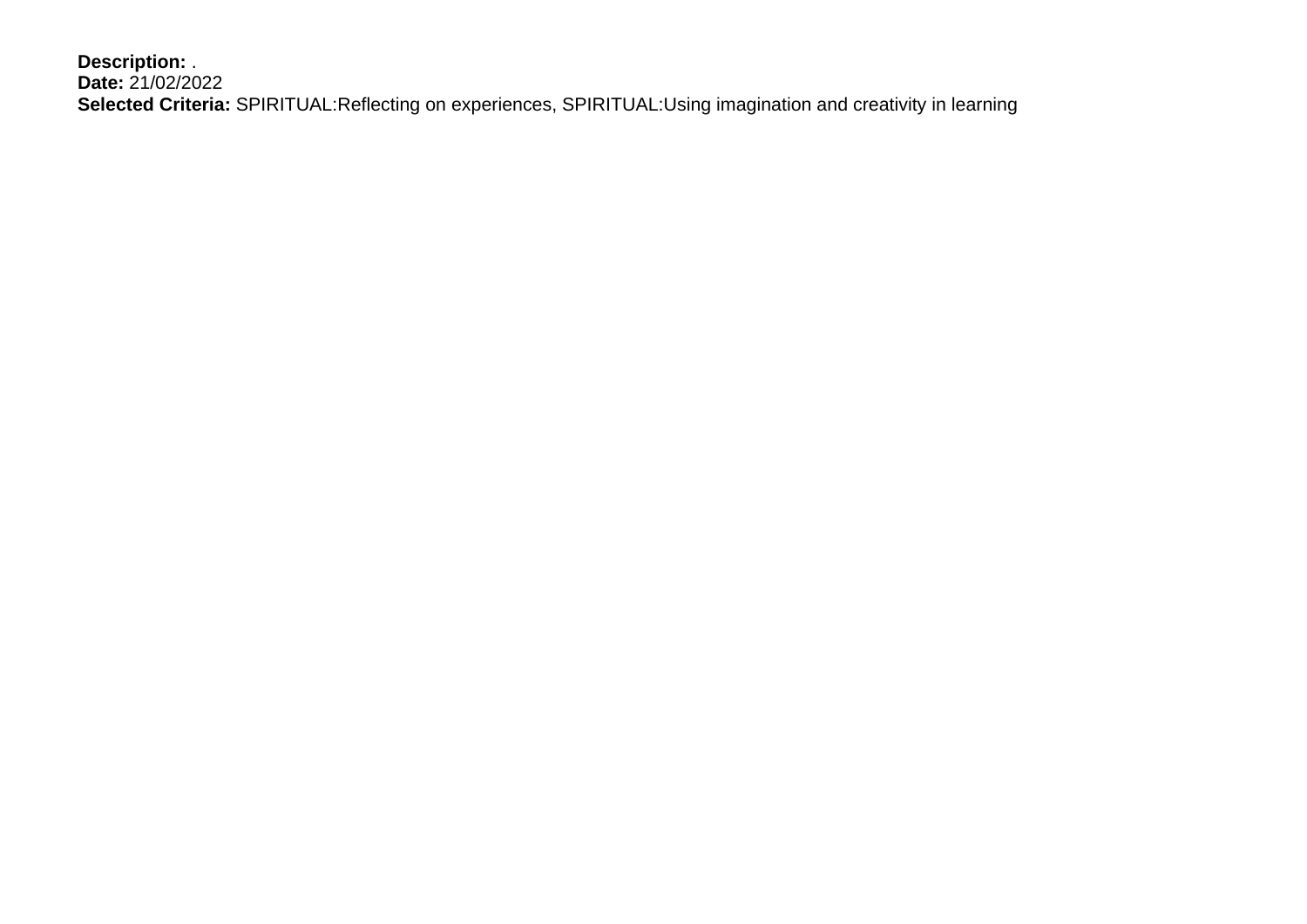**Description:** .
**Date:** 21/02/2022
**Selected Criteria:** SPIRITUAL:Reflecting on experiences, SPIRITUAL:Using imagination and creativity in learning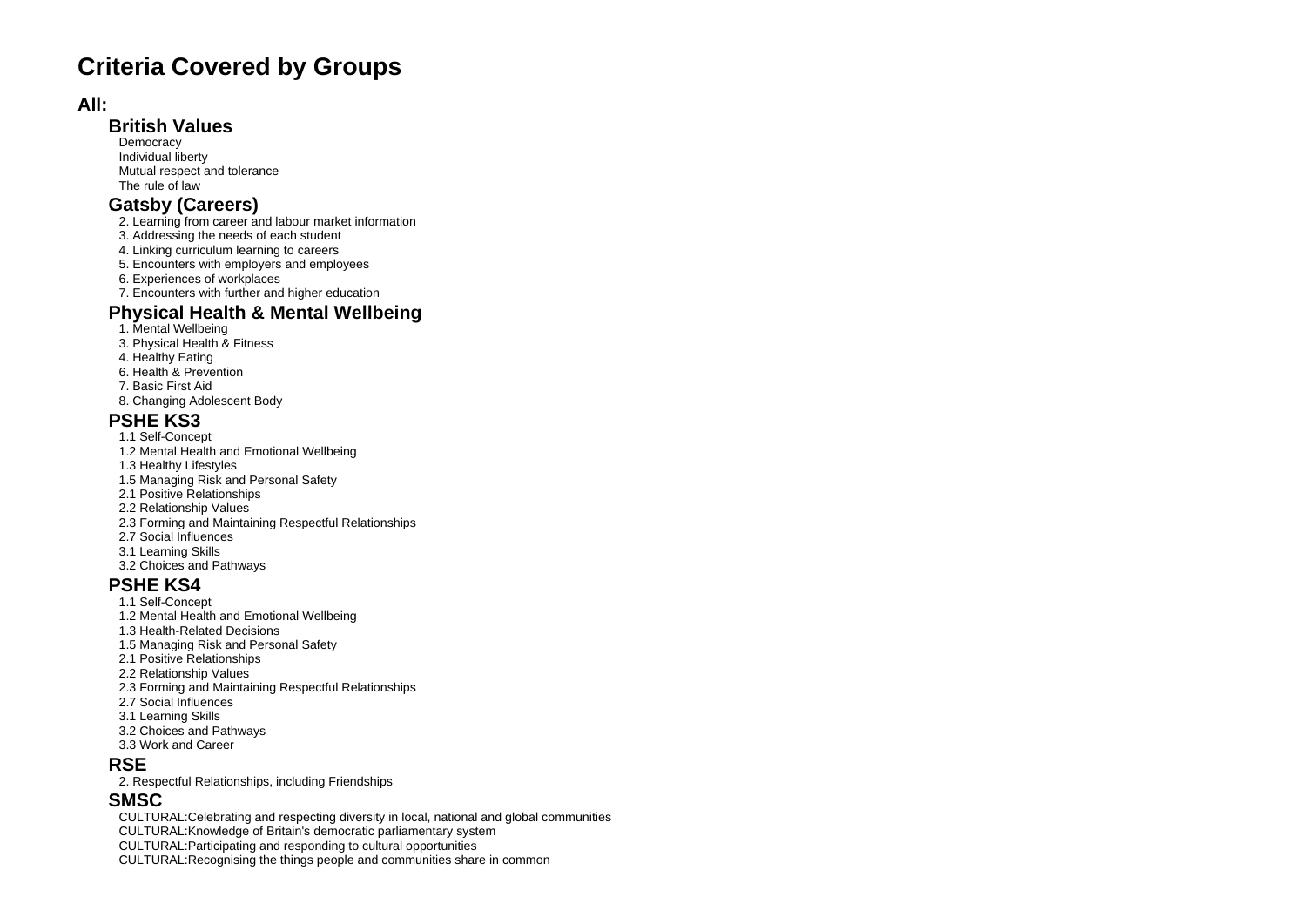# Criteria Covered by Groups

## All:

### British Values

- Democracy
- Individual liberty
- Mutual respect and tolerance
- The rule of law

### Gatsby (Careers)

- 2. Learning from career and labour market information
- 3. Addressing the needs of each student
- 4. Linking curriculum learning to careers
- 5. Encounters with employers and employees
- 6. Experiences of workplaces
- 7. Encounters with further and higher education

### Physical Health & Mental Wellbeing

- 1. Mental Wellbeing
- 3. Physical Health & Fitness
- 4. Healthy Eating
- 6. Health & Prevention
- 7. Basic First Aid
- 8. Changing Adolescent Body

### PSHE KS3

- 1.1 Self-Concept
- 1.2 Mental Health and Emotional Wellbeing
- 1.3 Healthy Lifestyles
- 1.5 Managing Risk and Personal Safety
- 2.1 Positive Relationships
- 2.2 Relationship Values
- 2.3 Forming and Maintaining Respectful Relationships
- 2.7 Social Influences
- 3.1 Learning Skills
- 3.2 Choices and Pathways

### PSHE KS4

- 1.1 Self-Concept
- 1.2 Mental Health and Emotional Wellbeing
- 1.3 Health-Related Decisions
- 1.5 Managing Risk and Personal Safety
- 2.1 Positive Relationships
- 2.2 Relationship Values
- 2.3 Forming and Maintaining Respectful Relationships
- 2.7 Social Influences
- 3.1 Learning Skills
- 3.2 Choices and Pathways
- 3.3 Work and Career

### RSE

- 2. Respectful Relationships, including Friendships

### SMSC

- CULTURAL:Celebrating and respecting diversity in local, national and global communities
- CULTURAL:Knowledge of Britain's democratic parliamentary system
- CULTURAL:Participating and responding to cultural opportunities
- CULTURAL:Recognising the things people and communities share in common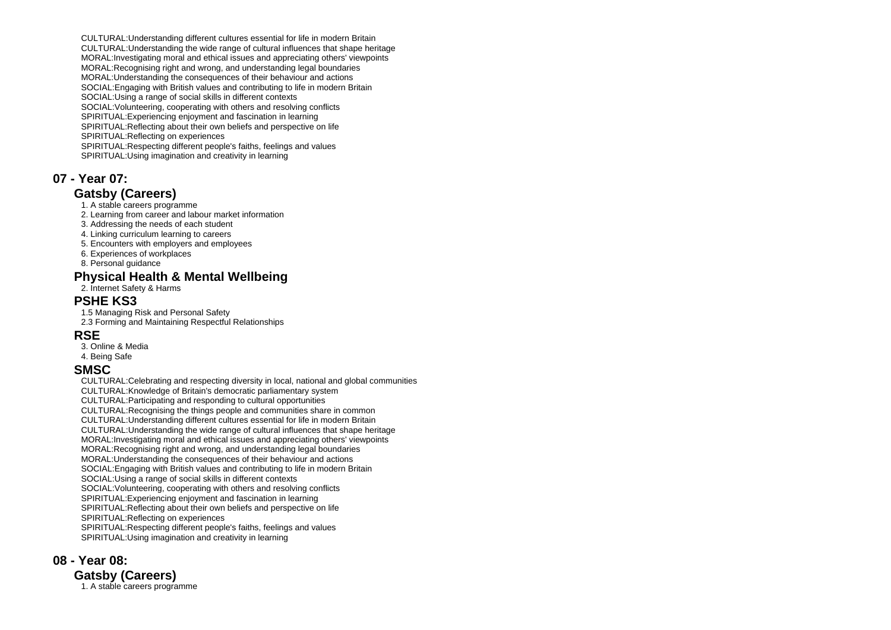CULTURAL:Understanding different cultures essential for life in modern Britain
CULTURAL:Understanding the wide range of cultural influences that shape heritage
MORAL:Investigating moral and ethical issues and appreciating others' viewpoints
MORAL:Recognising right and wrong, and understanding legal boundaries
MORAL:Understanding the consequences of their behaviour and actions
SOCIAL:Engaging with British values and contributing to life in modern Britain
SOCIAL:Using a range of social skills in different contexts
SOCIAL:Volunteering, cooperating with others and resolving conflicts
SPIRITUAL:Experiencing enjoyment and fascination in learning
SPIRITUAL:Reflecting about their own beliefs and perspective on life
SPIRITUAL:Reflecting on experiences
SPIRITUAL:Respecting different people's faiths, feelings and values
SPIRITUAL:Using imagination and creativity in learning

## 07 - Year 07:

### Gatsby (Careers)

1. A stable careers programme
2. Learning from career and labour market information
3. Addressing the needs of each student
4. Linking curriculum learning to careers
5. Encounters with employers and employees
6. Experiences of workplaces
8. Personal guidance

### Physical Health & Mental Wellbeing

2. Internet Safety & Harms

### PSHE KS3

1.5 Managing Risk and Personal Safety
2.3 Forming and Maintaining Respectful Relationships

### RSE

3. Online & Media
4. Being Safe

### SMSC

CULTURAL:Celebrating and respecting diversity in local, national and global communities
CULTURAL:Knowledge of Britain's democratic parliamentary system
CULTURAL:Participating and responding to cultural opportunities
CULTURAL:Recognising the things people and communities share in common
CULTURAL:Understanding different cultures essential for life in modern Britain
CULTURAL:Understanding the wide range of cultural influences that shape heritage
MORAL:Investigating moral and ethical issues and appreciating others' viewpoints
MORAL:Recognising right and wrong, and understanding legal boundaries
MORAL:Understanding the consequences of their behaviour and actions
SOCIAL:Engaging with British values and contributing to life in modern Britain
SOCIAL:Using a range of social skills in different contexts
SOCIAL:Volunteering, cooperating with others and resolving conflicts
SPIRITUAL:Experiencing enjoyment and fascination in learning
SPIRITUAL:Reflecting about their own beliefs and perspective on life
SPIRITUAL:Reflecting on experiences
SPIRITUAL:Respecting different people's faiths, feelings and values
SPIRITUAL:Using imagination and creativity in learning

## 08 - Year 08:

### Gatsby (Careers)

1. A stable careers programme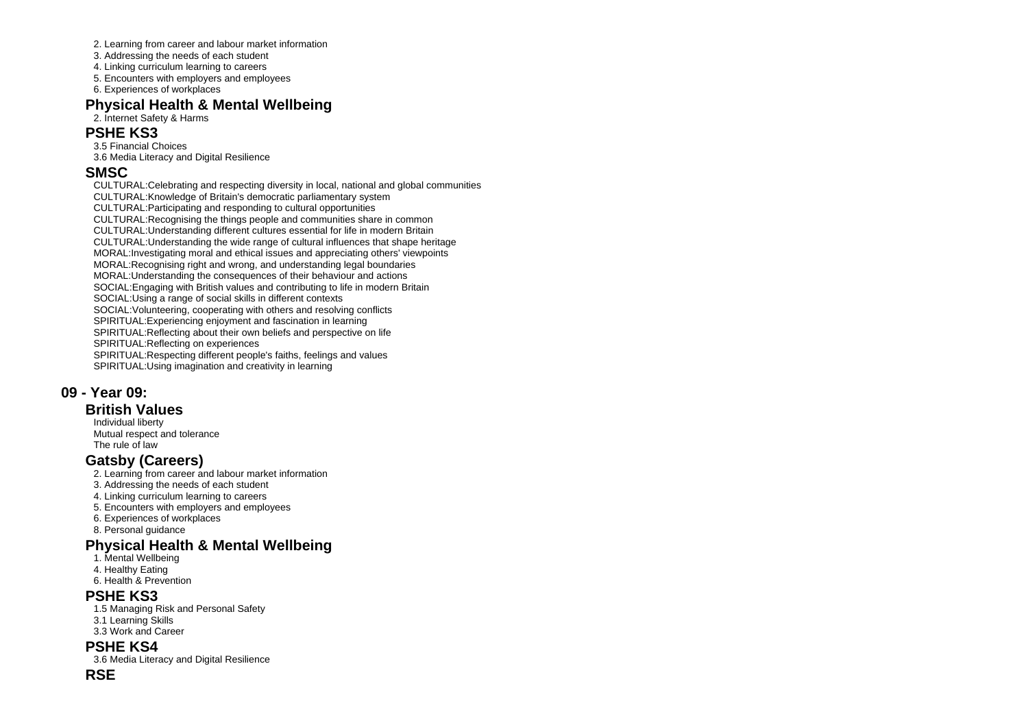2. Learning from career and labour market information
3. Addressing the needs of each student
4. Linking curriculum learning to careers
5. Encounters with employers and employees
6. Experiences of workplaces

### Physical Health & Mental Wellbeing

2. Internet Safety & Harms

### PSHE KS3

3.5 Financial Choices
3.6 Media Literacy and Digital Resilience

### SMSC

CULTURAL:Celebrating and respecting diversity in local, national and global communities
CULTURAL:Knowledge of Britain's democratic parliamentary system
CULTURAL:Participating and responding to cultural opportunities
CULTURAL:Recognising the things people and communities share in common
CULTURAL:Understanding different cultures essential for life in modern Britain
CULTURAL:Understanding the wide range of cultural influences that shape heritage
MORAL:Investigating moral and ethical issues and appreciating others' viewpoints
MORAL:Recognising right and wrong, and understanding legal boundaries
MORAL:Understanding the consequences of their behaviour and actions
SOCIAL:Engaging with British values and contributing to life in modern Britain
SOCIAL:Using a range of social skills in different contexts
SOCIAL:Volunteering, cooperating with others and resolving conflicts
SPIRITUAL:Experiencing enjoyment and fascination in learning
SPIRITUAL:Reflecting about their own beliefs and perspective on life
SPIRITUAL:Reflecting on experiences
SPIRITUAL:Respecting different people's faiths, feelings and values
SPIRITUAL:Using imagination and creativity in learning

## 09 - Year 09:

### British Values

Individual liberty
Mutual respect and tolerance
The rule of law

### Gatsby (Careers)

2. Learning from career and labour market information
3. Addressing the needs of each student
4. Linking curriculum learning to careers
5. Encounters with employers and employees
6. Experiences of workplaces
8. Personal guidance

### Physical Health & Mental Wellbeing

1. Mental Wellbeing
4. Healthy Eating
6. Health & Prevention

### PSHE KS3

1.5 Managing Risk and Personal Safety
3.1 Learning Skills
3.3 Work and Career

### PSHE KS4

3.6 Media Literacy and Digital Resilience

### RSE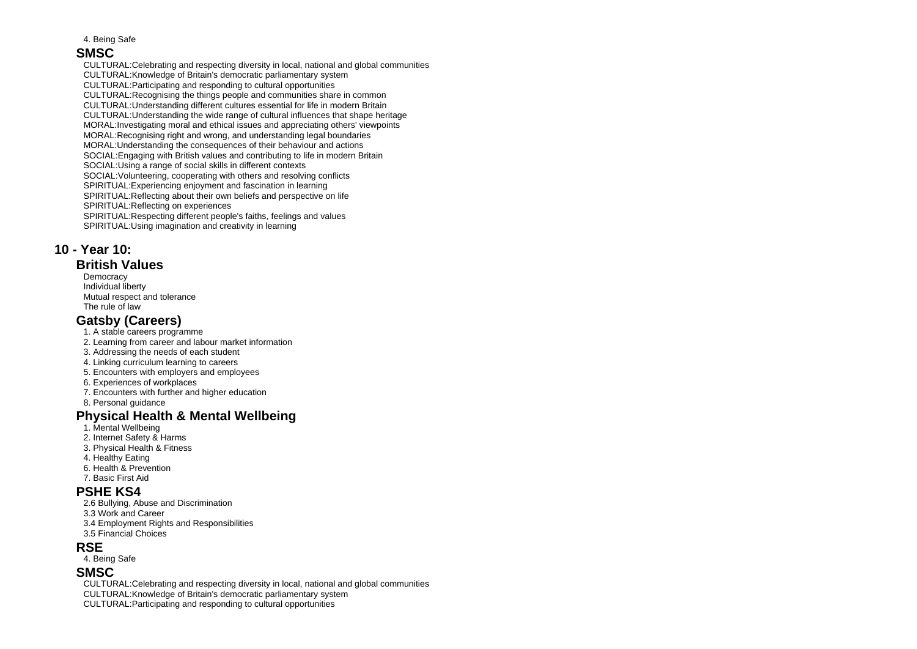4. Being Safe

### SMSC

CULTURAL:Celebrating and respecting diversity in local, national and global communities
CULTURAL:Knowledge of Britain's democratic parliamentary system
CULTURAL:Participating and responding to cultural opportunities
CULTURAL:Recognising the things people and communities share in common
CULTURAL:Understanding different cultures essential for life in modern Britain
CULTURAL:Understanding the wide range of cultural influences that shape heritage
MORAL:Investigating moral and ethical issues and appreciating others' viewpoints
MORAL:Recognising right and wrong, and understanding legal boundaries
MORAL:Understanding the consequences of their behaviour and actions
SOCIAL:Engaging with British values and contributing to life in modern Britain
SOCIAL:Using a range of social skills in different contexts
SOCIAL:Volunteering, cooperating with others and resolving conflicts
SPIRITUAL:Experiencing enjoyment and fascination in learning
SPIRITUAL:Reflecting about their own beliefs and perspective on life
SPIRITUAL:Reflecting on experiences
SPIRITUAL:Respecting different people's faiths, feelings and values
SPIRITUAL:Using imagination and creativity in learning

## 10 - Year 10:

### British Values

Democracy
Individual liberty
Mutual respect and tolerance
The rule of law

### Gatsby (Careers)

1. A stable careers programme
2. Learning from career and labour market information
3. Addressing the needs of each student
4. Linking curriculum learning to careers
5. Encounters with employers and employees
6. Experiences of workplaces
7. Encounters with further and higher education
8. Personal guidance

### Physical Health & Mental Wellbeing

1. Mental Wellbeing
2. Internet Safety & Harms
3. Physical Health & Fitness
4. Healthy Eating
6. Health & Prevention
7. Basic First Aid

### PSHE KS4

2.6 Bullying, Abuse and Discrimination
3.3 Work and Career
3.4 Employment Rights and Responsibilities
3.5 Financial Choices

### RSE

4. Being Safe

### SMSC

CULTURAL:Celebrating and respecting diversity in local, national and global communities
CULTURAL:Knowledge of Britain's democratic parliamentary system
CULTURAL:Participating and responding to cultural opportunities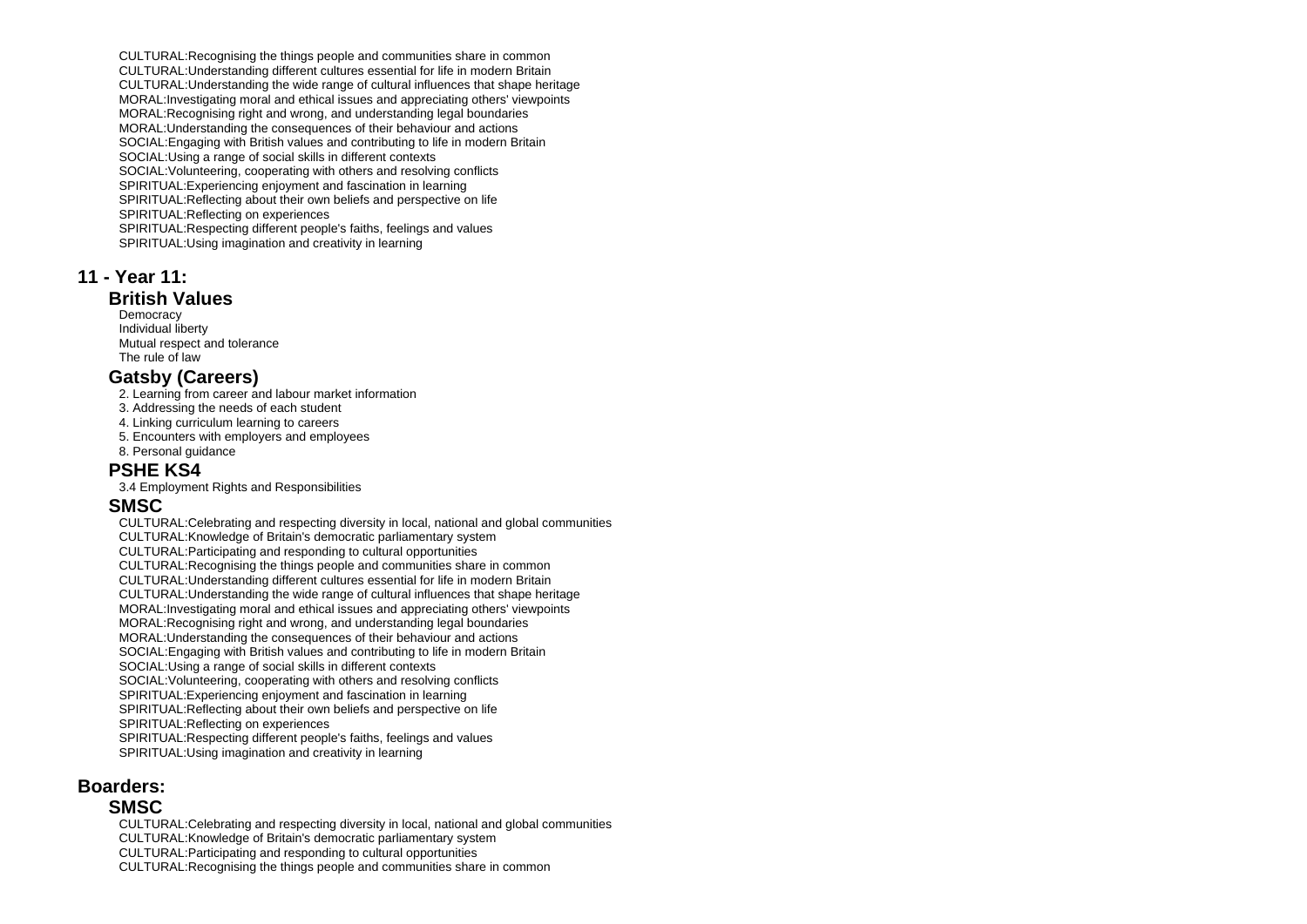CULTURAL:Recognising the things people and communities share in common
CULTURAL:Understanding different cultures essential for life in modern Britain
CULTURAL:Understanding the wide range of cultural influences that shape heritage
MORAL:Investigating moral and ethical issues and appreciating others' viewpoints
MORAL:Recognising right and wrong, and understanding legal boundaries
MORAL:Understanding the consequences of their behaviour and actions
SOCIAL:Engaging with British values and contributing to life in modern Britain
SOCIAL:Using a range of social skills in different contexts
SOCIAL:Volunteering, cooperating with others and resolving conflicts
SPIRITUAL:Experiencing enjoyment and fascination in learning
SPIRITUAL:Reflecting about their own beliefs and perspective on life
SPIRITUAL:Reflecting on experiences
SPIRITUAL:Respecting different people's faiths, feelings and values
SPIRITUAL:Using imagination and creativity in learning

## 11 - Year 11:

### British Values

Democracy
Individual liberty
Mutual respect and tolerance
The rule of law

### Gatsby (Careers)

2. Learning from career and labour market information
3. Addressing the needs of each student
4. Linking curriculum learning to careers
5. Encounters with employers and employees
8. Personal guidance

### PSHE KS4

3.4 Employment Rights and Responsibilities

### SMSC

CULTURAL:Celebrating and respecting diversity in local, national and global communities
CULTURAL:Knowledge of Britain's democratic parliamentary system
CULTURAL:Participating and responding to cultural opportunities
CULTURAL:Recognising the things people and communities share in common
CULTURAL:Understanding different cultures essential for life in modern Britain
CULTURAL:Understanding the wide range of cultural influences that shape heritage
MORAL:Investigating moral and ethical issues and appreciating others' viewpoints
MORAL:Recognising right and wrong, and understanding legal boundaries
MORAL:Understanding the consequences of their behaviour and actions
SOCIAL:Engaging with British values and contributing to life in modern Britain
SOCIAL:Using a range of social skills in different contexts
SOCIAL:Volunteering, cooperating with others and resolving conflicts
SPIRITUAL:Experiencing enjoyment and fascination in learning
SPIRITUAL:Reflecting about their own beliefs and perspective on life
SPIRITUAL:Reflecting on experiences
SPIRITUAL:Respecting different people's faiths, feelings and values
SPIRITUAL:Using imagination and creativity in learning

## Boarders:

### SMSC

CULTURAL:Celebrating and respecting diversity in local, national and global communities
CULTURAL:Knowledge of Britain's democratic parliamentary system
CULTURAL:Participating and responding to cultural opportunities
CULTURAL:Recognising the things people and communities share in common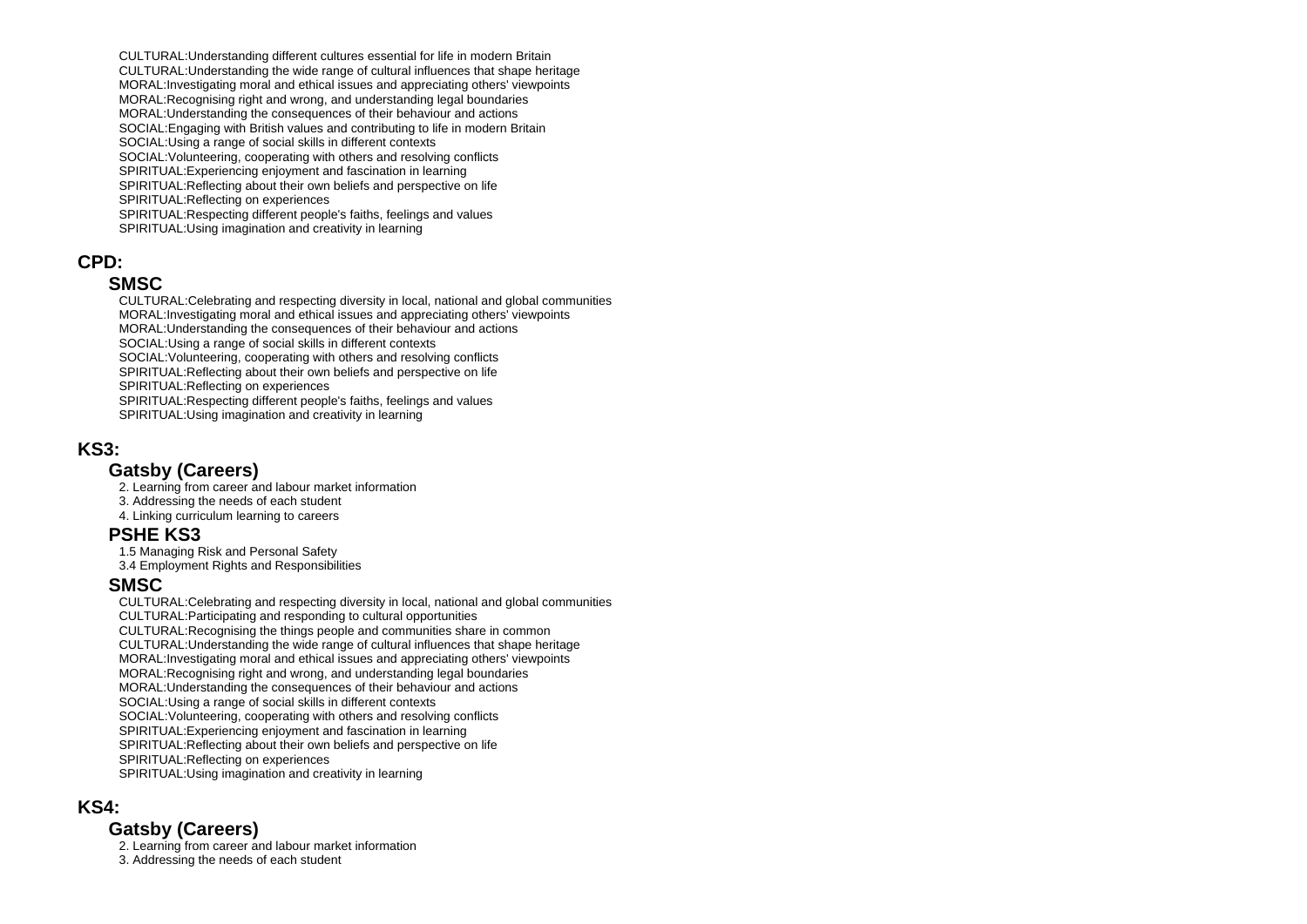CULTURAL:Understanding different cultures essential for life in modern Britain
CULTURAL:Understanding the wide range of cultural influences that shape heritage
MORAL:Investigating moral and ethical issues and appreciating others' viewpoints
MORAL:Recognising right and wrong, and understanding legal boundaries
MORAL:Understanding the consequences of their behaviour and actions
SOCIAL:Engaging with British values and contributing to life in modern Britain
SOCIAL:Using a range of social skills in different contexts
SOCIAL:Volunteering, cooperating with others and resolving conflicts
SPIRITUAL:Experiencing enjoyment and fascination in learning
SPIRITUAL:Reflecting about their own beliefs and perspective on life
SPIRITUAL:Reflecting on experiences
SPIRITUAL:Respecting different people's faiths, feelings and values
SPIRITUAL:Using imagination and creativity in learning

## CPD:

### SMSC

CULTURAL:Celebrating and respecting diversity in local, national and global communities
MORAL:Investigating moral and ethical issues and appreciating others' viewpoints
MORAL:Understanding the consequences of their behaviour and actions
SOCIAL:Using a range of social skills in different contexts
SOCIAL:Volunteering, cooperating with others and resolving conflicts
SPIRITUAL:Reflecting about their own beliefs and perspective on life
SPIRITUAL:Reflecting on experiences
SPIRITUAL:Respecting different people's faiths, feelings and values
SPIRITUAL:Using imagination and creativity in learning

## KS3:

### Gatsby (Careers)

2. Learning from career and labour market information
3. Addressing the needs of each student
4. Linking curriculum learning to careers

### PSHE KS3

1.5 Managing Risk and Personal Safety
3.4 Employment Rights and Responsibilities

### SMSC

CULTURAL:Celebrating and respecting diversity in local, national and global communities
CULTURAL:Participating and responding to cultural opportunities
CULTURAL:Recognising the things people and communities share in common
CULTURAL:Understanding the wide range of cultural influences that shape heritage
MORAL:Investigating moral and ethical issues and appreciating others' viewpoints
MORAL:Recognising right and wrong, and understanding legal boundaries
MORAL:Understanding the consequences of their behaviour and actions
SOCIAL:Using a range of social skills in different contexts
SOCIAL:Volunteering, cooperating with others and resolving conflicts
SPIRITUAL:Experiencing enjoyment and fascination in learning
SPIRITUAL:Reflecting about their own beliefs and perspective on life
SPIRITUAL:Reflecting on experiences
SPIRITUAL:Using imagination and creativity in learning

## KS4:

### Gatsby (Careers)

2. Learning from career and labour market information
3. Addressing the needs of each student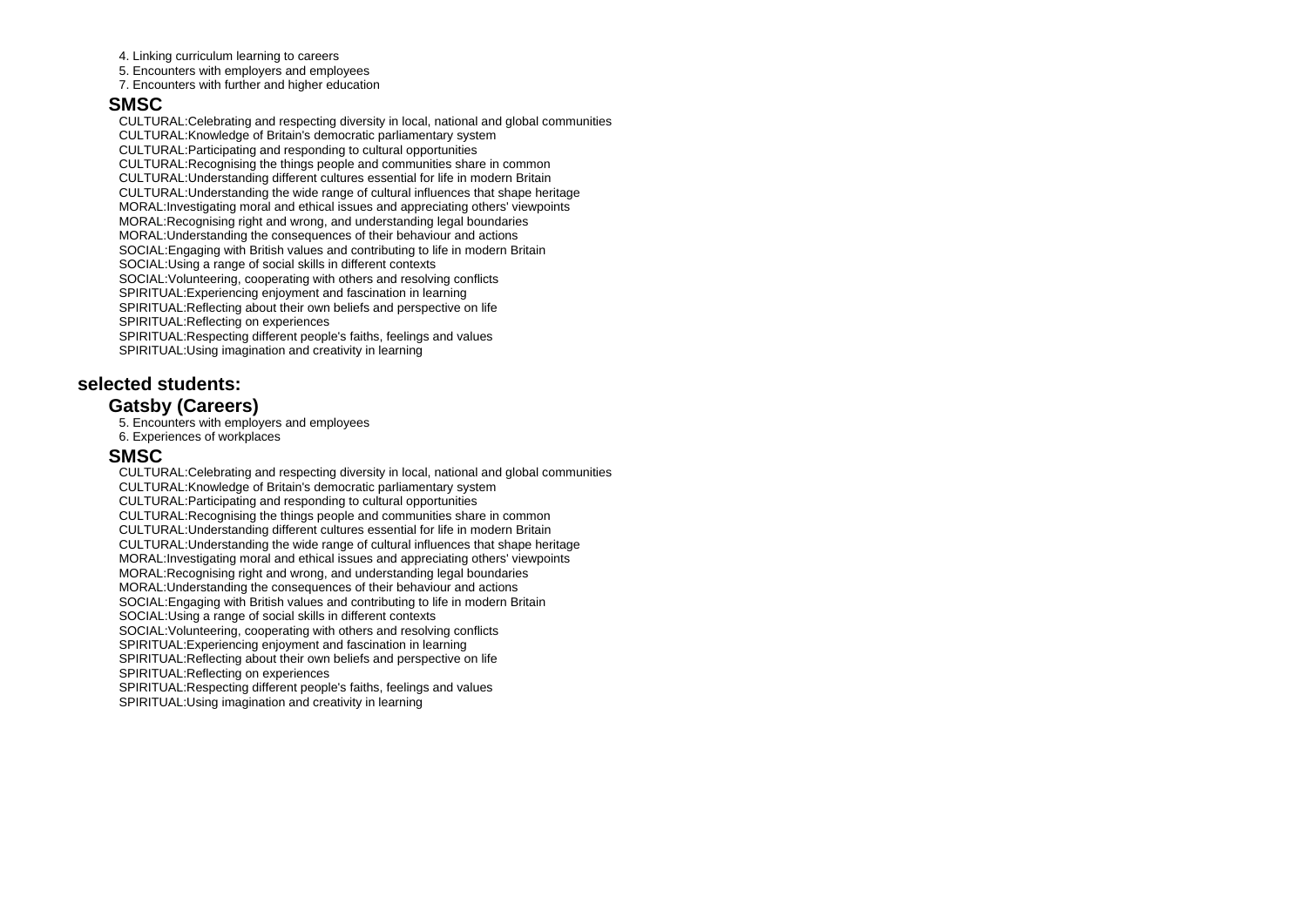- 4. Linking curriculum learning to careers
- 5. Encounters with employers and employees
- 7. Encounters with further and higher education

### SMSC

- CULTURAL:Celebrating and respecting diversity in local, national and global communities
- CULTURAL:Knowledge of Britain's democratic parliamentary system
- CULTURAL:Participating and responding to cultural opportunities
- CULTURAL:Recognising the things people and communities share in common
- CULTURAL:Understanding different cultures essential for life in modern Britain
- CULTURAL:Understanding the wide range of cultural influences that shape heritage
- MORAL:Investigating moral and ethical issues and appreciating others' viewpoints
- MORAL:Recognising right and wrong, and understanding legal boundaries
- MORAL:Understanding the consequences of their behaviour and actions
- SOCIAL:Engaging with British values and contributing to life in modern Britain
- SOCIAL:Using a range of social skills in different contexts
- SOCIAL:Volunteering, cooperating with others and resolving conflicts
- SPIRITUAL:Experiencing enjoyment and fascination in learning
- SPIRITUAL:Reflecting about their own beliefs and perspective on life
- SPIRITUAL:Reflecting on experiences
- SPIRITUAL:Respecting different people's faiths, feelings and values
- SPIRITUAL:Using imagination and creativity in learning

## selected students:

### Gatsby (Careers)

- 5. Encounters with employers and employees
- 6. Experiences of workplaces

### SMSC

- CULTURAL:Celebrating and respecting diversity in local, national and global communities
- CULTURAL:Knowledge of Britain's democratic parliamentary system
- CULTURAL:Participating and responding to cultural opportunities
- CULTURAL:Recognising the things people and communities share in common
- CULTURAL:Understanding different cultures essential for life in modern Britain
- CULTURAL:Understanding the wide range of cultural influences that shape heritage
- MORAL:Investigating moral and ethical issues and appreciating others' viewpoints
- MORAL:Recognising right and wrong, and understanding legal boundaries
- MORAL:Understanding the consequences of their behaviour and actions
- SOCIAL:Engaging with British values and contributing to life in modern Britain
- SOCIAL:Using a range of social skills in different contexts
- SOCIAL:Volunteering, cooperating with others and resolving conflicts
- SPIRITUAL:Experiencing enjoyment and fascination in learning
- SPIRITUAL:Reflecting about their own beliefs and perspective on life
- SPIRITUAL:Reflecting on experiences
- SPIRITUAL:Respecting different people's faiths, feelings and values
- SPIRITUAL:Using imagination and creativity in learning